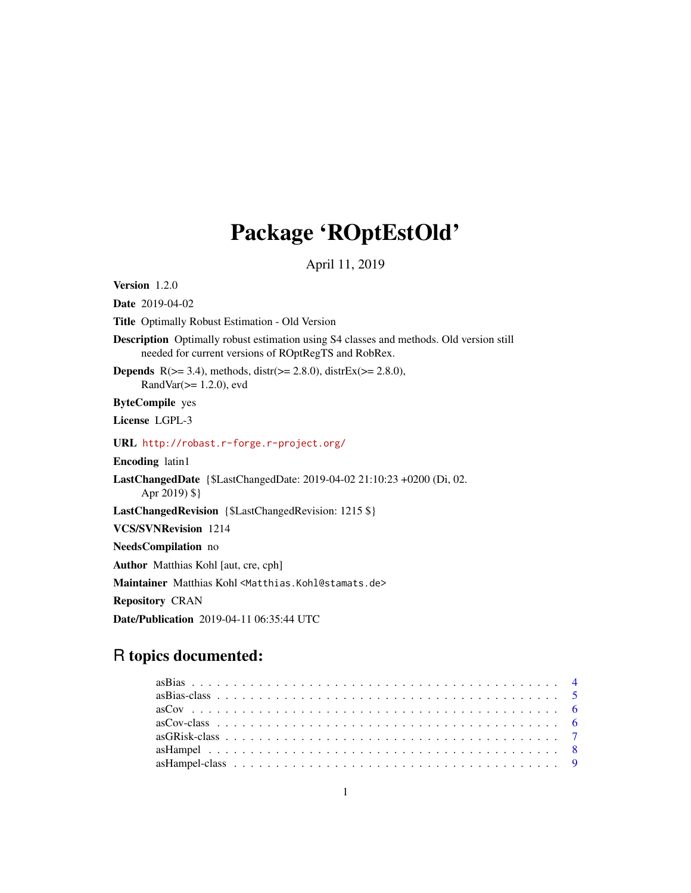# Package 'ROptEstOld'

April 11, 2019

**Version** 1.2.0

**Date** 2019-04-02

**Title** Optimally Robust Estimation - Old Version

**Description** Optimally robust estimation using S4 classes and methods. Old version still needed for current versions of ROptRegTS and RobRex.

**Depends** R(>= 3.4), methods, distr(>= 2.8.0), distrEx(>= 2.8.0), RandVar(>= 1.2.0), evd

**ByteCompile** yes

**License** LGPL-3

**URL** http://robast.r-forge.r-project.org/

**Encoding** latin1

**LastChangedDate** {$LastChangedDate: 2019-04-02 21:10:23 +0200 (Di, 02. Apr 2019) $}

**LastChangedRevision** {$LastChangedRevision: 1215 $}

**VCS/SVNRevision** 1214

**NeedsCompilation** no

**Author** Matthias Kohl [aut, cre, cph]

**Maintainer** Matthias Kohl <Matthias.Kohl@stamats.de>

**Repository** CRAN

**Date/Publication** 2019-04-11 06:35:44 UTC

## R topics documented:

asBias . . . . . . . . . . . . . . . . . . . . . . . . . . . . . . . . . . . . . . . . . . 4
asBias-class . . . . . . . . . . . . . . . . . . . . . . . . . . . . . . . . . . . . . . . 5
asCov . . . . . . . . . . . . . . . . . . . . . . . . . . . . . . . . . . . . . . . . . . 6
asCov-class . . . . . . . . . . . . . . . . . . . . . . . . . . . . . . . . . . . . . . . 6
asGRisk-class . . . . . . . . . . . . . . . . . . . . . . . . . . . . . . . . . . . . . . 7
asHampel . . . . . . . . . . . . . . . . . . . . . . . . . . . . . . . . . . . . . . . . 8
asHampel-class . . . . . . . . . . . . . . . . . . . . . . . . . . . . . . . . . . . . . 9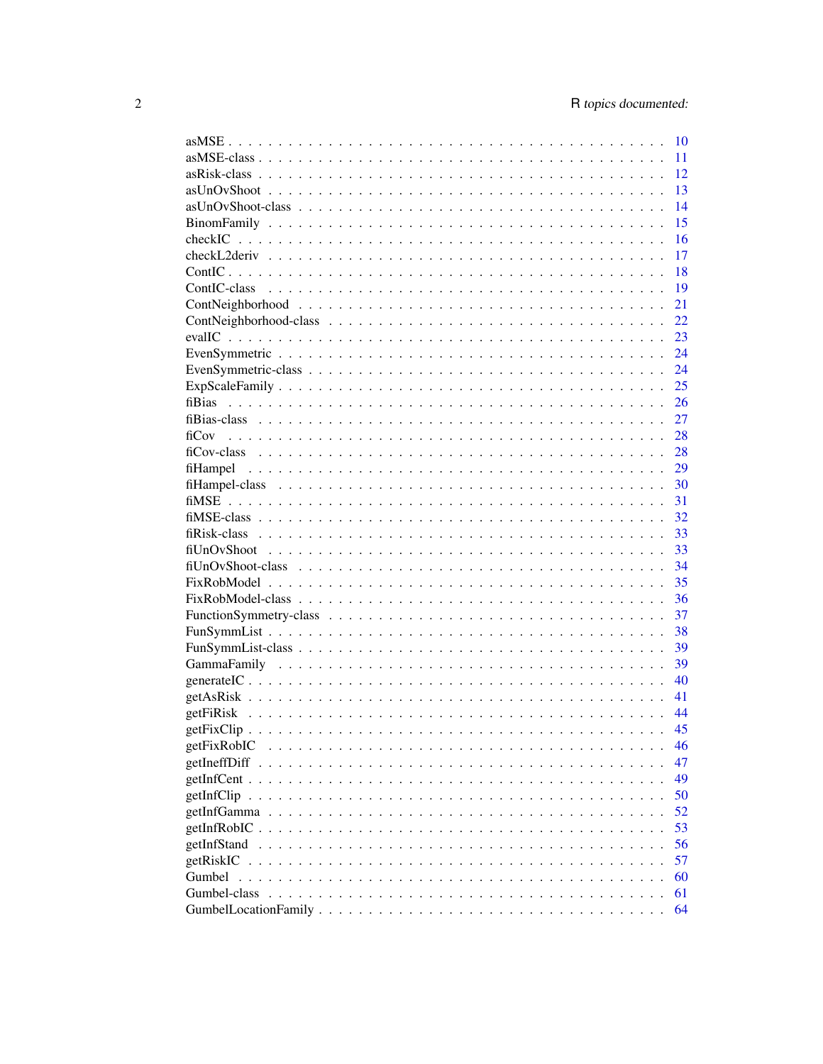| | |
|---|---|
| asMSE | 10 |
| asMSE-class | 11 |
| asRisk-class | 12 |
| asUnOvShoot | 13 |
| asUnOvShoot-class | 14 |
| BinomFamily | 15 |
| checkIC | 16 |
| checkL2deriv | 17 |
| ContIC | 18 |
| ContIC-class | 19 |
| ContNeighborhood | 21 |
| ContNeighborhood-class | 22 |
| evalIC | 23 |
| EvenSymmetric | 24 |
| EvenSymmetric-class | 24 |
| ExpScaleFamily | 25 |
| fiBias | 26 |
| fiBias-class | 27 |
| fiCov | 28 |
| fiCov-class | 28 |
| fiHampel | 29 |
| fiHampel-class | 30 |
| fiMSE | 31 |
| fiMSE-class | 32 |
| fiRisk-class | 33 |
| fiUnOvShoot | 33 |
| fiUnOvShoot-class | 34 |
| FixRobModel | 35 |
| FixRobModel-class | 36 |
| FunctionSymmetry-class | 37 |
| FunSymmList | 38 |
| FunSymmList-class | 39 |
| GammaFamily | 39 |
| generateIC | 40 |
| getAsRisk | 41 |
| getFiRisk | 44 |
| getFixClip | 45 |
| getFixRobIC | 46 |
| getIneffDiff | 47 |
| getInfCent | 49 |
| getInfClip | 50 |
| getInfGamma | 52 |
| getInfRobIC | 53 |
| getInfStand | 56 |
| getRiskIC | 57 |
| Gumbel | 60 |
| Gumbel-class | 61 |
| GumbelLocationFamily | 64 |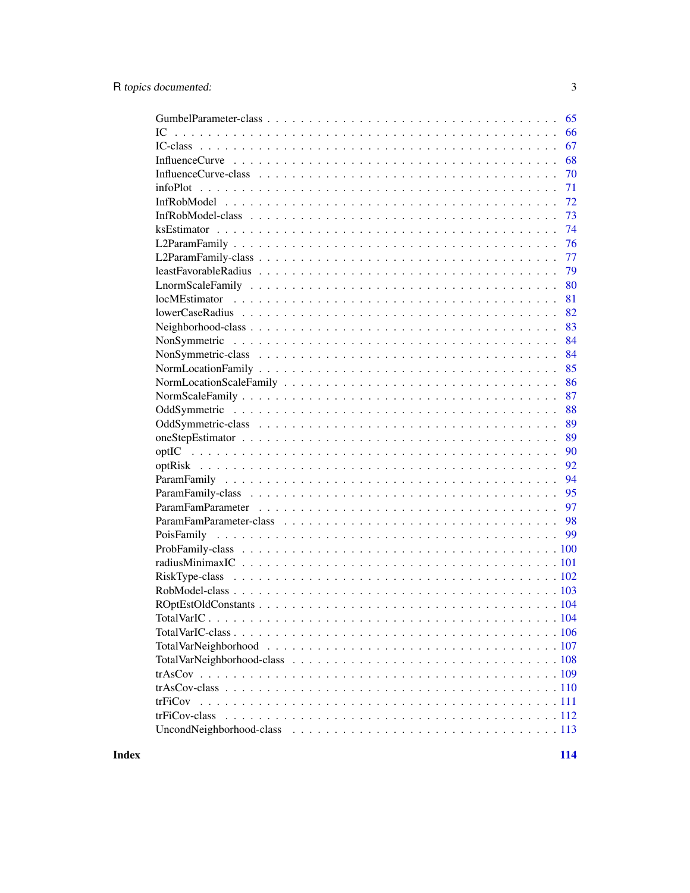| Topic | Page |
| --- | --- |
| GumbelParameter-class | 65 |
| IC | 66 |
| IC-class | 67 |
| InfluenceCurve | 68 |
| InfluenceCurve-class | 70 |
| infoPlot | 71 |
| InfRobModel | 72 |
| InfRobModel-class | 73 |
| ksEstimator | 74 |
| L2ParamFamily | 76 |
| L2ParamFamily-class | 77 |
| leastFavorableRadius | 79 |
| LnormScaleFamily | 80 |
| locMEstimator | 81 |
| lowerCaseRadius | 82 |
| Neighborhood-class | 83 |
| NonSymmetric | 84 |
| NonSymmetric-class | 84 |
| NormLocationFamily | 85 |
| NormLocationScaleFamily | 86 |
| NormScaleFamily | 87 |
| OddSymmetric | 88 |
| OddSymmetric-class | 89 |
| oneStepEstimator | 89 |
| optIC | 90 |
| optRisk | 92 |
| ParamFamily | 94 |
| ParamFamily-class | 95 |
| ParamFamParameter | 97 |
| ParamFamParameter-class | 98 |
| PoisFamily | 99 |
| ProbFamily-class | 100 |
| radiusMinimaxIC | 101 |
| RiskType-class | 102 |
| RobModel-class | 103 |
| ROptEstOldConstants | 104 |
| TotalVarIC | 104 |
| TotalVarIC-class | 106 |
| TotalVarNeighborhood | 107 |
| TotalVarNeighborhood-class | 108 |
| trAsCov | 109 |
| trAsCov-class | 110 |
| trFiCov | 111 |
| trFiCov-class | 112 |
| UncondNeighborhood-class | 113 |

**Index** **114**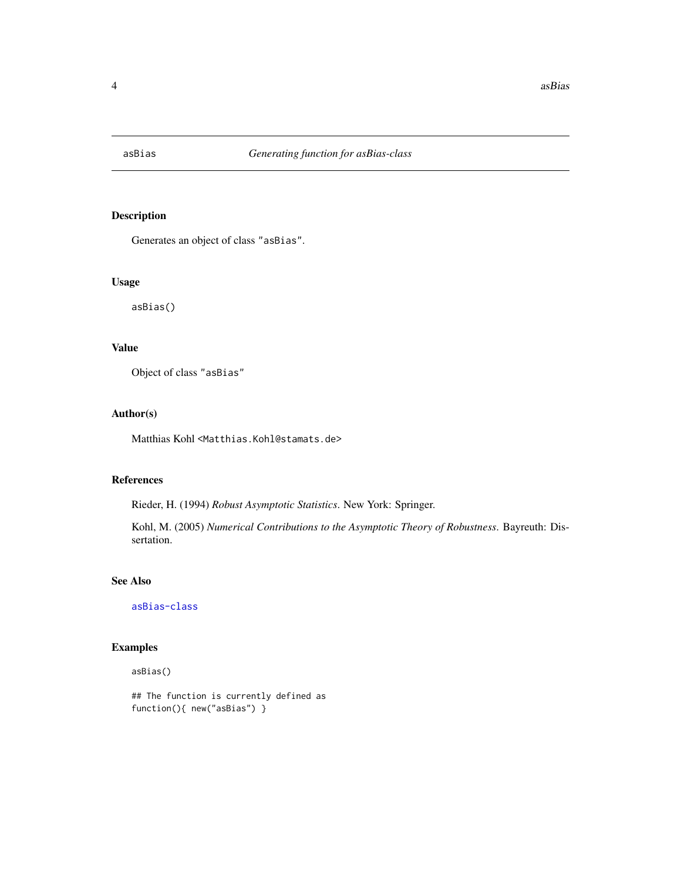## asBias — *Generating function for asBias-class*

### Description

Generates an object of class "asBias".

### Usage

```
asBias()
```

### Value

Object of class "asBias"

### Author(s)

Matthias Kohl <Matthias.Kohl@stamats.de>

### References

Rieder, H. (1994) *Robust Asymptotic Statistics*. New York: Springer.

Kohl, M. (2005) *Numerical Contributions to the Asymptotic Theory of Robustness*. Bayreuth: Dissertation.

### See Also

asBias-class

### Examples

```
asBias()

## The function is currently defined as
function(){ new("asBias") }
```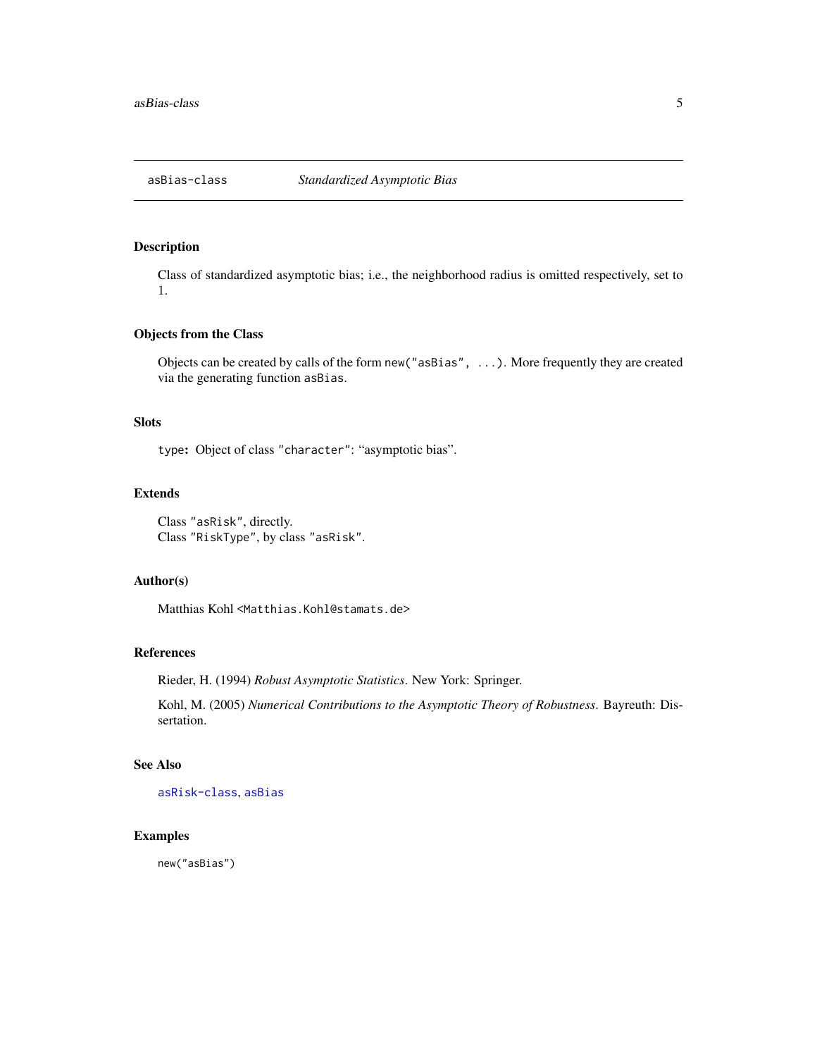## asBias-class *Standardized Asymptotic Bias*

### Description

Class of standardized asymptotic bias; i.e., the neighborhood radius is omitted respectively, set to 1.

### Objects from the Class

Objects can be created by calls of the form `new("asBias", ...)`. More frequently they are created via the generating function `asBias`.

### Slots

`type`: Object of class `"character"`: "asymptotic bias".

### Extends

Class `"asRisk"`, directly.
Class `"RiskType"`, by class `"asRisk"`.

### Author(s)

Matthias Kohl <Matthias.Kohl@stamats.de>

### References

Rieder, H. (1994) *Robust Asymptotic Statistics*. New York: Springer.

Kohl, M. (2005) *Numerical Contributions to the Asymptotic Theory of Robustness*. Bayreuth: Dissertation.

### See Also

`asRisk-class`, `asBias`

### Examples

```
new("asBias")
```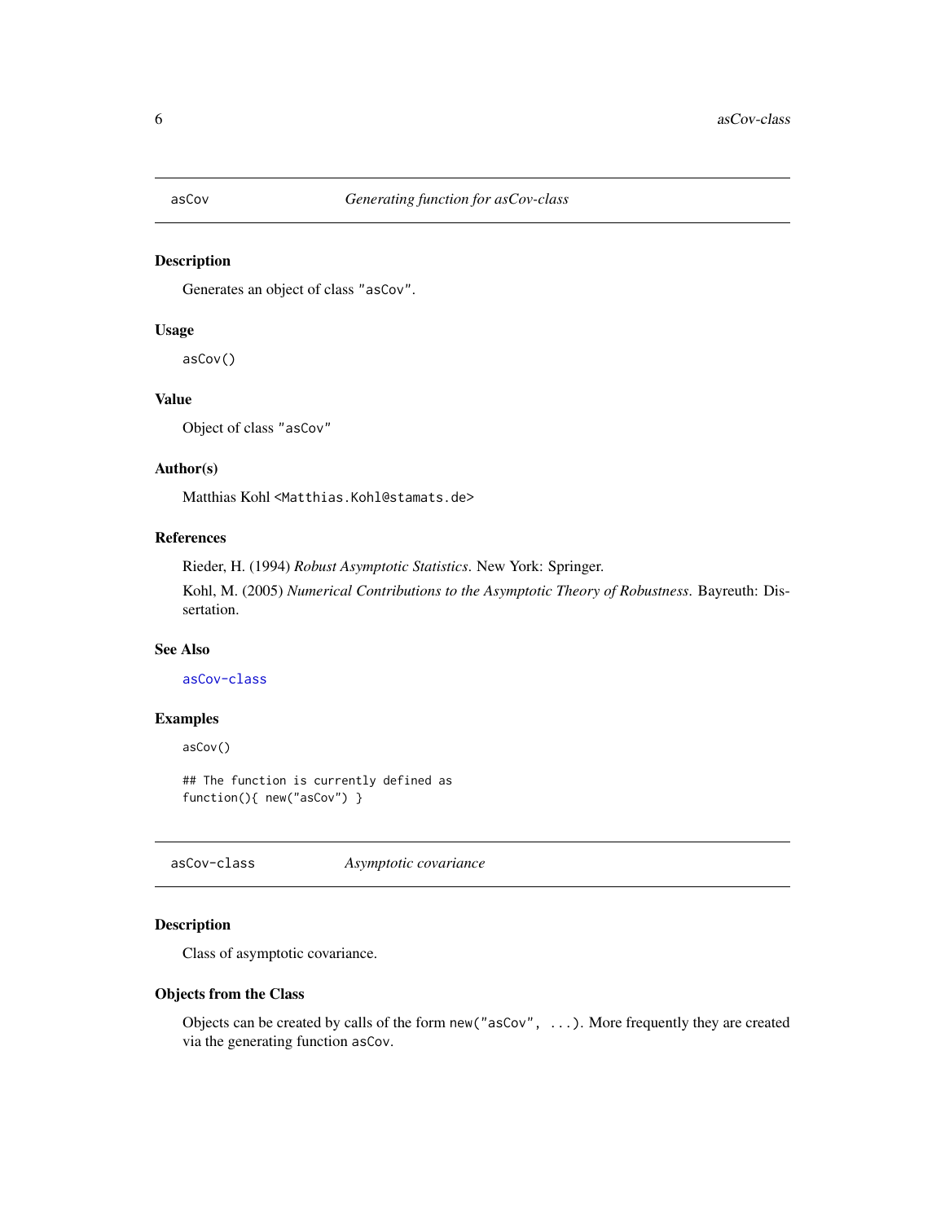## asCov — *Generating function for asCov-class*

### Description

Generates an object of class "asCov".

### Usage

```
asCov()
```

### Value

Object of class "asCov"

### Author(s)

Matthias Kohl <Matthias.Kohl@stamats.de>

### References

Rieder, H. (1994) *Robust Asymptotic Statistics*. New York: Springer.

Kohl, M. (2005) *Numerical Contributions to the Asymptotic Theory of Robustness*. Bayreuth: Dissertation.

### See Also

asCov-class

### Examples

```
asCov()

## The function is currently defined as
function(){ new("asCov") }
```

## asCov-class — *Asymptotic covariance*

### Description

Class of asymptotic covariance.

### Objects from the Class

Objects can be created by calls of the form `new("asCov", ...)`. More frequently they are created via the generating function `asCov`.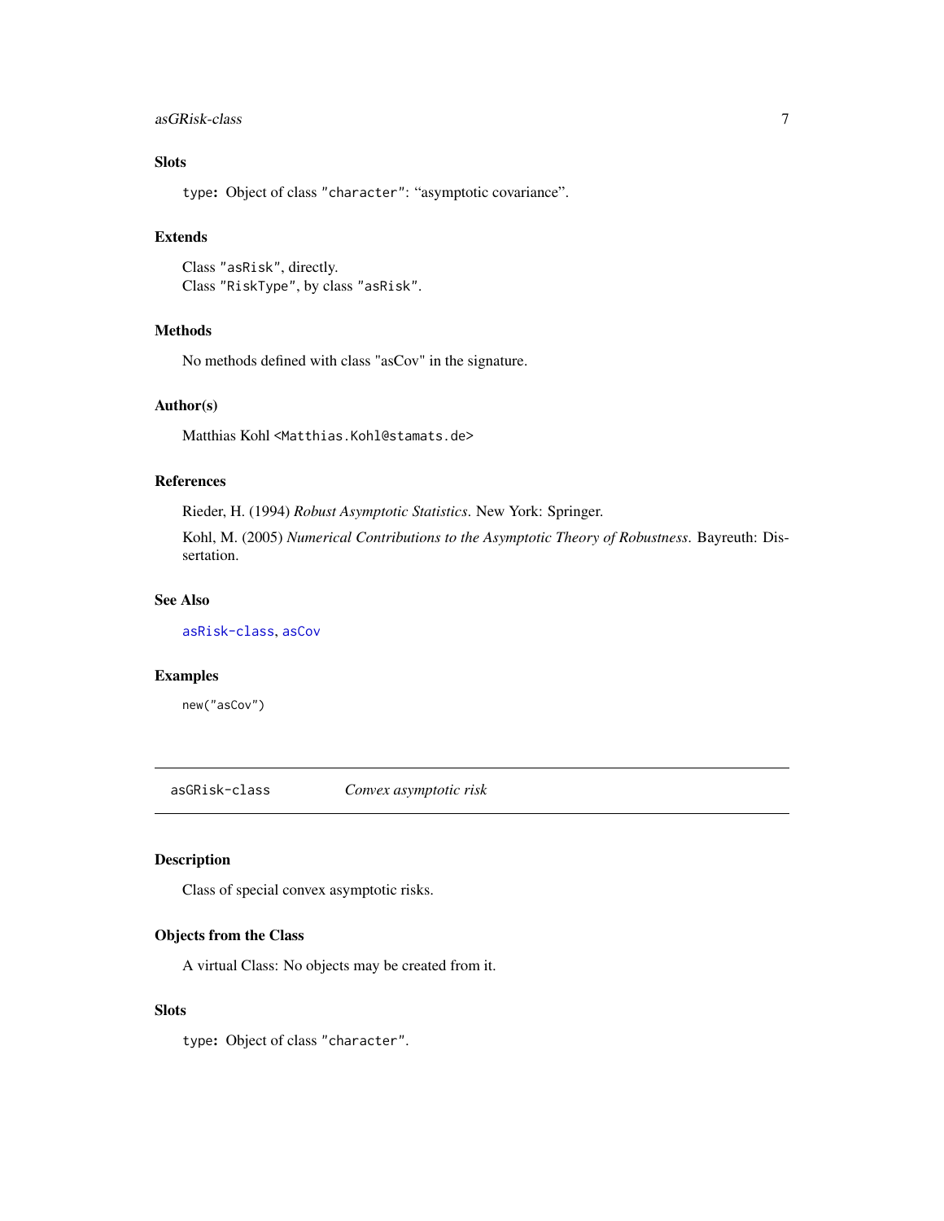### Slots

`type`: Object of class `"character"`: "asymptotic covariance".

### Extends

Class `"asRisk"`, directly.
Class `"RiskType"`, by class `"asRisk"`.

### Methods

No methods defined with class "asCov" in the signature.

### Author(s)

Matthias Kohl <Matthias.Kohl@stamats.de>

### References

Rieder, H. (1994) *Robust Asymptotic Statistics*. New York: Springer.

Kohl, M. (2005) *Numerical Contributions to the Asymptotic Theory of Robustness*. Bayreuth: Dissertation.

### See Also

asRisk-class, asCov

### Examples

```
new("asCov")
```

---

## asGRisk-class *Convex asymptotic risk*

---

### Description

Class of special convex asymptotic risks.

### Objects from the Class

A virtual Class: No objects may be created from it.

### Slots

`type`: Object of class `"character"`.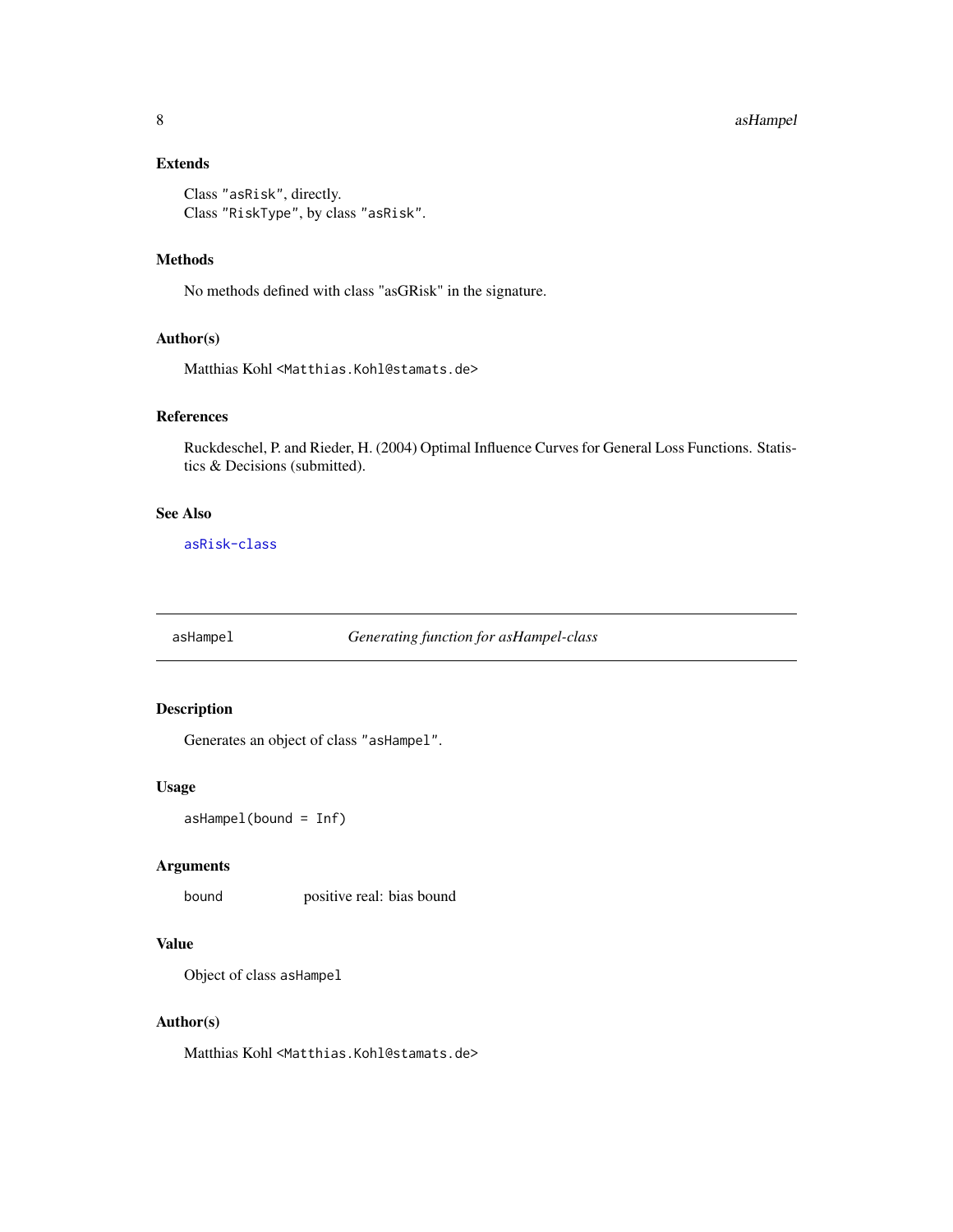### Extends

Class "asRisk", directly.
Class "RiskType", by class "asRisk".

### Methods

No methods defined with class "asGRisk" in the signature.

### Author(s)

Matthias Kohl <Matthias.Kohl@stamats.de>

### References

Ruckdeschel, P. and Rieder, H. (2004) Optimal Influence Curves for General Loss Functions. Statistics & Decisions (submitted).

### See Also

asRisk-class

---

## asHampel *Generating function for asHampel-class*

---

### Description

Generates an object of class "asHampel".

### Usage

```
asHampel(bound = Inf)
```

### Arguments

| | |
|---|---|
| bound | positive real: bias bound |

### Value

Object of class asHampel

### Author(s)

Matthias Kohl <Matthias.Kohl@stamats.de>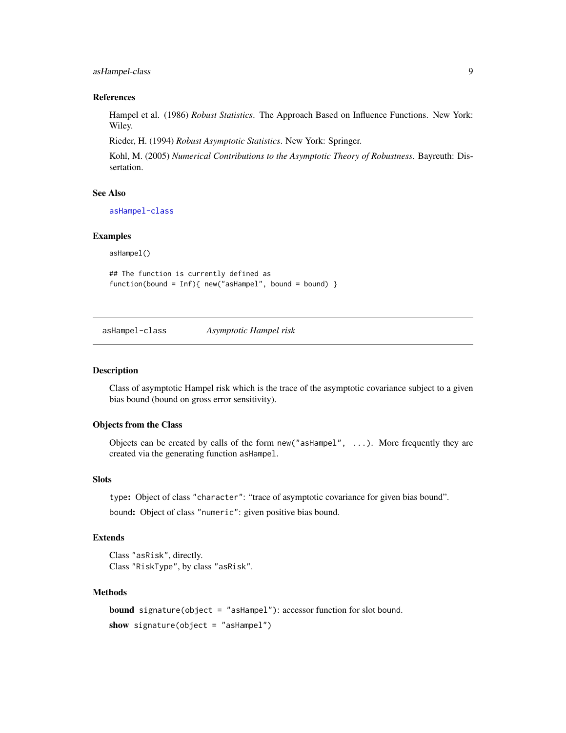### References

Hampel et al. (1986) *Robust Statistics*. The Approach Based on Influence Functions. New York: Wiley.

Rieder, H. (1994) *Robust Asymptotic Statistics*. New York: Springer.

Kohl, M. (2005) *Numerical Contributions to the Asymptotic Theory of Robustness*. Bayreuth: Dissertation.

### See Also

asHampel-class

### Examples

```
asHampel()

## The function is currently defined as
function(bound = Inf){ new("asHampel", bound = bound) }
```

---

## asHampel-class *Asymptotic Hampel risk*

### Description

Class of asymptotic Hampel risk which is the trace of the asymptotic covariance subject to a given bias bound (bound on gross error sensitivity).

### Objects from the Class

Objects can be created by calls of the form `new("asHampel", ...)`. More frequently they are created via the generating function `asHampel`.

### Slots

`type`**:** Object of class `"character"`: "trace of asymptotic covariance for given bias bound".

`bound`**:** Object of class `"numeric"`: given positive bias bound.

### Extends

Class `"asRisk"`, directly.
Class `"RiskType"`, by class `"asRisk"`.

### Methods

**bound** `signature(object = "asHampel")`: accessor function for slot bound.

**show** `signature(object = "asHampel")`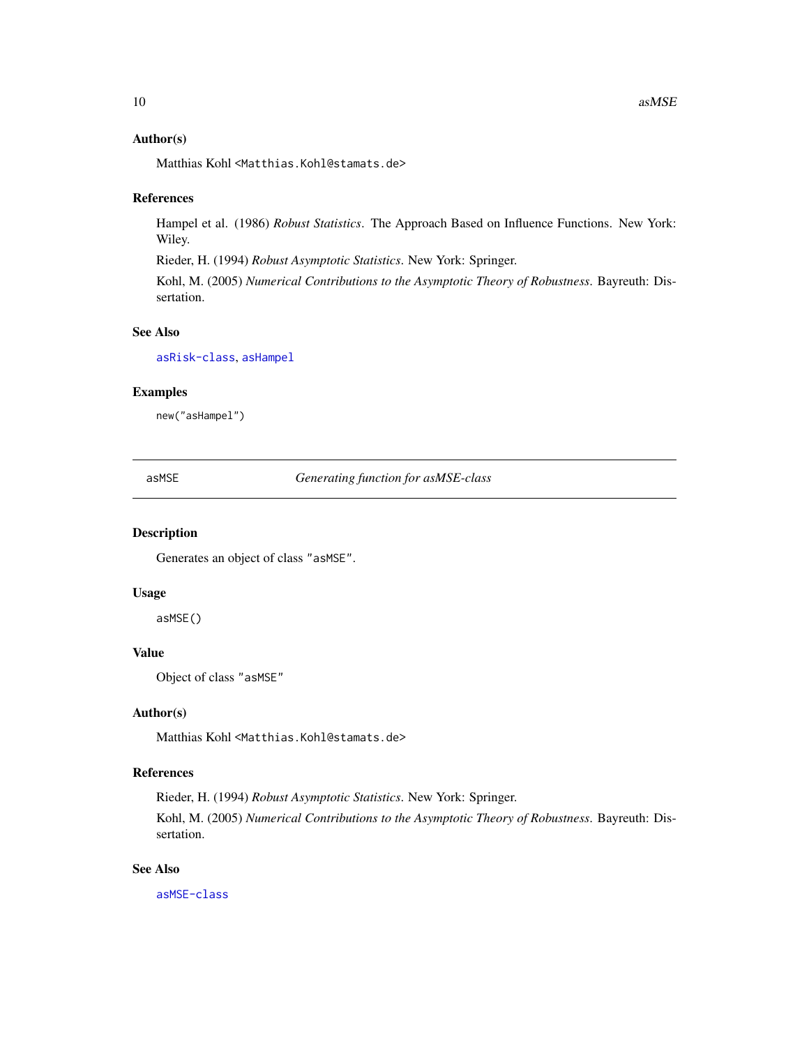### Author(s)

Matthias Kohl <Matthias.Kohl@stamats.de>

### References

Hampel et al. (1986) *Robust Statistics*. The Approach Based on Influence Functions. New York: Wiley.

Rieder, H. (1994) *Robust Asymptotic Statistics*. New York: Springer.

Kohl, M. (2005) *Numerical Contributions to the Asymptotic Theory of Robustness*. Bayreuth: Dissertation.

### See Also

asRisk-class, asHampel

### Examples

```
new("asHampel")
```

---

## asMSE — *Generating function for asMSE-class*

### Description

Generates an object of class "asMSE".

### Usage

```
asMSE()
```

### Value

Object of class "asMSE"

### Author(s)

Matthias Kohl <Matthias.Kohl@stamats.de>

### References

Rieder, H. (1994) *Robust Asymptotic Statistics*. New York: Springer.

Kohl, M. (2005) *Numerical Contributions to the Asymptotic Theory of Robustness*. Bayreuth: Dissertation.

### See Also

asMSE-class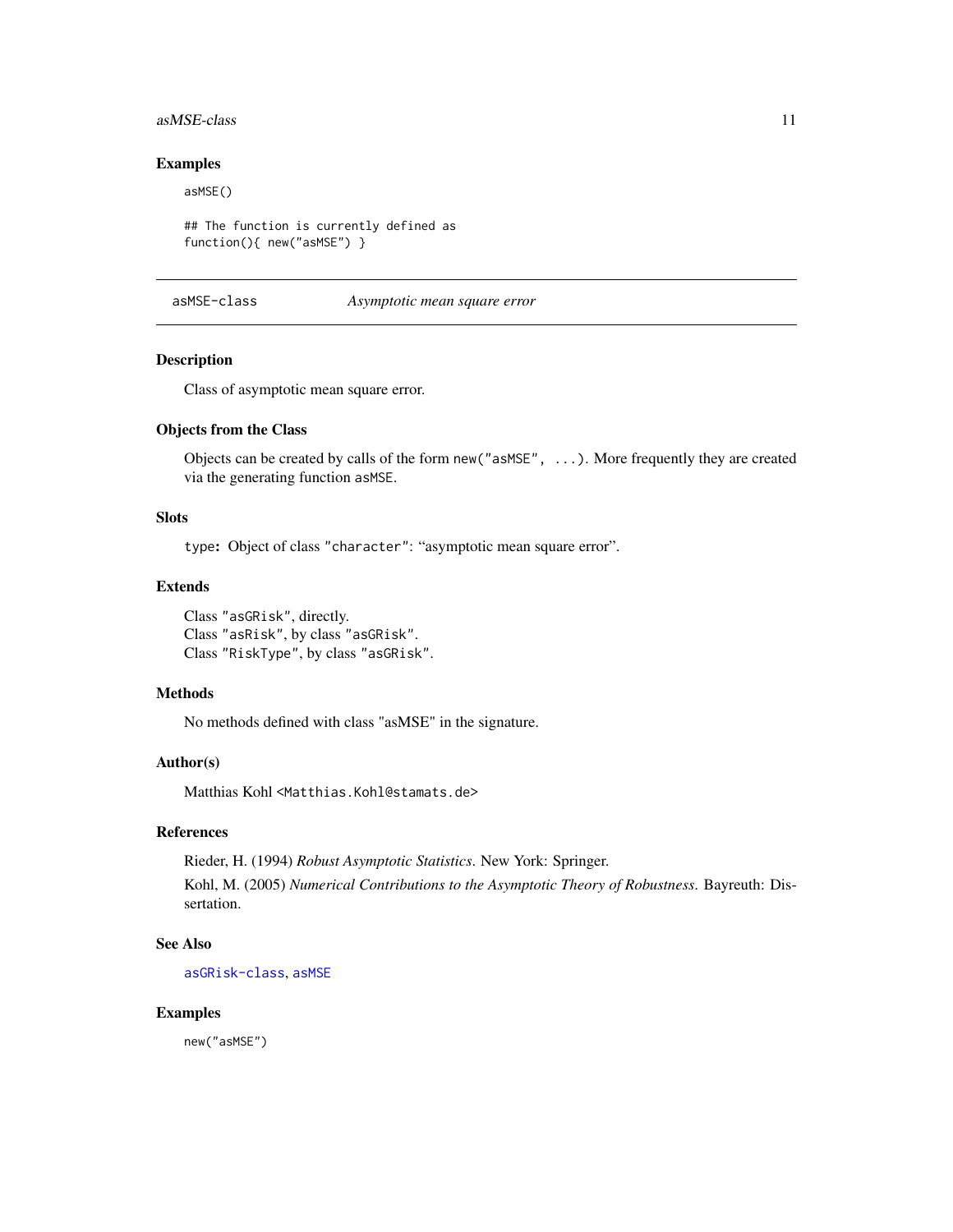### Examples

```
asMSE()

## The function is currently defined as
function(){ new("asMSE") }
```

---

## asMSE-class — *Asymptotic mean square error*

---

### Description

Class of asymptotic mean square error.

### Objects from the Class

Objects can be created by calls of the form `new("asMSE", ...)`. More frequently they are created via the generating function `asMSE`.

### Slots

`type`: Object of class `"character"`: "asymptotic mean square error".

### Extends

Class `"asGRisk"`, directly.
Class `"asRisk"`, by class `"asGRisk"`.
Class `"RiskType"`, by class `"asGRisk"`.

### Methods

No methods defined with class "asMSE" in the signature.

### Author(s)

Matthias Kohl <Matthias.Kohl@stamats.de>

### References

Rieder, H. (1994) *Robust Asymptotic Statistics*. New York: Springer.

Kohl, M. (2005) *Numerical Contributions to the Asymptotic Theory of Robustness*. Bayreuth: Dissertation.

### See Also

`asGRisk-class`, `asMSE`

### Examples

```
new("asMSE")
```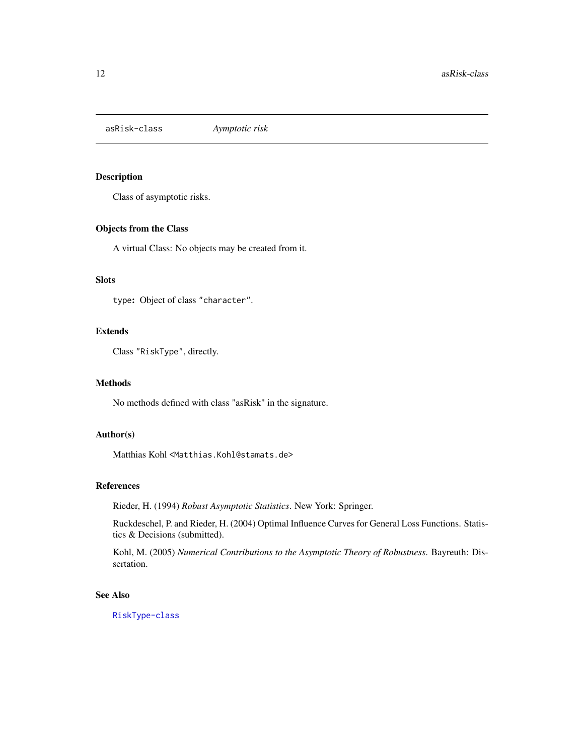# asRisk-class *Aymptotic risk*

## Description

Class of asymptotic risks.

## Objects from the Class

A virtual Class: No objects may be created from it.

## Slots

`type`: Object of class `"character"`.

## Extends

Class `"RiskType"`, directly.

## Methods

No methods defined with class "asRisk" in the signature.

## Author(s)

Matthias Kohl <Matthias.Kohl@stamats.de>

## References

Rieder, H. (1994) *Robust Asymptotic Statistics*. New York: Springer.

Ruckdeschel, P. and Rieder, H. (2004) Optimal Influence Curves for General Loss Functions. Statistics & Decisions (submitted).

Kohl, M. (2005) *Numerical Contributions to the Asymptotic Theory of Robustness*. Bayreuth: Dissertation.

## See Also

`RiskType-class`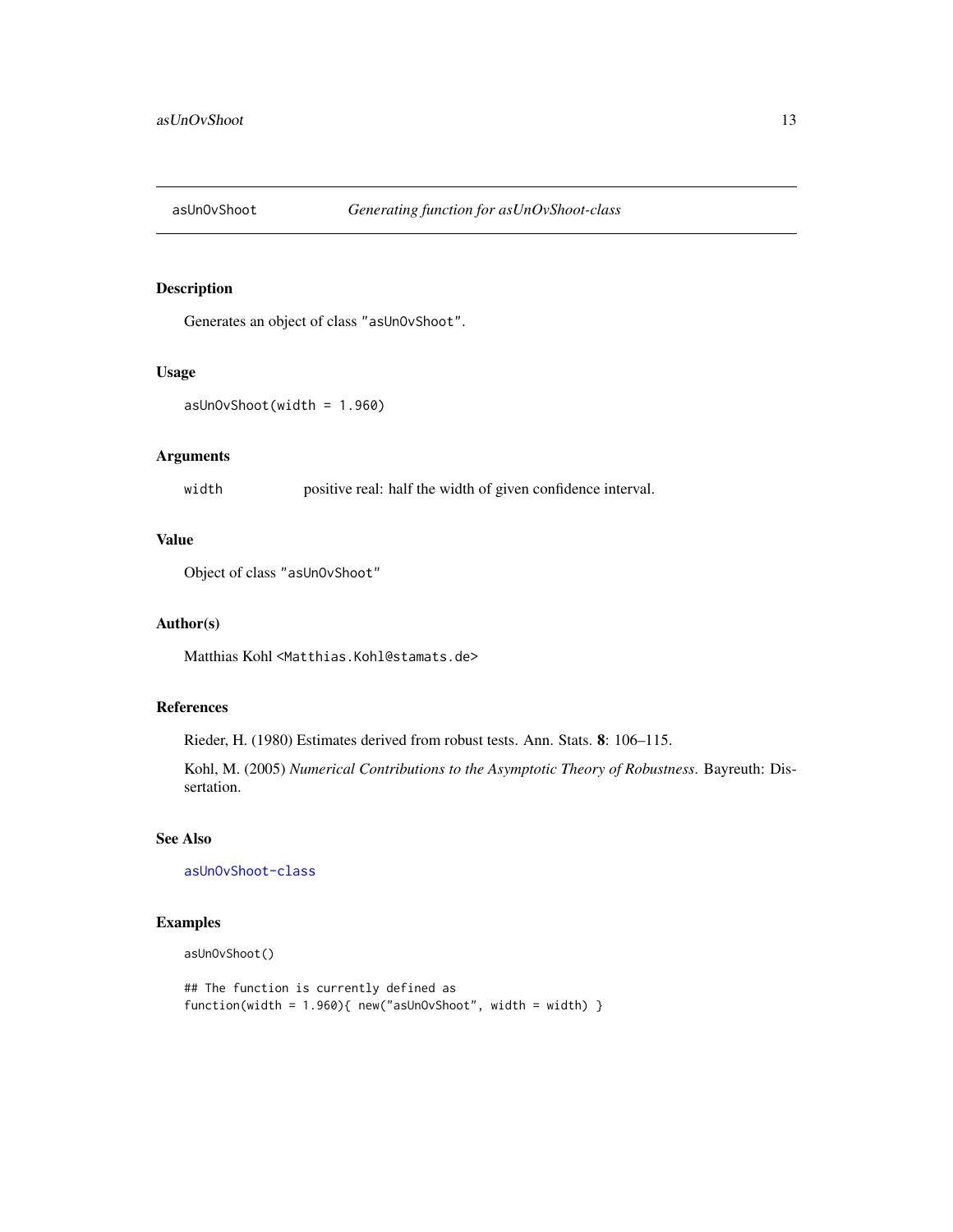asUnOvShoot *Generating function for asUnOvShoot-class*

## Description

Generates an object of class "asUnOvShoot".

## Usage

```
asUnOvShoot(width = 1.960)
```

## Arguments

| | |
|---|---|
| width | positive real: half the width of given confidence interval. |

## Value

Object of class "asUnOvShoot"

## Author(s)

Matthias Kohl <Matthias.Kohl@stamats.de>

## References

Rieder, H. (1980) Estimates derived from robust tests. Ann. Stats. **8**: 106–115.

Kohl, M. (2005) *Numerical Contributions to the Asymptotic Theory of Robustness*. Bayreuth: Dissertation.

## See Also

asUnOvShoot-class

## Examples

```
asUnOvShoot()

## The function is currently defined as
function(width = 1.960){ new("asUnOvShoot", width = width) }
```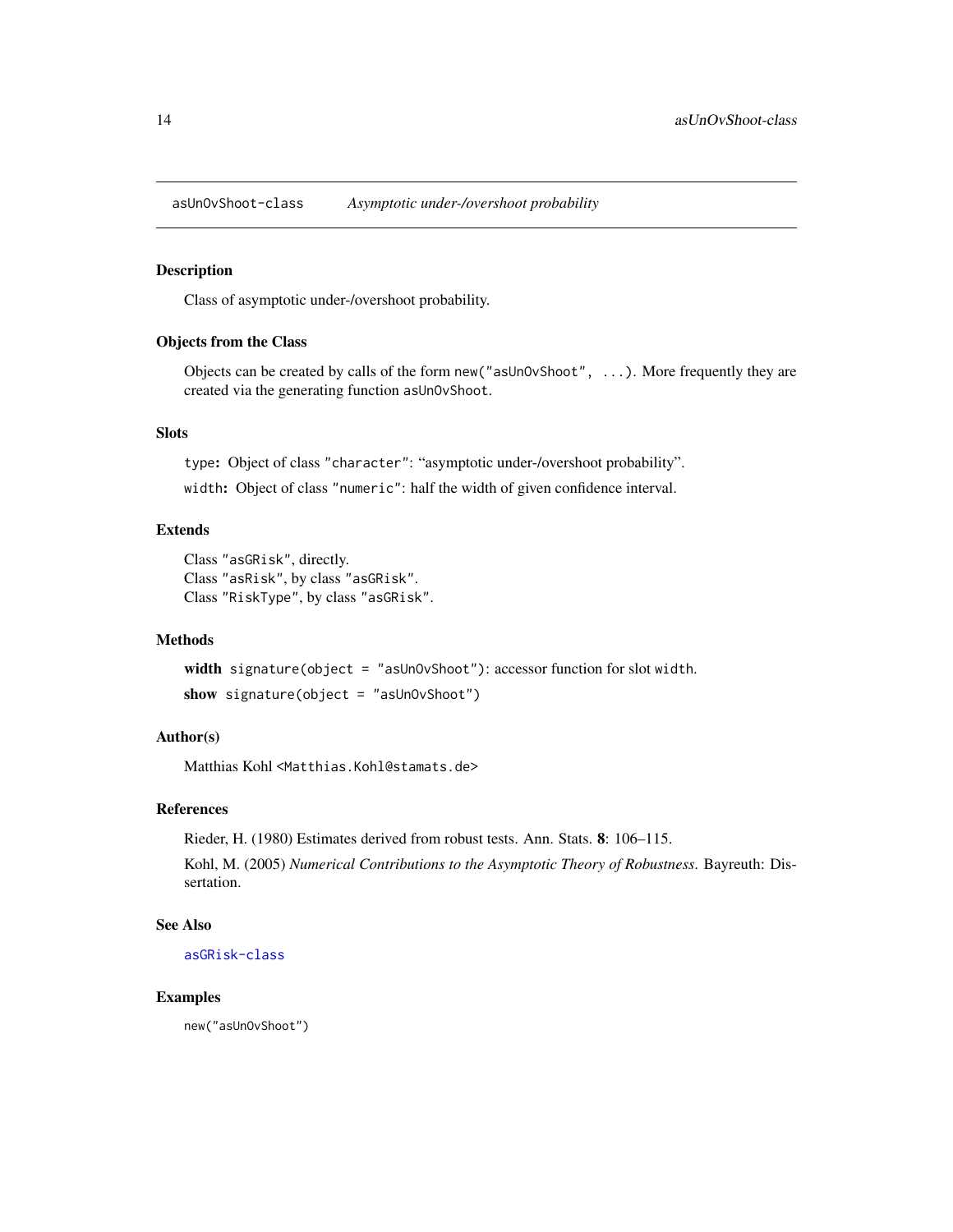## asUnOvShoot-class *Asymptotic under-/overshoot probability*

### Description

Class of asymptotic under-/overshoot probability.

### Objects from the Class

Objects can be created by calls of the form `new("asUnOvShoot", ...)`. More frequently they are created via the generating function `asUnOvShoot`.

### Slots

`type`: Object of class `"character"`: "asymptotic under-/overshoot probability".

`width`: Object of class `"numeric"`: half the width of given confidence interval.

### Extends

Class `"asGRisk"`, directly.
Class `"asRisk"`, by class `"asGRisk"`.
Class `"RiskType"`, by class `"asGRisk"`.

### Methods

**width** `signature(object = "asUnOvShoot")`: accessor function for slot `width`.

**show** `signature(object = "asUnOvShoot")`

### Author(s)

Matthias Kohl <Matthias.Kohl@stamats.de>

### References

Rieder, H. (1980) Estimates derived from robust tests. Ann. Stats. **8**: 106–115.

Kohl, M. (2005) *Numerical Contributions to the Asymptotic Theory of Robustness*. Bayreuth: Dissertation.

### See Also

asGRisk-class

### Examples

```
new("asUnOvShoot")
```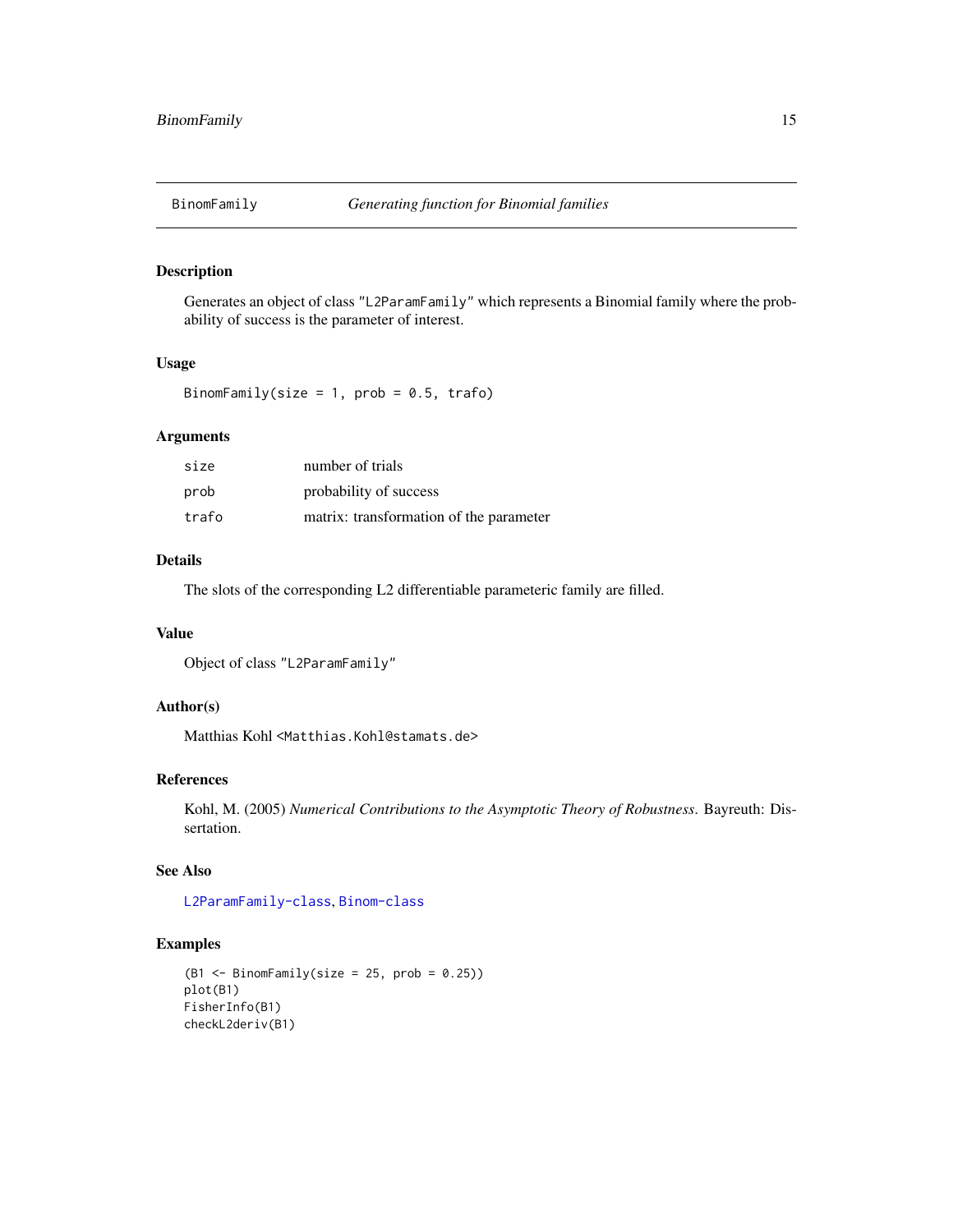## BinomFamily *Generating function for Binomial families*

### Description

Generates an object of class "L2ParamFamily" which represents a Binomial family where the probability of success is the parameter of interest.

### Usage

```
BinomFamily(size = 1, prob = 0.5, trafo)
```

### Arguments

| | |
|---|---|
| size | number of trials |
| prob | probability of success |
| trafo | matrix: transformation of the parameter |

### Details

The slots of the corresponding L2 differentiable parameteric family are filled.

### Value

Object of class "L2ParamFamily"

### Author(s)

Matthias Kohl <Matthias.Kohl@stamats.de>

### References

Kohl, M. (2005) *Numerical Contributions to the Asymptotic Theory of Robustness*. Bayreuth: Dissertation.

### See Also

L2ParamFamily-class, Binom-class

### Examples

```
(B1 <- BinomFamily(size = 25, prob = 0.25))
plot(B1)
FisherInfo(B1)
checkL2deriv(B1)
```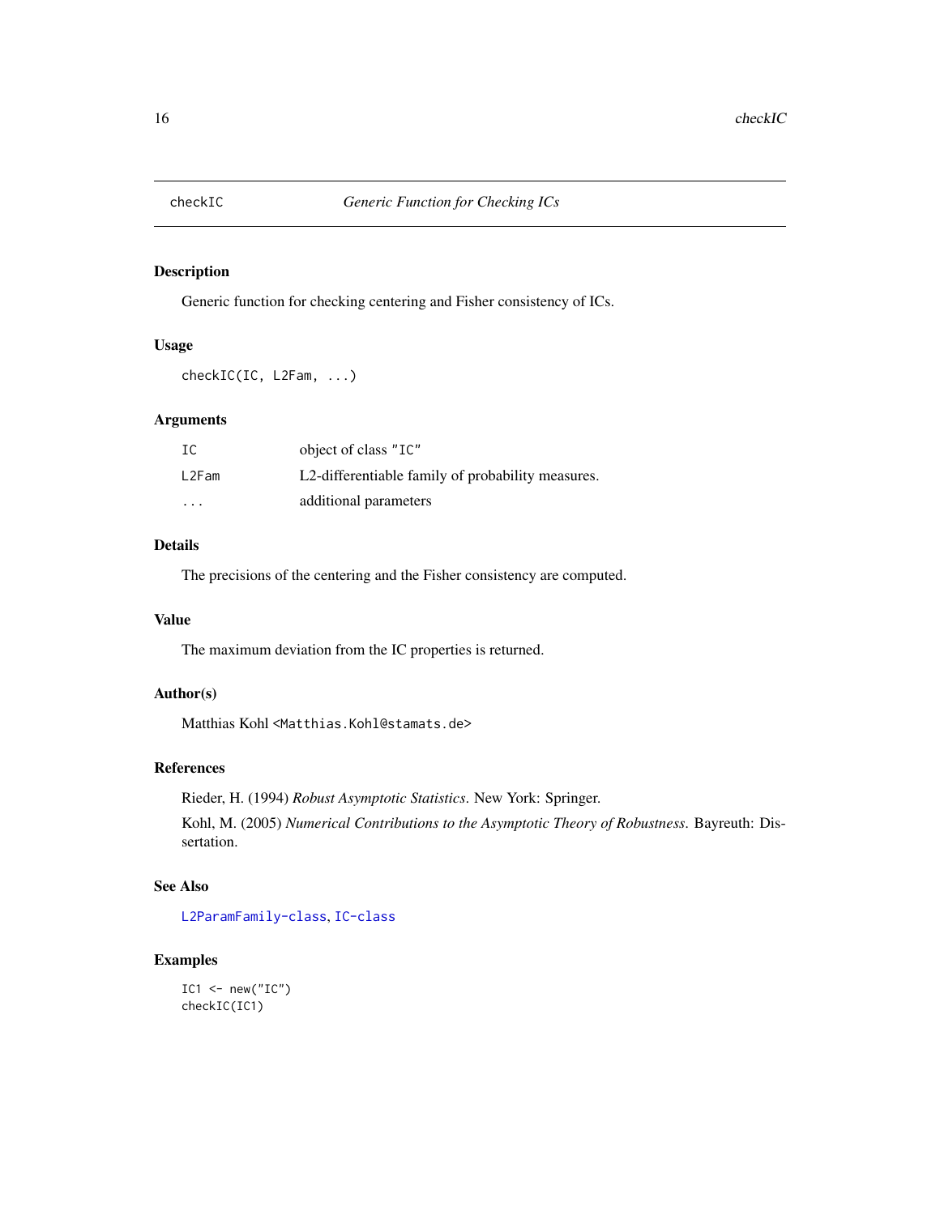# checkIC — *Generic Function for Checking ICs*

## Description

Generic function for checking centering and Fisher consistency of ICs.

## Usage

```
checkIC(IC, L2Fam, ...)
```

## Arguments

| | |
|---|---|
| IC | object of class "IC" |
| L2Fam | L2-differentiable family of probability measures. |
| ... | additional parameters |

## Details

The precisions of the centering and the Fisher consistency are computed.

## Value

The maximum deviation from the IC properties is returned.

## Author(s)

Matthias Kohl <Matthias.Kohl@stamats.de>

## References

Rieder, H. (1994) *Robust Asymptotic Statistics*. New York: Springer.

Kohl, M. (2005) *Numerical Contributions to the Asymptotic Theory of Robustness*. Bayreuth: Dissertation.

## See Also

L2ParamFamily-class, IC-class

## Examples

```
IC1 <- new("IC")
checkIC(IC1)
```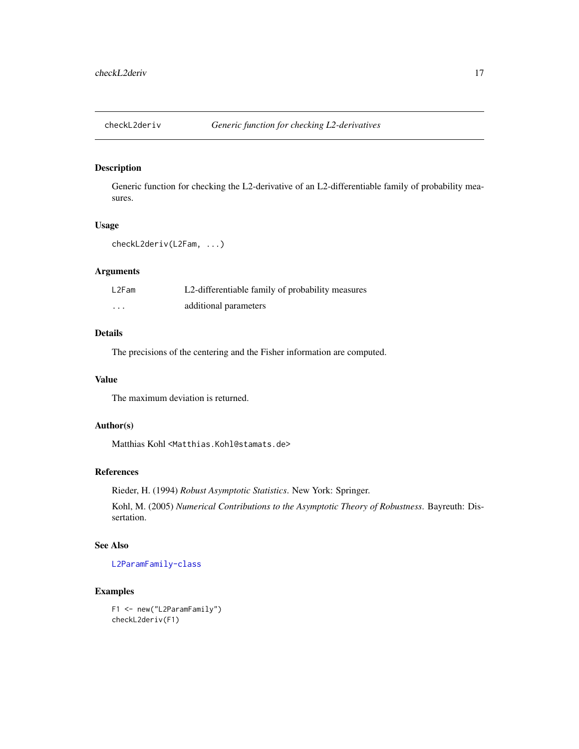# checkL2deriv — *Generic function for checking L2-derivatives*

## Description

Generic function for checking the L2-derivative of an L2-differentiable family of probability measures.

## Usage

```
checkL2deriv(L2Fam, ...)
```

## Arguments

| | |
|---|---|
| L2Fam | L2-differentiable family of probability measures |
| ... | additional parameters |

## Details

The precisions of the centering and the Fisher information are computed.

## Value

The maximum deviation is returned.

## Author(s)

Matthias Kohl <Matthias.Kohl@stamats.de>

## References

Rieder, H. (1994) *Robust Asymptotic Statistics*. New York: Springer.

Kohl, M. (2005) *Numerical Contributions to the Asymptotic Theory of Robustness*. Bayreuth: Dissertation.

## See Also

L2ParamFamily-class

## Examples

```
F1 <- new("L2ParamFamily")
checkL2deriv(F1)
```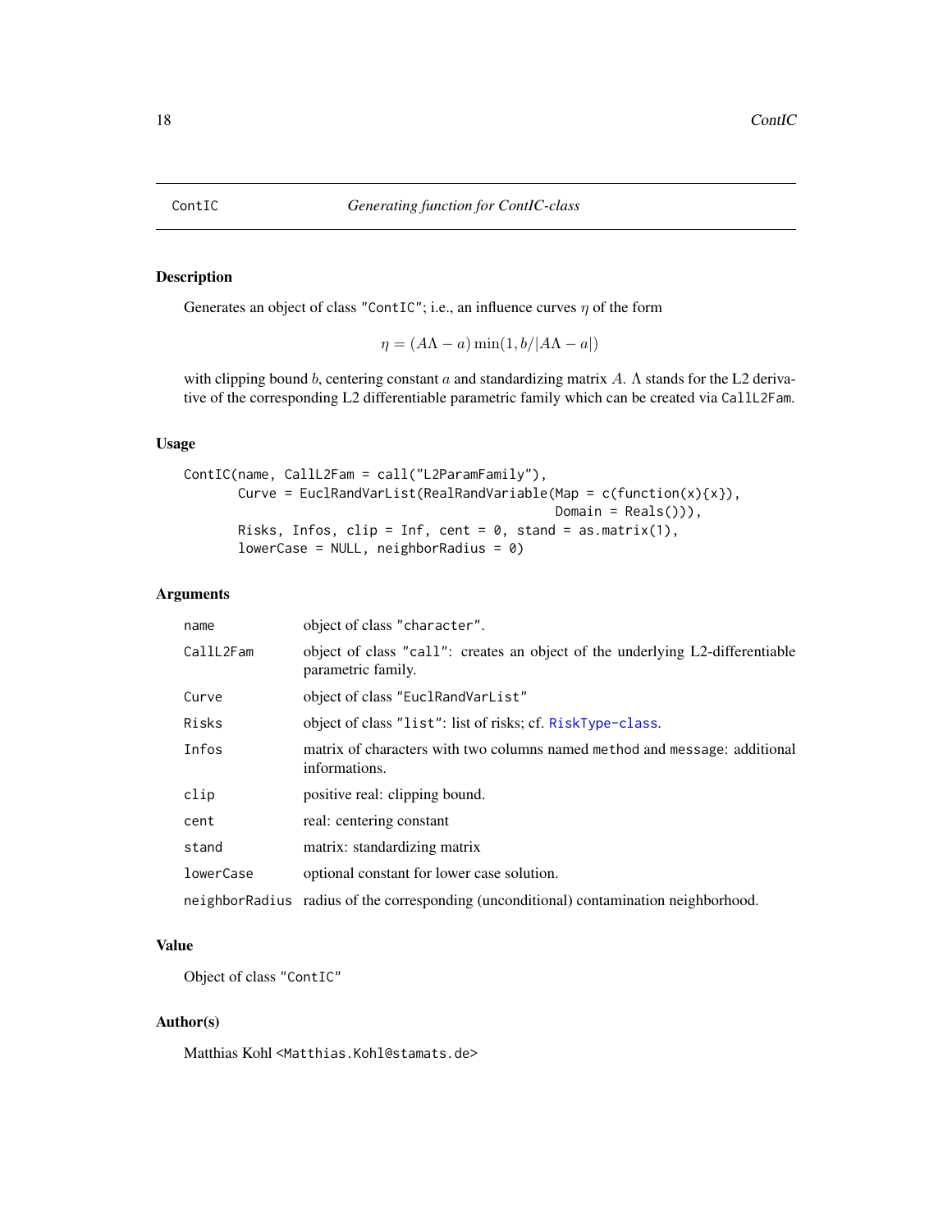ContIC *Generating function for ContIC-class*

## Description

Generates an object of class "ContIC"; i.e., an influence curves $\eta$ of the form

$$\eta = (A\Lambda - a)\min(1, b/|A\Lambda - a|)$$

with clipping bound $b$, centering constant $a$ and standardizing matrix $A$. $\Lambda$ stands for the L2 derivative of the corresponding L2 differentiable parametric family which can be created via CallL2Fam.

## Usage

```
ContIC(name, CallL2Fam = call("L2ParamFamily"),
       Curve = EuclRandVarList(RealRandVariable(Map = c(function(x){x}),
                                                 Domain = Reals())),
       Risks, Infos, clip = Inf, cent = 0, stand = as.matrix(1),
       lowerCase = NULL, neighborRadius = 0)
```

## Arguments

| | |
|---|---|
| name | object of class "character". |
| CallL2Fam | object of class "call": creates an object of the underlying L2-differentiable parametric family. |
| Curve | object of class "EuclRandVarList" |
| Risks | object of class "list": list of risks; cf. RiskType-class. |
| Infos | matrix of characters with two columns named method and message: additional informations. |
| clip | positive real: clipping bound. |
| cent | real: centering constant |
| stand | matrix: standardizing matrix |
| lowerCase | optional constant for lower case solution. |
| neighborRadius | radius of the corresponding (unconditional) contamination neighborhood. |

## Value

Object of class "ContIC"

## Author(s)

Matthias Kohl <Matthias.Kohl@stamats.de>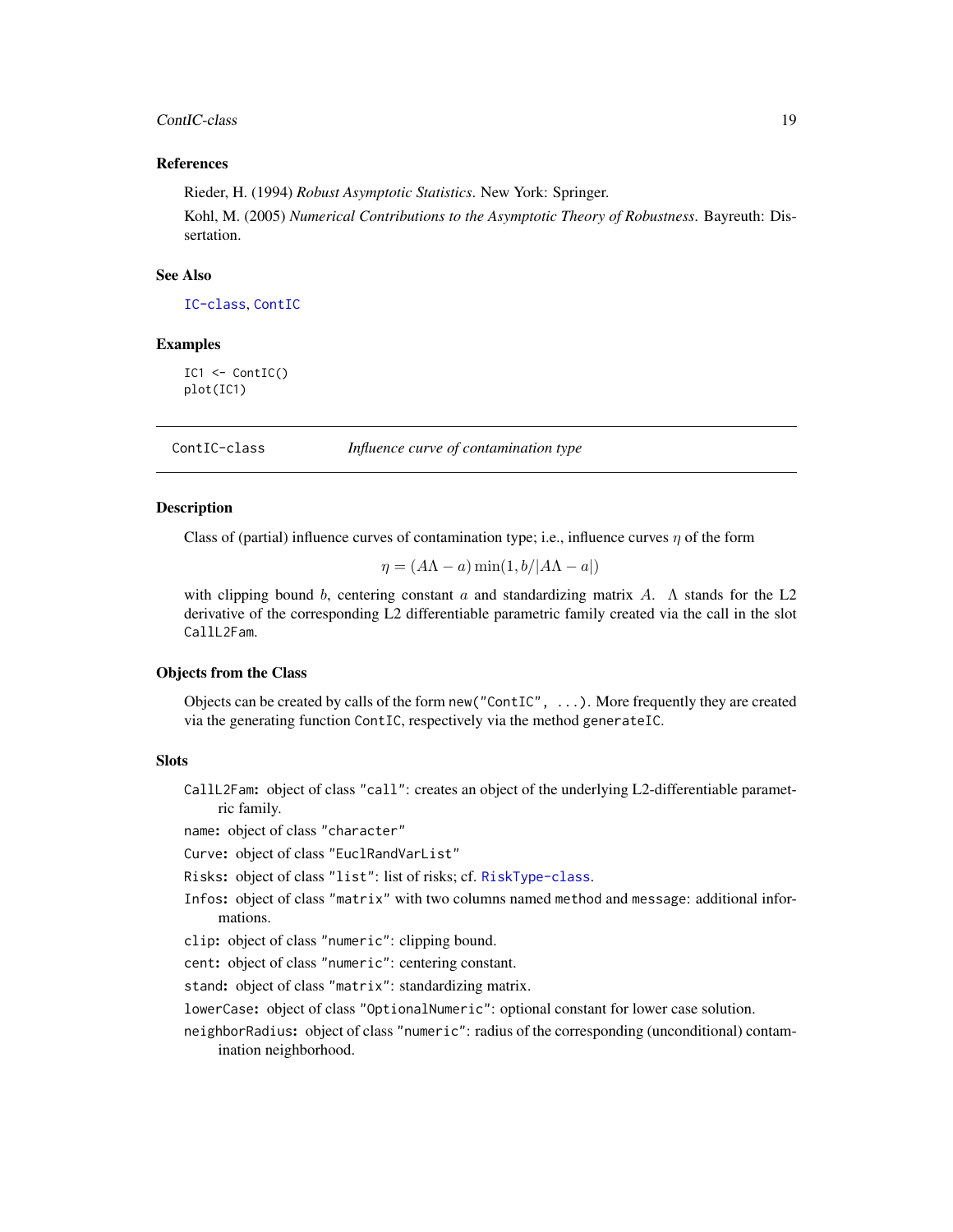### References

Rieder, H. (1994) *Robust Asymptotic Statistics*. New York: Springer.

Kohl, M. (2005) *Numerical Contributions to the Asymptotic Theory of Robustness*. Bayreuth: Dissertation.

### See Also

IC-class, ContIC

### Examples

```
IC1 <- ContIC()
plot(IC1)
```

---

## ContIC-class — *Influence curve of contamination type*

---

### Description

Class of (partial) influence curves of contamination type; i.e., influence curves $\eta$ of the form

$$\eta = (A\Lambda - a)\min(1, b/|A\Lambda - a|)$$

with clipping bound $b$, centering constant $a$ and standardizing matrix $A$. $\Lambda$ stands for the L2 derivative of the corresponding L2 differentiable parametric family created via the call in the slot `CallL2Fam`.

### Objects from the Class

Objects can be created by calls of the form `new("ContIC", ...)`. More frequently they are created via the generating function `ContIC`, respectively via the method `generateIC`.

### Slots

- `CallL2Fam`: object of class `"call"`: creates an object of the underlying L2-differentiable parametric family.
- `name`: object of class `"character"`
- `Curve`: object of class `"EuclRandVarList"`
- `Risks`: object of class `"list"`: list of risks; cf. RiskType-class.
- `Infos`: object of class `"matrix"` with two columns named `method` and `message`: additional informations.
- `clip`: object of class `"numeric"`: clipping bound.
- `cent`: object of class `"numeric"`: centering constant.
- `stand`: object of class `"matrix"`: standardizing matrix.
- `lowerCase`: object of class `"OptionalNumeric"`: optional constant for lower case solution.
- `neighborRadius`: object of class `"numeric"`: radius of the corresponding (unconditional) contamination neighborhood.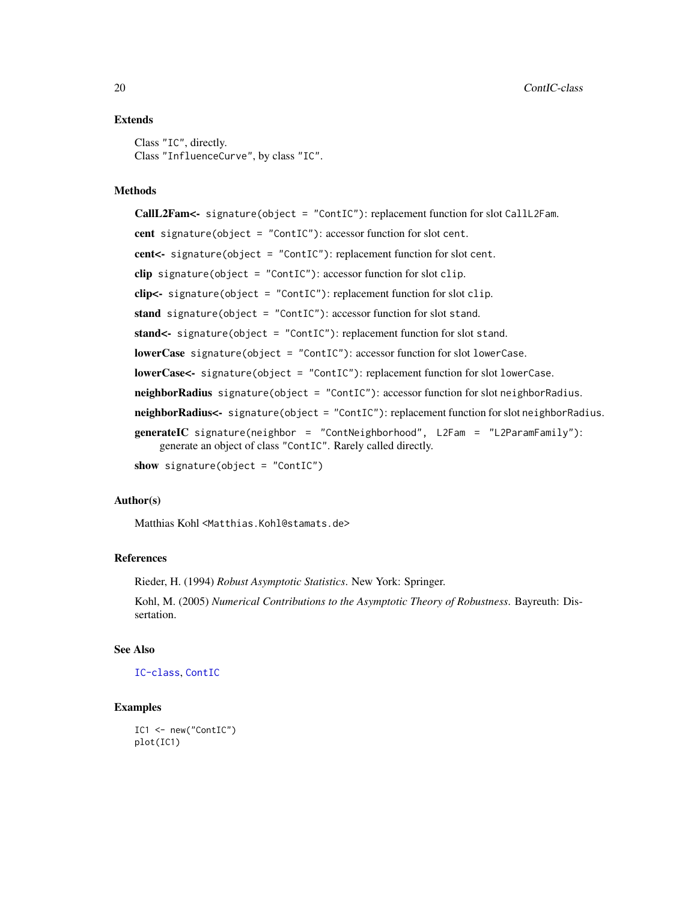### Extends

Class `"IC"`, directly.
Class `"InfluenceCurve"`, by class `"IC"`.

### Methods

**CallL2Fam<-** `signature(object = "ContIC")`: replacement function for slot `CallL2Fam`.

**cent** `signature(object = "ContIC")`: accessor function for slot `cent`.

**cent<-** `signature(object = "ContIC")`: replacement function for slot `cent`.

**clip** `signature(object = "ContIC")`: accessor function for slot `clip`.

**clip<-** `signature(object = "ContIC")`: replacement function for slot `clip`.

**stand** `signature(object = "ContIC")`: accessor function for slot `stand`.

**stand<-** `signature(object = "ContIC")`: replacement function for slot `stand`.

**lowerCase** `signature(object = "ContIC")`: accessor function for slot `lowerCase`.

**lowerCase<-** `signature(object = "ContIC")`: replacement function for slot `lowerCase`.

**neighborRadius** `signature(object = "ContIC")`: accessor function for slot `neighborRadius`.

**neighborRadius<-** `signature(object = "ContIC")`: replacement function for slot `neighborRadius`.

**generateIC** `signature(neighbor = "ContNeighborhood", L2Fam = "L2ParamFamily")`: generate an object of class `"ContIC"`. Rarely called directly.

**show** `signature(object = "ContIC")`

### Author(s)

Matthias Kohl <Matthias.Kohl@stamats.de>

### References

Rieder, H. (1994) *Robust Asymptotic Statistics*. New York: Springer.

Kohl, M. (2005) *Numerical Contributions to the Asymptotic Theory of Robustness*. Bayreuth: Dissertation.

### See Also

IC-class, ContIC

### Examples

```
IC1 <- new("ContIC")
plot(IC1)
```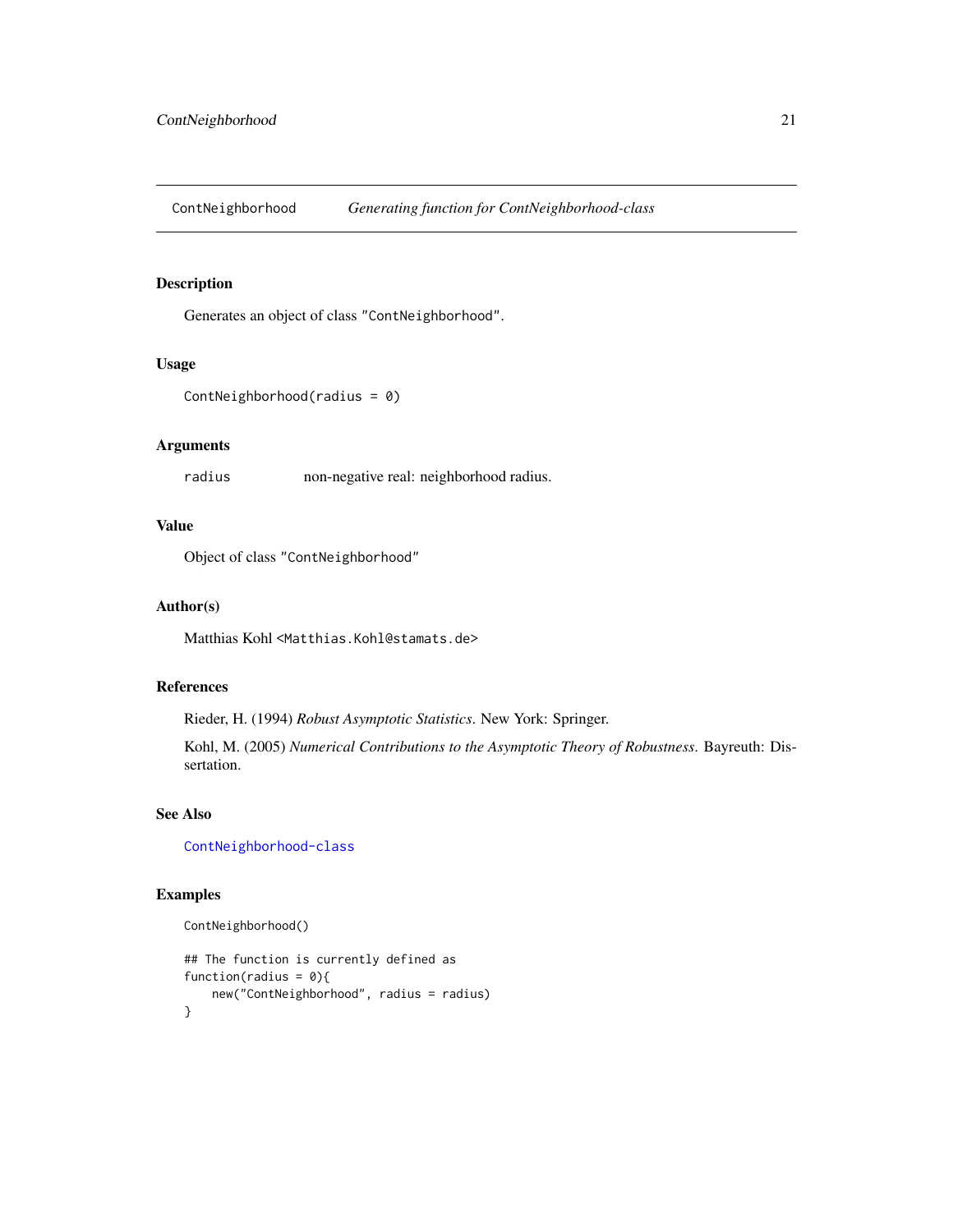## ContNeighborhood — *Generating function for ContNeighborhood-class*

### Description

Generates an object of class "ContNeighborhood".

### Usage

```
ContNeighborhood(radius = 0)
```

### Arguments

| | |
|---|---|
| radius | non-negative real: neighborhood radius. |

### Value

Object of class "ContNeighborhood"

### Author(s)

Matthias Kohl <Matthias.Kohl@stamats.de>

### References

Rieder, H. (1994) *Robust Asymptotic Statistics*. New York: Springer.

Kohl, M. (2005) *Numerical Contributions to the Asymptotic Theory of Robustness*. Bayreuth: Dissertation.

### See Also

ContNeighborhood-class

### Examples

```
ContNeighborhood()

## The function is currently defined as
function(radius = 0){
    new("ContNeighborhood", radius = radius)
}
```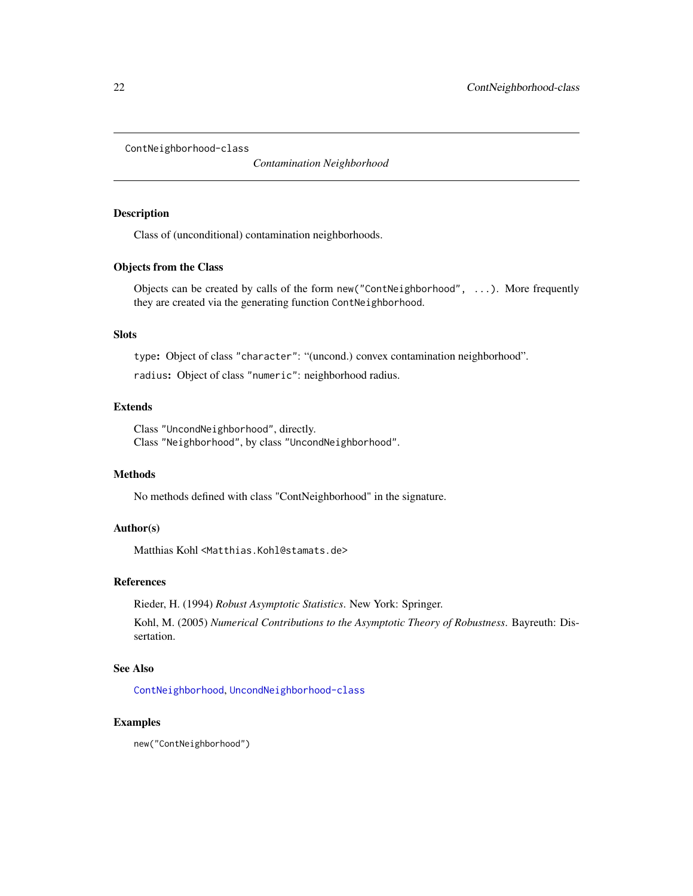`ContNeighborhood-class` *Contamination Neighborhood*

## Description

Class of (unconditional) contamination neighborhoods.

## Objects from the Class

Objects can be created by calls of the form `new("ContNeighborhood", ...)`. More frequently they are created via the generating function `ContNeighborhood`.

## Slots

`type`: Object of class `"character"`: "(uncond.) convex contamination neighborhood".

`radius`: Object of class `"numeric"`: neighborhood radius.

## Extends

Class `"UncondNeighborhood"`, directly.
Class `"Neighborhood"`, by class `"UncondNeighborhood"`.

## Methods

No methods defined with class "ContNeighborhood" in the signature.

## Author(s)

Matthias Kohl <Matthias.Kohl@stamats.de>

## References

Rieder, H. (1994) *Robust Asymptotic Statistics*. New York: Springer.

Kohl, M. (2005) *Numerical Contributions to the Asymptotic Theory of Robustness*. Bayreuth: Dissertation.

## See Also

`ContNeighborhood`, `UncondNeighborhood-class`

## Examples

```
new("ContNeighborhood")
```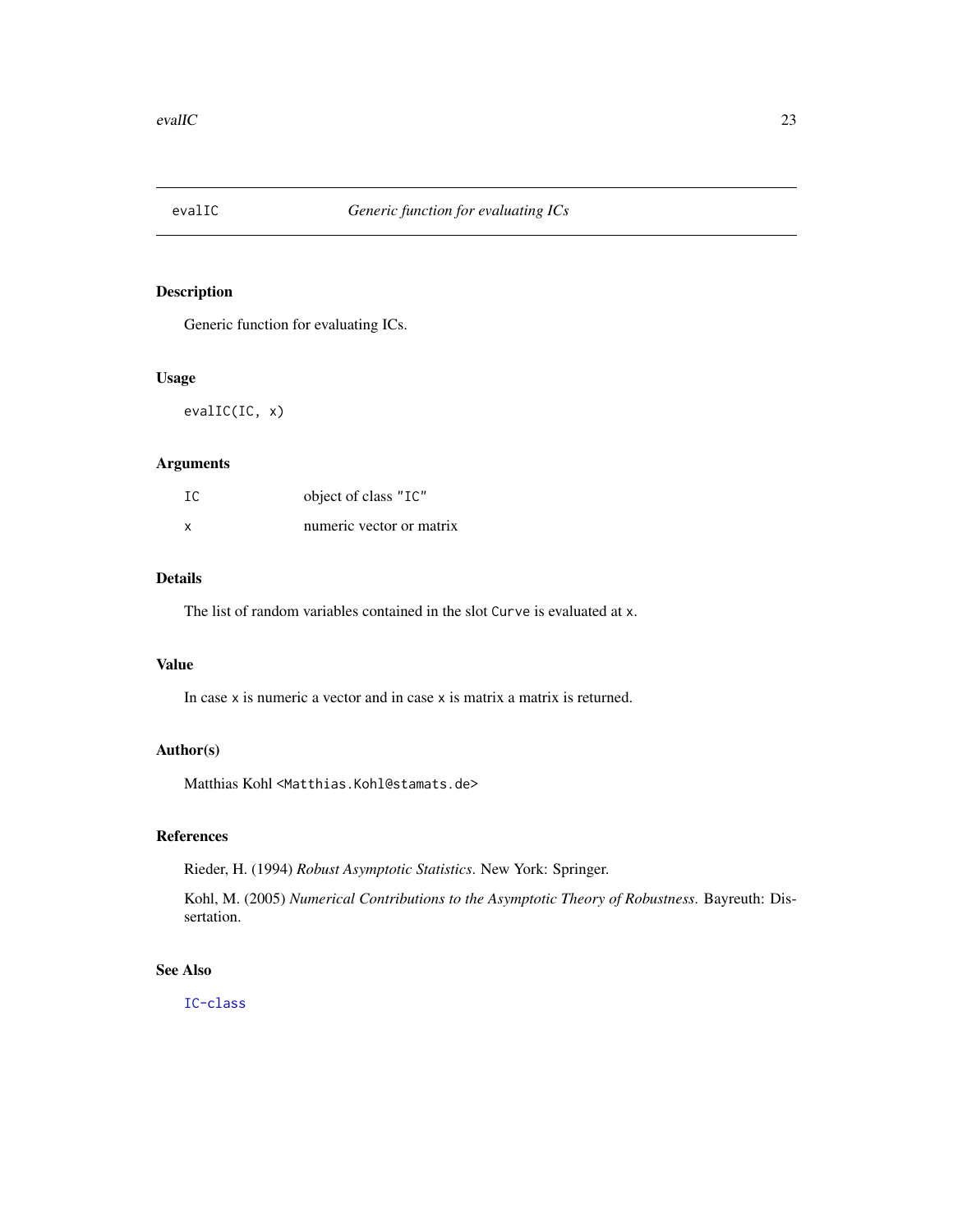# evalIC — *Generic function for evaluating ICs*

## Description

Generic function for evaluating ICs.

## Usage

```
evalIC(IC, x)
```

## Arguments

| | |
|---|---|
| IC | object of class "IC" |
| x | numeric vector or matrix |

## Details

The list of random variables contained in the slot `Curve` is evaluated at `x`.

## Value

In case `x` is numeric a vector and in case `x` is matrix a matrix is returned.

## Author(s)

Matthias Kohl <Matthias.Kohl@stamats.de>

## References

Rieder, H. (1994) *Robust Asymptotic Statistics*. New York: Springer.

Kohl, M. (2005) *Numerical Contributions to the Asymptotic Theory of Robustness*. Bayreuth: Dissertation.

## See Also

IC-class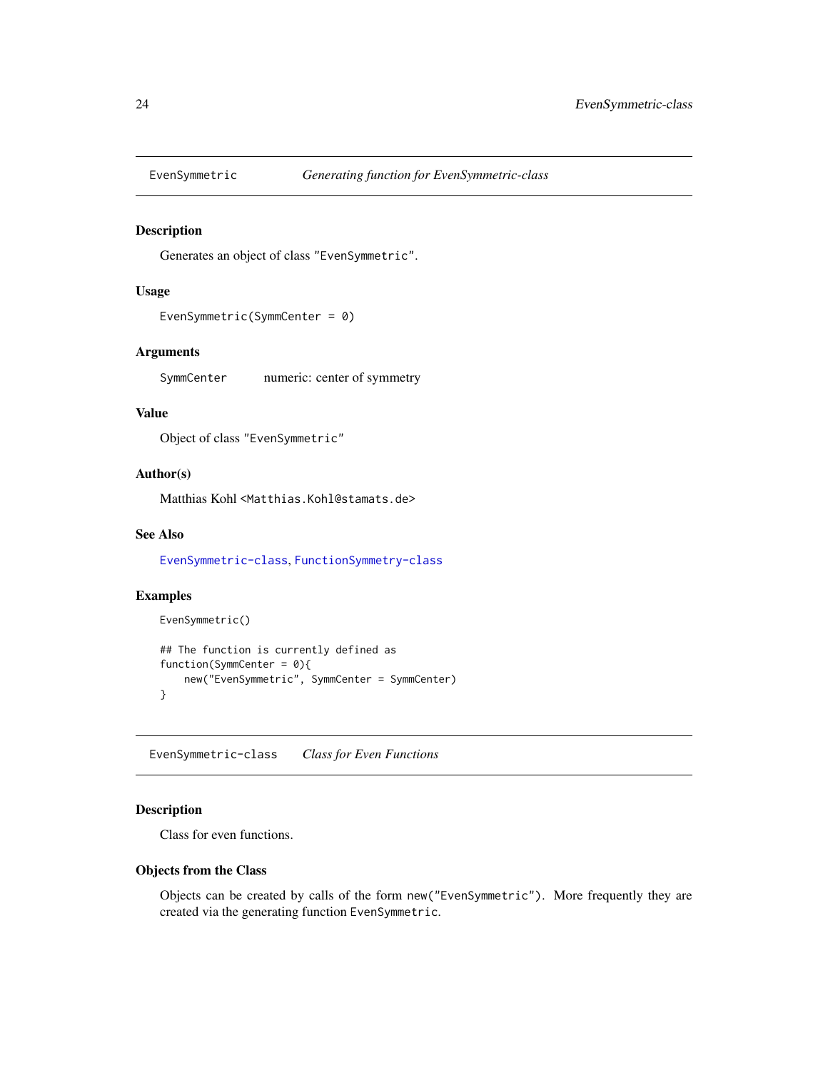## EvenSymmetric — *Generating function for EvenSymmetric-class*

### Description

Generates an object of class "EvenSymmetric".

### Usage

```
EvenSymmetric(SymmCenter = 0)
```

### Arguments

SymmCenter — numeric: center of symmetry

### Value

Object of class "EvenSymmetric"

### Author(s)

Matthias Kohl <Matthias.Kohl@stamats.de>

### See Also

EvenSymmetric-class, FunctionSymmetry-class

### Examples

```
EvenSymmetric()

## The function is currently defined as
function(SymmCenter = 0){
    new("EvenSymmetric", SymmCenter = SymmCenter)
}
```

## EvenSymmetric-class — *Class for Even Functions*

### Description

Class for even functions.

### Objects from the Class

Objects can be created by calls of the form `new("EvenSymmetric")`. More frequently they are created via the generating function `EvenSymmetric`.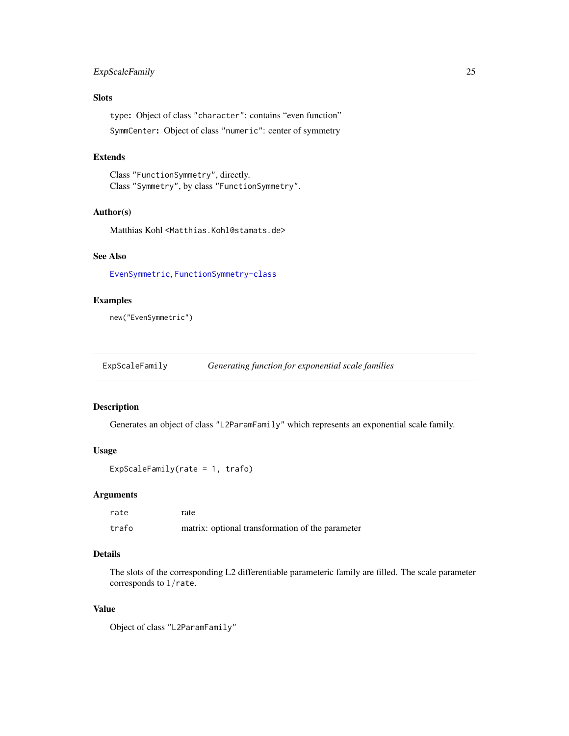### Slots

`type`: Object of class `"character"`: contains "even function"

`SymmCenter`: Object of class `"numeric"`: center of symmetry

### Extends

Class `"FunctionSymmetry"`, directly.
Class `"Symmetry"`, by class `"FunctionSymmetry"`.

### Author(s)

Matthias Kohl <Matthias.Kohl@stamats.de>

### See Also

`EvenSymmetric`, `FunctionSymmetry-class`

### Examples

```
new("EvenSymmetric")
```

---

## ExpScaleFamily — *Generating function for exponential scale families*

### Description

Generates an object of class `"L2ParamFamily"` which represents an exponential scale family.

### Usage

```
ExpScaleFamily(rate = 1, trafo)
```

### Arguments

| | |
|---|---|
| `rate` | rate |
| `trafo` | matrix: optional transformation of the parameter |

### Details

The slots of the corresponding L2 differentiable parameteric family are filled. The scale parameter corresponds to $1/$`rate`.

### Value

Object of class `"L2ParamFamily"`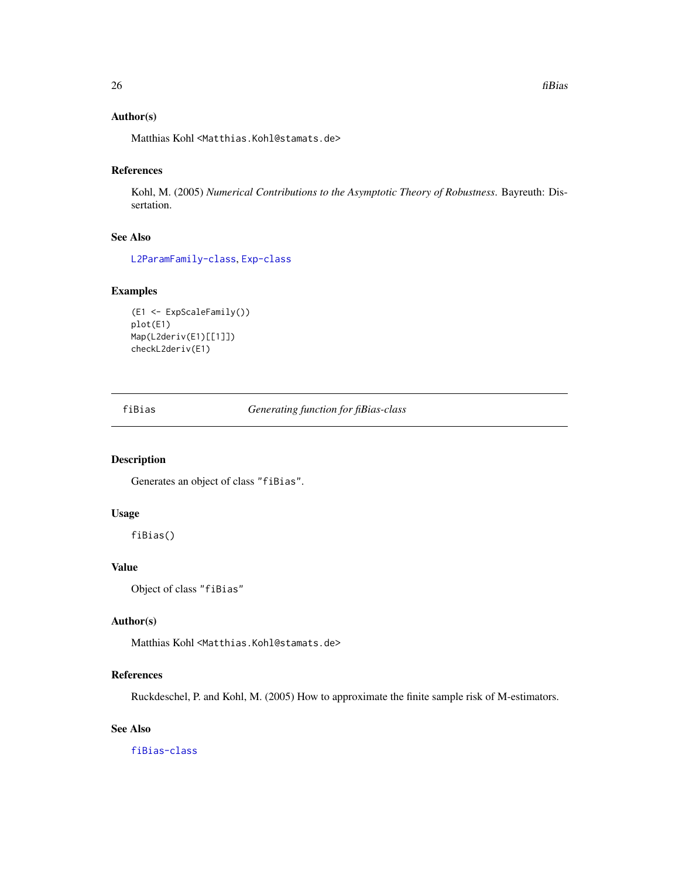### Author(s)

Matthias Kohl <Matthias.Kohl@stamats.de>

### References

Kohl, M. (2005) *Numerical Contributions to the Asymptotic Theory of Robustness*. Bayreuth: Dissertation.

### See Also

L2ParamFamily-class, Exp-class

### Examples

```
(E1 <- ExpScaleFamily())
plot(E1)
Map(L2deriv(E1)[[1]])
checkL2deriv(E1)
```

---

## fiBias — *Generating function for fiBias-class*

### Description

Generates an object of class "fiBias".

### Usage

```
fiBias()
```

### Value

Object of class "fiBias"

### Author(s)

Matthias Kohl <Matthias.Kohl@stamats.de>

### References

Ruckdeschel, P. and Kohl, M. (2005) How to approximate the finite sample risk of M-estimators.

### See Also

fiBias-class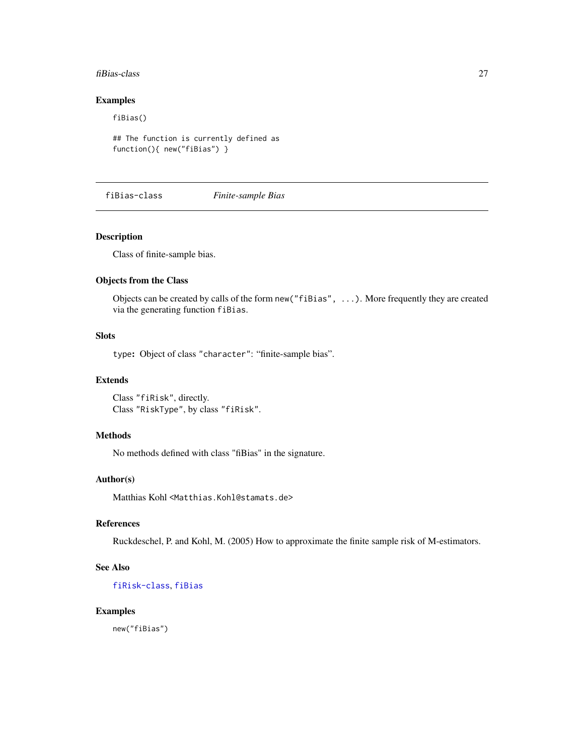### Examples

```
fiBias()

## The function is currently defined as
function(){ new("fiBias") }
```

---

## fiBias-class *Finite-sample Bias*

---

### Description

Class of finite-sample bias.

### Objects from the Class

Objects can be created by calls of the form `new("fiBias", ...)`. More frequently they are created via the generating function `fiBias`.

### Slots

`type`: Object of class `"character"`: "finite-sample bias".

### Extends

Class `"fiRisk"`, directly.
Class `"RiskType"`, by class `"fiRisk"`.

### Methods

No methods defined with class "fiBias" in the signature.

### Author(s)

Matthias Kohl <`Matthias.Kohl@stamats.de`>

### References

Ruckdeschel, P. and Kohl, M. (2005) How to approximate the finite sample risk of M-estimators.

### See Also

`fiRisk-class`, `fiBias`

### Examples

```
new("fiBias")
```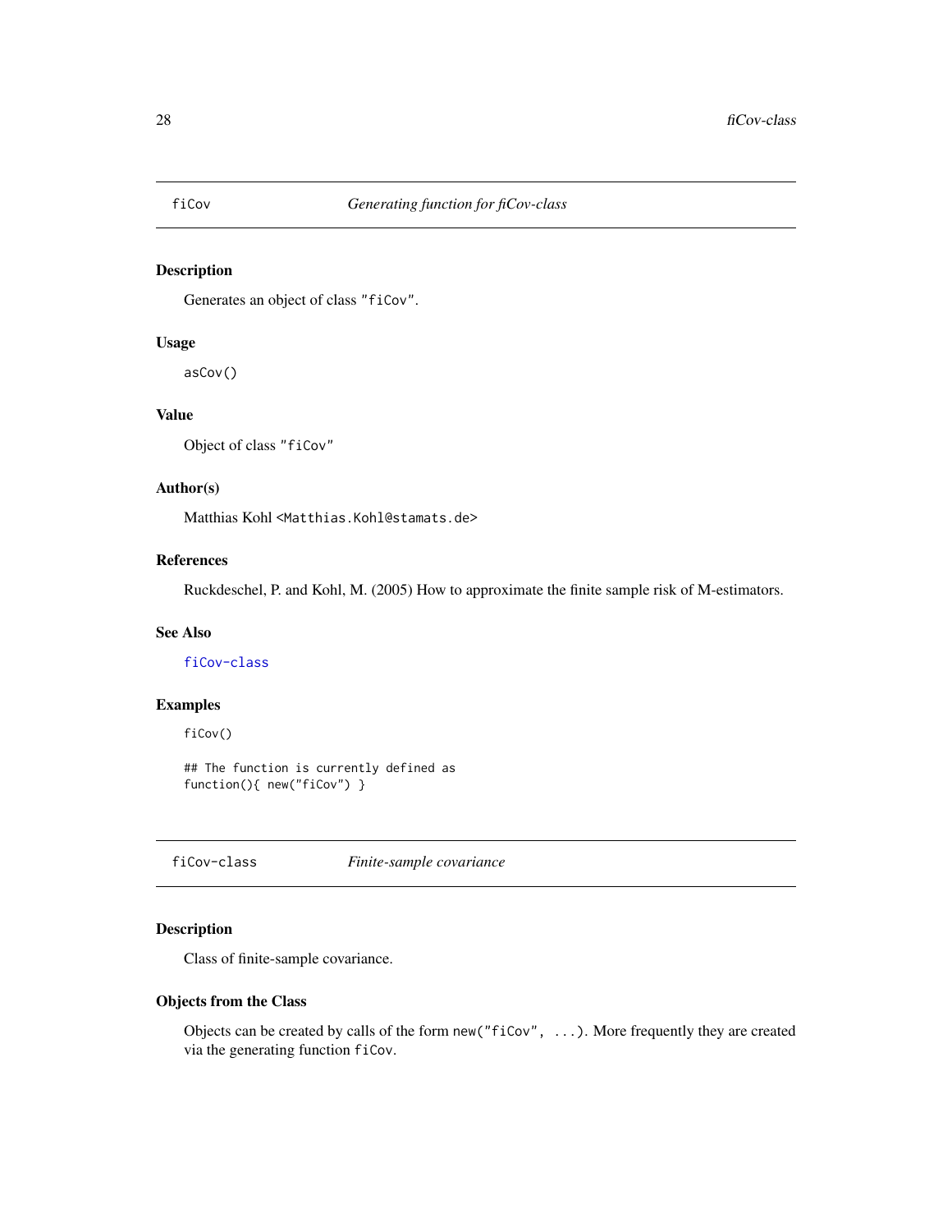## fiCov — *Generating function for fiCov-class*

### Description

Generates an object of class "fiCov".

### Usage

```
asCov()
```

### Value

Object of class "fiCov"

### Author(s)

Matthias Kohl <Matthias.Kohl@stamats.de>

### References

Ruckdeschel, P. and Kohl, M. (2005) How to approximate the finite sample risk of M-estimators.

### See Also

fiCov-class

### Examples

```
fiCov()

## The function is currently defined as
function(){ new("fiCov") }
```

## fiCov-class — *Finite-sample covariance*

### Description

Class of finite-sample covariance.

### Objects from the Class

Objects can be created by calls of the form `new("fiCov", ...)`. More frequently they are created via the generating function `fiCov`.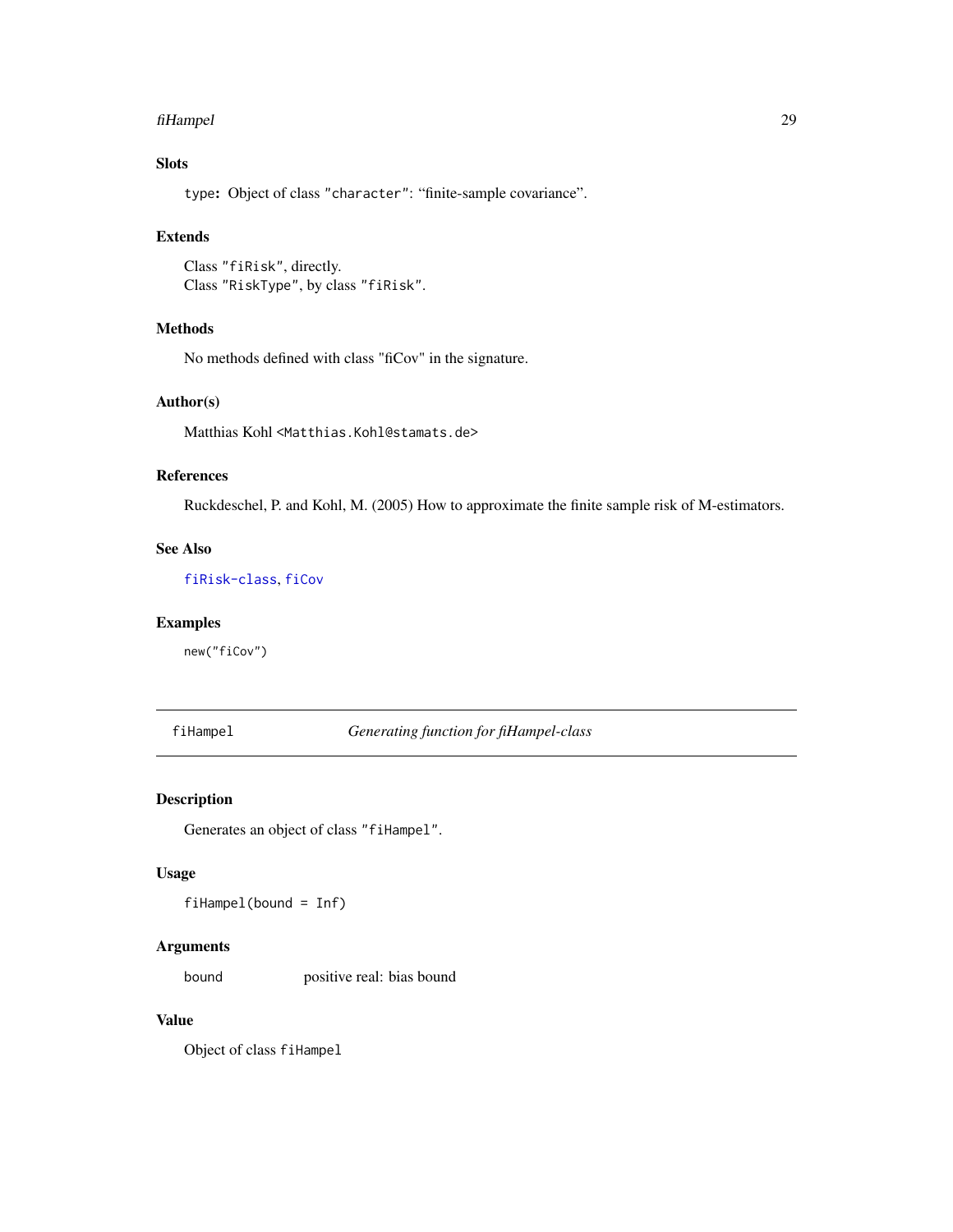### Slots

`type`: Object of class `"character"`: "finite-sample covariance".

### Extends

Class `"fiRisk"`, directly.
Class `"RiskType"`, by class `"fiRisk"`.

### Methods

No methods defined with class "fiCov" in the signature.

### Author(s)

Matthias Kohl <Matthias.Kohl@stamats.de>

### References

Ruckdeschel, P. and Kohl, M. (2005) How to approximate the finite sample risk of M-estimators.

### See Also

`fiRisk-class`, `fiCov`

### Examples

```
new("fiCov")
```

---

## fiHampel — *Generating function for fiHampel-class*

---

### Description

Generates an object of class `"fiHampel"`.

### Usage

```
fiHampel(bound = Inf)
```

### Arguments

| | |
|---|---|
| `bound` | positive real: bias bound |

### Value

Object of class `fiHampel`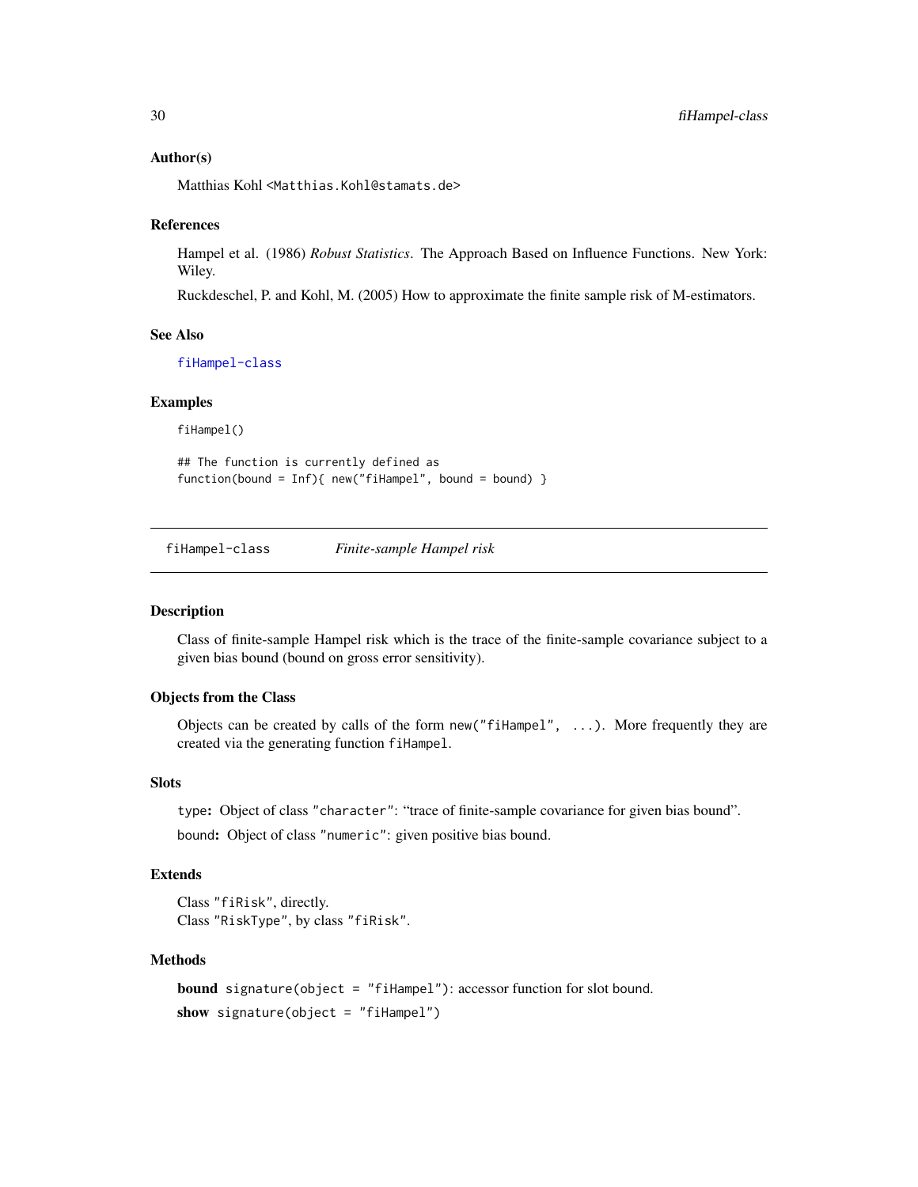### Author(s)

Matthias Kohl <Matthias.Kohl@stamats.de>

### References

Hampel et al. (1986) *Robust Statistics*. The Approach Based on Influence Functions. New York: Wiley.

Ruckdeschel, P. and Kohl, M. (2005) How to approximate the finite sample risk of M-estimators.

### See Also

fiHampel-class

### Examples

```
fiHampel()

## The function is currently defined as
function(bound = Inf){ new("fiHampel", bound = bound) }
```

---

## fiHampel-class    *Finite-sample Hampel risk*

---

### Description

Class of finite-sample Hampel risk which is the trace of the finite-sample covariance subject to a given bias bound (bound on gross error sensitivity).

### Objects from the Class

Objects can be created by calls of the form `new("fiHampel", ...)`. More frequently they are created via the generating function `fiHampel`.

### Slots

`type`: Object of class `"character"`: "trace of finite-sample covariance for given bias bound".

`bound`: Object of class `"numeric"`: given positive bias bound.

### Extends

Class `"fiRisk"`, directly.
Class `"RiskType"`, by class `"fiRisk"`.

### Methods

**bound** `signature(object = "fiHampel")`: accessor function for slot bound.

**show** `signature(object = "fiHampel")`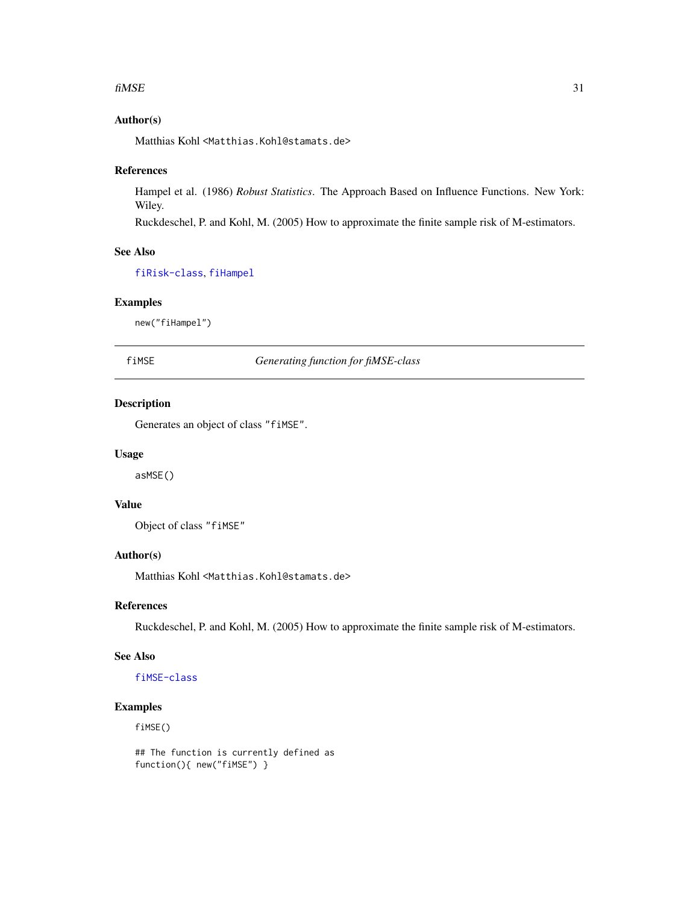### Author(s)

Matthias Kohl <Matthias.Kohl@stamats.de>

### References

Hampel et al. (1986) *Robust Statistics*. The Approach Based on Influence Functions. New York: Wiley.

Ruckdeschel, P. and Kohl, M. (2005) How to approximate the finite sample risk of M-estimators.

### See Also

fiRisk-class, fiHampel

### Examples

```
new("fiHampel")
```

## fiMSE — *Generating function for fiMSE-class*

### Description

Generates an object of class "fiMSE".

### Usage

```
asMSE()
```

### Value

Object of class "fiMSE"

### Author(s)

Matthias Kohl <Matthias.Kohl@stamats.de>

### References

Ruckdeschel, P. and Kohl, M. (2005) How to approximate the finite sample risk of M-estimators.

### See Also

fiMSE-class

### Examples

```
fiMSE()

## The function is currently defined as
function(){ new("fiMSE") }
```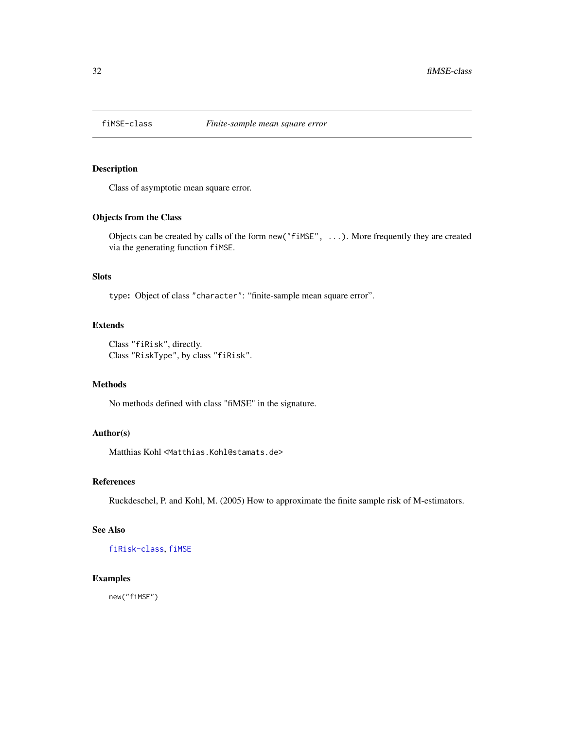# fiMSE-class *Finite-sample mean square error*

## Description

Class of asymptotic mean square error.

## Objects from the Class

Objects can be created by calls of the form `new("fiMSE", ...)`. More frequently they are created via the generating function `fiMSE`.

## Slots

`type`: Object of class `"character"`: "finite-sample mean square error".

## Extends

Class `"fiRisk"`, directly.
Class `"RiskType"`, by class `"fiRisk"`.

## Methods

No methods defined with class "fiMSE" in the signature.

## Author(s)

Matthias Kohl <Matthias.Kohl@stamats.de>

## References

Ruckdeschel, P. and Kohl, M. (2005) How to approximate the finite sample risk of M-estimators.

## See Also

`fiRisk-class`, `fiMSE`

## Examples

```
new("fiMSE")
```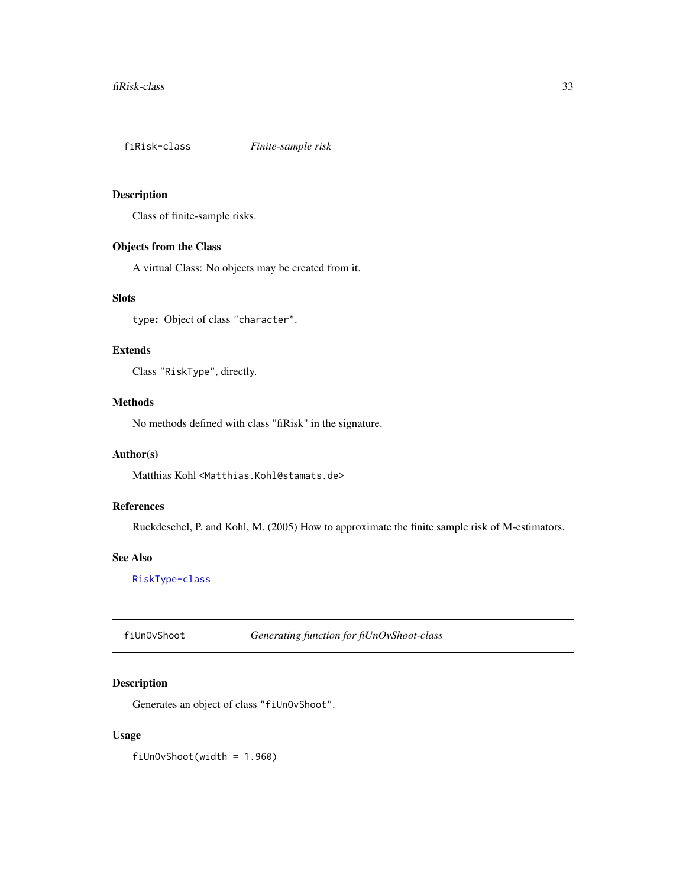## fiRisk-class *Finite-sample risk*

### Description

Class of finite-sample risks.

### Objects from the Class

A virtual Class: No objects may be created from it.

### Slots

`type`: Object of class `"character"`.

### Extends

Class `"RiskType"`, directly.

### Methods

No methods defined with class "fiRisk" in the signature.

### Author(s)

Matthias Kohl <Matthias.Kohl@stamats.de>

### References

Ruckdeschel, P. and Kohl, M. (2005) How to approximate the finite sample risk of M-estimators.

### See Also

RiskType-class

## fiUnOvShoot *Generating function for fiUnOvShoot-class*

### Description

Generates an object of class `"fiUnOvShoot"`.

### Usage

```
fiUnOvShoot(width = 1.960)
```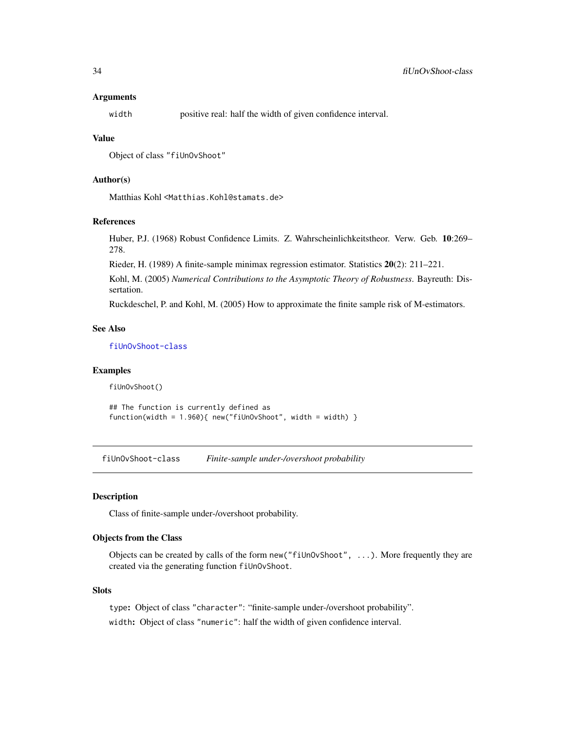### Arguments

`width` positive real: half the width of given confidence interval.

### Value

Object of class "fiUnOvShoot"

### Author(s)

Matthias Kohl <Matthias.Kohl@stamats.de>

### References

Huber, P.J. (1968) Robust Confidence Limits. Z. Wahrscheinlichkeitstheor. Verw. Geb. **10**:269–278.

Rieder, H. (1989) A finite-sample minimax regression estimator. Statistics **20**(2): 211–221.

Kohl, M. (2005) *Numerical Contributions to the Asymptotic Theory of Robustness*. Bayreuth: Dissertation.

Ruckdeschel, P. and Kohl, M. (2005) How to approximate the finite sample risk of M-estimators.

### See Also

fiUnOvShoot-class

### Examples

```
fiUnOvShoot()

## The function is currently defined as
function(width = 1.960){ new("fiUnOvShoot", width = width) }
```

---

## fiUnOvShoot-class *Finite-sample under-/overshoot probability*

### Description

Class of finite-sample under-/overshoot probability.

### Objects from the Class

Objects can be created by calls of the form `new("fiUnOvShoot", ...)`. More frequently they are created via the generating function `fiUnOvShoot`.

### Slots

`type`: Object of class "character": "finite-sample under-/overshoot probability".

`width`: Object of class "numeric": half the width of given confidence interval.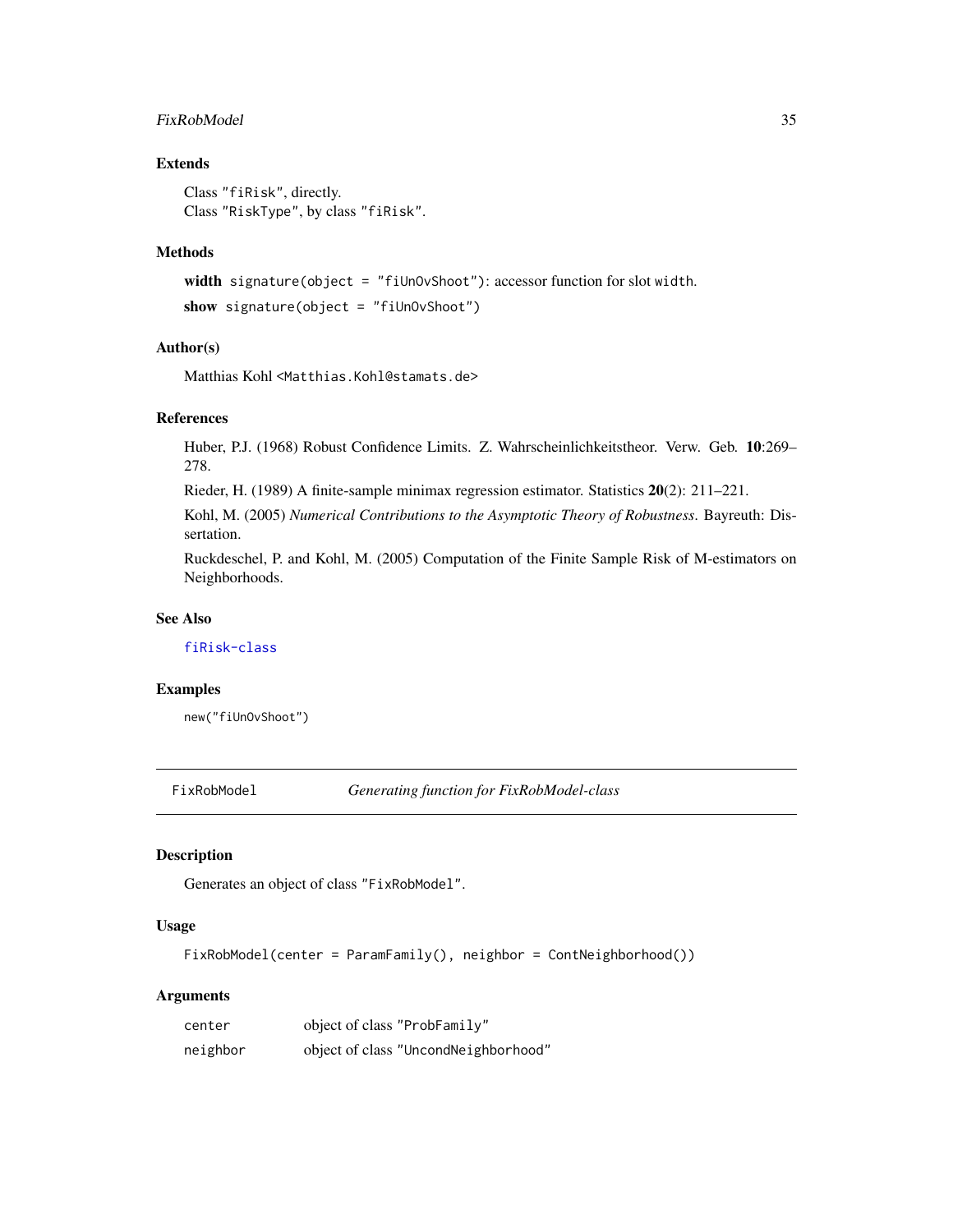### Extends

Class "fiRisk", directly.
Class "RiskType", by class "fiRisk".

### Methods

**width** `signature(object = "fiUnOvShoot")`: accessor function for slot width.

**show** `signature(object = "fiUnOvShoot")`

### Author(s)

Matthias Kohl <Matthias.Kohl@stamats.de>

### References

Huber, P.J. (1968) Robust Confidence Limits. Z. Wahrscheinlichkeitstheor. Verw. Geb. **10**:269–278.

Rieder, H. (1989) A finite-sample minimax regression estimator. Statistics **20**(2): 211–221.

Kohl, M. (2005) *Numerical Contributions to the Asymptotic Theory of Robustness*. Bayreuth: Dissertation.

Ruckdeschel, P. and Kohl, M. (2005) Computation of the Finite Sample Risk of M-estimators on Neighborhoods.

### See Also

fiRisk-class

### Examples

```
new("fiUnOvShoot")
```

---

## FixRobModel — *Generating function for FixRobModel-class*

### Description

Generates an object of class "FixRobModel".

### Usage

```
FixRobModel(center = ParamFamily(), neighbor = ContNeighborhood())
```

### Arguments

| | |
|---|---|
| center | object of class "ProbFamily" |
| neighbor | object of class "UncondNeighborhood" |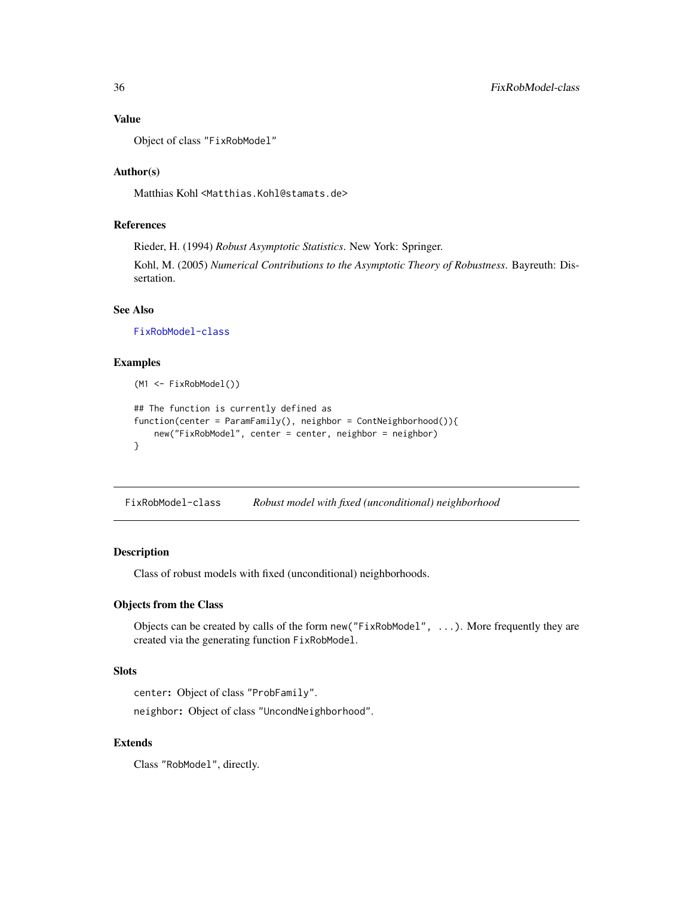### Value

Object of class "FixRobModel"

### Author(s)

Matthias Kohl <Matthias.Kohl@stamats.de>

### References

Rieder, H. (1994) *Robust Asymptotic Statistics*. New York: Springer.

Kohl, M. (2005) *Numerical Contributions to the Asymptotic Theory of Robustness*. Bayreuth: Dissertation.

### See Also

FixRobModel-class

### Examples

```
(M1 <- FixRobModel())

## The function is currently defined as
function(center = ParamFamily(), neighbor = ContNeighborhood()){
    new("FixRobModel", center = center, neighbor = neighbor)
}
```

---

## FixRobModel-class &nbsp;&nbsp;&nbsp; *Robust model with fixed (unconditional) neighborhood*

### Description

Class of robust models with fixed (unconditional) neighborhoods.

### Objects from the Class

Objects can be created by calls of the form `new("FixRobModel", ...)`. More frequently they are created via the generating function `FixRobModel`.

### Slots

**center**: Object of class "ProbFamily".

**neighbor**: Object of class "UncondNeighborhood".

### Extends

Class "RobModel", directly.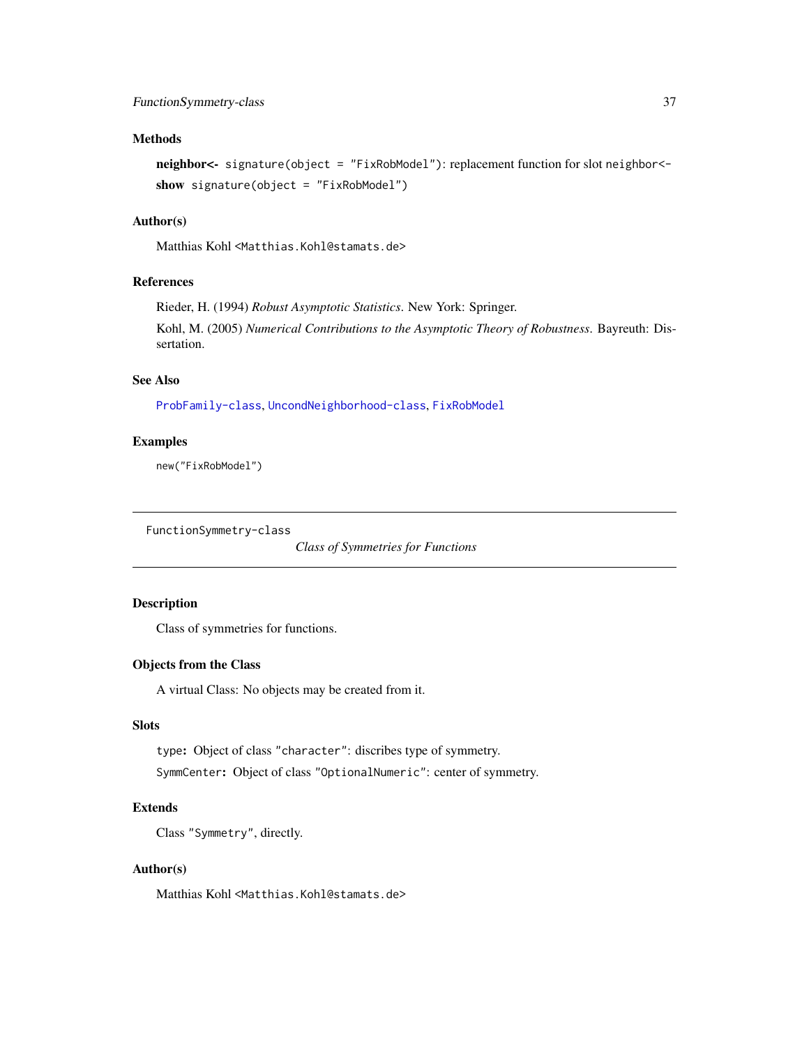### Methods

**neighbor<-** `signature(object = "FixRobModel")`: replacement function for slot `neighbor<-`

**show** `signature(object = "FixRobModel")`

### Author(s)

Matthias Kohl <Matthias.Kohl@stamats.de>

### References

Rieder, H. (1994) *Robust Asymptotic Statistics*. New York: Springer.

Kohl, M. (2005) *Numerical Contributions to the Asymptotic Theory of Robustness*. Bayreuth: Dissertation.

### See Also

ProbFamily-class, UncondNeighborhood-class, FixRobModel

### Examples

```
new("FixRobModel")
```

---

## FunctionSymmetry-class — *Class of Symmetries for Functions*

---

### Description

Class of symmetries for functions.

### Objects from the Class

A virtual Class: No objects may be created from it.

### Slots

`type`: Object of class `"character"`: discribes type of symmetry.

`SymmCenter`: Object of class `"OptionalNumeric"`: center of symmetry.

### Extends

Class `"Symmetry"`, directly.

### Author(s)

Matthias Kohl <Matthias.Kohl@stamats.de>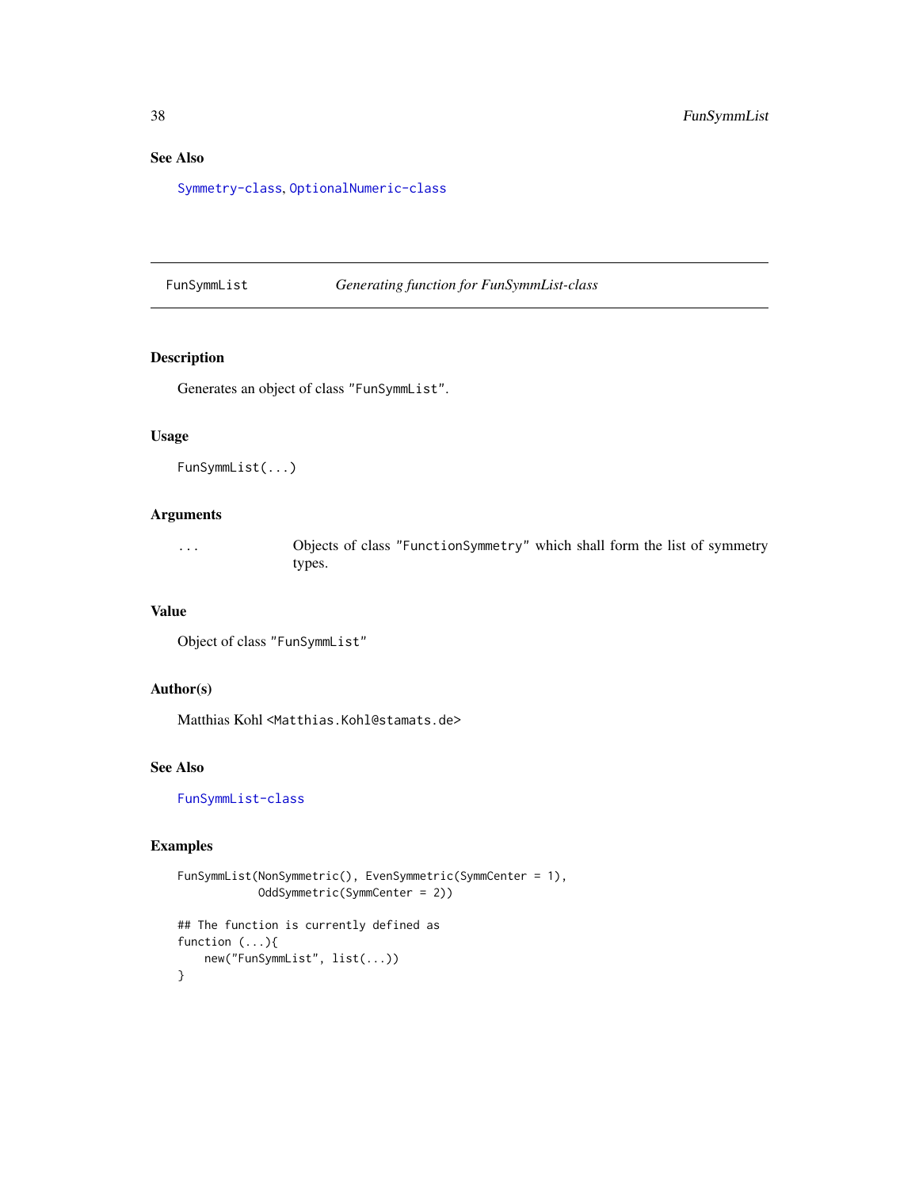## See Also

Symmetry-class, OptionalNumeric-class

---

FunSymmList &emsp; *Generating function for FunSymmList-class*

---

### Description

Generates an object of class "FunSymmList".

### Usage

```
FunSymmList(...)
```

### Arguments

| | |
|---|---|
| ... | Objects of class "FunctionSymmetry" which shall form the list of symmetry types. |

### Value

Object of class "FunSymmList"

### Author(s)

Matthias Kohl <Matthias.Kohl@stamats.de>

### See Also

FunSymmList-class

### Examples

```
FunSymmList(NonSymmetric(), EvenSymmetric(SymmCenter = 1),
            OddSymmetric(SymmCenter = 2))

## The function is currently defined as
function (...){
    new("FunSymmList", list(...))
}
```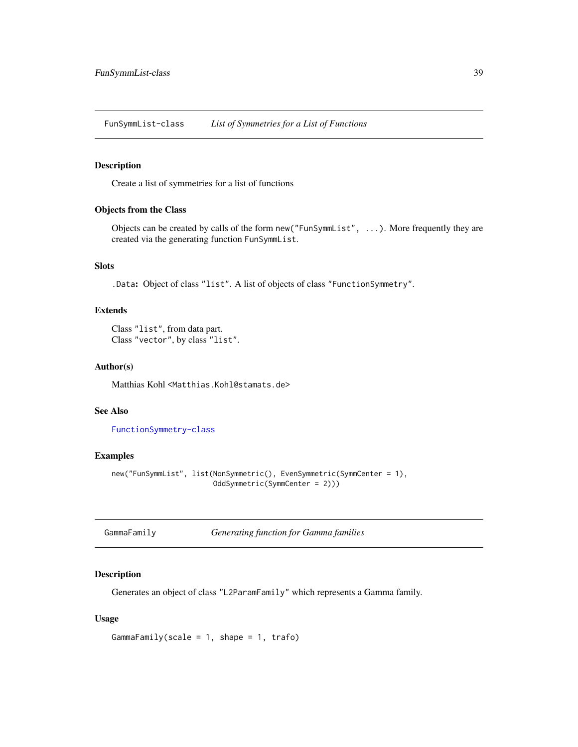## FunSymmList-class *List of Symmetries for a List of Functions*

### Description

Create a list of symmetries for a list of functions

### Objects from the Class

Objects can be created by calls of the form `new("FunSymmList", ...)`. More frequently they are created via the generating function `FunSymmList`.

### Slots

`.Data`: Object of class `"list"`. A list of objects of class `"FunctionSymmetry"`.

### Extends

Class `"list"`, from data part.
Class `"vector"`, by class `"list"`.

### Author(s)

Matthias Kohl <`Matthias.Kohl@stamats.de`>

### See Also

`FunctionSymmetry-class`

### Examples

```
new("FunSymmList", list(NonSymmetric(), EvenSymmetric(SymmCenter = 1),
                        OddSymmetric(SymmCenter = 2)))
```

## GammaFamily *Generating function for Gamma families*

### Description

Generates an object of class `"L2ParamFamily"` which represents a Gamma family.

### Usage

```
GammaFamily(scale = 1, shape = 1, trafo)
```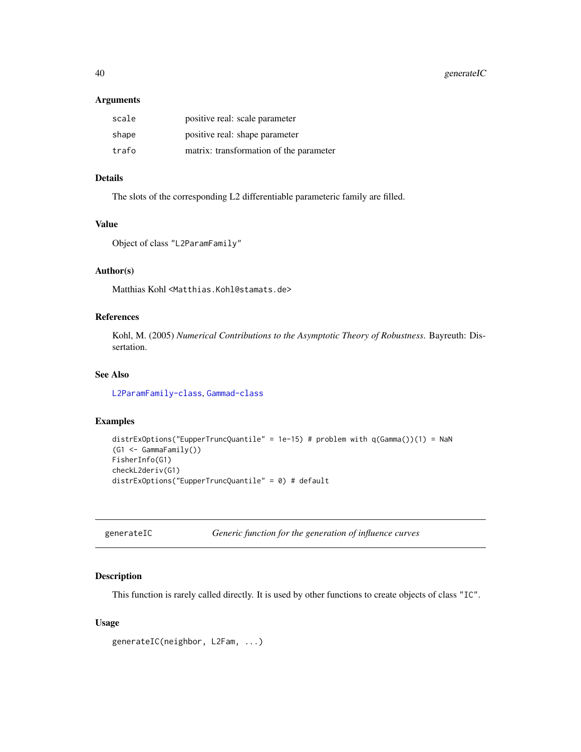### Arguments

| | |
|---|---|
| scale | positive real: scale parameter |
| shape | positive real: shape parameter |
| trafo | matrix: transformation of the parameter |

### Details

The slots of the corresponding L2 differentiable parameteric family are filled.

### Value

Object of class "L2ParamFamily"

### Author(s)

Matthias Kohl <Matthias.Kohl@stamats.de>

### References

Kohl, M. (2005) *Numerical Contributions to the Asymptotic Theory of Robustness*. Bayreuth: Dissertation.

### See Also

L2ParamFamily-class, Gammad-class

### Examples

```
distrExOptions("EupperTruncQuantile" = 1e-15) # problem with q(Gamma())(1) = NaN
(G1 <- GammaFamily())
FisherInfo(G1)
checkL2deriv(G1)
distrExOptions("EupperTruncQuantile" = 0) # default
```

---

## generateIC — *Generic function for the generation of influence curves*

### Description

This function is rarely called directly. It is used by other functions to create objects of class "IC".

### Usage

```
generateIC(neighbor, L2Fam, ...)
```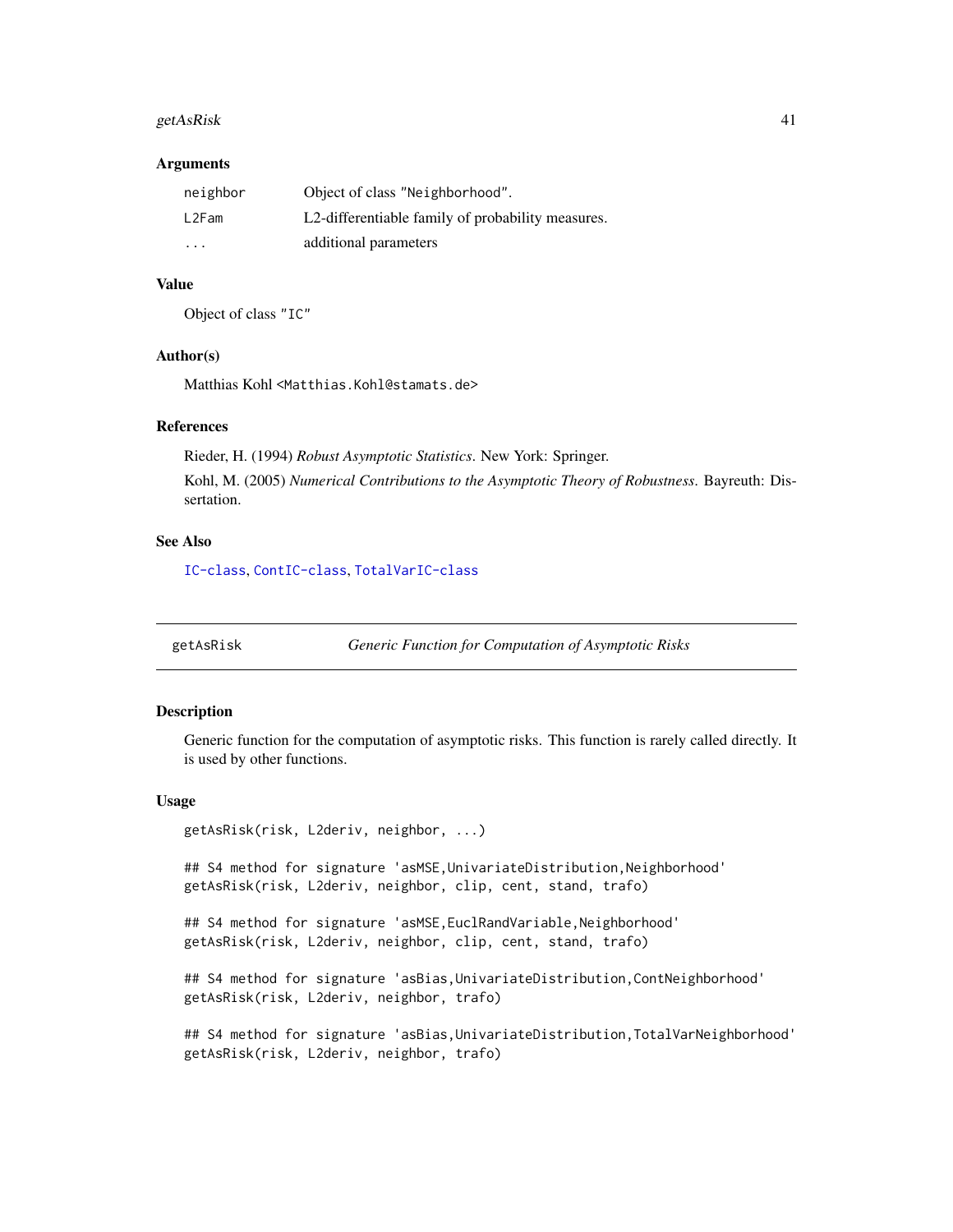### Arguments

| | |
|---|---|
| neighbor | Object of class "Neighborhood". |
| L2Fam | L2-differentiable family of probability measures. |
| ... | additional parameters |

### Value

Object of class "IC"

### Author(s)

Matthias Kohl <Matthias.Kohl@stamats.de>

### References

Rieder, H. (1994) *Robust Asymptotic Statistics*. New York: Springer.

Kohl, M. (2005) *Numerical Contributions to the Asymptotic Theory of Robustness*. Bayreuth: Dissertation.

### See Also

IC-class, ContIC-class, TotalVarIC-class

---

## getAsRisk — *Generic Function for Computation of Asymptotic Risks*

### Description

Generic function for the computation of asymptotic risks. This function is rarely called directly. It is used by other functions.

### Usage

```
getAsRisk(risk, L2deriv, neighbor, ...)

## S4 method for signature 'asMSE,UnivariateDistribution,Neighborhood'
getAsRisk(risk, L2deriv, neighbor, clip, cent, stand, trafo)

## S4 method for signature 'asMSE,EuclRandVariable,Neighborhood'
getAsRisk(risk, L2deriv, neighbor, clip, cent, stand, trafo)

## S4 method for signature 'asBias,UnivariateDistribution,ContNeighborhood'
getAsRisk(risk, L2deriv, neighbor, trafo)

## S4 method for signature 'asBias,UnivariateDistribution,TotalVarNeighborhood'
getAsRisk(risk, L2deriv, neighbor, trafo)
```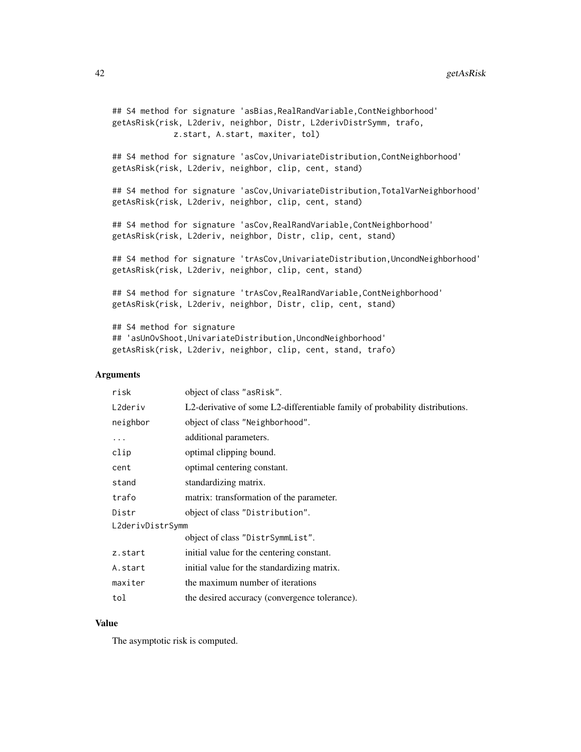```
## S4 method for signature 'asBias,RealRandVariable,ContNeighborhood'
getAsRisk(risk, L2deriv, neighbor, Distr, L2derivDistrSymm, trafo,
            z.start, A.start, maxiter, tol)

## S4 method for signature 'asCov,UnivariateDistribution,ContNeighborhood'
getAsRisk(risk, L2deriv, neighbor, clip, cent, stand)

## S4 method for signature 'asCov,UnivariateDistribution,TotalVarNeighborhood'
getAsRisk(risk, L2deriv, neighbor, clip, cent, stand)

## S4 method for signature 'asCov,RealRandVariable,ContNeighborhood'
getAsRisk(risk, L2deriv, neighbor, Distr, clip, cent, stand)

## S4 method for signature 'trAsCov,UnivariateDistribution,UncondNeighborhood'
getAsRisk(risk, L2deriv, neighbor, clip, cent, stand)

## S4 method for signature 'trAsCov,RealRandVariable,ContNeighborhood'
getAsRisk(risk, L2deriv, neighbor, Distr, clip, cent, stand)

## S4 method for signature
## 'asUnOvShoot,UnivariateDistribution,UncondNeighborhood'
getAsRisk(risk, L2deriv, neighbor, clip, cent, stand, trafo)
```

### Arguments

| | |
|---|---|
| `risk` | object of class "asRisk". |
| `L2deriv` | L2-derivative of some L2-differentiable family of probability distributions. |
| `neighbor` | object of class "Neighborhood". |
| `...` | additional parameters. |
| `clip` | optimal clipping bound. |
| `cent` | optimal centering constant. |
| `stand` | standardizing matrix. |
| `trafo` | matrix: transformation of the parameter. |
| `Distr` | object of class "Distribution". |
| `L2derivDistrSymm` | object of class "DistrSymmList". |
| `z.start` | initial value for the centering constant. |
| `A.start` | initial value for the standardizing matrix. |
| `maxiter` | the maximum number of iterations |
| `tol` | the desired accuracy (convergence tolerance). |

### Value

The asymptotic risk is computed.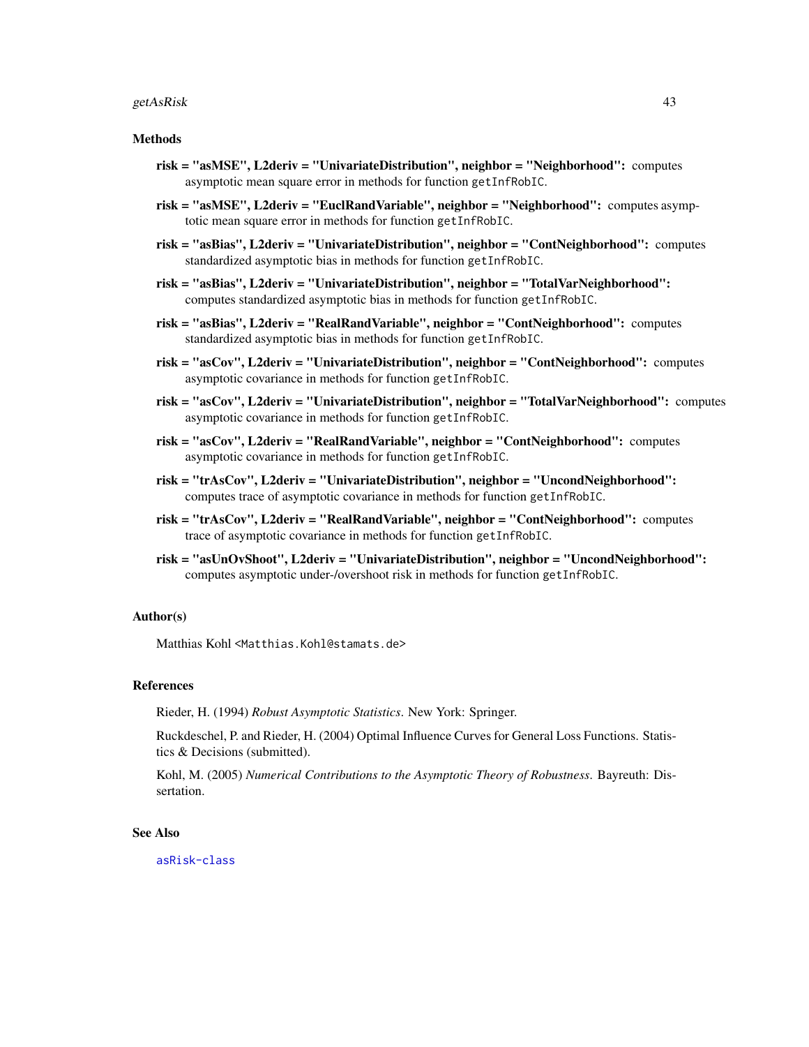### Methods

**risk = "asMSE", L2deriv = "UnivariateDistribution", neighbor = "Neighborhood":** computes asymptotic mean square error in methods for function `getInfRobIC`.

**risk = "asMSE", L2deriv = "EuclRandVariable", neighbor = "Neighborhood":** computes asymptotic mean square error in methods for function `getInfRobIC`.

**risk = "asBias", L2deriv = "UnivariateDistribution", neighbor = "ContNeighborhood":** computes standardized asymptotic bias in methods for function `getInfRobIC`.

**risk = "asBias", L2deriv = "UnivariateDistribution", neighbor = "TotalVarNeighborhood":** computes standardized asymptotic bias in methods for function `getInfRobIC`.

**risk = "asBias", L2deriv = "RealRandVariable", neighbor = "ContNeighborhood":** computes standardized asymptotic bias in methods for function `getInfRobIC`.

**risk = "asCov", L2deriv = "UnivariateDistribution", neighbor = "ContNeighborhood":** computes asymptotic covariance in methods for function `getInfRobIC`.

**risk = "asCov", L2deriv = "UnivariateDistribution", neighbor = "TotalVarNeighborhood":** computes asymptotic covariance in methods for function `getInfRobIC`.

**risk = "asCov", L2deriv = "RealRandVariable", neighbor = "ContNeighborhood":** computes asymptotic covariance in methods for function `getInfRobIC`.

**risk = "trAsCov", L2deriv = "UnivariateDistribution", neighbor = "UncondNeighborhood":** computes trace of asymptotic covariance in methods for function `getInfRobIC`.

**risk = "trAsCov", L2deriv = "RealRandVariable", neighbor = "ContNeighborhood":** computes trace of asymptotic covariance in methods for function `getInfRobIC`.

**risk = "asUnOvShoot", L2deriv = "UnivariateDistribution", neighbor = "UncondNeighborhood":** computes asymptotic under-/overshoot risk in methods for function `getInfRobIC`.

### Author(s)

Matthias Kohl <Matthias.Kohl@stamats.de>

### References

Rieder, H. (1994) *Robust Asymptotic Statistics*. New York: Springer.

Ruckdeschel, P. and Rieder, H. (2004) Optimal Influence Curves for General Loss Functions. Statistics & Decisions (submitted).

Kohl, M. (2005) *Numerical Contributions to the Asymptotic Theory of Robustness*. Bayreuth: Dissertation.

### See Also

asRisk-class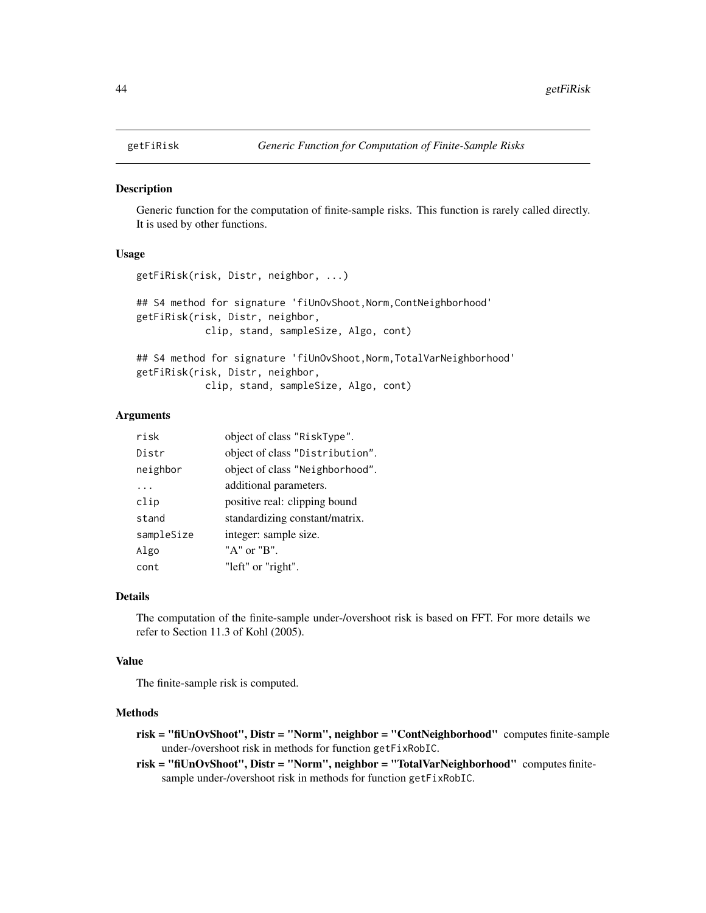# getFiRisk *Generic Function for Computation of Finite-Sample Risks*

## Description

Generic function for the computation of finite-sample risks. This function is rarely called directly. It is used by other functions.

## Usage

```
getFiRisk(risk, Distr, neighbor, ...)

## S4 method for signature 'fiUnOvShoot,Norm,ContNeighborhood'
getFiRisk(risk, Distr, neighbor,
          clip, stand, sampleSize, Algo, cont)

## S4 method for signature 'fiUnOvShoot,Norm,TotalVarNeighborhood'
getFiRisk(risk, Distr, neighbor,
          clip, stand, sampleSize, Algo, cont)
```

## Arguments

| | |
|---|---|
| risk | object of class "RiskType". |
| Distr | object of class "Distribution". |
| neighbor | object of class "Neighborhood". |
| ... | additional parameters. |
| clip | positive real: clipping bound |
| stand | standardizing constant/matrix. |
| sampleSize | integer: sample size. |
| Algo | "A" or "B". |
| cont | "left" or "right". |

## Details

The computation of the finite-sample under-/overshoot risk is based on FFT. For more details we refer to Section 11.3 of Kohl (2005).

## Value

The finite-sample risk is computed.

## Methods

**risk = "fiUnOvShoot", Distr = "Norm", neighbor = "ContNeighborhood"** computes finite-sample under-/overshoot risk in methods for function `getFixRobIC`.

**risk = "fiUnOvShoot", Distr = "Norm", neighbor = "TotalVarNeighborhood"** computes finite-sample under-/overshoot risk in methods for function `getFixRobIC`.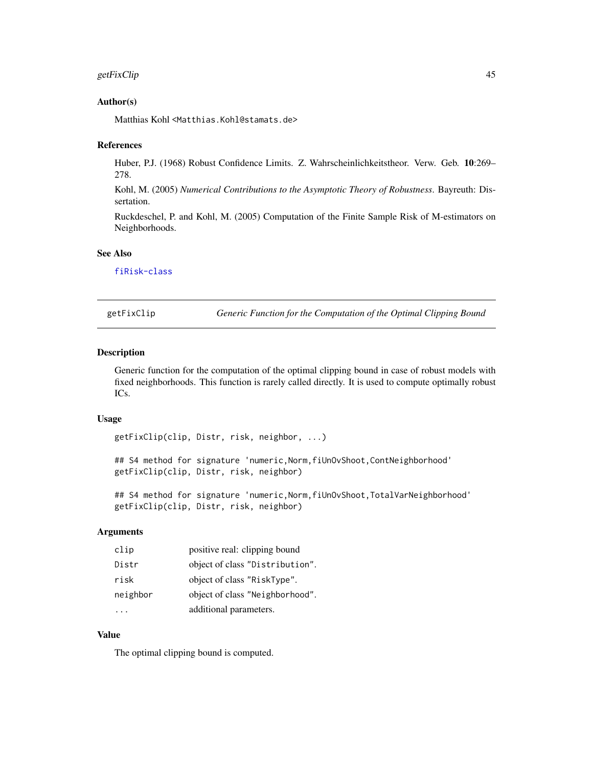### Author(s)

Matthias Kohl <Matthias.Kohl@stamats.de>

### References

Huber, P.J. (1968) Robust Confidence Limits. Z. Wahrscheinlichkeitstheor. Verw. Geb. **10**:269–278.

Kohl, M. (2005) *Numerical Contributions to the Asymptotic Theory of Robustness*. Bayreuth: Dissertation.

Ruckdeschel, P. and Kohl, M. (2005) Computation of the Finite Sample Risk of M-estimators on Neighborhoods.

### See Also

fiRisk-class

---

## getFixClip — *Generic Function for the Computation of the Optimal Clipping Bound*

### Description

Generic function for the computation of the optimal clipping bound in case of robust models with fixed neighborhoods. This function is rarely called directly. It is used to compute optimally robust ICs.

### Usage

```
getFixClip(clip, Distr, risk, neighbor, ...)

## S4 method for signature 'numeric,Norm,fiUnOvShoot,ContNeighborhood'
getFixClip(clip, Distr, risk, neighbor)

## S4 method for signature 'numeric,Norm,fiUnOvShoot,TotalVarNeighborhood'
getFixClip(clip, Distr, risk, neighbor)
```

### Arguments

| | |
|---|---|
| clip | positive real: clipping bound |
| Distr | object of class "Distribution". |
| risk | object of class "RiskType". |
| neighbor | object of class "Neighborhood". |
| ... | additional parameters. |

### Value

The optimal clipping bound is computed.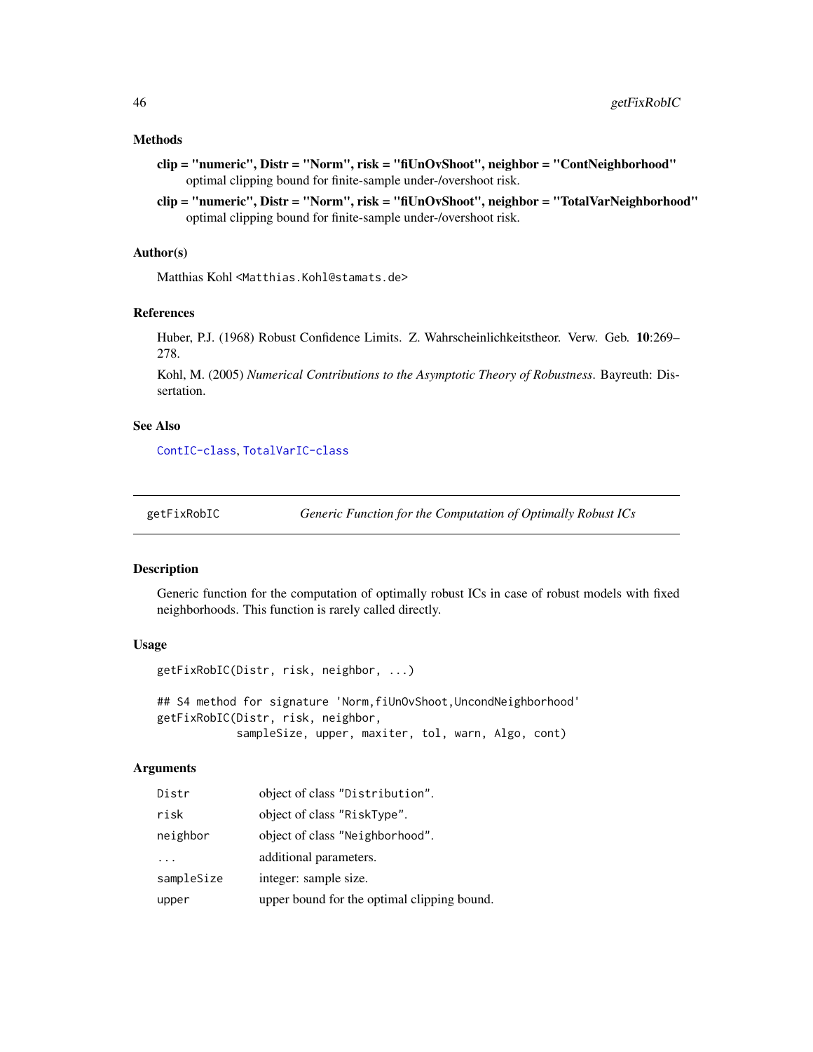### Methods

**clip = "numeric", Distr = "Norm", risk = "fiUnOvShoot", neighbor = "ContNeighborhood"** optimal clipping bound for finite-sample under-/overshoot risk.

**clip = "numeric", Distr = "Norm", risk = "fiUnOvShoot", neighbor = "TotalVarNeighborhood"** optimal clipping bound for finite-sample under-/overshoot risk.

### Author(s)

Matthias Kohl <Matthias.Kohl@stamats.de>

### References

Huber, P.J. (1968) Robust Confidence Limits. Z. Wahrscheinlichkeitstheor. Verw. Geb. **10**:269–278.

Kohl, M. (2005) *Numerical Contributions to the Asymptotic Theory of Robustness*. Bayreuth: Dissertation.

### See Also

ContIC-class, TotalVarIC-class

---

## getFixRobIC — *Generic Function for the Computation of Optimally Robust ICs*

### Description

Generic function for the computation of optimally robust ICs in case of robust models with fixed neighborhoods. This function is rarely called directly.

### Usage

```
getFixRobIC(Distr, risk, neighbor, ...)

## S4 method for signature 'Norm,fiUnOvShoot,UncondNeighborhood'
getFixRobIC(Distr, risk, neighbor,
            sampleSize, upper, maxiter, tol, warn, Algo, cont)
```

### Arguments

| | |
|---|---|
| Distr | object of class "Distribution". |
| risk | object of class "RiskType". |
| neighbor | object of class "Neighborhood". |
| ... | additional parameters. |
| sampleSize | integer: sample size. |
| upper | upper bound for the optimal clipping bound. |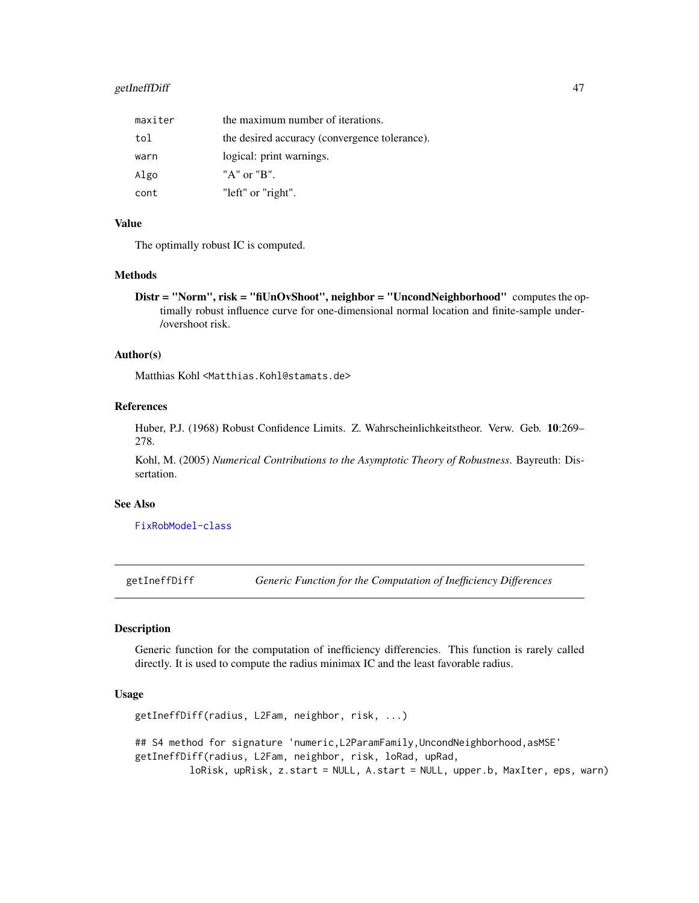| | |
|---|---|
| maxiter | the maximum number of iterations. |
| tol | the desired accuracy (convergence tolerance). |
| warn | logical: print warnings. |
| Algo | "A" or "B". |
| cont | "left" or "right". |

### Value

The optimally robust IC is computed.

### Methods

**Distr = "Norm", risk = "fiUnOvShoot", neighbor = "UncondNeighborhood"** computes the optimally robust influence curve for one-dimensional normal location and finite-sample under-/overshoot risk.

### Author(s)

Matthias Kohl <Matthias.Kohl@stamats.de>

### References

Huber, P.J. (1968) Robust Confidence Limits. Z. Wahrscheinlichkeitstheor. Verw. Geb. **10**:269–278.

Kohl, M. (2005) *Numerical Contributions to the Asymptotic Theory of Robustness*. Bayreuth: Dissertation.

### See Also

FixRobModel-class

---

## getIneffDiff — *Generic Function for the Computation of Inefficiency Differences*

### Description

Generic function for the computation of inefficiency differencies. This function is rarely called directly. It is used to compute the radius minimax IC and the least favorable radius.

### Usage

```
getIneffDiff(radius, L2Fam, neighbor, risk, ...)

## S4 method for signature 'numeric,L2ParamFamily,UncondNeighborhood,asMSE'
getIneffDiff(radius, L2Fam, neighbor, risk, loRad, upRad,
          loRisk, upRisk, z.start = NULL, A.start = NULL, upper.b, MaxIter, eps, warn)
```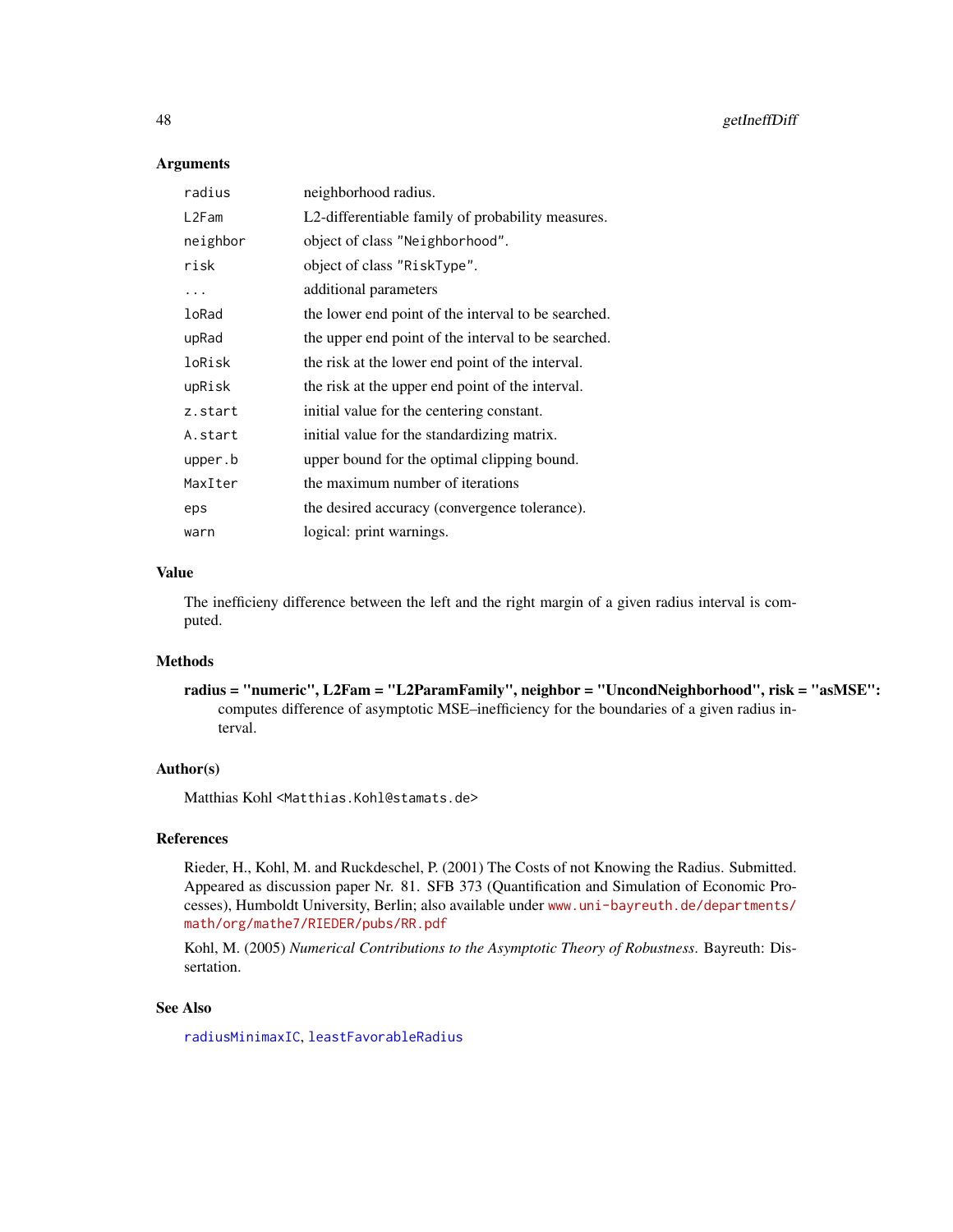## Arguments

| | |
|---|---|
| `radius` | neighborhood radius. |
| `L2Fam` | L2-differentiable family of probability measures. |
| `neighbor` | object of class `"Neighborhood"`. |
| `risk` | object of class `"RiskType"`. |
| `...` | additional parameters |
| `loRad` | the lower end point of the interval to be searched. |
| `upRad` | the upper end point of the interval to be searched. |
| `loRisk` | the risk at the lower end point of the interval. |
| `upRisk` | the risk at the upper end point of the interval. |
| `z.start` | initial value for the centering constant. |
| `A.start` | initial value for the standardizing matrix. |
| `upper.b` | upper bound for the optimal clipping bound. |
| `MaxIter` | the maximum number of iterations |
| `eps` | the desired accuracy (convergence tolerance). |
| `warn` | logical: print warnings. |

## Value

The inefficieny difference between the left and the right margin of a given radius interval is computed.

## Methods

**radius = "numeric", L2Fam = "L2ParamFamily", neighbor = "UncondNeighborhood", risk = "asMSE":** computes difference of asymptotic MSE–inefficiency for the boundaries of a given radius interval.

## Author(s)

Matthias Kohl <Matthias.Kohl@stamats.de>

## References

Rieder, H., Kohl, M. and Ruckdeschel, P. (2001) The Costs of not Knowing the Radius. Submitted. Appeared as discussion paper Nr. 81. SFB 373 (Quantification and Simulation of Economic Processes), Humboldt University, Berlin; also available under www.uni-bayreuth.de/departments/math/org/mathe7/RIEDER/pubs/RR.pdf

Kohl, M. (2005) *Numerical Contributions to the Asymptotic Theory of Robustness.* Bayreuth: Dissertation.

## See Also

radiusMinimaxIC, leastFavorableRadius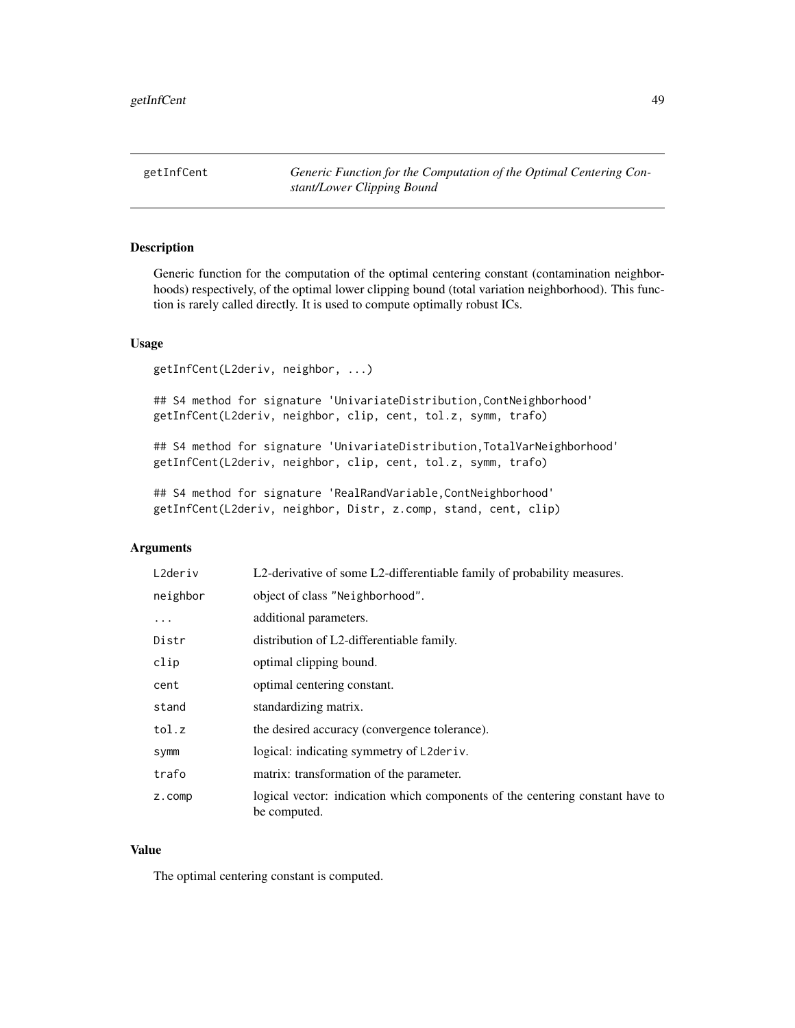getInfCent *Generic Function for the Computation of the Optimal Centering Constant/Lower Clipping Bound*

## Description

Generic function for the computation of the optimal centering constant (contamination neighborhoods) respectively, of the optimal lower clipping bound (total variation neighborhood). This function is rarely called directly. It is used to compute optimally robust ICs.

## Usage

```
getInfCent(L2deriv, neighbor, ...)

## S4 method for signature 'UnivariateDistribution,ContNeighborhood'
getInfCent(L2deriv, neighbor, clip, cent, tol.z, symm, trafo)

## S4 method for signature 'UnivariateDistribution,TotalVarNeighborhood'
getInfCent(L2deriv, neighbor, clip, cent, tol.z, symm, trafo)

## S4 method for signature 'RealRandVariable,ContNeighborhood'
getInfCent(L2deriv, neighbor, Distr, z.comp, stand, cent, clip)
```

## Arguments

| | |
|---|---|
| L2deriv | L2-derivative of some L2-differentiable family of probability measures. |
| neighbor | object of class "Neighborhood". |
| ... | additional parameters. |
| Distr | distribution of L2-differentiable family. |
| clip | optimal clipping bound. |
| cent | optimal centering constant. |
| stand | standardizing matrix. |
| tol.z | the desired accuracy (convergence tolerance). |
| symm | logical: indicating symmetry of L2deriv. |
| trafo | matrix: transformation of the parameter. |
| z.comp | logical vector: indication which components of the centering constant have to be computed. |

## Value

The optimal centering constant is computed.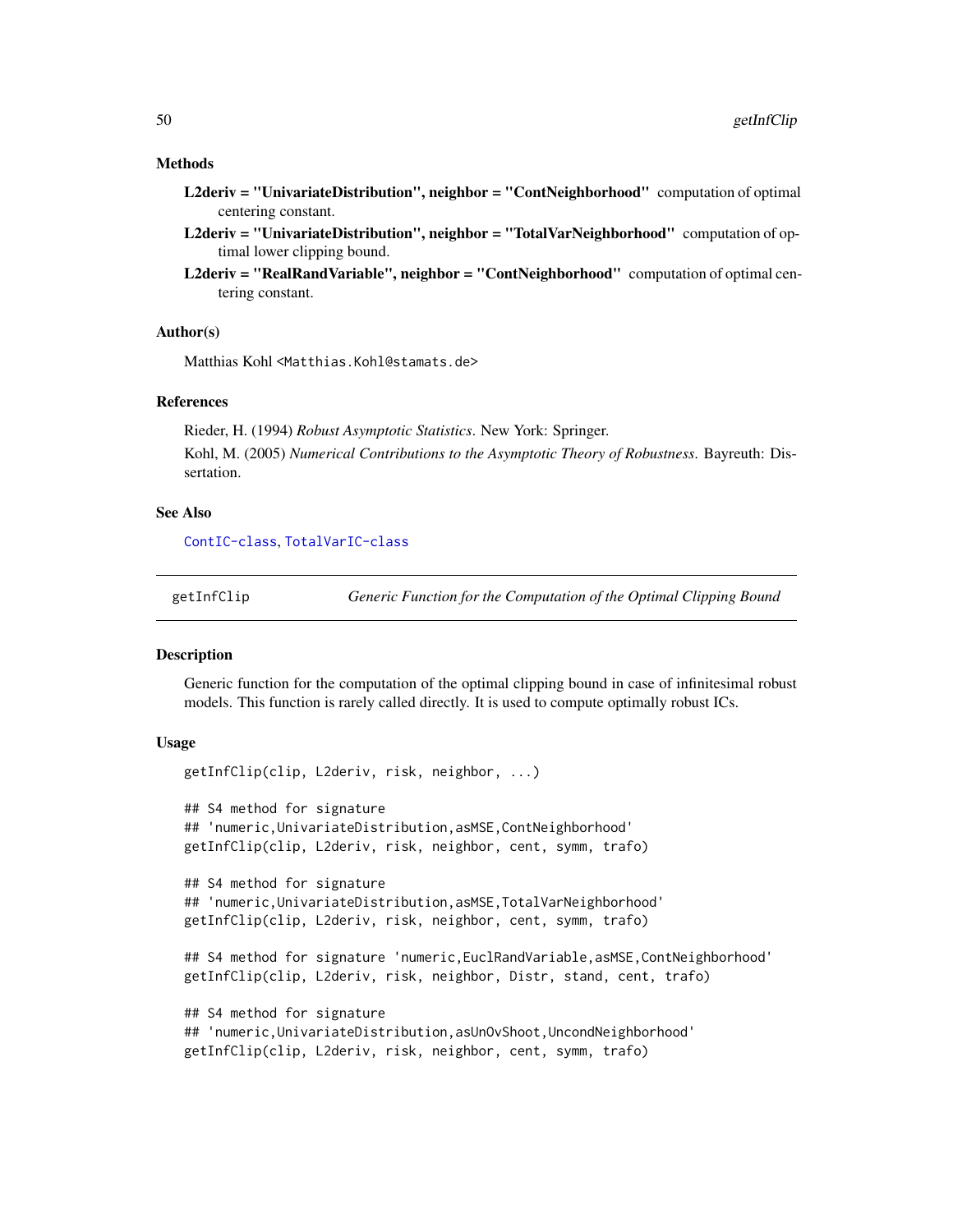### Methods

**L2deriv = "UnivariateDistribution", neighbor = "ContNeighborhood"** computation of optimal centering constant.

**L2deriv = "UnivariateDistribution", neighbor = "TotalVarNeighborhood"** computation of optimal lower clipping bound.

**L2deriv = "RealRandVariable", neighbor = "ContNeighborhood"** computation of optimal centering constant.

### Author(s)

Matthias Kohl <Matthias.Kohl@stamats.de>

### References

Rieder, H. (1994) *Robust Asymptotic Statistics*. New York: Springer.

Kohl, M. (2005) *Numerical Contributions to the Asymptotic Theory of Robustness*. Bayreuth: Dissertation.

### See Also

ContIC-class, TotalVarIC-class

---

## getInfClip — *Generic Function for the Computation of the Optimal Clipping Bound*

### Description

Generic function for the computation of the optimal clipping bound in case of infinitesimal robust models. This function is rarely called directly. It is used to compute optimally robust ICs.

### Usage

```
getInfClip(clip, L2deriv, risk, neighbor, ...)

## S4 method for signature
## 'numeric,UnivariateDistribution,asMSE,ContNeighborhood'
getInfClip(clip, L2deriv, risk, neighbor, cent, symm, trafo)

## S4 method for signature
## 'numeric,UnivariateDistribution,asMSE,TotalVarNeighborhood'
getInfClip(clip, L2deriv, risk, neighbor, cent, symm, trafo)

## S4 method for signature 'numeric,EuclRandVariable,asMSE,ContNeighborhood'
getInfClip(clip, L2deriv, risk, neighbor, Distr, stand, cent, trafo)

## S4 method for signature
## 'numeric,UnivariateDistribution,asUnOvShoot,UncondNeighborhood'
getInfClip(clip, L2deriv, risk, neighbor, cent, symm, trafo)
```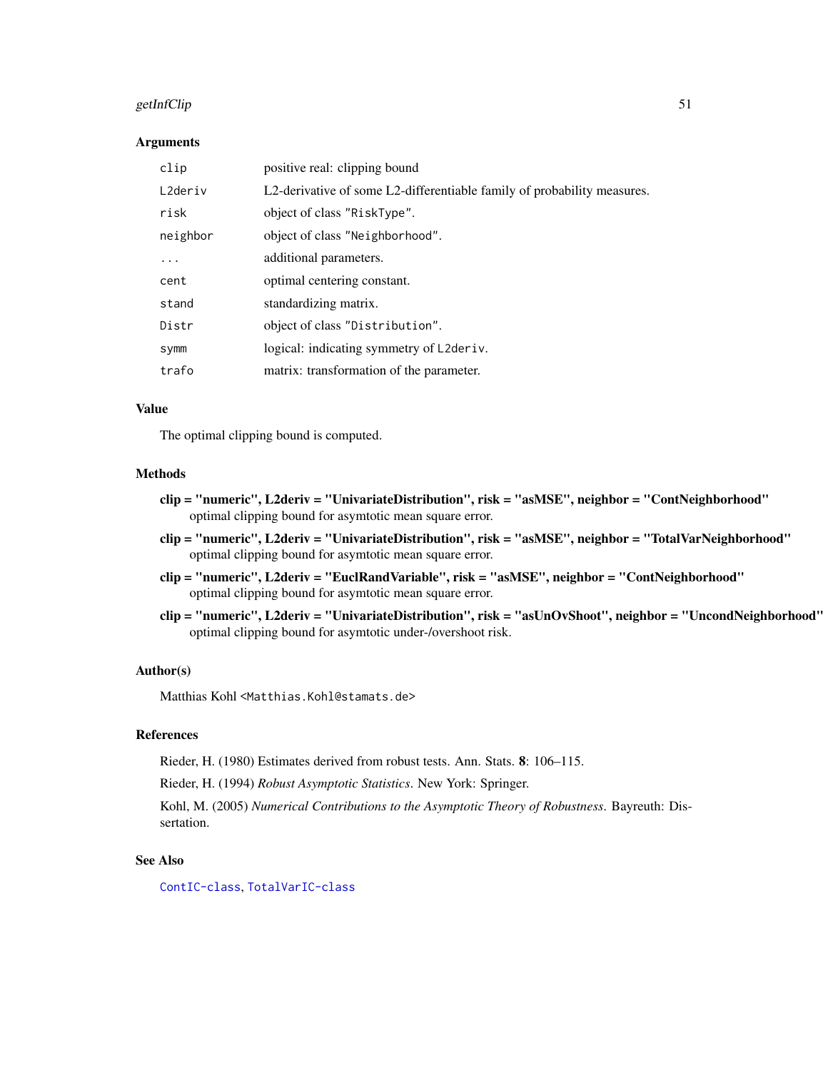## Arguments

| | |
|---|---|
| `clip` | positive real: clipping bound |
| `L2deriv` | L2-derivative of some L2-differentiable family of probability measures. |
| `risk` | object of class "RiskType". |
| `neighbor` | object of class "Neighborhood". |
| `...` | additional parameters. |
| `cent` | optimal centering constant. |
| `stand` | standardizing matrix. |
| `Distr` | object of class "Distribution". |
| `symm` | logical: indicating symmetry of `L2deriv`. |
| `trafo` | matrix: transformation of the parameter. |

## Value

The optimal clipping bound is computed.

## Methods

**clip = "numeric", L2deriv = "UnivariateDistribution", risk = "asMSE", neighbor = "ContNeighborhood"**
optimal clipping bound for asymtotic mean square error.

**clip = "numeric", L2deriv = "UnivariateDistribution", risk = "asMSE", neighbor = "TotalVarNeighborhood"**
optimal clipping bound for asymtotic mean square error.

**clip = "numeric", L2deriv = "EuclRandVariable", risk = "asMSE", neighbor = "ContNeighborhood"**
optimal clipping bound for asymtotic mean square error.

**clip = "numeric", L2deriv = "UnivariateDistribution", risk = "asUnOvShoot", neighbor = "UncondNeighborhood"**
optimal clipping bound for asymtotic under-/overshoot risk.

## Author(s)

Matthias Kohl <Matthias.Kohl@stamats.de>

## References

Rieder, H. (1980) Estimates derived from robust tests. Ann. Stats. **8**: 106–115.

Rieder, H. (1994) *Robust Asymptotic Statistics*. New York: Springer.

Kohl, M. (2005) *Numerical Contributions to the Asymptotic Theory of Robustness*. Bayreuth: Dissertation.

## See Also

ContIC-class, TotalVarIC-class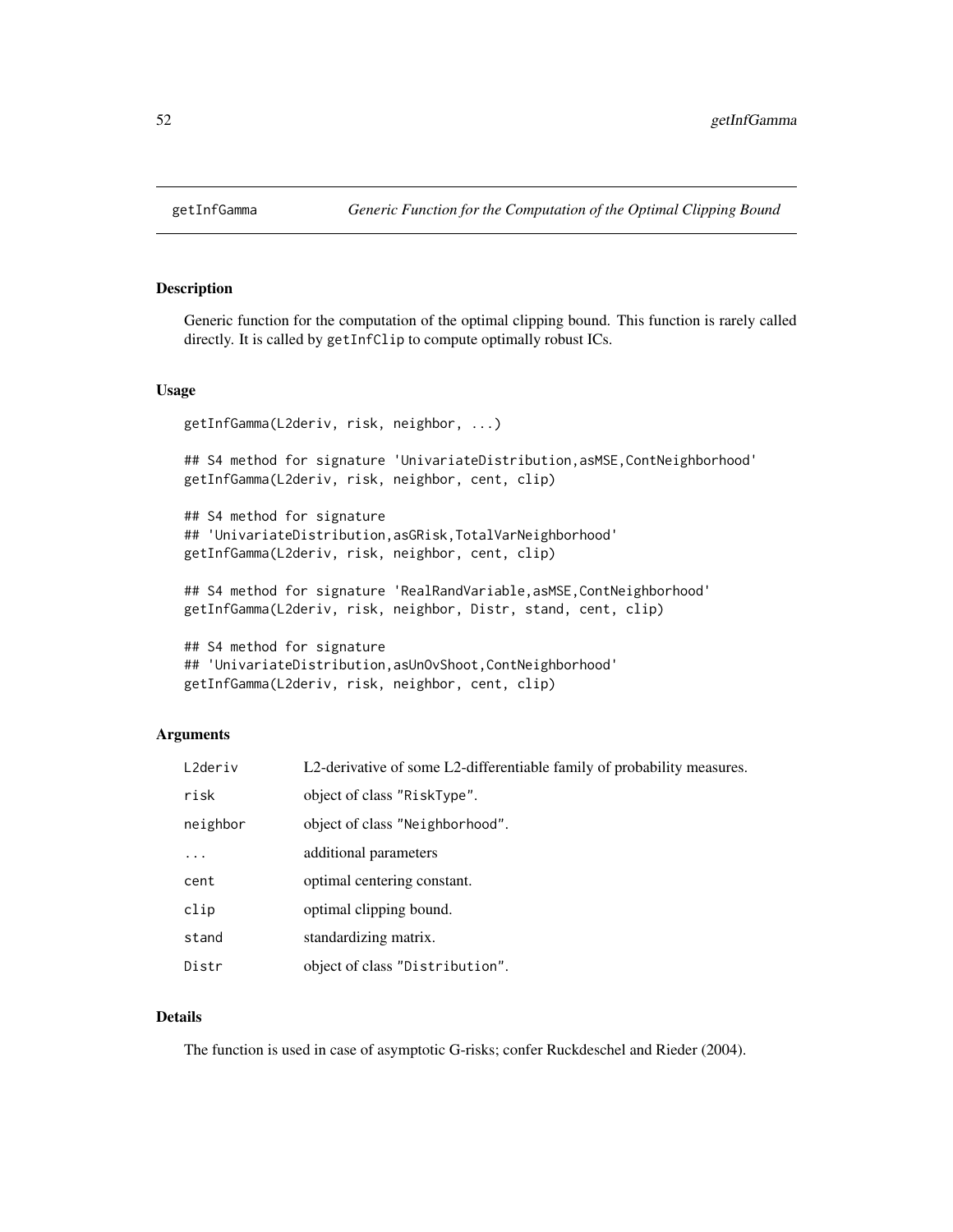getInfGamma *Generic Function for the Computation of the Optimal Clipping Bound*

## Description

Generic function for the computation of the optimal clipping bound. This function is rarely called directly. It is called by getInfClip to compute optimally robust ICs.

## Usage

```
getInfGamma(L2deriv, risk, neighbor, ...)

## S4 method for signature 'UnivariateDistribution,asMSE,ContNeighborhood'
getInfGamma(L2deriv, risk, neighbor, cent, clip)

## S4 method for signature
## 'UnivariateDistribution,asGRisk,TotalVarNeighborhood'
getInfGamma(L2deriv, risk, neighbor, cent, clip)

## S4 method for signature 'RealRandVariable,asMSE,ContNeighborhood'
getInfGamma(L2deriv, risk, neighbor, Distr, stand, cent, clip)

## S4 method for signature
## 'UnivariateDistribution,asUnOvShoot,ContNeighborhood'
getInfGamma(L2deriv, risk, neighbor, cent, clip)
```

## Arguments

| | |
|---|---|
| L2deriv | L2-derivative of some L2-differentiable family of probability measures. |
| risk | object of class "RiskType". |
| neighbor | object of class "Neighborhood". |
| ... | additional parameters |
| cent | optimal centering constant. |
| clip | optimal clipping bound. |
| stand | standardizing matrix. |
| Distr | object of class "Distribution". |

## Details

The function is used in case of asymptotic G-risks; confer Ruckdeschel and Rieder (2004).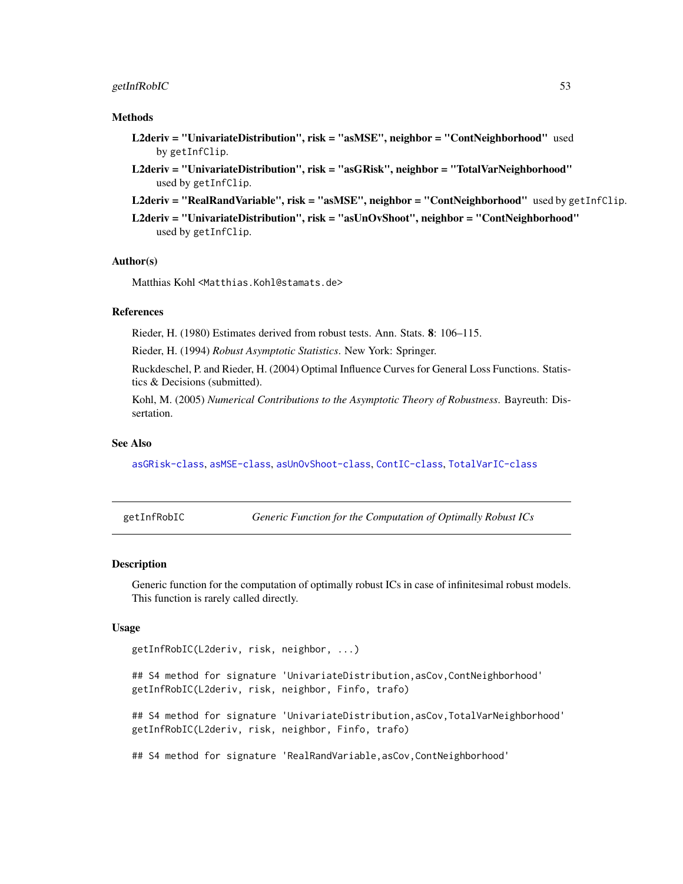### Methods

**L2deriv = "UnivariateDistribution", risk = "asMSE", neighbor = "ContNeighborhood"** used by `getInfClip`.

**L2deriv = "UnivariateDistribution", risk = "asGRisk", neighbor = "TotalVarNeighborhood"** used by `getInfClip`.

**L2deriv = "RealRandVariable", risk = "asMSE", neighbor = "ContNeighborhood"** used by `getInfClip`.

**L2deriv = "UnivariateDistribution", risk = "asUnOvShoot", neighbor = "ContNeighborhood"** used by `getInfClip`.

### Author(s)

Matthias Kohl <Matthias.Kohl@stamats.de>

### References

Rieder, H. (1980) Estimates derived from robust tests. Ann. Stats. **8**: 106–115.

Rieder, H. (1994) *Robust Asymptotic Statistics*. New York: Springer.

Ruckdeschel, P. and Rieder, H. (2004) Optimal Influence Curves for General Loss Functions. Statistics & Decisions (submitted).

Kohl, M. (2005) *Numerical Contributions to the Asymptotic Theory of Robustness*. Bayreuth: Dissertation.

### See Also

asGRisk-class, asMSE-class, asUnOvShoot-class, ContIC-class, TotalVarIC-class

---

## getInfRobIC — *Generic Function for the Computation of Optimally Robust ICs*

### Description

Generic function for the computation of optimally robust ICs in case of infinitesimal robust models. This function is rarely called directly.

### Usage

```
getInfRobIC(L2deriv, risk, neighbor, ...)

## S4 method for signature 'UnivariateDistribution,asCov,ContNeighborhood'
getInfRobIC(L2deriv, risk, neighbor, Finfo, trafo)

## S4 method for signature 'UnivariateDistribution,asCov,TotalVarNeighborhood'
getInfRobIC(L2deriv, risk, neighbor, Finfo, trafo)

## S4 method for signature 'RealRandVariable,asCov,ContNeighborhood'
```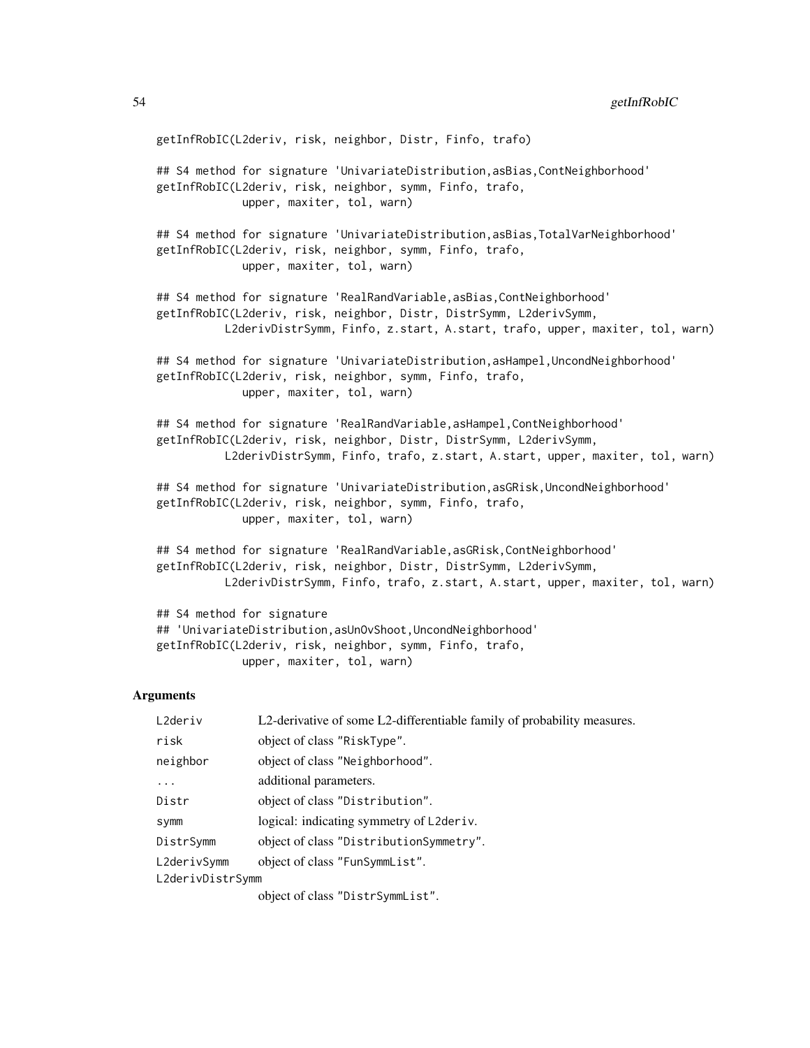```
getInfRobIC(L2deriv, risk, neighbor, Distr, Finfo, trafo)

## S4 method for signature 'UnivariateDistribution,asBias,ContNeighborhood'
getInfRobIC(L2deriv, risk, neighbor, symm, Finfo, trafo,
             upper, maxiter, tol, warn)

## S4 method for signature 'UnivariateDistribution,asBias,TotalVarNeighborhood'
getInfRobIC(L2deriv, risk, neighbor, symm, Finfo, trafo,
             upper, maxiter, tol, warn)

## S4 method for signature 'RealRandVariable,asBias,ContNeighborhood'
getInfRobIC(L2deriv, risk, neighbor, Distr, DistrSymm, L2derivSymm,
          L2derivDistrSymm, Finfo, z.start, A.start, trafo, upper, maxiter, tol, warn)

## S4 method for signature 'UnivariateDistribution,asHampel,UncondNeighborhood'
getInfRobIC(L2deriv, risk, neighbor, symm, Finfo, trafo,
             upper, maxiter, tol, warn)

## S4 method for signature 'RealRandVariable,asHampel,ContNeighborhood'
getInfRobIC(L2deriv, risk, neighbor, Distr, DistrSymm, L2derivSymm,
          L2derivDistrSymm, Finfo, trafo, z.start, A.start, upper, maxiter, tol, warn)

## S4 method for signature 'UnivariateDistribution,asGRisk,UncondNeighborhood'
getInfRobIC(L2deriv, risk, neighbor, symm, Finfo, trafo,
             upper, maxiter, tol, warn)

## S4 method for signature 'RealRandVariable,asGRisk,ContNeighborhood'
getInfRobIC(L2deriv, risk, neighbor, Distr, DistrSymm, L2derivSymm,
          L2derivDistrSymm, Finfo, trafo, z.start, A.start, upper, maxiter, tol, warn)

## S4 method for signature
## 'UnivariateDistribution,asUnOvShoot,UncondNeighborhood'
getInfRobIC(L2deriv, risk, neighbor, symm, Finfo, trafo,
             upper, maxiter, tol, warn)
```

## Arguments

| | |
|---|---|
| L2deriv | L2-derivative of some L2-differentiable family of probability measures. |
| risk | object of class "RiskType". |
| neighbor | object of class "Neighborhood". |
| ... | additional parameters. |
| Distr | object of class "Distribution". |
| symm | logical: indicating symmetry of L2deriv. |
| DistrSymm | object of class "DistributionSymmetry". |
| L2derivSymm | object of class "FunSymmList". |
| L2derivDistrSymm | object of class "DistrSymmList". |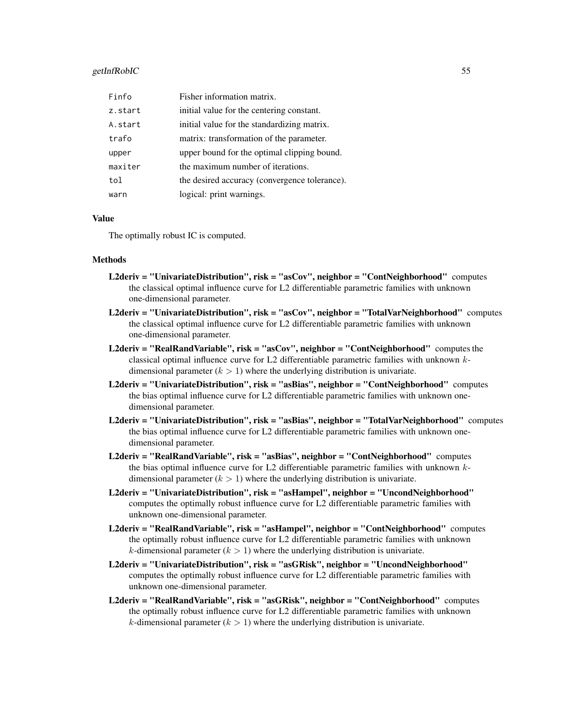| | |
|---|---|
| `Finfo` | Fisher information matrix. |
| `z.start` | initial value for the centering constant. |
| `A.start` | initial value for the standardizing matrix. |
| `trafo` | matrix: transformation of the parameter. |
| `upper` | upper bound for the optimal clipping bound. |
| `maxiter` | the maximum number of iterations. |
| `tol` | the desired accuracy (convergence tolerance). |
| `warn` | logical: print warnings. |

### Value

The optimally robust IC is computed.

### Methods

**L2deriv = "UnivariateDistribution", risk = "asCov", neighbor = "ContNeighborhood"** computes the classical optimal influence curve for L2 differentiable parametric families with unknown one-dimensional parameter.

**L2deriv = "UnivariateDistribution", risk = "asCov", neighbor = "TotalVarNeighborhood"** computes the classical optimal influence curve for L2 differentiable parametric families with unknown one-dimensional parameter.

**L2deriv = "RealRandVariable", risk = "asCov", neighbor = "ContNeighborhood"** computes the classical optimal influence curve for L2 differentiable parametric families with unknown $k$-dimensional parameter ($k > 1$) where the underlying distribution is univariate.

**L2deriv = "UnivariateDistribution", risk = "asBias", neighbor = "ContNeighborhood"** computes the bias optimal influence curve for L2 differentiable parametric families with unknown one-dimensional parameter.

**L2deriv = "UnivariateDistribution", risk = "asBias", neighbor = "TotalVarNeighborhood"** computes the bias optimal influence curve for L2 differentiable parametric families with unknown one-dimensional parameter.

**L2deriv = "RealRandVariable", risk = "asBias", neighbor = "ContNeighborhood"** computes the bias optimal influence curve for L2 differentiable parametric families with unknown $k$-dimensional parameter ($k > 1$) where the underlying distribution is univariate.

**L2deriv = "UnivariateDistribution", risk = "asHampel", neighbor = "UncondNeighborhood"** computes the optimally robust influence curve for L2 differentiable parametric families with unknown one-dimensional parameter.

**L2deriv = "RealRandVariable", risk = "asHampel", neighbor = "ContNeighborhood"** computes the optimally robust influence curve for L2 differentiable parametric families with unknown $k$-dimensional parameter ($k > 1$) where the underlying distribution is univariate.

**L2deriv = "UnivariateDistribution", risk = "asGRisk", neighbor = "UncondNeighborhood"** computes the optimally robust influence curve for L2 differentiable parametric families with unknown one-dimensional parameter.

**L2deriv = "RealRandVariable", risk = "asGRisk", neighbor = "ContNeighborhood"** computes the optimally robust influence curve for L2 differentiable parametric families with unknown $k$-dimensional parameter ($k > 1$) where the underlying distribution is univariate.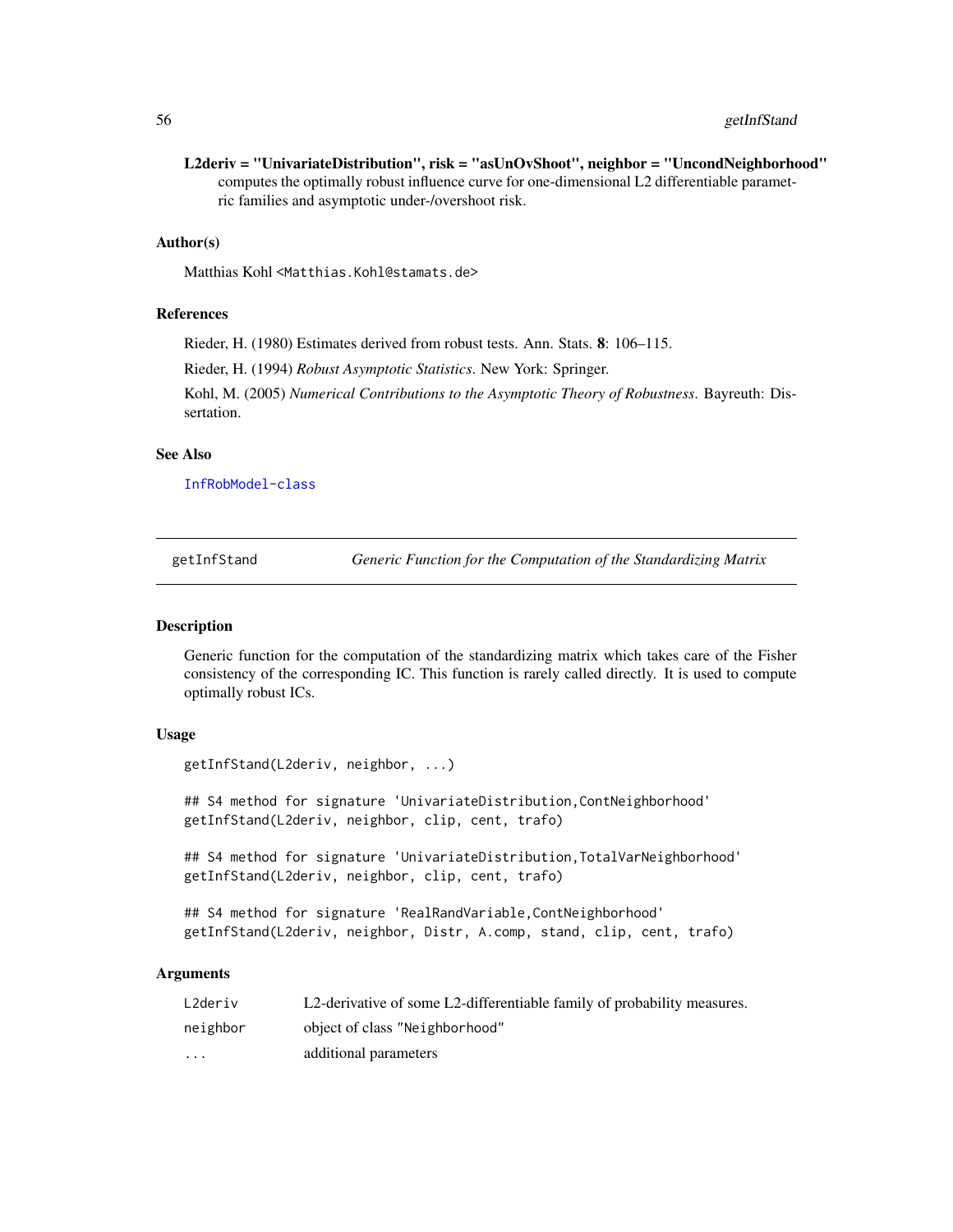**L2deriv = "UnivariateDistribution", risk = "asUnOvShoot", neighbor = "UncondNeighborhood"** computes the optimally robust influence curve for one-dimensional L2 differentiable parametric families and asymptotic under-/overshoot risk.

### Author(s)

Matthias Kohl <Matthias.Kohl@stamats.de>

### References

Rieder, H. (1980) Estimates derived from robust tests. Ann. Stats. **8**: 106–115.

Rieder, H. (1994) *Robust Asymptotic Statistics*. New York: Springer.

Kohl, M. (2005) *Numerical Contributions to the Asymptotic Theory of Robustness*. Bayreuth: Dissertation.

### See Also

InfRobModel-class

---

## getInfStand — *Generic Function for the Computation of the Standardizing Matrix*

### Description

Generic function for the computation of the standardizing matrix which takes care of the Fisher consistency of the corresponding IC. This function is rarely called directly. It is used to compute optimally robust ICs.

### Usage

```
getInfStand(L2deriv, neighbor, ...)

## S4 method for signature 'UnivariateDistribution,ContNeighborhood'
getInfStand(L2deriv, neighbor, clip, cent, trafo)

## S4 method for signature 'UnivariateDistribution,TotalVarNeighborhood'
getInfStand(L2deriv, neighbor, clip, cent, trafo)

## S4 method for signature 'RealRandVariable,ContNeighborhood'
getInfStand(L2deriv, neighbor, Distr, A.comp, stand, clip, cent, trafo)
```

### Arguments

| | |
|---|---|
| L2deriv | L2-derivative of some L2-differentiable family of probability measures. |
| neighbor | object of class "Neighborhood" |
| ... | additional parameters |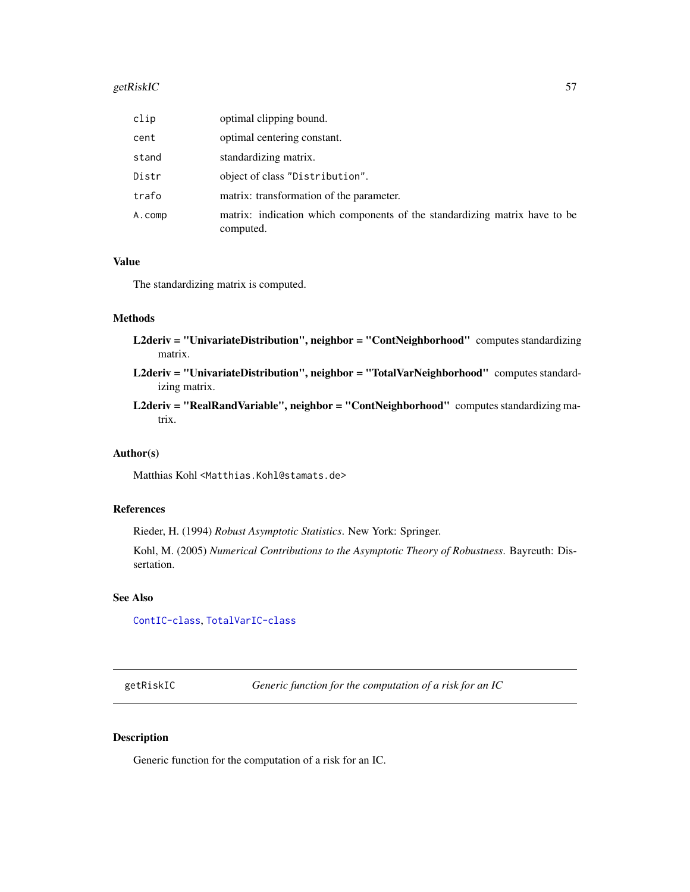| | |
|---|---|
| `clip` | optimal clipping bound. |
| `cent` | optimal centering constant. |
| `stand` | standardizing matrix. |
| `Distr` | object of class `"Distribution"`. |
| `trafo` | matrix: transformation of the parameter. |
| `A.comp` | matrix: indication which components of the standardizing matrix have to be computed. |

### Value

The standardizing matrix is computed.

### Methods

**L2deriv = "UnivariateDistribution", neighbor = "ContNeighborhood"** computes standardizing matrix.

**L2deriv = "UnivariateDistribution", neighbor = "TotalVarNeighborhood"** computes standardizing matrix.

**L2deriv = "RealRandVariable", neighbor = "ContNeighborhood"** computes standardizing matrix.

### Author(s)

Matthias Kohl <`Matthias.Kohl@stamats.de`>

### References

Rieder, H. (1994) *Robust Asymptotic Statistics*. New York: Springer.

Kohl, M. (2005) *Numerical Contributions to the Asymptotic Theory of Robustness*. Bayreuth: Dissertation.

### See Also

`ContIC-class`, `TotalVarIC-class`

---

## getRiskIC — *Generic function for the computation of a risk for an IC*

### Description

Generic function for the computation of a risk for an IC.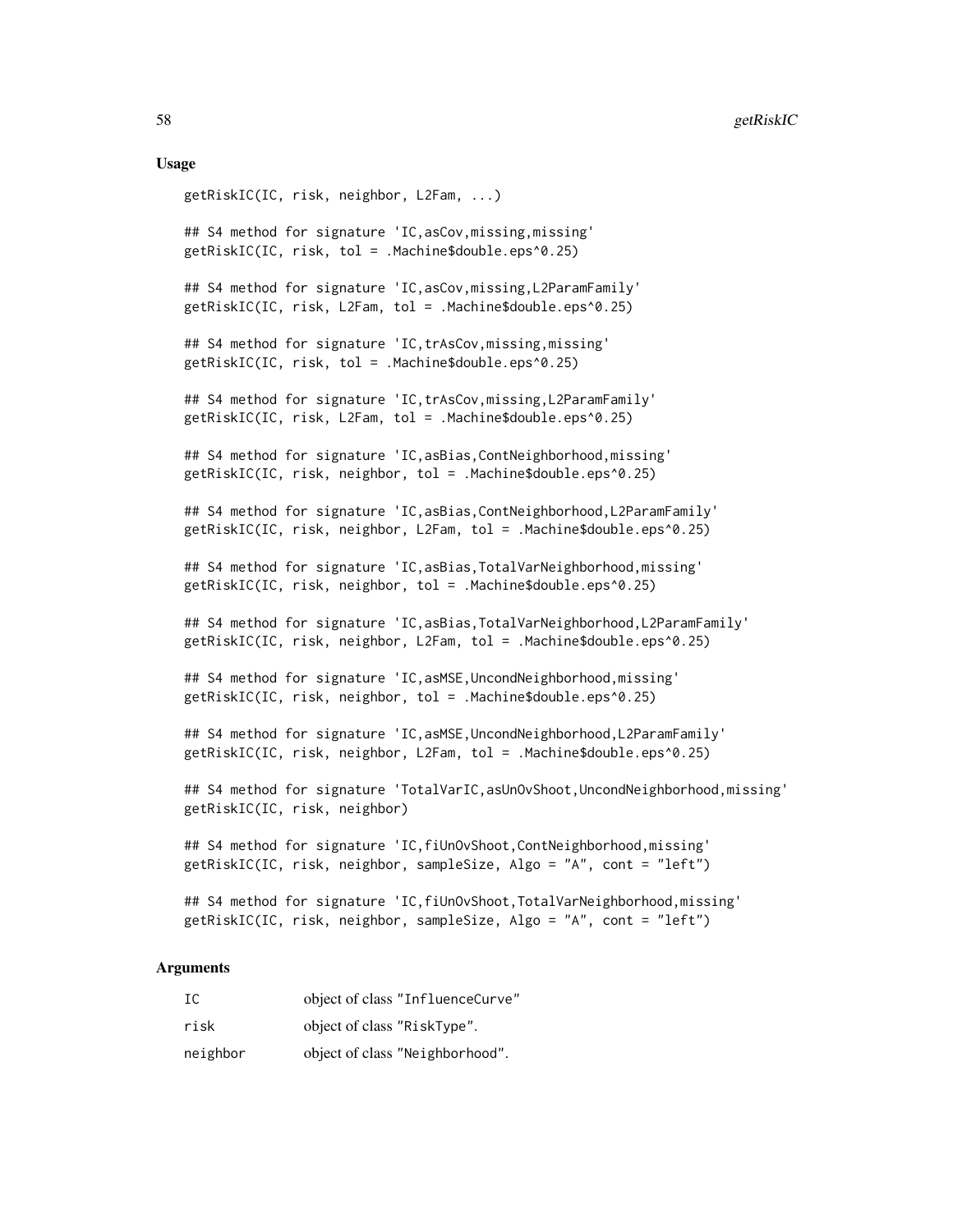## Usage

```
getRiskIC(IC, risk, neighbor, L2Fam, ...)

## S4 method for signature 'IC,asCov,missing,missing'
getRiskIC(IC, risk, tol = .Machine$double.eps^0.25)

## S4 method for signature 'IC,asCov,missing,L2ParamFamily'
getRiskIC(IC, risk, L2Fam, tol = .Machine$double.eps^0.25)

## S4 method for signature 'IC,trAsCov,missing,missing'
getRiskIC(IC, risk, tol = .Machine$double.eps^0.25)

## S4 method for signature 'IC,trAsCov,missing,L2ParamFamily'
getRiskIC(IC, risk, L2Fam, tol = .Machine$double.eps^0.25)

## S4 method for signature 'IC,asBias,ContNeighborhood,missing'
getRiskIC(IC, risk, neighbor, tol = .Machine$double.eps^0.25)

## S4 method for signature 'IC,asBias,ContNeighborhood,L2ParamFamily'
getRiskIC(IC, risk, neighbor, L2Fam, tol = .Machine$double.eps^0.25)

## S4 method for signature 'IC,asBias,TotalVarNeighborhood,missing'
getRiskIC(IC, risk, neighbor, tol = .Machine$double.eps^0.25)

## S4 method for signature 'IC,asBias,TotalVarNeighborhood,L2ParamFamily'
getRiskIC(IC, risk, neighbor, L2Fam, tol = .Machine$double.eps^0.25)

## S4 method for signature 'IC,asMSE,UncondNeighborhood,missing'
getRiskIC(IC, risk, neighbor, tol = .Machine$double.eps^0.25)

## S4 method for signature 'IC,asMSE,UncondNeighborhood,L2ParamFamily'
getRiskIC(IC, risk, neighbor, L2Fam, tol = .Machine$double.eps^0.25)

## S4 method for signature 'TotalVarIC,asUnOvShoot,UncondNeighborhood,missing'
getRiskIC(IC, risk, neighbor)

## S4 method for signature 'IC,fiUnOvShoot,ContNeighborhood,missing'
getRiskIC(IC, risk, neighbor, sampleSize, Algo = "A", cont = "left")

## S4 method for signature 'IC,fiUnOvShoot,TotalVarNeighborhood,missing'
getRiskIC(IC, risk, neighbor, sampleSize, Algo = "A", cont = "left")
```

## Arguments

| | |
|---|---|
| IC | object of class "InfluenceCurve" |
| risk | object of class "RiskType". |
| neighbor | object of class "Neighborhood". |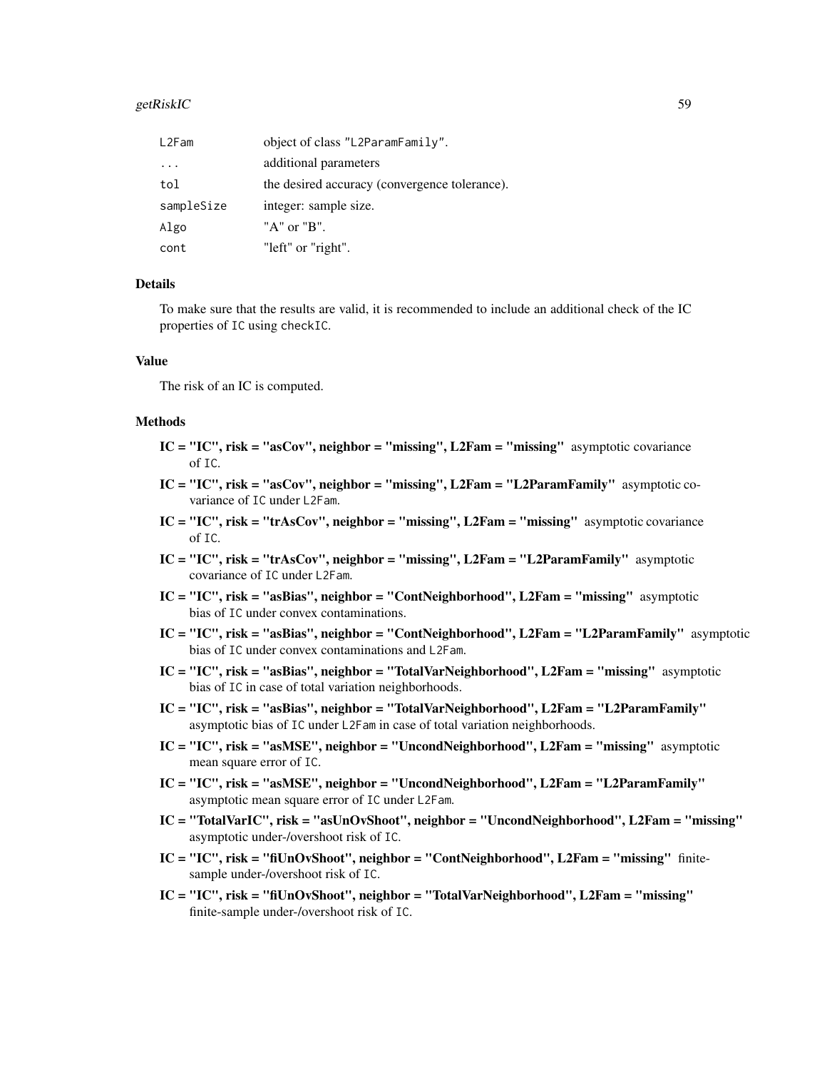| | |
|---|---|
| L2Fam | object of class "L2ParamFamily". |
| ... | additional parameters |
| tol | the desired accuracy (convergence tolerance). |
| sampleSize | integer: sample size. |
| Algo | "A" or "B". |
| cont | "left" or "right". |

### Details

To make sure that the results are valid, it is recommended to include an additional check of the IC properties of IC using checkIC.

### Value

The risk of an IC is computed.

### Methods

- **IC = "IC", risk = "asCov", neighbor = "missing", L2Fam = "missing"** asymptotic covariance of IC.
- **IC = "IC", risk = "asCov", neighbor = "missing", L2Fam = "L2ParamFamily"** asymptotic covariance of IC under L2Fam.
- **IC = "IC", risk = "trAsCov", neighbor = "missing", L2Fam = "missing"** asymptotic covariance of IC.
- **IC = "IC", risk = "trAsCov", neighbor = "missing", L2Fam = "L2ParamFamily"** asymptotic covariance of IC under L2Fam.
- **IC = "IC", risk = "asBias", neighbor = "ContNeighborhood", L2Fam = "missing"** asymptotic bias of IC under convex contaminations.
- **IC = "IC", risk = "asBias", neighbor = "ContNeighborhood", L2Fam = "L2ParamFamily"** asymptotic bias of IC under convex contaminations and L2Fam.
- **IC = "IC", risk = "asBias", neighbor = "TotalVarNeighborhood", L2Fam = "missing"** asymptotic bias of IC in case of total variation neighborhoods.
- **IC = "IC", risk = "asBias", neighbor = "TotalVarNeighborhood", L2Fam = "L2ParamFamily"** asymptotic bias of IC under L2Fam in case of total variation neighborhoods.
- **IC = "IC", risk = "asMSE", neighbor = "UncondNeighborhood", L2Fam = "missing"** asymptotic mean square error of IC.
- **IC = "IC", risk = "asMSE", neighbor = "UncondNeighborhood", L2Fam = "L2ParamFamily"** asymptotic mean square error of IC under L2Fam.
- **IC = "TotalVarIC", risk = "asUnOvShoot", neighbor = "UncondNeighborhood", L2Fam = "missing"** asymptotic under-/overshoot risk of IC.
- **IC = "IC", risk = "fiUnOvShoot", neighbor = "ContNeighborhood", L2Fam = "missing"** finite-sample under-/overshoot risk of IC.
- **IC = "IC", risk = "fiUnOvShoot", neighbor = "TotalVarNeighborhood", L2Fam = "missing"** finite-sample under-/overshoot risk of IC.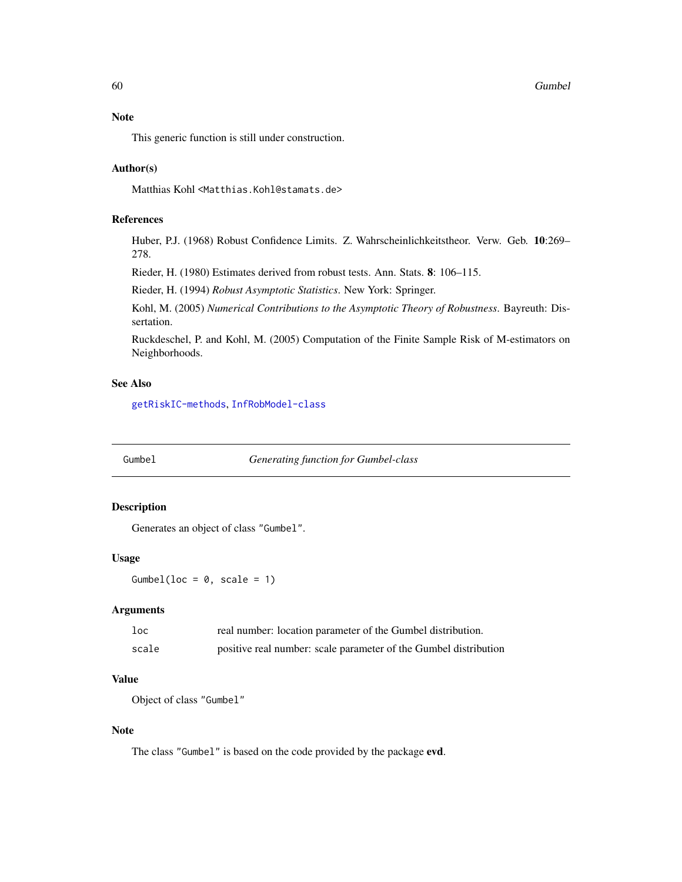### Note

This generic function is still under construction.

### Author(s)

Matthias Kohl <Matthias.Kohl@stamats.de>

### References

Huber, P.J. (1968) Robust Confidence Limits. Z. Wahrscheinlichkeitstheor. Verw. Geb. **10**:269–278.

Rieder, H. (1980) Estimates derived from robust tests. Ann. Stats. **8**: 106–115.

Rieder, H. (1994) *Robust Asymptotic Statistics*. New York: Springer.

Kohl, M. (2005) *Numerical Contributions to the Asymptotic Theory of Robustness*. Bayreuth: Dissertation.

Ruckdeschel, P. and Kohl, M. (2005) Computation of the Finite Sample Risk of M-estimators on Neighborhoods.

### See Also

getRiskIC-methods, InfRobModel-class

---

## Gumbel — *Generating function for Gumbel-class*

### Description

Generates an object of class "Gumbel".

### Usage

```
Gumbel(loc = 0, scale = 1)
```

### Arguments

| | |
|---|---|
| loc | real number: location parameter of the Gumbel distribution. |
| scale | positive real number: scale parameter of the Gumbel distribution |

### Value

Object of class "Gumbel"

### Note

The class "Gumbel" is based on the code provided by the package **evd**.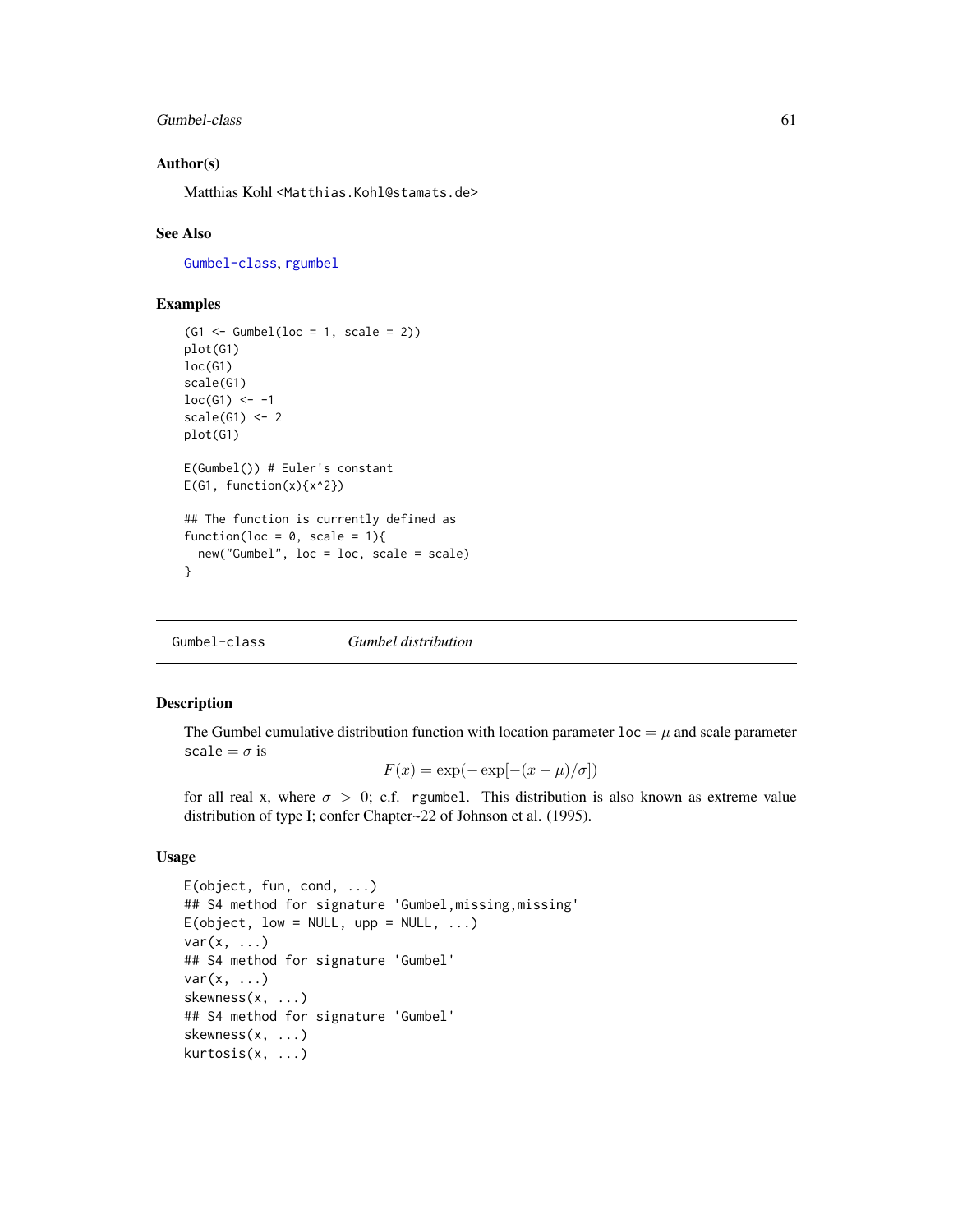### Author(s)

Matthias Kohl <Matthias.Kohl@stamats.de>

### See Also

Gumbel-class, rgumbel

### Examples

```
(G1 <- Gumbel(loc = 1, scale = 2))
plot(G1)
loc(G1)
scale(G1)
loc(G1) <- -1
scale(G1) <- 2
plot(G1)

E(Gumbel()) # Euler's constant
E(G1, function(x){x^2})

## The function is currently defined as
function(loc = 0, scale = 1){
  new("Gumbel", loc = loc, scale = scale)
}
```

---

## Gumbel-class *Gumbel distribution*

### Description

The Gumbel cumulative distribution function with location parameter `loc` $= \mu$ and scale parameter `scale` $= \sigma$ is

$$F(x) = \exp(-\exp[-(x-\mu)/\sigma])$$

for all real x, where $\sigma > 0$; c.f. `rgumbel`. This distribution is also known as extreme value distribution of type I; confer Chapter~22 of Johnson et al. (1995).

### Usage

```
E(object, fun, cond, ...)
## S4 method for signature 'Gumbel,missing,missing'
E(object, low = NULL, upp = NULL, ...)
var(x, ...)
## S4 method for signature 'Gumbel'
var(x, ...)
skewness(x, ...)
## S4 method for signature 'Gumbel'
skewness(x, ...)
kurtosis(x, ...)
```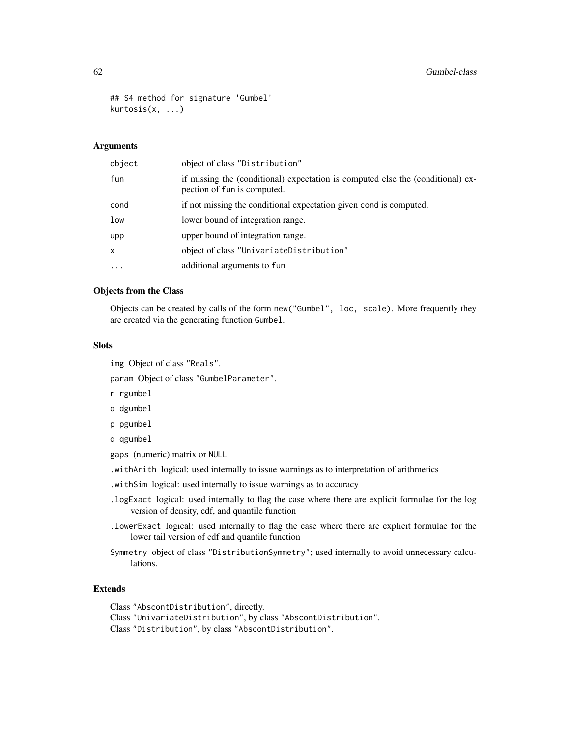```
## S4 method for signature 'Gumbel'
kurtosis(x, ...)
```

### Arguments

| | |
|---|---|
| object | object of class "Distribution" |
| fun | if missing the (conditional) expectation is computed else the (conditional) expection of fun is computed. |
| cond | if not missing the conditional expectation given cond is computed. |
| low | lower bound of integration range. |
| upp | upper bound of integration range. |
| x | object of class "UnivariateDistribution" |
| ... | additional arguments to fun |

### Objects from the Class

Objects can be created by calls of the form `new("Gumbel", loc, scale)`. More frequently they are created via the generating function `Gumbel`.

### Slots

`img` Object of class "Reals".

`param` Object of class "GumbelParameter".

`r` rgumbel

`d` dgumbel

`p` pgumbel

`q` qgumbel

`gaps` (numeric) matrix or NULL

`.withArith` logical: used internally to issue warnings as to interpretation of arithmetics

`.withSim` logical: used internally to issue warnings as to accuracy

`.logExact` logical: used internally to flag the case where there are explicit formulae for the log version of density, cdf, and quantile function

`.lowerExact` logical: used internally to flag the case where there are explicit formulae for the lower tail version of cdf and quantile function

`Symmetry` object of class "DistributionSymmetry"; used internally to avoid unnecessary calculations.

### Extends

Class "AbscontDistribution", directly.
Class "UnivariateDistribution", by class "AbscontDistribution".
Class "Distribution", by class "AbscontDistribution".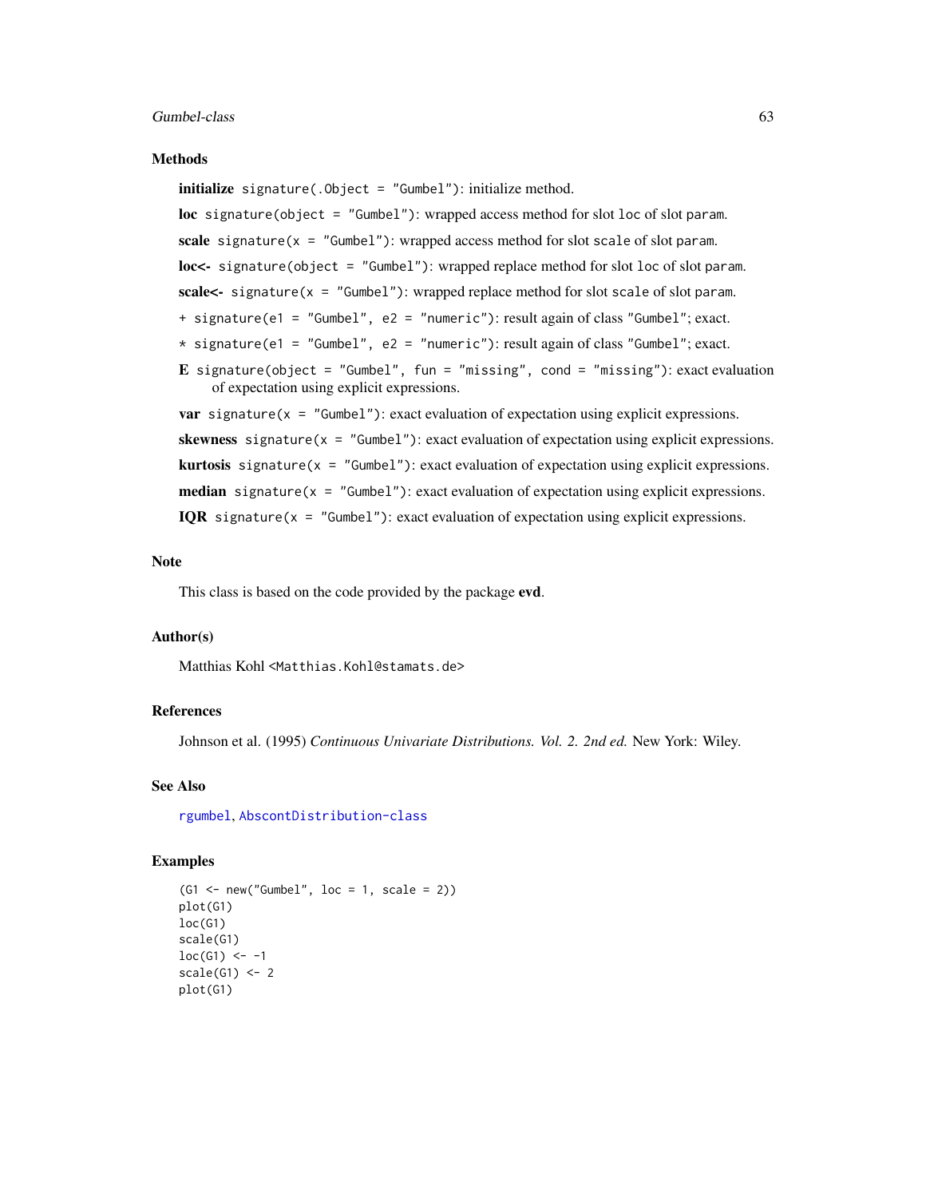## Methods

**initialize** `signature(.Object = "Gumbel")`: initialize method.

**loc** `signature(object = "Gumbel")`: wrapped access method for slot `loc` of slot `param`.

**scale** `signature(x = "Gumbel")`: wrapped access method for slot `scale` of slot `param`.

**loc<-** `signature(object = "Gumbel")`: wrapped replace method for slot `loc` of slot `param`.

**scale<-** `signature(x = "Gumbel")`: wrapped replace method for slot `scale` of slot `param`.

+ `signature(e1 = "Gumbel", e2 = "numeric")`: result again of class `"Gumbel"`; exact.

* `signature(e1 = "Gumbel", e2 = "numeric")`: result again of class `"Gumbel"`; exact.

**E** `signature(object = "Gumbel", fun = "missing", cond = "missing")`: exact evaluation of expectation using explicit expressions.

**var** `signature(x = "Gumbel")`: exact evaluation of expectation using explicit expressions.

**skewness** `signature(x = "Gumbel")`: exact evaluation of expectation using explicit expressions.

**kurtosis** `signature(x = "Gumbel")`: exact evaluation of expectation using explicit expressions.

**median** `signature(x = "Gumbel")`: exact evaluation of expectation using explicit expressions.

**IQR** `signature(x = "Gumbel")`: exact evaluation of expectation using explicit expressions.

## Note

This class is based on the code provided by the package **evd**.

## Author(s)

Matthias Kohl <Matthias.Kohl@stamats.de>

## References

Johnson et al. (1995) *Continuous Univariate Distributions. Vol. 2. 2nd ed.* New York: Wiley.

## See Also

rgumbel, AbscontDistribution-class

## Examples

```
(G1 <- new("Gumbel", loc = 1, scale = 2))
plot(G1)
loc(G1)
scale(G1)
loc(G1) <- -1
scale(G1) <- 2
plot(G1)
```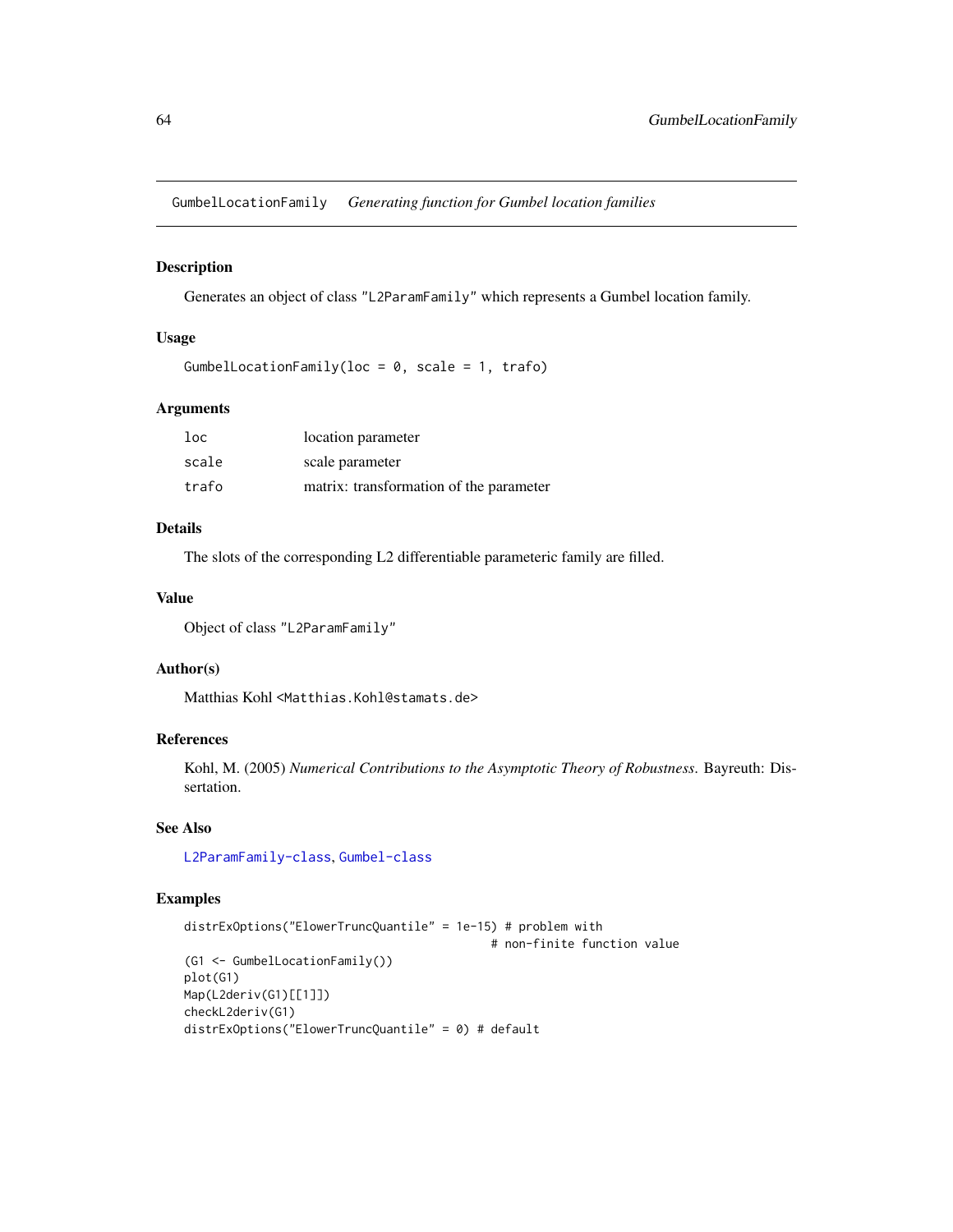GumbelLocationFamily    *Generating function for Gumbel location families*

## Description

Generates an object of class "L2ParamFamily" which represents a Gumbel location family.

## Usage

```
GumbelLocationFamily(loc = 0, scale = 1, trafo)
```

## Arguments

| | |
|---|---|
| loc | location parameter |
| scale | scale parameter |
| trafo | matrix: transformation of the parameter |

## Details

The slots of the corresponding L2 differentiable parameteric family are filled.

## Value

Object of class "L2ParamFamily"

## Author(s)

Matthias Kohl <Matthias.Kohl@stamats.de>

## References

Kohl, M. (2005) *Numerical Contributions to the Asymptotic Theory of Robustness*. Bayreuth: Dissertation.

## See Also

L2ParamFamily-class, Gumbel-class

## Examples

```
distrExOptions("ElowerTruncQuantile" = 1e-15) # problem with
                                              # non-finite function value
(G1 <- GumbelLocationFamily())
plot(G1)
Map(L2deriv(G1)[[1]])
checkL2deriv(G1)
distrExOptions("ElowerTruncQuantile" = 0) # default
```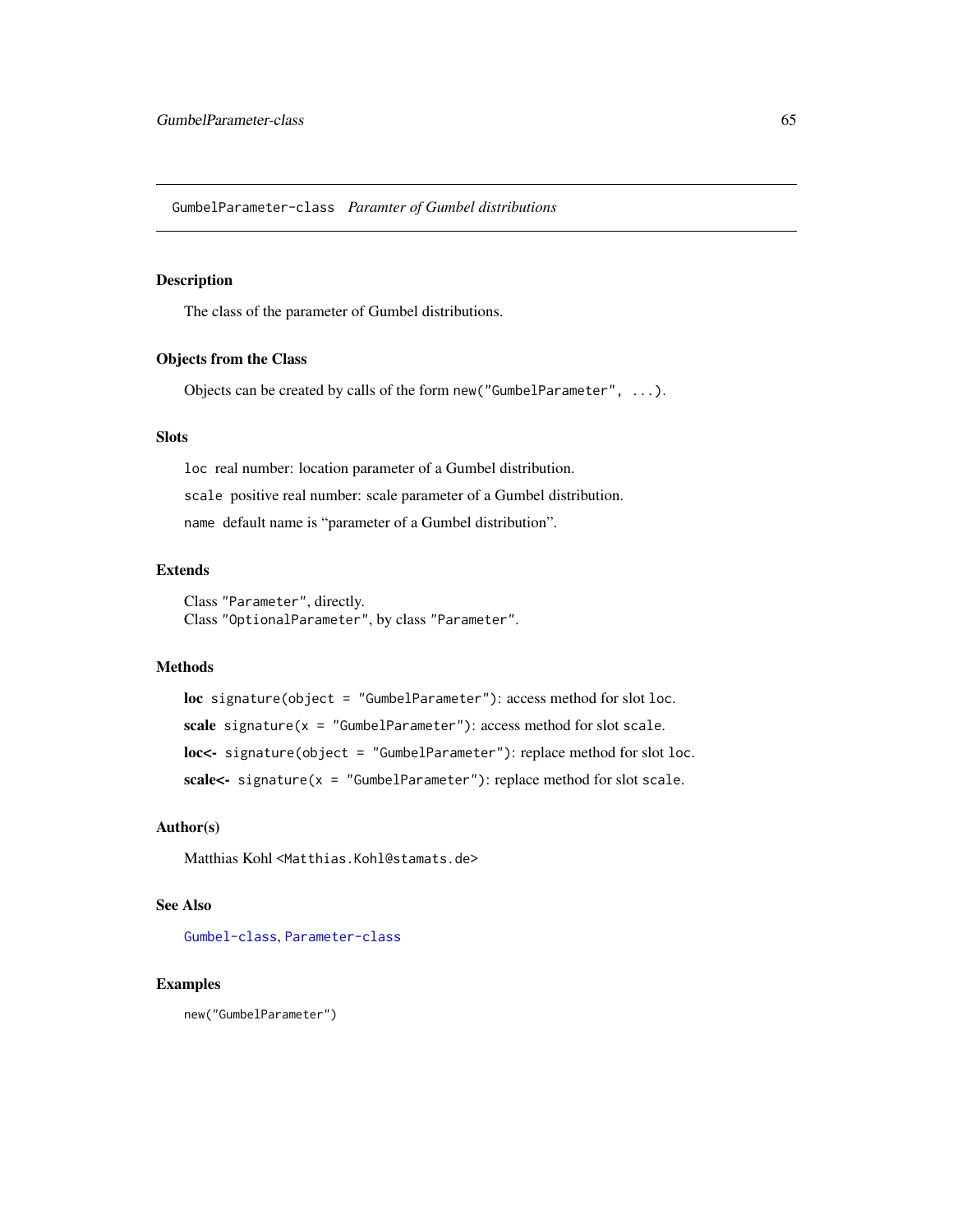## GumbelParameter-class *Paramter of Gumbel distributions*

### Description

The class of the parameter of Gumbel distributions.

### Objects from the Class

Objects can be created by calls of the form `new("GumbelParameter", ...)`.

### Slots

`loc` real number: location parameter of a Gumbel distribution.

`scale` positive real number: scale parameter of a Gumbel distribution.

`name` default name is “parameter of a Gumbel distribution”.

### Extends

Class `"Parameter"`, directly.
Class `"OptionalParameter"`, by class `"Parameter"`.

### Methods

**loc** `signature(object = "GumbelParameter")`: access method for slot `loc`.

**scale** `signature(x = "GumbelParameter")`: access method for slot `scale`.

**loc<-** `signature(object = "GumbelParameter")`: replace method for slot `loc`.

**scale<-** `signature(x = "GumbelParameter")`: replace method for slot `scale`.

### Author(s)

Matthias Kohl <Matthias.Kohl@stamats.de>

### See Also

`Gumbel-class`, `Parameter-class`

### Examples

```
new("GumbelParameter")
```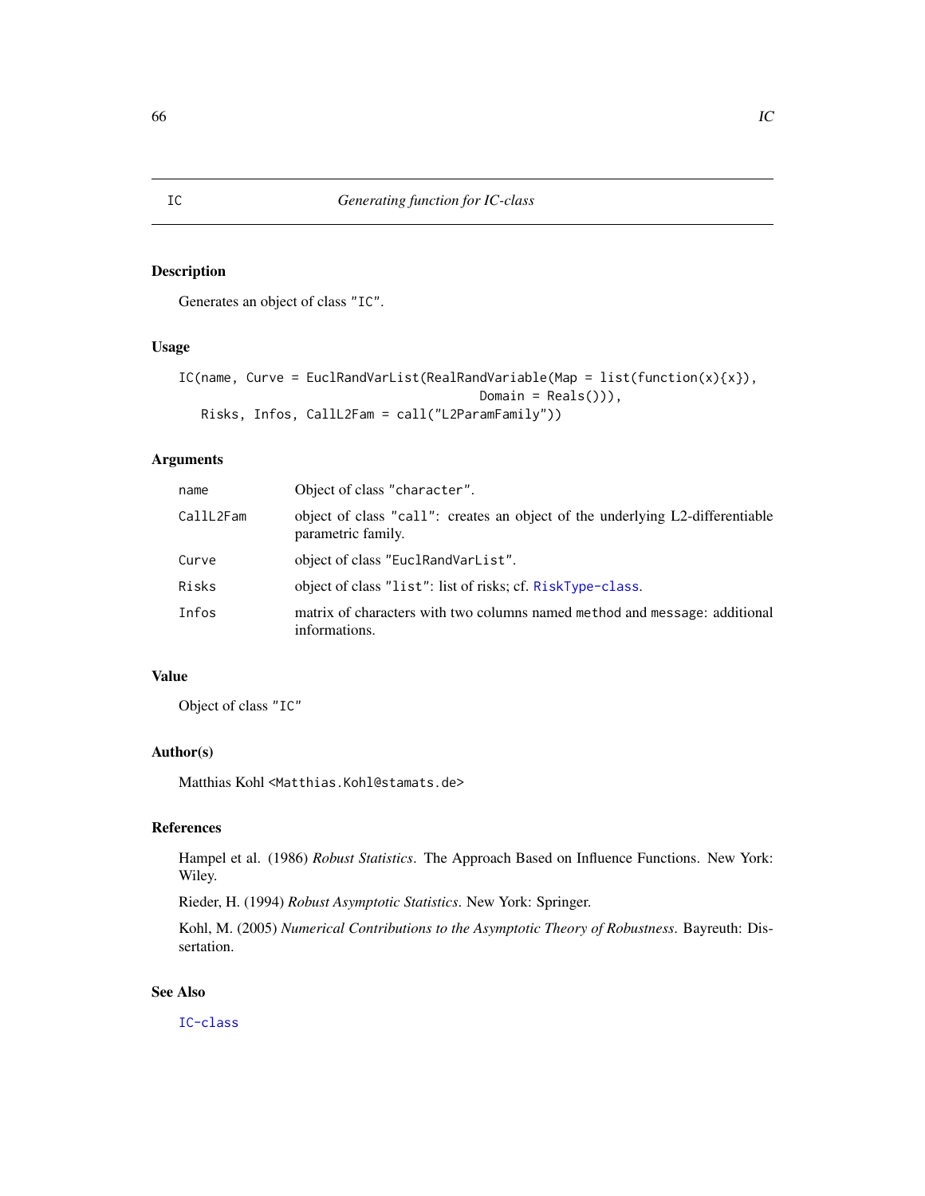IC — *Generating function for IC-class*

## Description

Generates an object of class "IC".

## Usage

```
IC(name, Curve = EuclRandVarList(RealRandVariable(Map = list(function(x){x}),
                                                   Domain = Reals())),
   Risks, Infos, CallL2Fam = call("L2ParamFamily"))
```

## Arguments

| | |
|---|---|
| name | Object of class "character". |
| CallL2Fam | object of class "call": creates an object of the underlying L2-differentiable parametric family. |
| Curve | object of class "EuclRandVarList". |
| Risks | object of class "list": list of risks; cf. RiskType-class. |
| Infos | matrix of characters with two columns named method and message: additional informations. |

## Value

Object of class "IC"

## Author(s)

Matthias Kohl <Matthias.Kohl@stamats.de>

## References

Hampel et al. (1986) *Robust Statistics*. The Approach Based on Influence Functions. New York: Wiley.

Rieder, H. (1994) *Robust Asymptotic Statistics*. New York: Springer.

Kohl, M. (2005) *Numerical Contributions to the Asymptotic Theory of Robustness*. Bayreuth: Dissertation.

## See Also

IC-class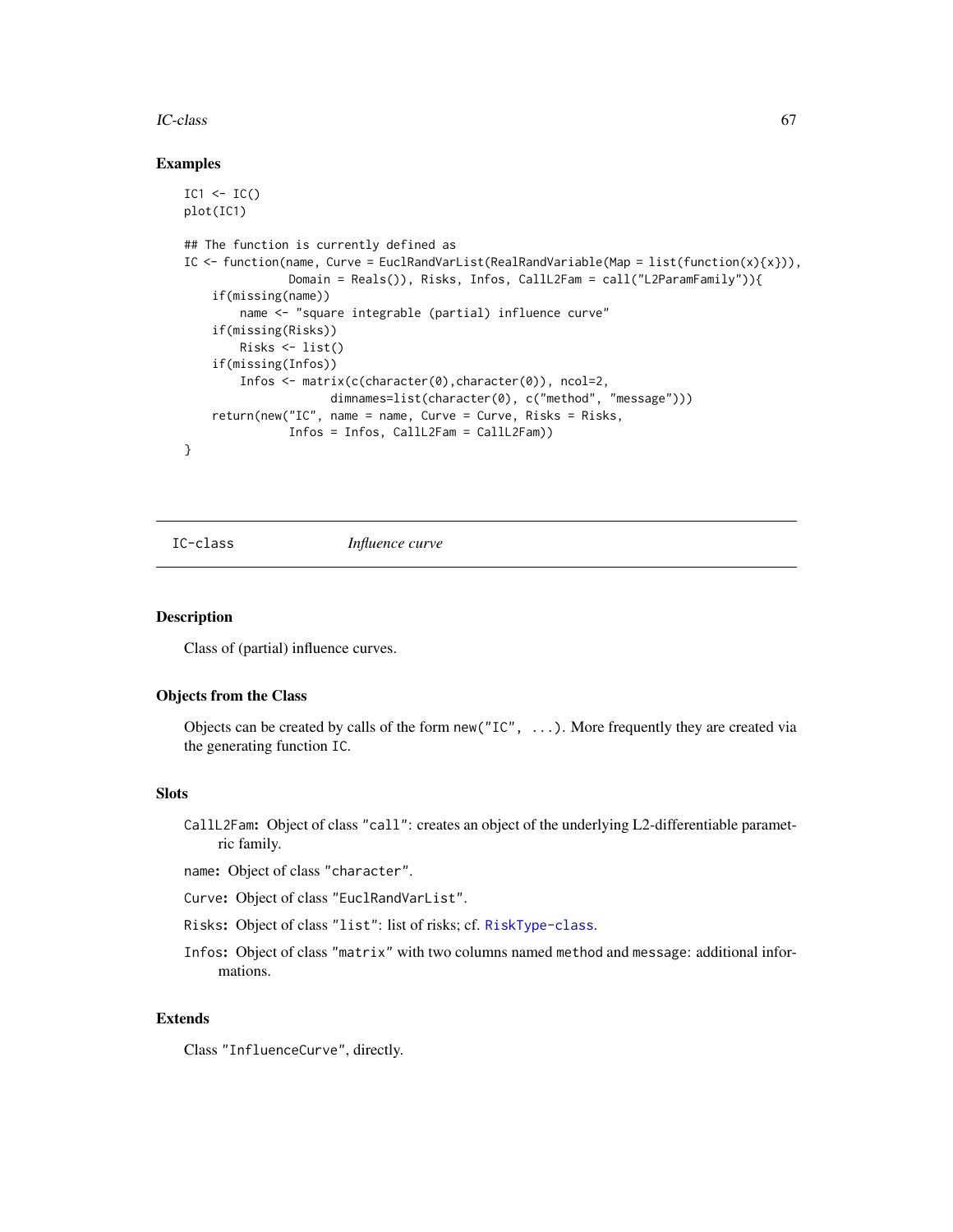## Examples

```
IC1 <- IC()
plot(IC1)

## The function is currently defined as
IC <- function(name, Curve = EuclRandVarList(RealRandVariable(Map = list(function(x){x})),
               Domain = Reals()), Risks, Infos, CallL2Fam = call("L2ParamFamily")){
    if(missing(name))
        name <- "square integrable (partial) influence curve"
    if(missing(Risks))
        Risks <- list()
    if(missing(Infos))
        Infos <- matrix(c(character(0),character(0)), ncol=2,
                    dimnames=list(character(0), c("method", "message")))
    return(new("IC", name = name, Curve = Curve, Risks = Risks,
               Infos = Infos, CallL2Fam = CallL2Fam))
}
```

---

# IC-class *Influence curve*

## Description

Class of (partial) influence curves.

## Objects from the Class

Objects can be created by calls of the form `new("IC", ...)`. More frequently they are created via the generating function `IC`.

## Slots

**CallL2Fam:** Object of class "call": creates an object of the underlying L2-differentiable parametric family.

**name:** Object of class "character".

**Curve:** Object of class "EuclRandVarList".

**Risks:** Object of class "list": list of risks; cf. RiskType-class.

**Infos:** Object of class "matrix" with two columns named method and message: additional informations.

## Extends

Class "InfluenceCurve", directly.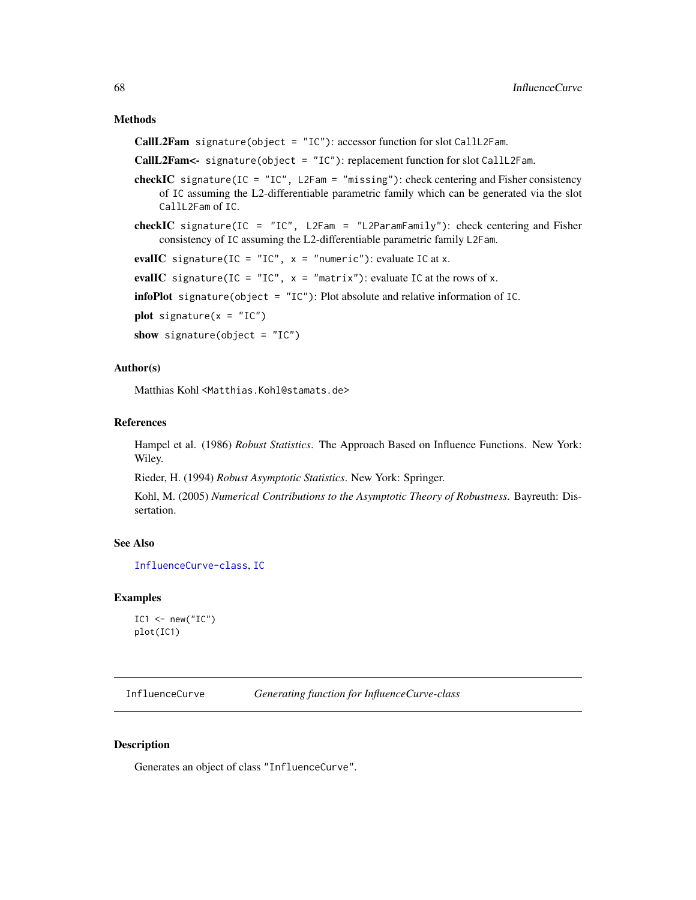### Methods

**CallL2Fam** `signature(object = "IC")`: accessor function for slot `CallL2Fam`.

**CallL2Fam<-** `signature(object = "IC")`: replacement function for slot `CallL2Fam`.

**checkIC** `signature(IC = "IC", L2Fam = "missing")`: check centering and Fisher consistency of `IC` assuming the L2-differentiable parametric family which can be generated via the slot `CallL2Fam` of `IC`.

**checkIC** `signature(IC = "IC", L2Fam = "L2ParamFamily")`: check centering and Fisher consistency of `IC` assuming the L2-differentiable parametric family `L2Fam`.

**evalIC** `signature(IC = "IC", x = "numeric")`: evaluate `IC` at `x`.

**evalIC** `signature(IC = "IC", x = "matrix")`: evaluate `IC` at the rows of `x`.

**infoPlot** `signature(object = "IC")`: Plot absolute and relative information of `IC`.

**plot** `signature(x = "IC")`

**show** `signature(object = "IC")`

### Author(s)

Matthias Kohl <Matthias.Kohl@stamats.de>

### References

Hampel et al. (1986) *Robust Statistics*. The Approach Based on Influence Functions. New York: Wiley.

Rieder, H. (1994) *Robust Asymptotic Statistics*. New York: Springer.

Kohl, M. (2005) *Numerical Contributions to the Asymptotic Theory of Robustness*. Bayreuth: Dissertation.

### See Also

InfluenceCurve-class, IC

### Examples

```
IC1 <- new("IC")
plot(IC1)
```

---

## InfluenceCurve — *Generating function for InfluenceCurve-class*

### Description

Generates an object of class "InfluenceCurve".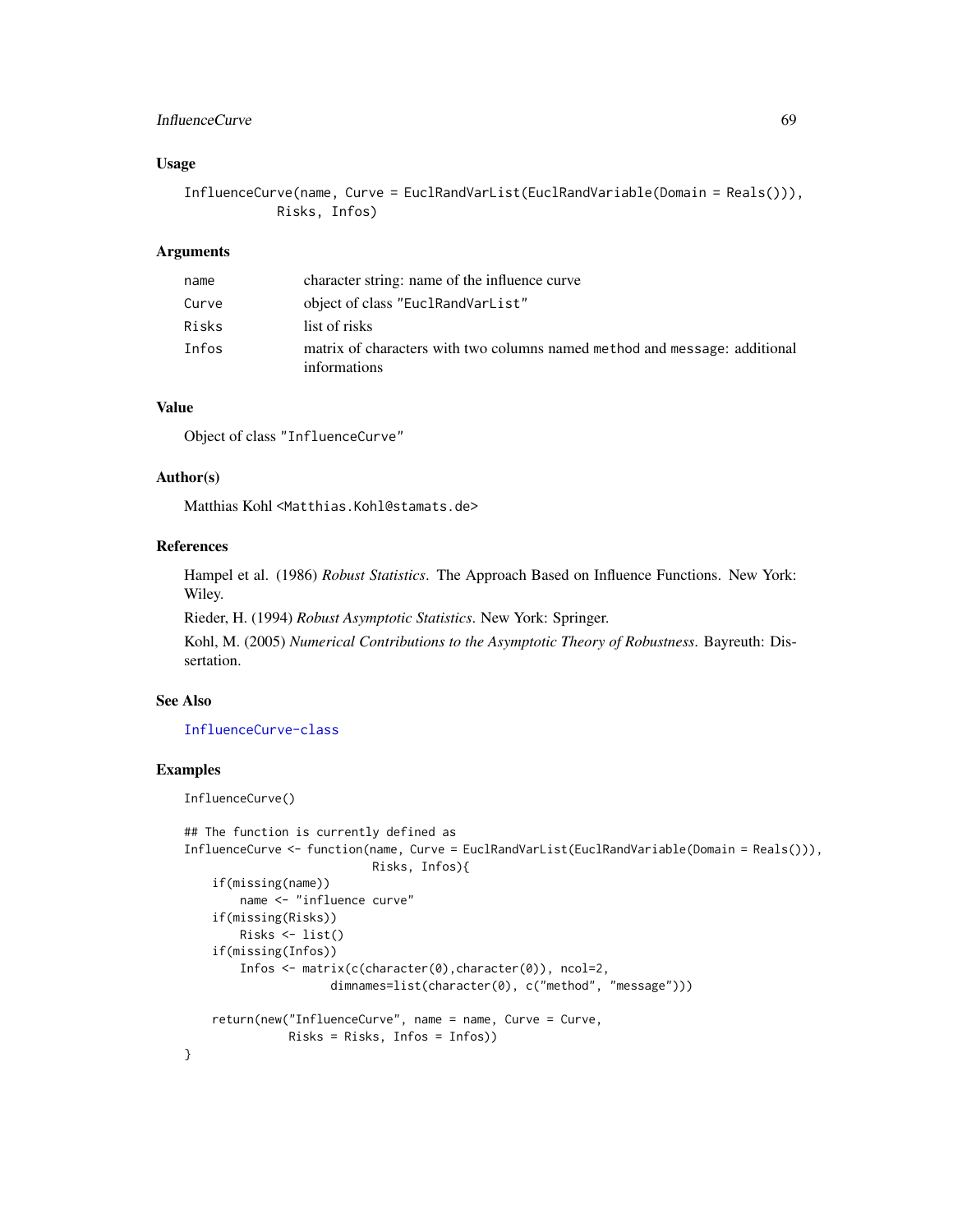## Usage

```
InfluenceCurve(name, Curve = EuclRandVarList(EuclRandVariable(Domain = Reals())),
            Risks, Infos)
```

## Arguments

| | |
|---|---|
| name | character string: name of the influence curve |
| Curve | object of class "EuclRandVarList" |
| Risks | list of risks |
| Infos | matrix of characters with two columns named method and message: additional informations |

## Value

Object of class "InfluenceCurve"

## Author(s)

Matthias Kohl <Matthias.Kohl@stamats.de>

## References

Hampel et al. (1986) *Robust Statistics*. The Approach Based on Influence Functions. New York: Wiley.

Rieder, H. (1994) *Robust Asymptotic Statistics*. New York: Springer.

Kohl, M. (2005) *Numerical Contributions to the Asymptotic Theory of Robustness*. Bayreuth: Dissertation.

## See Also

InfluenceCurve-class

## Examples

```
InfluenceCurve()

## The function is currently defined as
InfluenceCurve <- function(name, Curve = EuclRandVarList(EuclRandVariable(Domain = Reals())),
                           Risks, Infos){
    if(missing(name))
        name <- "influence curve"
    if(missing(Risks))
        Risks <- list()
    if(missing(Infos))
        Infos <- matrix(c(character(0),character(0)), ncol=2,
                    dimnames=list(character(0), c("method", "message")))

    return(new("InfluenceCurve", name = name, Curve = Curve,
               Risks = Risks, Infos = Infos))
}
```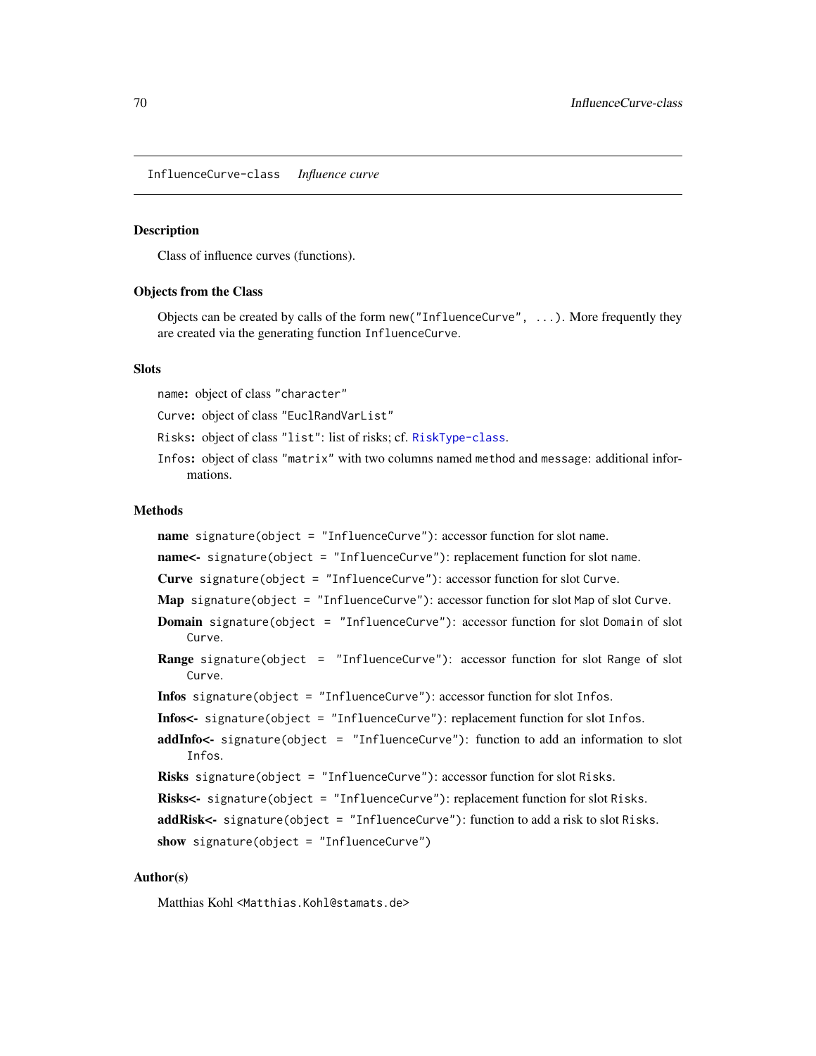InfluenceCurve-class *Influence curve*

## Description

Class of influence curves (functions).

## Objects from the Class

Objects can be created by calls of the form `new("InfluenceCurve", ...)`. More frequently they are created via the generating function `InfluenceCurve`.

## Slots

`name`**:** object of class `"character"`

`Curve`**:** object of class `"EuclRandVarList"`

`Risks`**:** object of class `"list"`: list of risks; cf. `RiskType-class`.

`Infos`**:** object of class `"matrix"` with two columns named `method` and `message`: additional informations.

## Methods

**name** `signature(object = "InfluenceCurve")`: accessor function for slot `name`.

**name<-** `signature(object = "InfluenceCurve")`: replacement function for slot `name`.

**Curve** `signature(object = "InfluenceCurve")`: accessor function for slot `Curve`.

**Map** `signature(object = "InfluenceCurve")`: accessor function for slot `Map` of slot `Curve`.

**Domain** `signature(object = "InfluenceCurve")`: accessor function for slot `Domain` of slot `Curve`.

**Range** `signature(object = "InfluenceCurve")`: accessor function for slot `Range` of slot `Curve`.

**Infos** `signature(object = "InfluenceCurve")`: accessor function for slot `Infos`.

**Infos<-** `signature(object = "InfluenceCurve")`: replacement function for slot `Infos`.

**addInfo<-** `signature(object = "InfluenceCurve")`: function to add an information to slot `Infos`.

**Risks** `signature(object = "InfluenceCurve")`: accessor function for slot `Risks`.

**Risks<-** `signature(object = "InfluenceCurve")`: replacement function for slot `Risks`.

**addRisk<-** `signature(object = "InfluenceCurve")`: function to add a risk to slot `Risks`.

**show** `signature(object = "InfluenceCurve")`

## Author(s)

Matthias Kohl <`Matthias.Kohl@stamats.de`>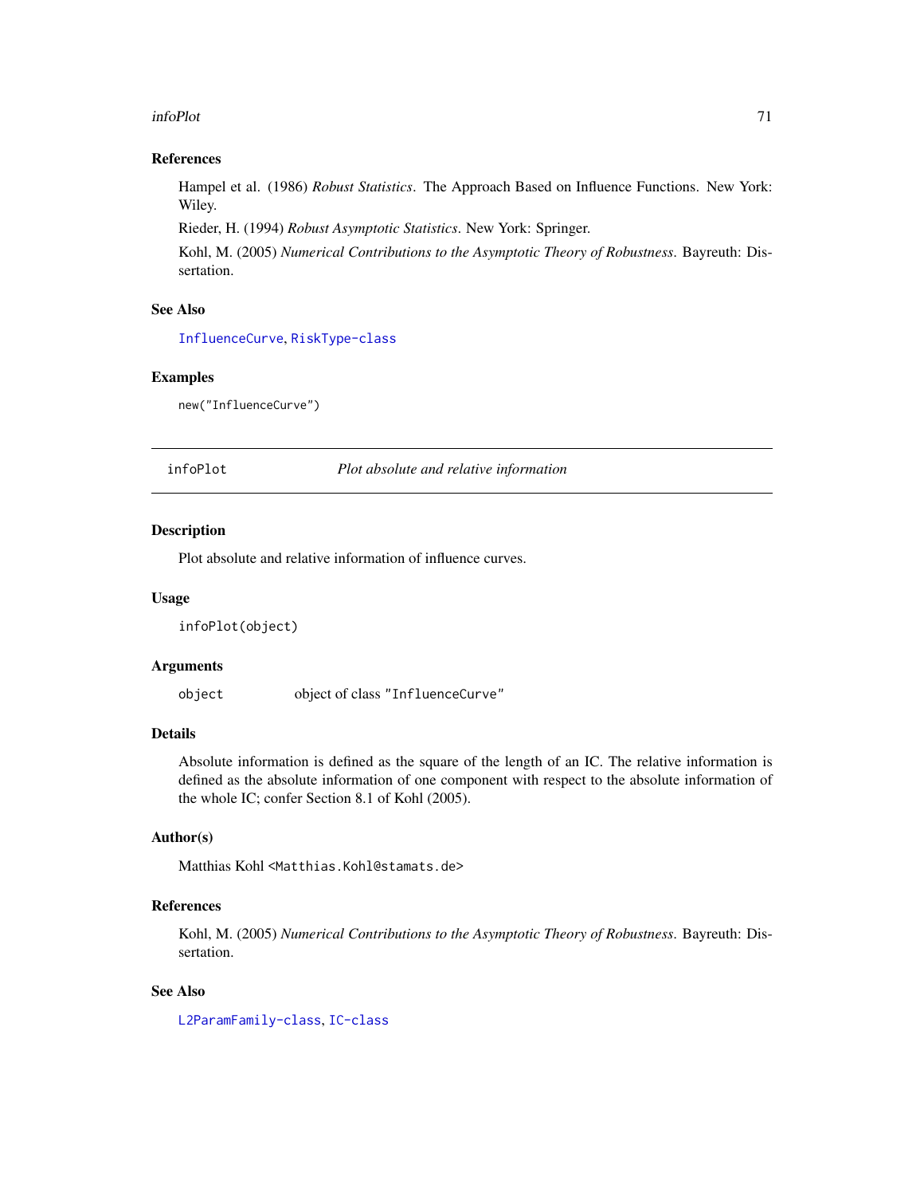### References

Hampel et al. (1986) *Robust Statistics*. The Approach Based on Influence Functions. New York: Wiley.

Rieder, H. (1994) *Robust Asymptotic Statistics*. New York: Springer.

Kohl, M. (2005) *Numerical Contributions to the Asymptotic Theory of Robustness*. Bayreuth: Dissertation.

### See Also

`InfluenceCurve`, `RiskType-class`

### Examples

```
new("InfluenceCurve")
```

---

## infoPlot — *Plot absolute and relative information*

### Description

Plot absolute and relative information of influence curves.

### Usage

```
infoPlot(object)
```

### Arguments

| | |
|---|---|
| `object` | object of class `"InfluenceCurve"` |

### Details

Absolute information is defined as the square of the length of an IC. The relative information is defined as the absolute information of one component with respect to the absolute information of the whole IC; confer Section 8.1 of Kohl (2005).

### Author(s)

Matthias Kohl <`Matthias.Kohl@stamats.de`>

### References

Kohl, M. (2005) *Numerical Contributions to the Asymptotic Theory of Robustness*. Bayreuth: Dissertation.

### See Also

`L2ParamFamily-class`, `IC-class`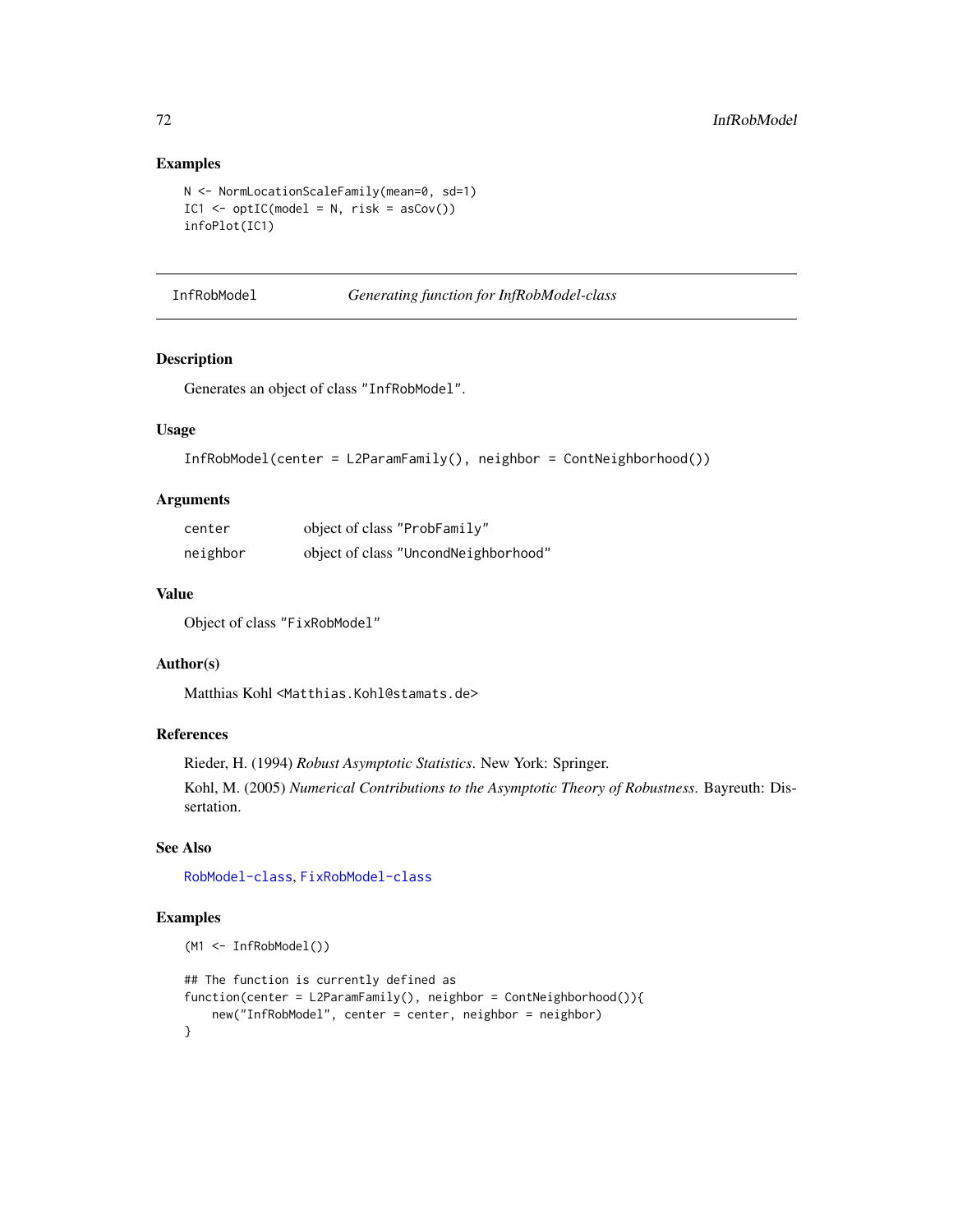## Examples

```
N <- NormLocationScaleFamily(mean=0, sd=1)
IC1 <- optIC(model = N, risk = asCov())
infoPlot(IC1)
```

---

# InfRobModel *Generating function for InfRobModel-class*

### Description

Generates an object of class "InfRobModel".

### Usage

```
InfRobModel(center = L2ParamFamily(), neighbor = ContNeighborhood())
```

### Arguments

| | |
|---|---|
| center | object of class "ProbFamily" |
| neighbor | object of class "UncondNeighborhood" |

### Value

Object of class "FixRobModel"

### Author(s)

Matthias Kohl <Matthias.Kohl@stamats.de>

### References

Rieder, H. (1994) *Robust Asymptotic Statistics*. New York: Springer.

Kohl, M. (2005) *Numerical Contributions to the Asymptotic Theory of Robustness*. Bayreuth: Dissertation.

### See Also

RobModel-class, FixRobModel-class

### Examples

```
(M1 <- InfRobModel())

## The function is currently defined as
function(center = L2ParamFamily(), neighbor = ContNeighborhood()){
    new("InfRobModel", center = center, neighbor = neighbor)
}
```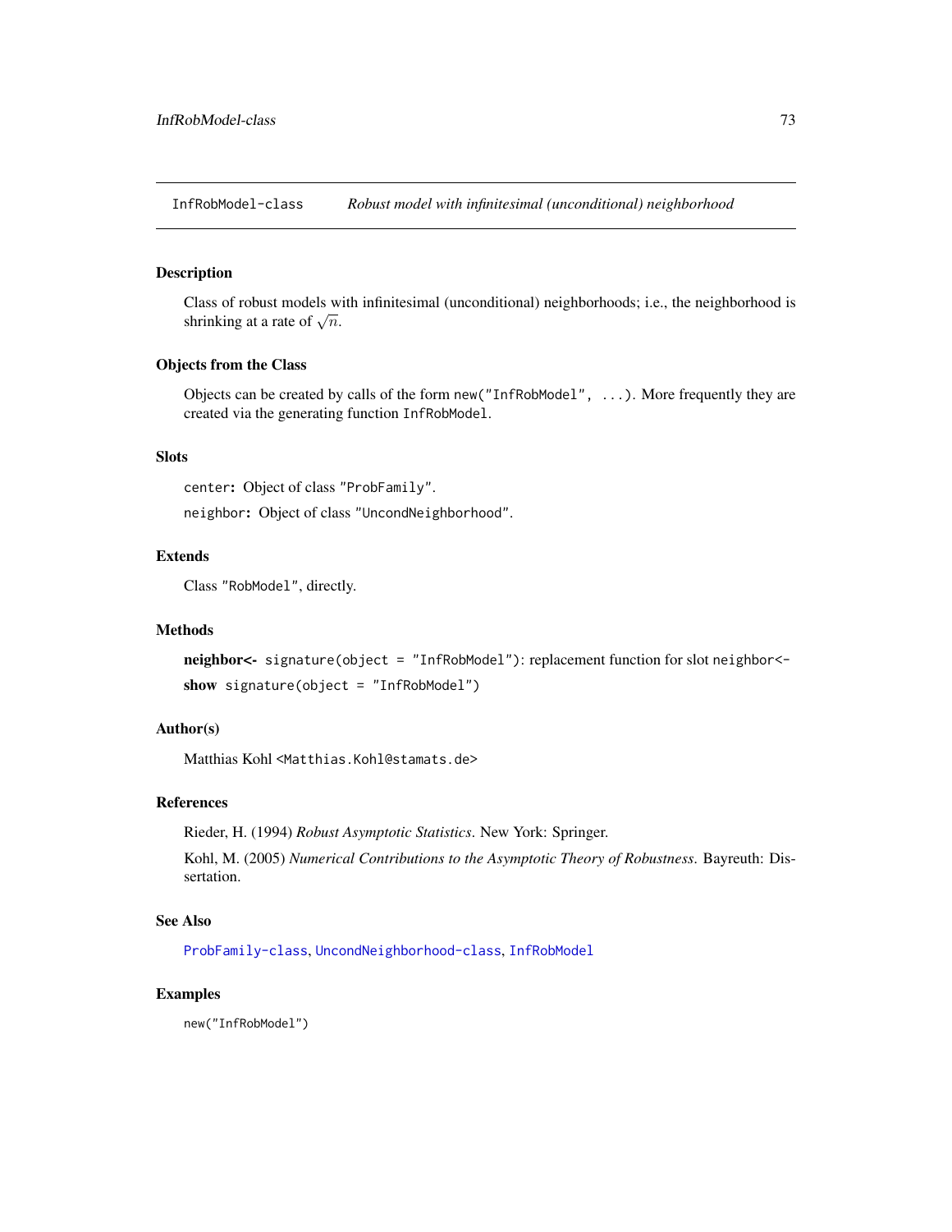InfRobModel-class *Robust model with infinitesimal (unconditional) neighborhood*

## Description

Class of robust models with infinitesimal (unconditional) neighborhoods; i.e., the neighborhood is shrinking at a rate of $\sqrt{n}$.

## Objects from the Class

Objects can be created by calls of the form `new("InfRobModel", ...)`. More frequently they are created via the generating function `InfRobModel`.

## Slots

`center`**:** Object of class `"ProbFamily"`.

`neighbor`**:** Object of class `"UncondNeighborhood"`.

## Extends

Class `"RobModel"`, directly.

## Methods

**neighbor<-** `signature(object = "InfRobModel")`: replacement function for slot `neighbor<-`

**show** `signature(object = "InfRobModel")`

## Author(s)

Matthias Kohl <Matthias.Kohl@stamats.de>

## References

Rieder, H. (1994) *Robust Asymptotic Statistics*. New York: Springer.

Kohl, M. (2005) *Numerical Contributions to the Asymptotic Theory of Robustness.* Bayreuth: Dissertation.

## See Also

`ProbFamily-class`, `UncondNeighborhood-class`, `InfRobModel`

## Examples

```
new("InfRobModel")
```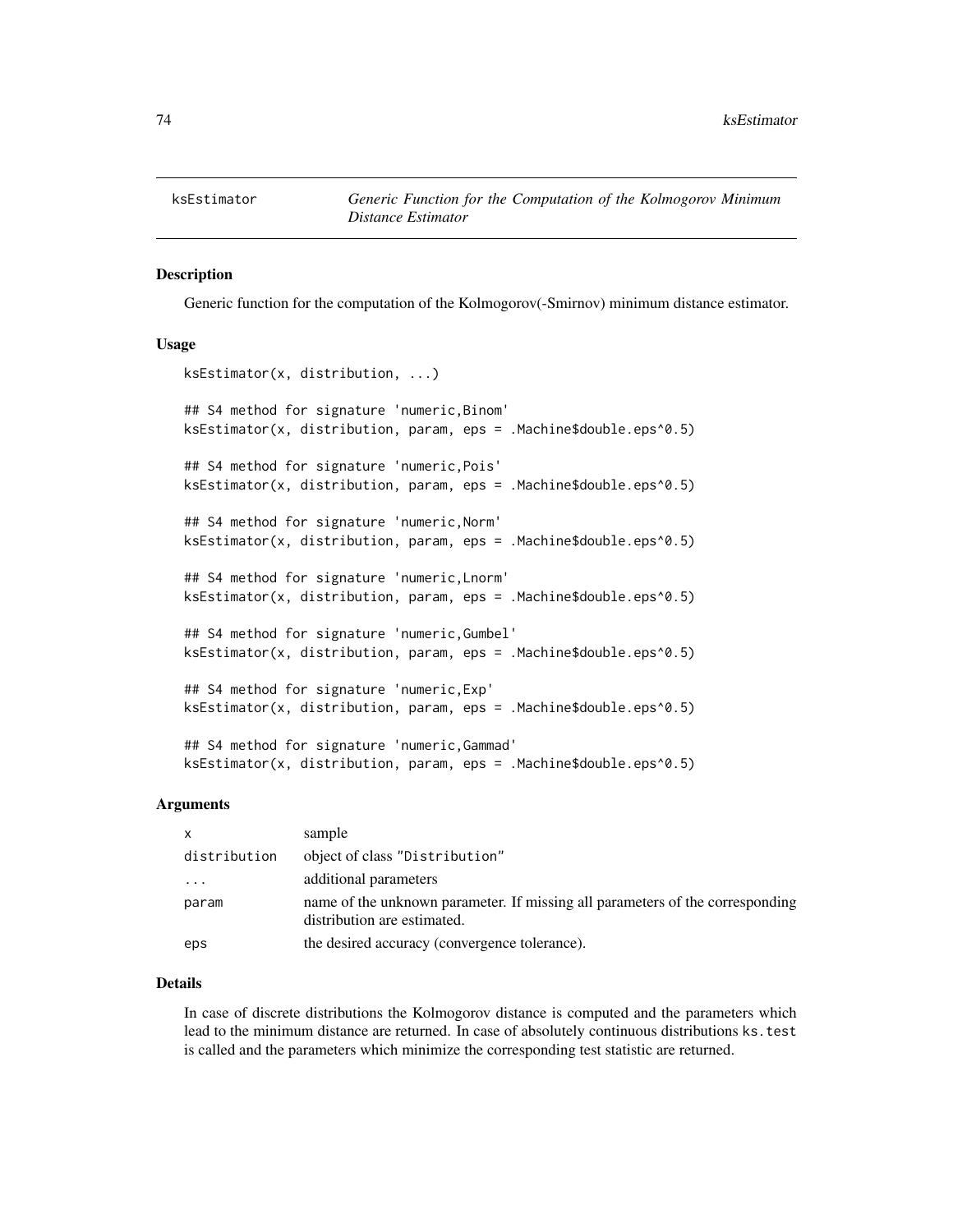# ksEstimator

*Generic Function for the Computation of the Kolmogorov Minimum Distance Estimator*

## Description

Generic function for the computation of the Kolmogorov(-Smirnov) minimum distance estimator.

## Usage

```
ksEstimator(x, distribution, ...)

## S4 method for signature 'numeric,Binom'
ksEstimator(x, distribution, param, eps = .Machine$double.eps^0.5)

## S4 method for signature 'numeric,Pois'
ksEstimator(x, distribution, param, eps = .Machine$double.eps^0.5)

## S4 method for signature 'numeric,Norm'
ksEstimator(x, distribution, param, eps = .Machine$double.eps^0.5)

## S4 method for signature 'numeric,Lnorm'
ksEstimator(x, distribution, param, eps = .Machine$double.eps^0.5)

## S4 method for signature 'numeric,Gumbel'
ksEstimator(x, distribution, param, eps = .Machine$double.eps^0.5)

## S4 method for signature 'numeric,Exp'
ksEstimator(x, distribution, param, eps = .Machine$double.eps^0.5)

## S4 method for signature 'numeric,Gammad'
ksEstimator(x, distribution, param, eps = .Machine$double.eps^0.5)
```

## Arguments

| | |
|---|---|
| x | sample |
| distribution | object of class "Distribution" |
| ... | additional parameters |
| param | name of the unknown parameter. If missing all parameters of the corresponding distribution are estimated. |
| eps | the desired accuracy (convergence tolerance). |

## Details

In case of discrete distributions the Kolmogorov distance is computed and the parameters which lead to the minimum distance are returned. In case of absolutely continuous distributions `ks.test` is called and the parameters which minimize the corresponding test statistic are returned.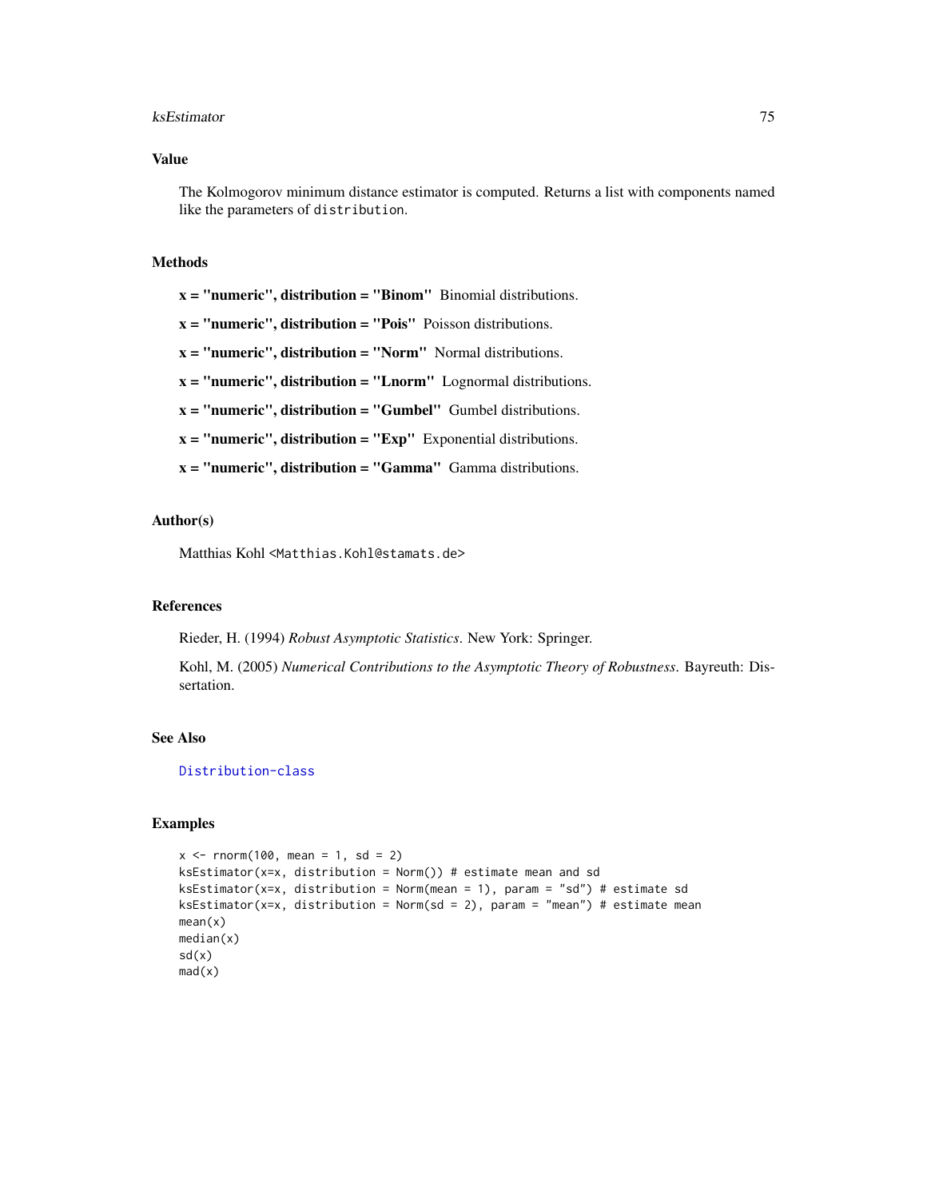## Value

The Kolmogorov minimum distance estimator is computed. Returns a list with components named like the parameters of `distribution`.

## Methods

**x = "numeric", distribution = "Binom"** Binomial distributions.

**x = "numeric", distribution = "Pois"** Poisson distributions.

**x = "numeric", distribution = "Norm"** Normal distributions.

**x = "numeric", distribution = "Lnorm"** Lognormal distributions.

**x = "numeric", distribution = "Gumbel"** Gumbel distributions.

**x = "numeric", distribution = "Exp"** Exponential distributions.

**x = "numeric", distribution = "Gamma"** Gamma distributions.

## Author(s)

Matthias Kohl <Matthias.Kohl@stamats.de>

## References

Rieder, H. (1994) *Robust Asymptotic Statistics*. New York: Springer.

Kohl, M. (2005) *Numerical Contributions to the Asymptotic Theory of Robustness*. Bayreuth: Dissertation.

## See Also

Distribution-class

## Examples

```
x <- rnorm(100, mean = 1, sd = 2)
ksEstimator(x=x, distribution = Norm()) # estimate mean and sd
ksEstimator(x=x, distribution = Norm(mean = 1), param = "sd") # estimate sd
ksEstimator(x=x, distribution = Norm(sd = 2), param = "mean") # estimate mean
mean(x)
median(x)
sd(x)
mad(x)
```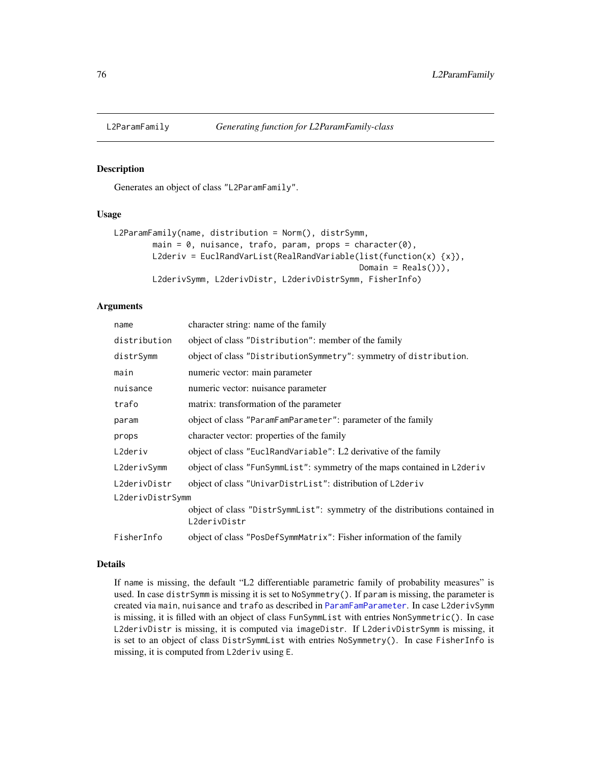# L2ParamFamily — *Generating function for L2ParamFamily-class*

## Description

Generates an object of class "L2ParamFamily".

## Usage

```
L2ParamFamily(name, distribution = Norm(), distrSymm,
        main = 0, nuisance, trafo, param, props = character(0),
        L2deriv = EuclRandVarList(RealRandVariable(list(function(x) {x}),
                                                     Domain = Reals())),
        L2derivSymm, L2derivDistr, L2derivDistrSymm, FisherInfo)
```

## Arguments

| | |
|---|---|
| `name` | character string: name of the family |
| `distribution` | object of class "Distribution": member of the family |
| `distrSymm` | object of class "DistributionSymmetry": symmetry of `distribution`. |
| `main` | numeric vector: main parameter |
| `nuisance` | numeric vector: nuisance parameter |
| `trafo` | matrix: transformation of the parameter |
| `param` | object of class "ParamFamParameter": parameter of the family |
| `props` | character vector: properties of the family |
| `L2deriv` | object of class "EuclRandVariable": L2 derivative of the family |
| `L2derivSymm` | object of class "FunSymmList": symmetry of the maps contained in `L2deriv` |
| `L2derivDistr` | object of class "UnivarDistrList": distribution of `L2deriv` |
| `L2derivDistrSymm` | object of class "DistrSymmList": symmetry of the distributions contained in `L2derivDistr` |
| `FisherInfo` | object of class "PosDefSymmMatrix": Fisher information of the family |

## Details

If `name` is missing, the default "L2 differentiable parametric family of probability measures" is used. In case `distrSymm` is missing it is set to `NoSymmetry()`. If `param` is missing, the parameter is created via `main`, `nuisance` and `trafo` as described in `ParamFamParameter`. In case `L2derivSymm` is missing, it is filled with an object of class `FunSymmList` with entries `NonSymmetric()`. In case `L2derivDistr` is missing, it is computed via `imageDistr`. If `L2derivDistrSymm` is missing, it is set to an object of class `DistrSymmList` with entries `NoSymmetry()`. In case `FisherInfo` is missing, it is computed from `L2deriv` using `E`.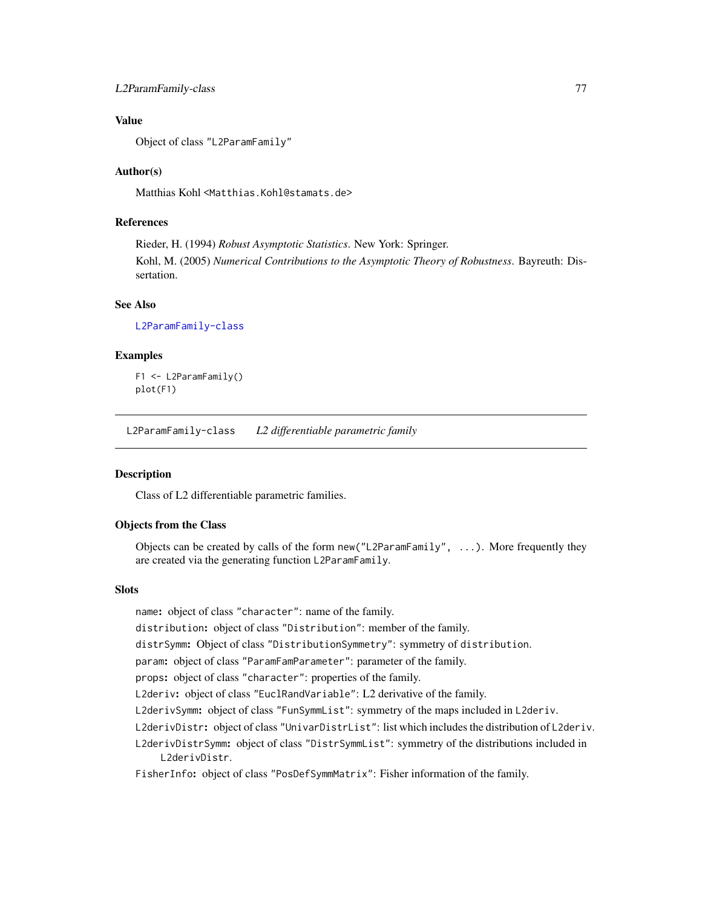## Value

Object of class "L2ParamFamily"

## Author(s)

Matthias Kohl <Matthias.Kohl@stamats.de>

## References

Rieder, H. (1994) *Robust Asymptotic Statistics*. New York: Springer.

Kohl, M. (2005) *Numerical Contributions to the Asymptotic Theory of Robustness*. Bayreuth: Dissertation.

## See Also

L2ParamFamily-class

## Examples

```
F1 <- L2ParamFamily()
plot(F1)
```

---

# L2ParamFamily-class    *L2 differentiable parametric family*

## Description

Class of L2 differentiable parametric families.

## Objects from the Class

Objects can be created by calls of the form `new("L2ParamFamily", ...)`. More frequently they are created via the generating function `L2ParamFamily`.

## Slots

**name:** object of class "character": name of the family.

**distribution:** object of class "Distribution": member of the family.

**distrSymm:** Object of class "DistributionSymmetry": symmetry of distribution.

**param:** object of class "ParamFamParameter": parameter of the family.

**props:** object of class "character": properties of the family.

**L2deriv:** object of class "EuclRandVariable": L2 derivative of the family.

**L2derivSymm:** object of class "FunSymmList": symmetry of the maps included in L2deriv.

**L2derivDistr:** object of class "UnivarDistrList": list which includes the distribution of L2deriv.

**L2derivDistrSymm:** object of class "DistrSymmList": symmetry of the distributions included in L2derivDistr.

**FisherInfo:** object of class "PosDefSymmMatrix": Fisher information of the family.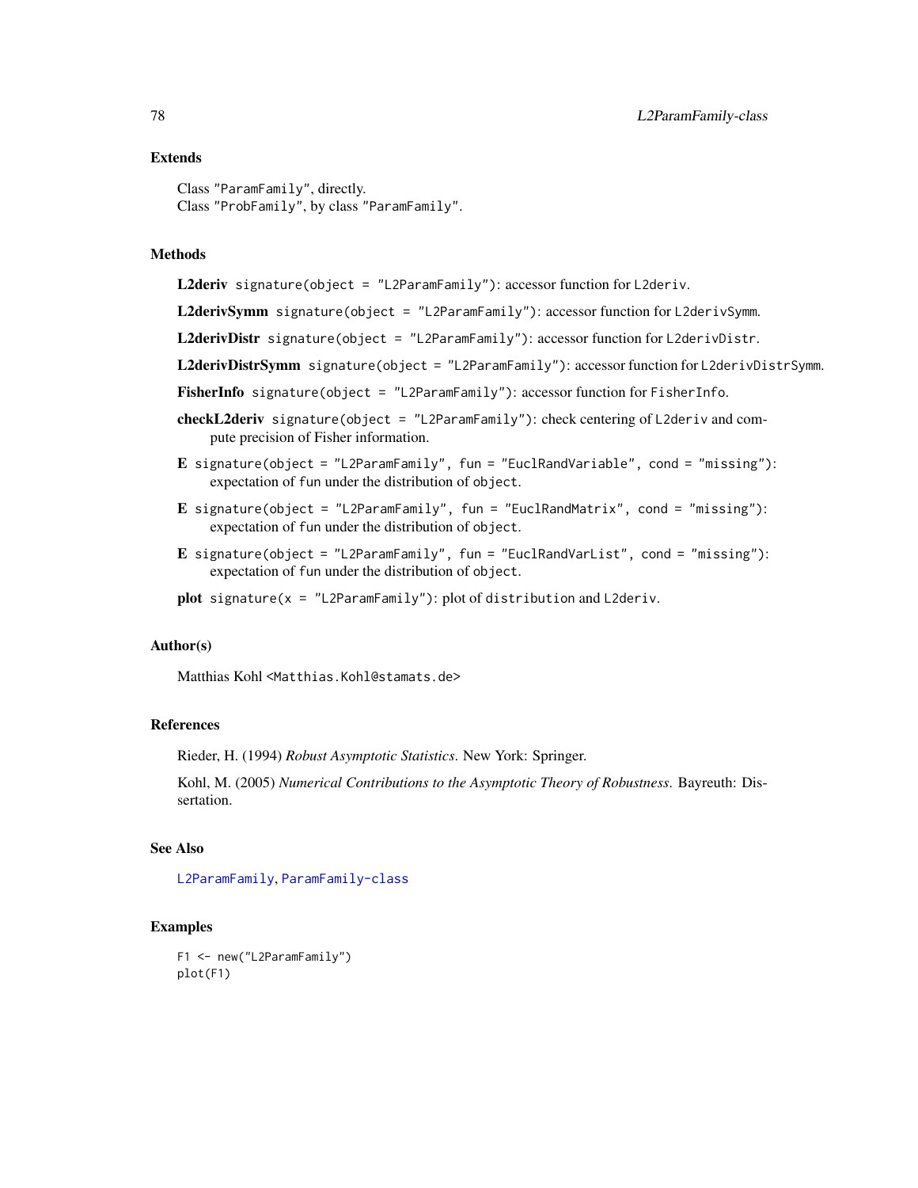## Extends

Class "ParamFamily", directly.
Class "ProbFamily", by class "ParamFamily".

## Methods

**L2deriv** `signature(object = "L2ParamFamily")`: accessor function for `L2deriv`.

**L2derivSymm** `signature(object = "L2ParamFamily")`: accessor function for `L2derivSymm`.

**L2derivDistr** `signature(object = "L2ParamFamily")`: accessor function for `L2derivDistr`.

**L2derivDistrSymm** `signature(object = "L2ParamFamily")`: accessor function for `L2derivDistrSymm`.

**FisherInfo** `signature(object = "L2ParamFamily")`: accessor function for `FisherInfo`.

**checkL2deriv** `signature(object = "L2ParamFamily")`: check centering of `L2deriv` and compute precision of Fisher information.

**E** `signature(object = "L2ParamFamily", fun = "EuclRandVariable", cond = "missing")`: expectation of `fun` under the distribution of `object`.

**E** `signature(object = "L2ParamFamily", fun = "EuclRandMatrix", cond = "missing")`: expectation of `fun` under the distribution of `object`.

**E** `signature(object = "L2ParamFamily", fun = "EuclRandVarList", cond = "missing")`: expectation of `fun` under the distribution of `object`.

**plot** `signature(x = "L2ParamFamily")`: plot of `distribution` and `L2deriv`.

## Author(s)

Matthias Kohl <Matthias.Kohl@stamats.de>

## References

Rieder, H. (1994) *Robust Asymptotic Statistics*. New York: Springer.

Kohl, M. (2005) *Numerical Contributions to the Asymptotic Theory of Robustness.* Bayreuth: Dissertation.

## See Also

L2ParamFamily, ParamFamily-class

## Examples

```
F1 <- new("L2ParamFamily")
plot(F1)
```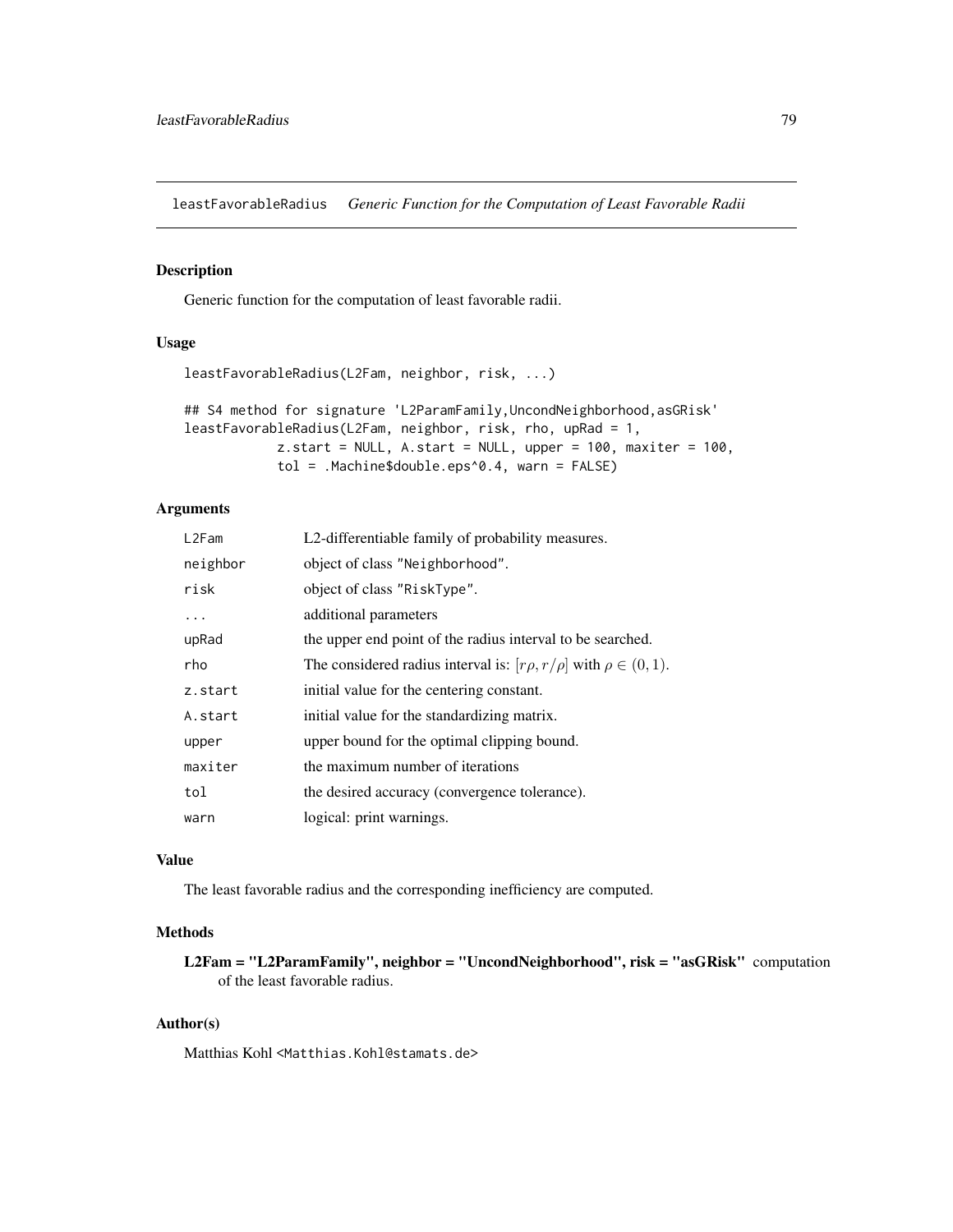leastFavorableRadius    *Generic Function for the Computation of Least Favorable Radii*

## Description

Generic function for the computation of least favorable radii.

## Usage

```
leastFavorableRadius(L2Fam, neighbor, risk, ...)

## S4 method for signature 'L2ParamFamily,UncondNeighborhood,asGRisk'
leastFavorableRadius(L2Fam, neighbor, risk, rho, upRad = 1,
            z.start = NULL, A.start = NULL, upper = 100, maxiter = 100,
            tol = .Machine$double.eps^0.4, warn = FALSE)
```

## Arguments

| | |
|---|---|
| L2Fam | L2-differentiable family of probability measures. |
| neighbor | object of class "Neighborhood". |
| risk | object of class "RiskType". |
| ... | additional parameters |
| upRad | the upper end point of the radius interval to be searched. |
| rho | The considered radius interval is: $[r\rho, r/\rho]$ with $\rho \in (0, 1)$. |
| z.start | initial value for the centering constant. |
| A.start | initial value for the standardizing matrix. |
| upper | upper bound for the optimal clipping bound. |
| maxiter | the maximum number of iterations |
| tol | the desired accuracy (convergence tolerance). |
| warn | logical: print warnings. |

## Value

The least favorable radius and the corresponding inefficiency are computed.

## Methods

**L2Fam = "L2ParamFamily", neighbor = "UncondNeighborhood", risk = "asGRisk"** computation of the least favorable radius.

## Author(s)

Matthias Kohl <Matthias.Kohl@stamats.de>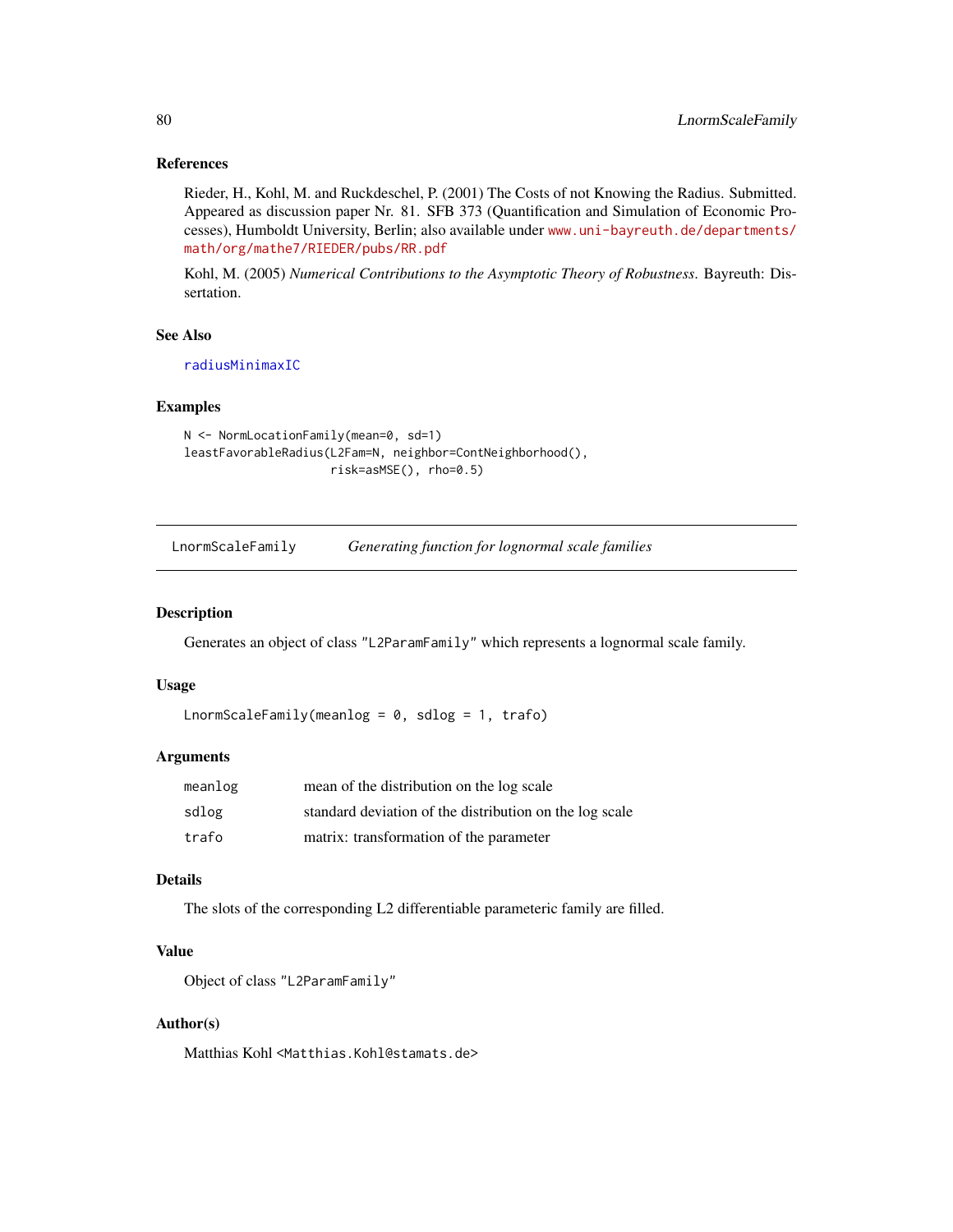## References

Rieder, H., Kohl, M. and Ruckdeschel, P. (2001) The Costs of not Knowing the Radius. Submitted. Appeared as discussion paper Nr. 81. SFB 373 (Quantification and Simulation of Economic Processes), Humboldt University, Berlin; also available under www.uni-bayreuth.de/departments/math/org/mathe7/RIEDER/pubs/RR.pdf

Kohl, M. (2005) *Numerical Contributions to the Asymptotic Theory of Robustness*. Bayreuth: Dissertation.

## See Also

radiusMinimaxIC

## Examples

```
N <- NormLocationFamily(mean=0, sd=1)
leastFavorableRadius(L2Fam=N, neighbor=ContNeighborhood(),
                     risk=asMSE(), rho=0.5)
```

---

# LnormScaleFamily — *Generating function for lognormal scale families*

## Description

Generates an object of class "L2ParamFamily" which represents a lognormal scale family.

## Usage

```
LnormScaleFamily(meanlog = 0, sdlog = 1, trafo)
```

## Arguments

| | |
|---|---|
| meanlog | mean of the distribution on the log scale |
| sdlog | standard deviation of the distribution on the log scale |
| trafo | matrix: transformation of the parameter |

## Details

The slots of the corresponding L2 differentiable parameteric family are filled.

## Value

Object of class "L2ParamFamily"

## Author(s)

Matthias Kohl <Matthias.Kohl@stamats.de>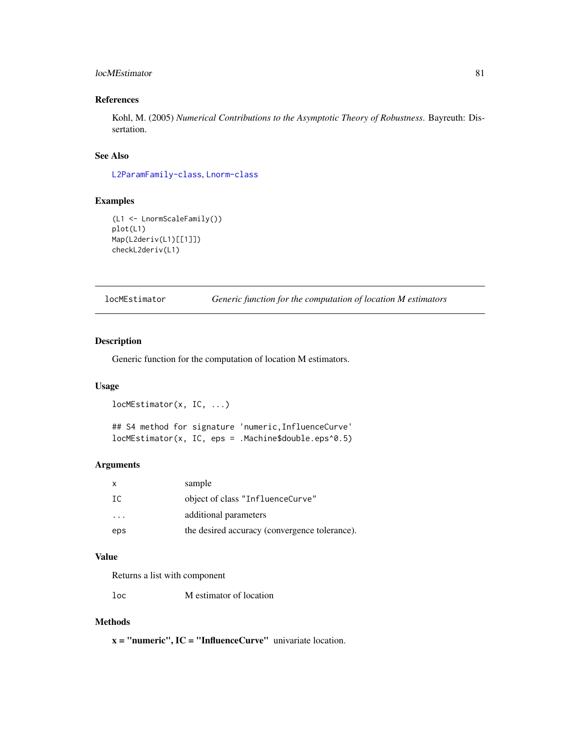## References

Kohl, M. (2005) *Numerical Contributions to the Asymptotic Theory of Robustness*. Bayreuth: Dissertation.

## See Also

L2ParamFamily-class, Lnorm-class

## Examples

```
(L1 <- LnormScaleFamily())
plot(L1)
Map(L2deriv(L1)[[1]])
checkL2deriv(L1)
```

---

# locMEstimator — *Generic function for the computation of location M estimators*

---

## Description

Generic function for the computation of location M estimators.

## Usage

```
locMEstimator(x, IC, ...)

## S4 method for signature 'numeric,InfluenceCurve'
locMEstimator(x, IC, eps = .Machine$double.eps^0.5)
```

## Arguments

| | |
|---|---|
| `x` | sample |
| `IC` | object of class "InfluenceCurve" |
| `...` | additional parameters |
| `eps` | the desired accuracy (convergence tolerance). |

## Value

Returns a list with component

| | |
|---|---|
| `loc` | M estimator of location |

## Methods

**x = "numeric", IC = "InfluenceCurve"** univariate location.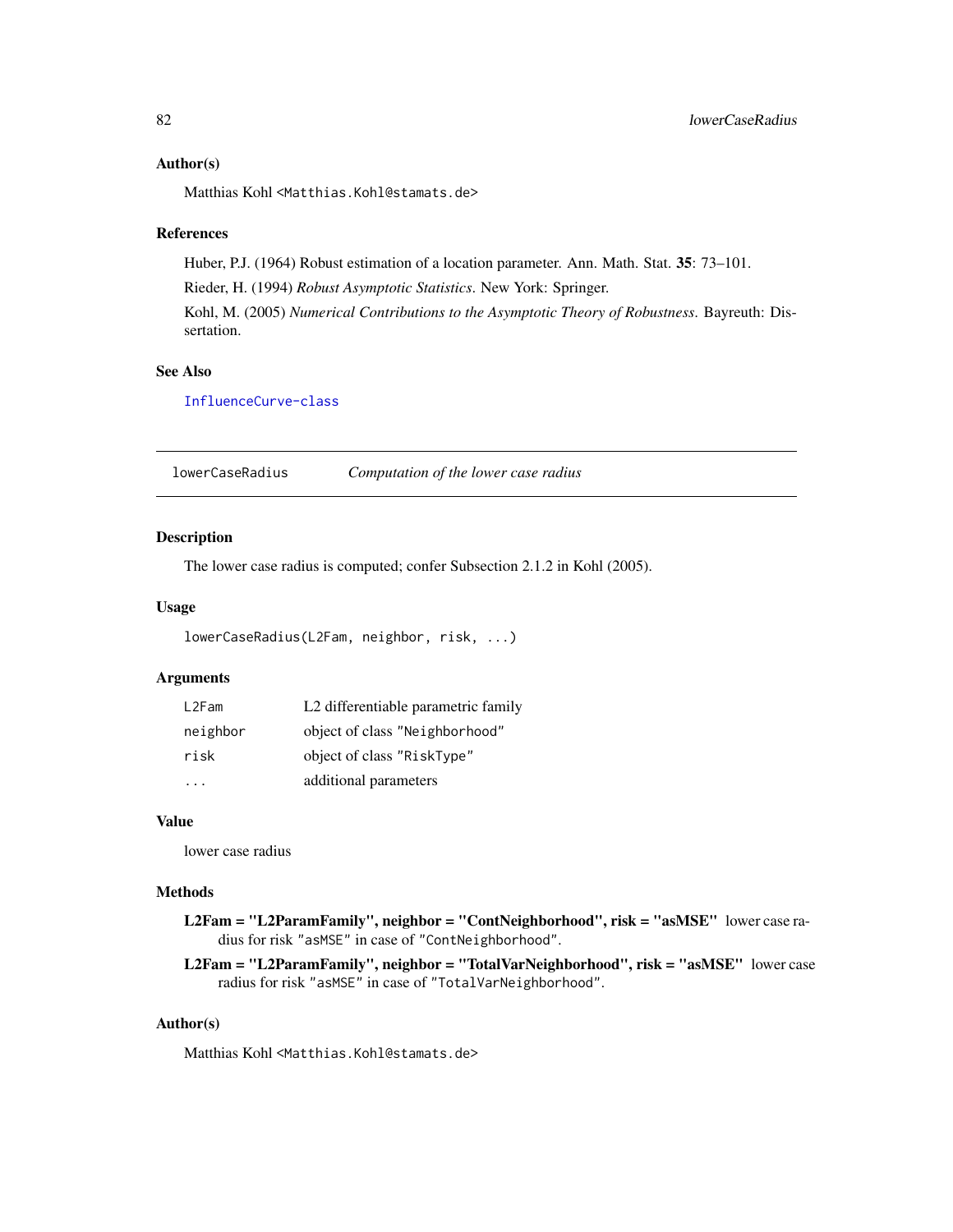### Author(s)

Matthias Kohl <Matthias.Kohl@stamats.de>

### References

Huber, P.J. (1964) Robust estimation of a location parameter. Ann. Math. Stat. **35**: 73–101.

Rieder, H. (1994) *Robust Asymptotic Statistics*. New York: Springer.

Kohl, M. (2005) *Numerical Contributions to the Asymptotic Theory of Robustness*. Bayreuth: Dissertation.

### See Also

InfluenceCurve-class

---

## lowerCaseRadius — *Computation of the lower case radius*

---

### Description

The lower case radius is computed; confer Subsection 2.1.2 in Kohl (2005).

### Usage

```
lowerCaseRadius(L2Fam, neighbor, risk, ...)
```

### Arguments

| | |
|---|---|
| `L2Fam` | L2 differentiable parametric family |
| `neighbor` | object of class "Neighborhood" |
| `risk` | object of class "RiskType" |
| `...` | additional parameters |

### Value

lower case radius

### Methods

**L2Fam = "L2ParamFamily", neighbor = "ContNeighborhood", risk = "asMSE"** lower case radius for risk "asMSE" in case of "ContNeighborhood".

**L2Fam = "L2ParamFamily", neighbor = "TotalVarNeighborhood", risk = "asMSE"** lower case radius for risk "asMSE" in case of "TotalVarNeighborhood".

### Author(s)

Matthias Kohl <Matthias.Kohl@stamats.de>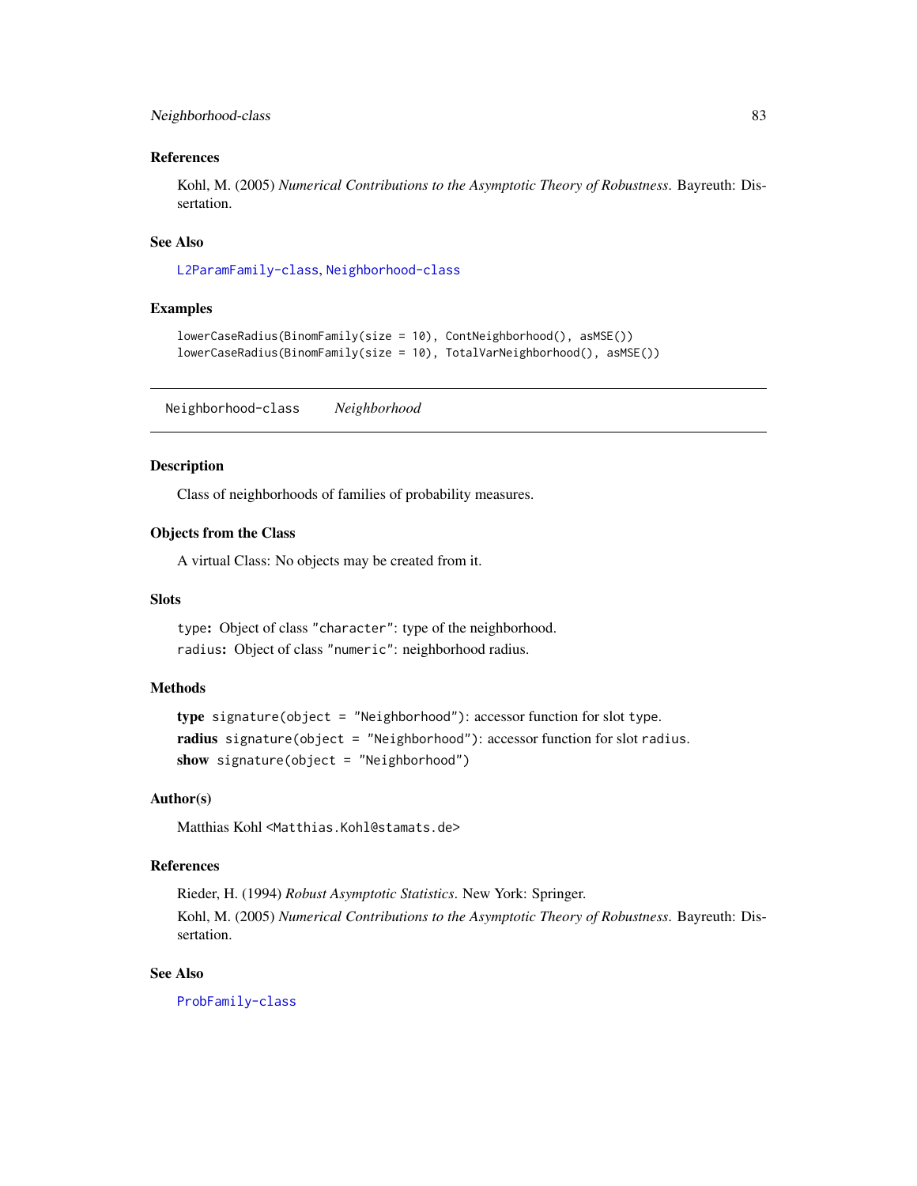### References

Kohl, M. (2005) *Numerical Contributions to the Asymptotic Theory of Robustness*. Bayreuth: Dissertation.

### See Also

L2ParamFamily-class, Neighborhood-class

### Examples

```
lowerCaseRadius(BinomFamily(size = 10), ContNeighborhood(), asMSE())
lowerCaseRadius(BinomFamily(size = 10), TotalVarNeighborhood(), asMSE())
```

---

## Neighborhood-class    *Neighborhood*

---

### Description

Class of neighborhoods of families of probability measures.

### Objects from the Class

A virtual Class: No objects may be created from it.

### Slots

`type`: Object of class `"character"`: type of the neighborhood.

`radius`: Object of class `"numeric"`: neighborhood radius.

### Methods

**type** `signature(object = "Neighborhood")`: accessor function for slot `type`.

**radius** `signature(object = "Neighborhood")`: accessor function for slot `radius`.

**show** `signature(object = "Neighborhood")`

### Author(s)

Matthias Kohl <Matthias.Kohl@stamats.de>

### References

Rieder, H. (1994) *Robust Asymptotic Statistics*. New York: Springer.

Kohl, M. (2005) *Numerical Contributions to the Asymptotic Theory of Robustness*. Bayreuth: Dissertation.

### See Also

ProbFamily-class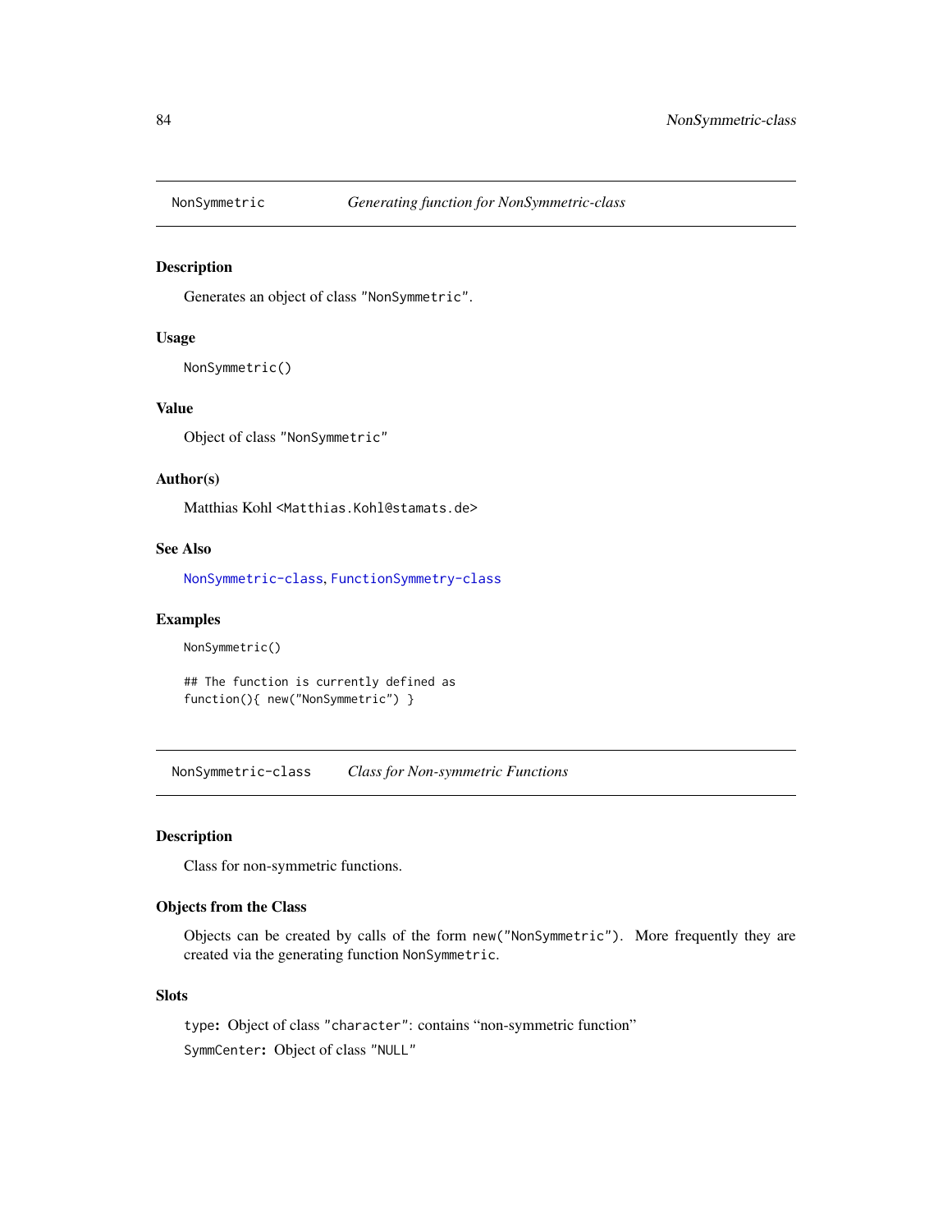## NonSymmetric — *Generating function for NonSymmetric-class*

### Description

Generates an object of class "NonSymmetric".

### Usage

```
NonSymmetric()
```

### Value

Object of class "NonSymmetric"

### Author(s)

Matthias Kohl <Matthias.Kohl@stamats.de>

### See Also

NonSymmetric-class, FunctionSymmetry-class

### Examples

```
NonSymmetric()

## The function is currently defined as
function(){ new("NonSymmetric") }
```

## NonSymmetric-class — *Class for Non-symmetric Functions*

### Description

Class for non-symmetric functions.

### Objects from the Class

Objects can be created by calls of the form `new("NonSymmetric")`. More frequently they are created via the generating function `NonSymmetric`.

### Slots

`type`: Object of class "character": contains "non-symmetric function"

`SymmCenter`: Object of class "NULL"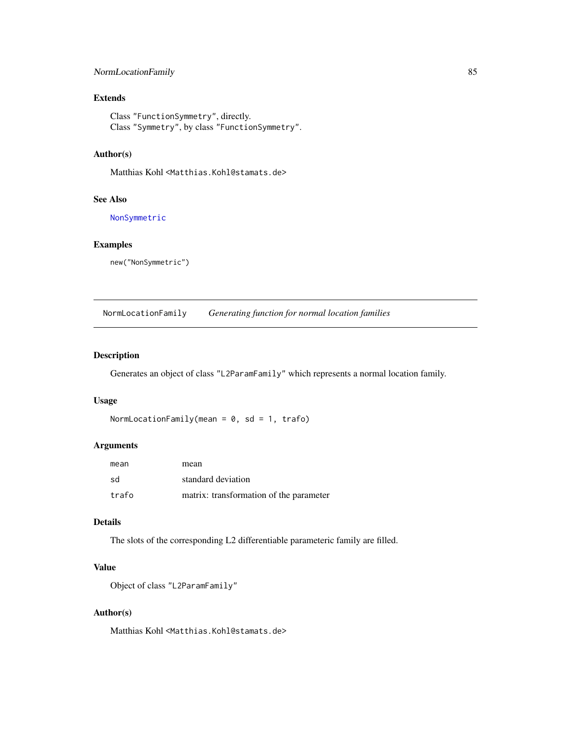### Extends

Class "FunctionSymmetry", directly.
Class "Symmetry", by class "FunctionSymmetry".

### Author(s)

Matthias Kohl <Matthias.Kohl@stamats.de>

### See Also

NonSymmetric

### Examples

```
new("NonSymmetric")
```

---

## NormLocationFamily &nbsp;&nbsp;&nbsp; *Generating function for normal location families*

---

### Description

Generates an object of class "L2ParamFamily" which represents a normal location family.

### Usage

```
NormLocationFamily(mean = 0, sd = 1, trafo)
```

### Arguments

| | |
|---|---|
| mean | mean |
| sd | standard deviation |
| trafo | matrix: transformation of the parameter |

### Details

The slots of the corresponding L2 differentiable parameteric family are filled.

### Value

Object of class "L2ParamFamily"

### Author(s)

Matthias Kohl <Matthias.Kohl@stamats.de>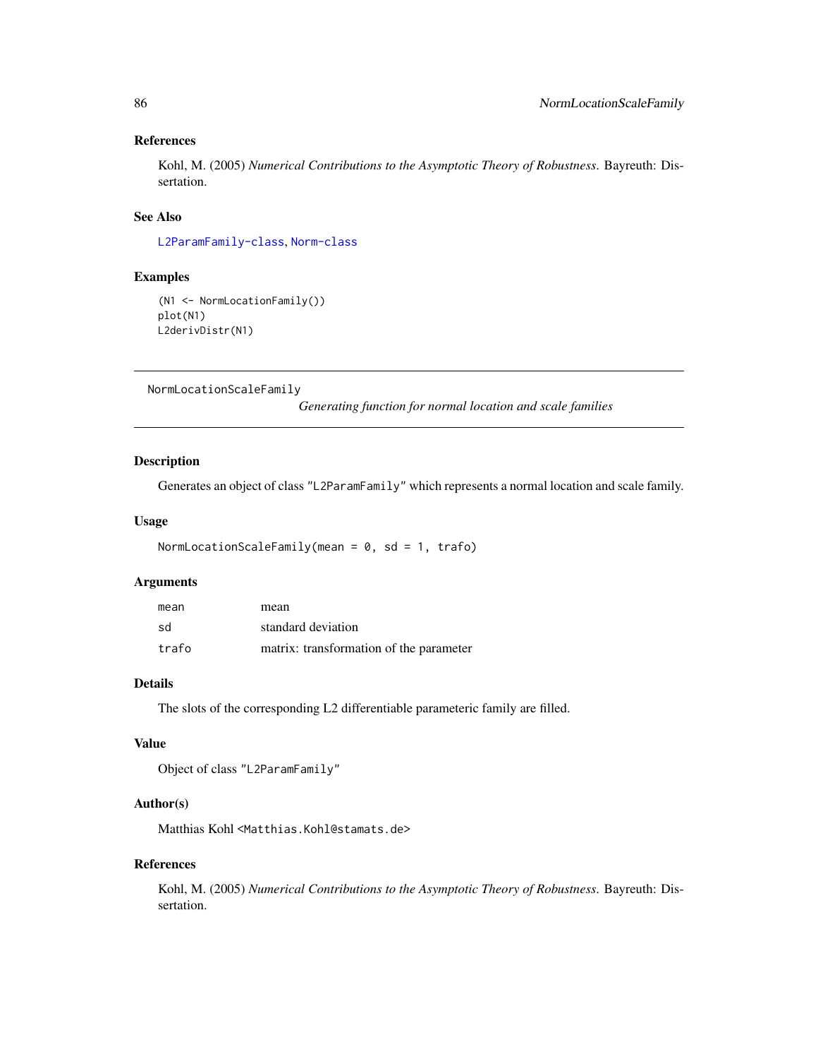### References

Kohl, M. (2005) *Numerical Contributions to the Asymptotic Theory of Robustness*. Bayreuth: Dissertation.

### See Also

L2ParamFamily-class, Norm-class

### Examples

```
(N1 <- NormLocationFamily())
plot(N1)
L2derivDistr(N1)
```

---

## NormLocationScaleFamily — *Generating function for normal location and scale families*

### Description

Generates an object of class "L2ParamFamily" which represents a normal location and scale family.

### Usage

```
NormLocationScaleFamily(mean = 0, sd = 1, trafo)
```

### Arguments

| | |
|---|---|
| mean | mean |
| sd | standard deviation |
| trafo | matrix: transformation of the parameter |

### Details

The slots of the corresponding L2 differentiable parameteric family are filled.

### Value

Object of class "L2ParamFamily"

### Author(s)

Matthias Kohl <Matthias.Kohl@stamats.de>

### References

Kohl, M. (2005) *Numerical Contributions to the Asymptotic Theory of Robustness*. Bayreuth: Dissertation.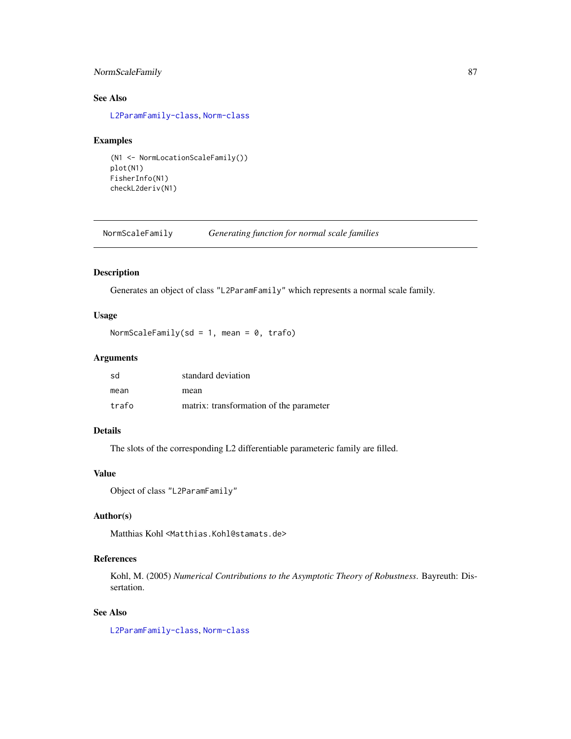## See Also

L2ParamFamily-class, Norm-class

## Examples

```
(N1 <- NormLocationScaleFamily())
plot(N1)
FisherInfo(N1)
checkL2deriv(N1)
```

---

# NormScaleFamily — *Generating function for normal scale families*

---

## Description

Generates an object of class "L2ParamFamily" which represents a normal scale family.

## Usage

```
NormScaleFamily(sd = 1, mean = 0, trafo)
```

## Arguments

| | |
|---|---|
| sd | standard deviation |
| mean | mean |
| trafo | matrix: transformation of the parameter |

## Details

The slots of the corresponding L2 differentiable parameteric family are filled.

## Value

Object of class "L2ParamFamily"

## Author(s)

Matthias Kohl <Matthias.Kohl@stamats.de>

## References

Kohl, M. (2005) *Numerical Contributions to the Asymptotic Theory of Robustness.* Bayreuth: Dissertation.

## See Also

L2ParamFamily-class, Norm-class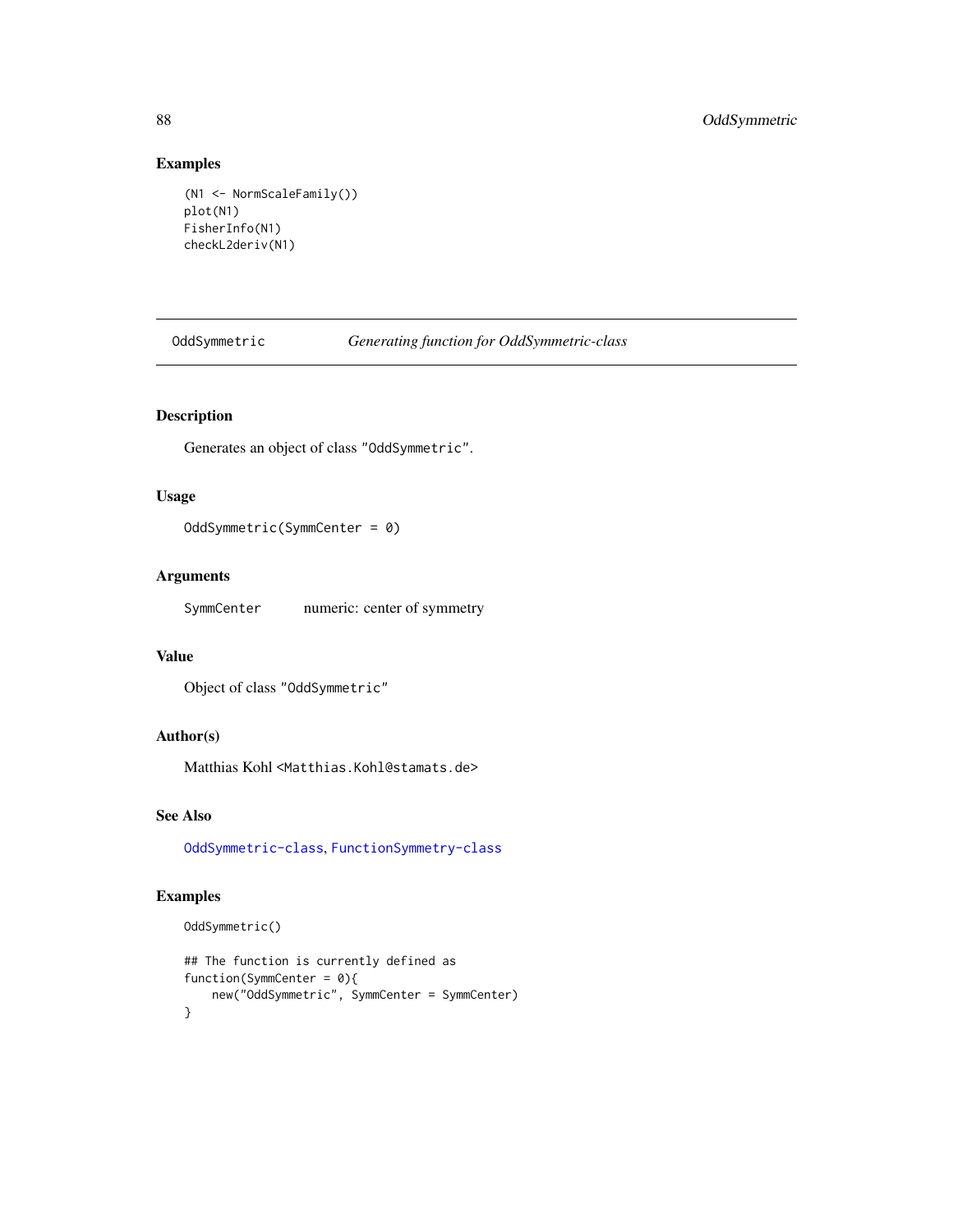## Examples

```
(N1 <- NormScaleFamily())
plot(N1)
FisherInfo(N1)
checkL2deriv(N1)
```

---

# OddSymmetric    *Generating function for OddSymmetric-class*

---

## Description

Generates an object of class "OddSymmetric".

## Usage

```
OddSymmetric(SymmCenter = 0)
```

## Arguments

SymmCenter    numeric: center of symmetry

## Value

Object of class "OddSymmetric"

## Author(s)

Matthias Kohl <Matthias.Kohl@stamats.de>

## See Also

OddSymmetric-class, FunctionSymmetry-class

## Examples

```
OddSymmetric()

## The function is currently defined as
function(SymmCenter = 0){
    new("OddSymmetric", SymmCenter = SymmCenter)
}
```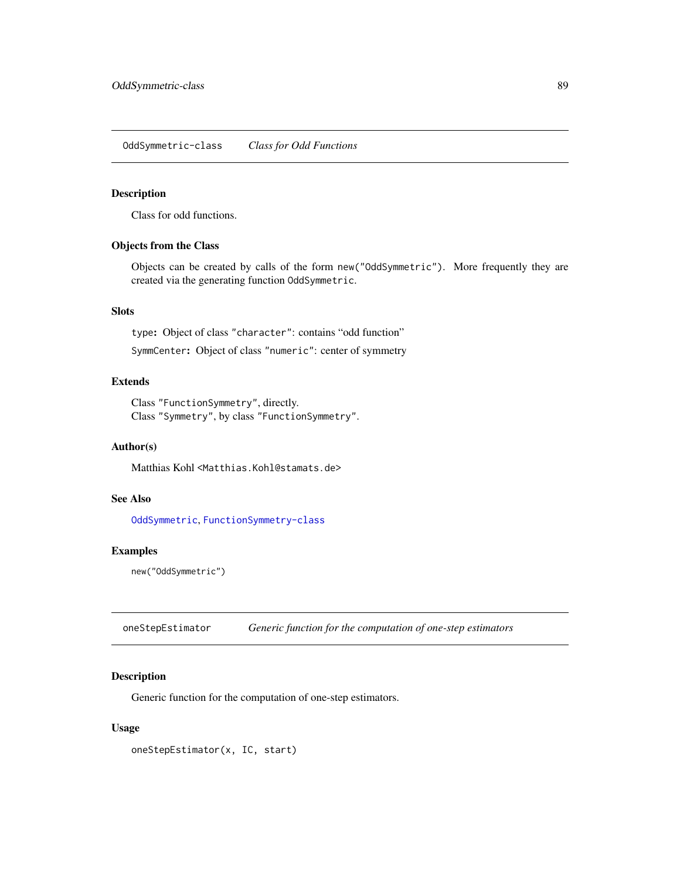## OddSymmetric-class *Class for Odd Functions*

### Description

Class for odd functions.

### Objects from the Class

Objects can be created by calls of the form `new("OddSymmetric")`. More frequently they are created via the generating function `OddSymmetric`.

### Slots

`type`: Object of class `"character"`: contains "odd function"

`SymmCenter`: Object of class `"numeric"`: center of symmetry

### Extends

Class `"FunctionSymmetry"`, directly.
Class `"Symmetry"`, by class `"FunctionSymmetry"`.

### Author(s)

Matthias Kohl <Matthias.Kohl@stamats.de>

### See Also

`OddSymmetric`, `FunctionSymmetry-class`

### Examples

```
new("OddSymmetric")
```

## oneStepEstimator *Generic function for the computation of one-step estimators*

### Description

Generic function for the computation of one-step estimators.

### Usage

```
oneStepEstimator(x, IC, start)
```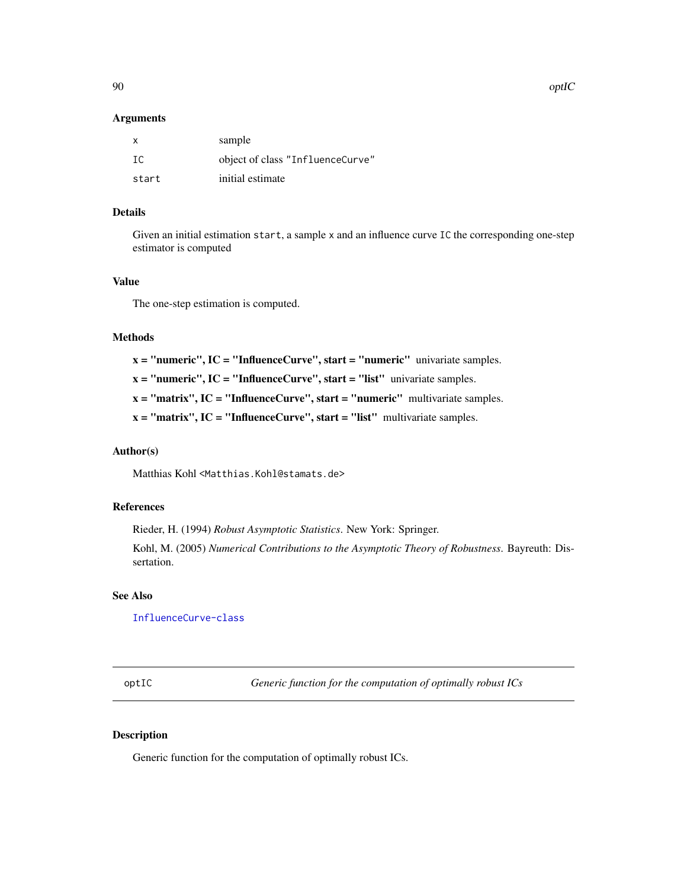### Arguments

| | |
|---|---|
| `x` | sample |
| `IC` | object of class `"InfluenceCurve"` |
| `start` | initial estimate |

### Details

Given an initial estimation `start`, a sample `x` and an influence curve `IC` the corresponding one-step estimator is computed

### Value

The one-step estimation is computed.

### Methods

**x = "numeric", IC = "InfluenceCurve", start = "numeric"** univariate samples.

**x = "numeric", IC = "InfluenceCurve", start = "list"** univariate samples.

**x = "matrix", IC = "InfluenceCurve", start = "numeric"** multivariate samples.

**x = "matrix", IC = "InfluenceCurve", start = "list"** multivariate samples.

### Author(s)

Matthias Kohl <`Matthias.Kohl@stamats.de`>

### References

Rieder, H. (1994) *Robust Asymptotic Statistics*. New York: Springer.

Kohl, M. (2005) *Numerical Contributions to the Asymptotic Theory of Robustness*. Bayreuth: Dissertation.

### See Also

`InfluenceCurve-class`

---

## optIC — *Generic function for the computation of optimally robust ICs*

---

### Description

Generic function for the computation of optimally robust ICs.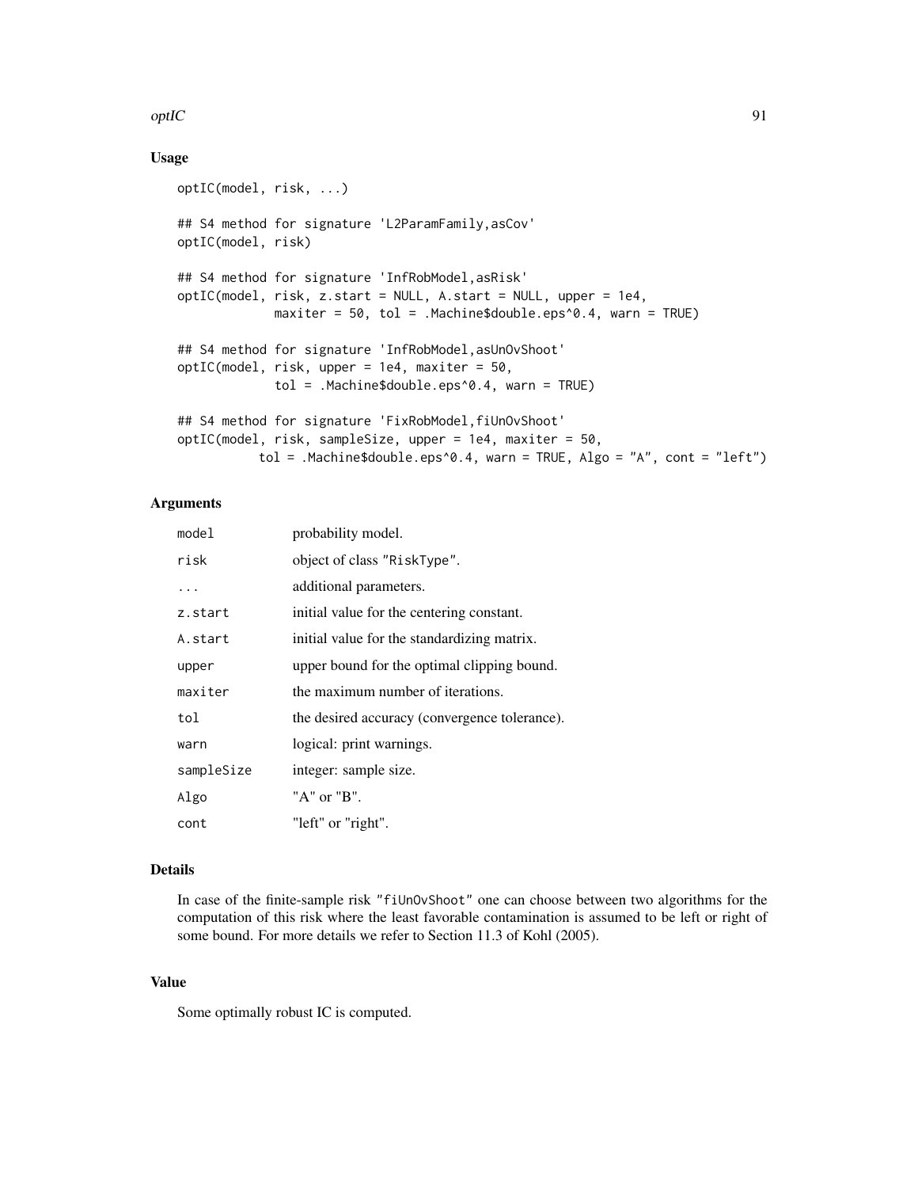## Usage

```
optIC(model, risk, ...)

## S4 method for signature 'L2ParamFamily,asCov'
optIC(model, risk)

## S4 method for signature 'InfRobModel,asRisk'
optIC(model, risk, z.start = NULL, A.start = NULL, upper = 1e4,
             maxiter = 50, tol = .Machine$double.eps^0.4, warn = TRUE)

## S4 method for signature 'InfRobModel,asUnOvShoot'
optIC(model, risk, upper = 1e4, maxiter = 50,
             tol = .Machine$double.eps^0.4, warn = TRUE)

## S4 method for signature 'FixRobModel,fiUnOvShoot'
optIC(model, risk, sampleSize, upper = 1e4, maxiter = 50,
           tol = .Machine$double.eps^0.4, warn = TRUE, Algo = "A", cont = "left")
```

## Arguments

| | |
|---|---|
| model | probability model. |
| risk | object of class "RiskType". |
| ... | additional parameters. |
| z.start | initial value for the centering constant. |
| A.start | initial value for the standardizing matrix. |
| upper | upper bound for the optimal clipping bound. |
| maxiter | the maximum number of iterations. |
| tol | the desired accuracy (convergence tolerance). |
| warn | logical: print warnings. |
| sampleSize | integer: sample size. |
| Algo | "A" or "B". |
| cont | "left" or "right". |

## Details

In case of the finite-sample risk "fiUnOvShoot" one can choose between two algorithms for the computation of this risk where the least favorable contamination is assumed to be left or right of some bound. For more details we refer to Section 11.3 of Kohl (2005).

## Value

Some optimally robust IC is computed.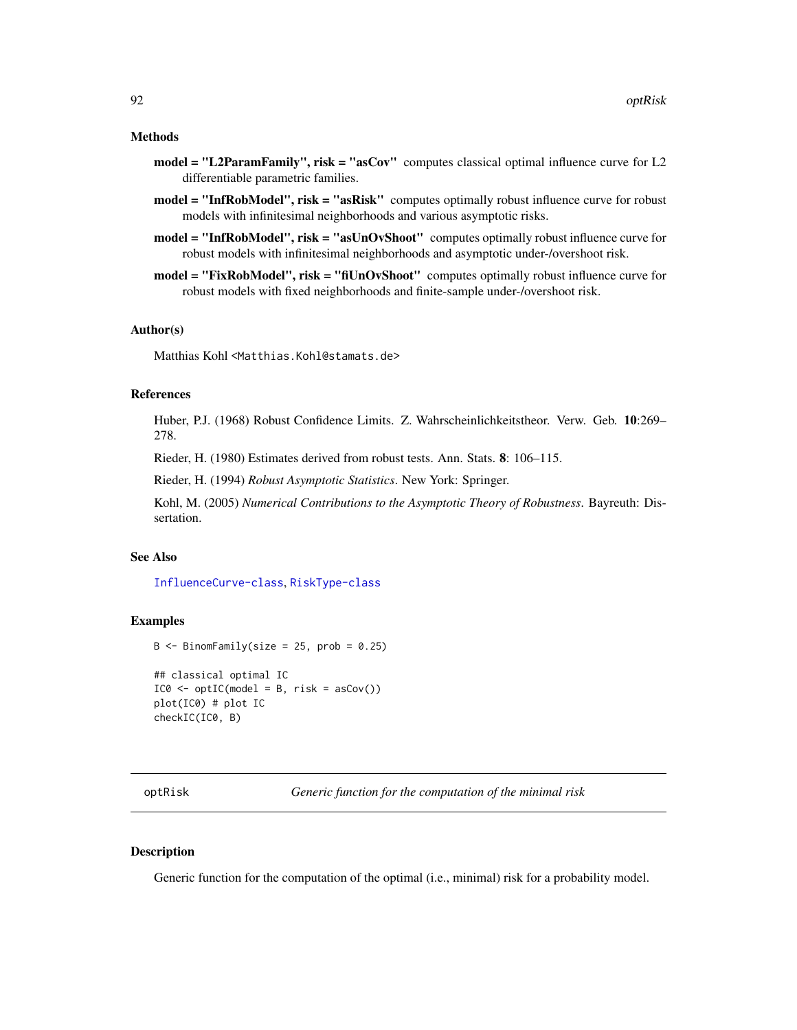### Methods

**model = "L2ParamFamily", risk = "asCov"** computes classical optimal influence curve for L2 differentiable parametric families.

**model = "InfRobModel", risk = "asRisk"** computes optimally robust influence curve for robust models with infinitesimal neighborhoods and various asymptotic risks.

**model = "InfRobModel", risk = "asUnOvShoot"** computes optimally robust influence curve for robust models with infinitesimal neighborhoods and asymptotic under-/overshoot risk.

**model = "FixRobModel", risk = "fiUnOvShoot"** computes optimally robust influence curve for robust models with fixed neighborhoods and finite-sample under-/overshoot risk.

### Author(s)

Matthias Kohl <Matthias.Kohl@stamats.de>

### References

Huber, P.J. (1968) Robust Confidence Limits. Z. Wahrscheinlichkeitstheor. Verw. Geb. **10**:269–278.

Rieder, H. (1980) Estimates derived from robust tests. Ann. Stats. **8**: 106–115.

Rieder, H. (1994) *Robust Asymptotic Statistics*. New York: Springer.

Kohl, M. (2005) *Numerical Contributions to the Asymptotic Theory of Robustness*. Bayreuth: Dissertation.

### See Also

InfluenceCurve-class, RiskType-class

### Examples

```
B <- BinomFamily(size = 25, prob = 0.25)

## classical optimal IC
IC0 <- optIC(model = B, risk = asCov())
plot(IC0) # plot IC
checkIC(IC0, B)
```

---

## optRisk — *Generic function for the computation of the minimal risk*

### Description

Generic function for the computation of the optimal (i.e., minimal) risk for a probability model.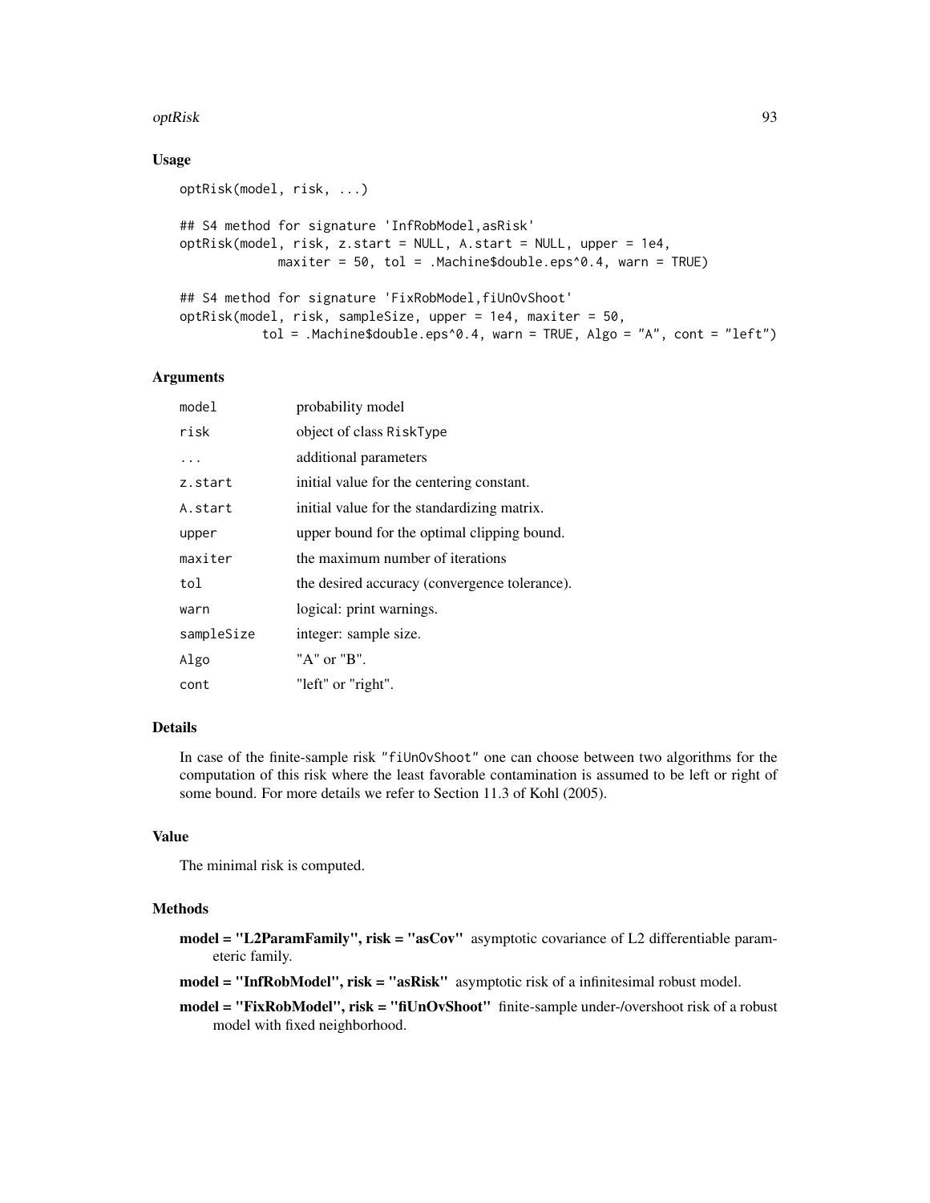## Usage

```
optRisk(model, risk, ...)

## S4 method for signature 'InfRobModel,asRisk'
optRisk(model, risk, z.start = NULL, A.start = NULL, upper = 1e4,
             maxiter = 50, tol = .Machine$double.eps^0.4, warn = TRUE)

## S4 method for signature 'FixRobModel,fiUnOvShoot'
optRisk(model, risk, sampleSize, upper = 1e4, maxiter = 50,
           tol = .Machine$double.eps^0.4, warn = TRUE, Algo = "A", cont = "left")
```

## Arguments

| | |
|---|---|
| `model` | probability model |
| `risk` | object of class `RiskType` |
| `...` | additional parameters |
| `z.start` | initial value for the centering constant. |
| `A.start` | initial value for the standardizing matrix. |
| `upper` | upper bound for the optimal clipping bound. |
| `maxiter` | the maximum number of iterations |
| `tol` | the desired accuracy (convergence tolerance). |
| `warn` | logical: print warnings. |
| `sampleSize` | integer: sample size. |
| `Algo` | "A" or "B". |
| `cont` | "left" or "right". |

## Details

In case of the finite-sample risk `"fiUnOvShoot"` one can choose between two algorithms for the computation of this risk where the least favorable contamination is assumed to be left or right of some bound. For more details we refer to Section 11.3 of Kohl (2005).

## Value

The minimal risk is computed.

## Methods

**model = "L2ParamFamily", risk = "asCov"** asymptotic covariance of L2 differentiable parameteric family.

**model = "InfRobModel", risk = "asRisk"** asymptotic risk of a infinitesimal robust model.

**model = "FixRobModel", risk = "fiUnOvShoot"** finite-sample under-/overshoot risk of a robust model with fixed neighborhood.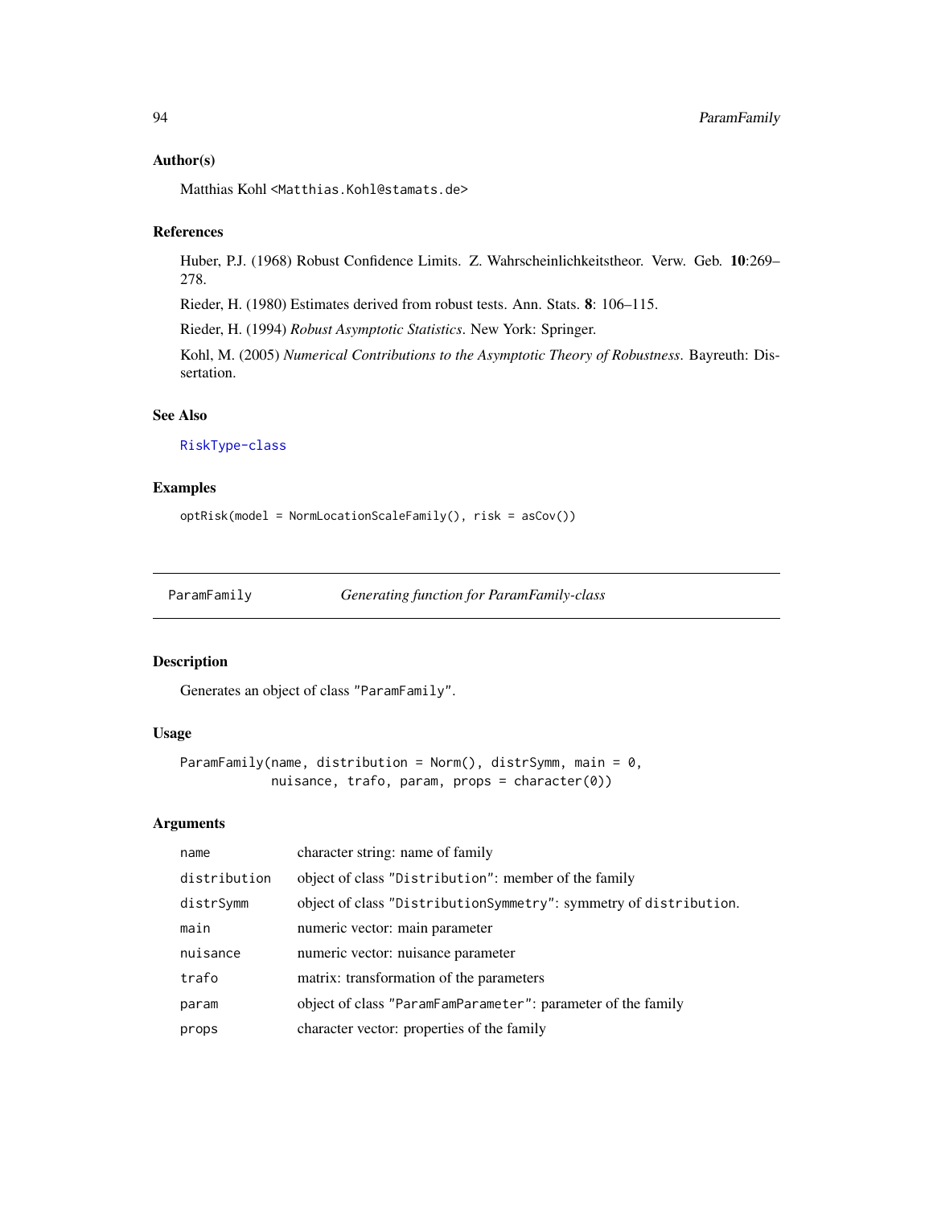### Author(s)

Matthias Kohl <Matthias.Kohl@stamats.de>

### References

Huber, P.J. (1968) Robust Confidence Limits. Z. Wahrscheinlichkeitstheor. Verw. Geb. **10**:269–278.

Rieder, H. (1980) Estimates derived from robust tests. Ann. Stats. **8**: 106–115.

Rieder, H. (1994) *Robust Asymptotic Statistics*. New York: Springer.

Kohl, M. (2005) *Numerical Contributions to the Asymptotic Theory of Robustness*. Bayreuth: Dissertation.

### See Also

RiskType-class

### Examples

```
optRisk(model = NormLocationScaleFamily(), risk = asCov())
```

---

## ParamFamily *Generating function for ParamFamily-class*

### Description

Generates an object of class "ParamFamily".

### Usage

```
ParamFamily(name, distribution = Norm(), distrSymm, main = 0,
            nuisance, trafo, param, props = character(0))
```

### Arguments

| | |
|---|---|
| name | character string: name of family |
| distribution | object of class "Distribution": member of the family |
| distrSymm | object of class "DistributionSymmetry": symmetry of distribution. |
| main | numeric vector: main parameter |
| nuisance | numeric vector: nuisance parameter |
| trafo | matrix: transformation of the parameters |
| param | object of class "ParamFamParameter": parameter of the family |
| props | character vector: properties of the family |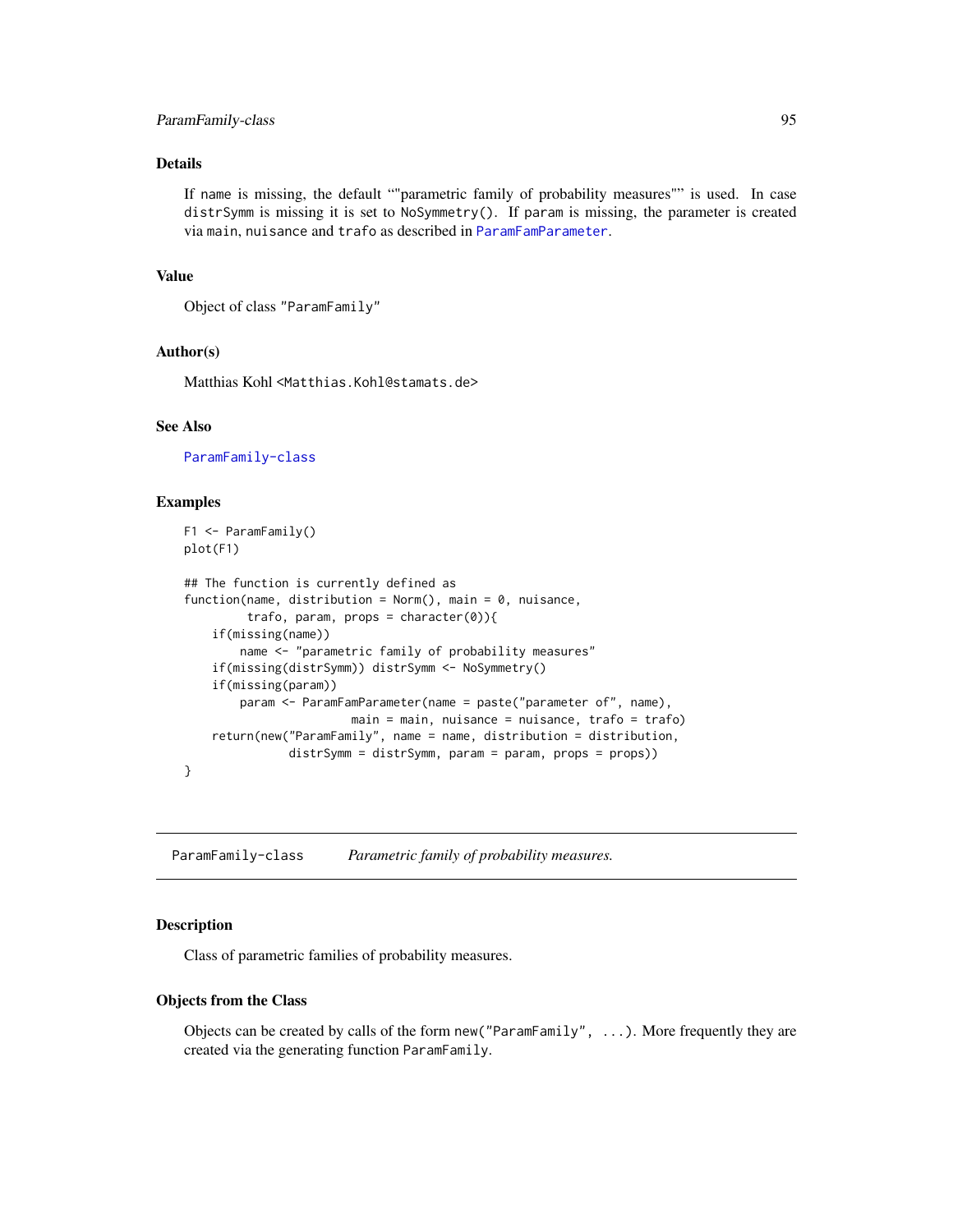### Details

If `name` is missing, the default “"parametric family of probability measures"” is used. In case `distrSymm` is missing it is set to `NoSymmetry()`. If `param` is missing, the parameter is created via `main`, `nuisance` and `trafo` as described in `ParamFamParameter`.

### Value

Object of class "ParamFamily"

### Author(s)

Matthias Kohl <Matthias.Kohl@stamats.de>

### See Also

`ParamFamily-class`

### Examples

```
F1 <- ParamFamily()
plot(F1)

## The function is currently defined as
function(name, distribution = Norm(), main = 0, nuisance,
         trafo, param, props = character(0)){
    if(missing(name))
        name <- "parametric family of probability measures"
    if(missing(distrSymm)) distrSymm <- NoSymmetry()
    if(missing(param))
        param <- ParamFamParameter(name = paste("parameter of", name),
                        main = main, nuisance = nuisance, trafo = trafo)
    return(new("ParamFamily", name = name, distribution = distribution,
              distrSymm = distrSymm, param = param, props = props))
}
```

---

## ParamFamily-class — *Parametric family of probability measures.*

### Description

Class of parametric families of probability measures.

### Objects from the Class

Objects can be created by calls of the form `new("ParamFamily", ...)`. More frequently they are created via the generating function `ParamFamily`.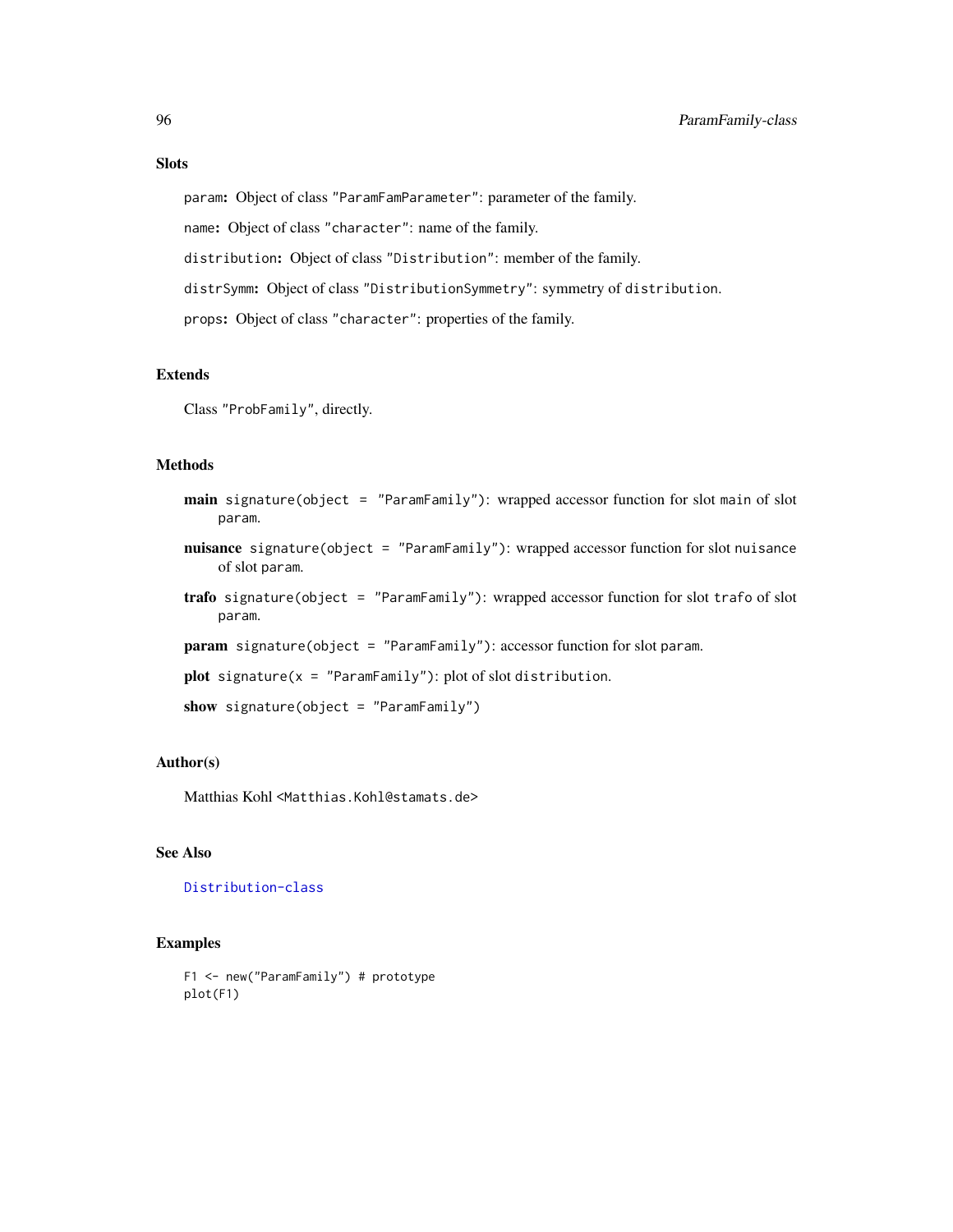## Slots

`param`: Object of class `"ParamFamParameter"`: parameter of the family.

`name`: Object of class `"character"`: name of the family.

`distribution`: Object of class `"Distribution"`: member of the family.

`distrSymm`: Object of class `"DistributionSymmetry"`: symmetry of `distribution`.

`props`: Object of class `"character"`: properties of the family.

## Extends

Class `"ProbFamily"`, directly.

## Methods

**main** `signature(object = "ParamFamily")`: wrapped accessor function for slot `main` of slot `param`.

**nuisance** `signature(object = "ParamFamily")`: wrapped accessor function for slot `nuisance` of slot `param`.

**trafo** `signature(object = "ParamFamily")`: wrapped accessor function for slot `trafo` of slot `param`.

**param** `signature(object = "ParamFamily")`: accessor function for slot `param`.

**plot** `signature(x = "ParamFamily")`: plot of slot `distribution`.

**show** `signature(object = "ParamFamily")`

## Author(s)

Matthias Kohl <`Matthias.Kohl@stamats.de`>

## See Also

`Distribution-class`

## Examples

```
F1 <- new("ParamFamily") # prototype
plot(F1)
```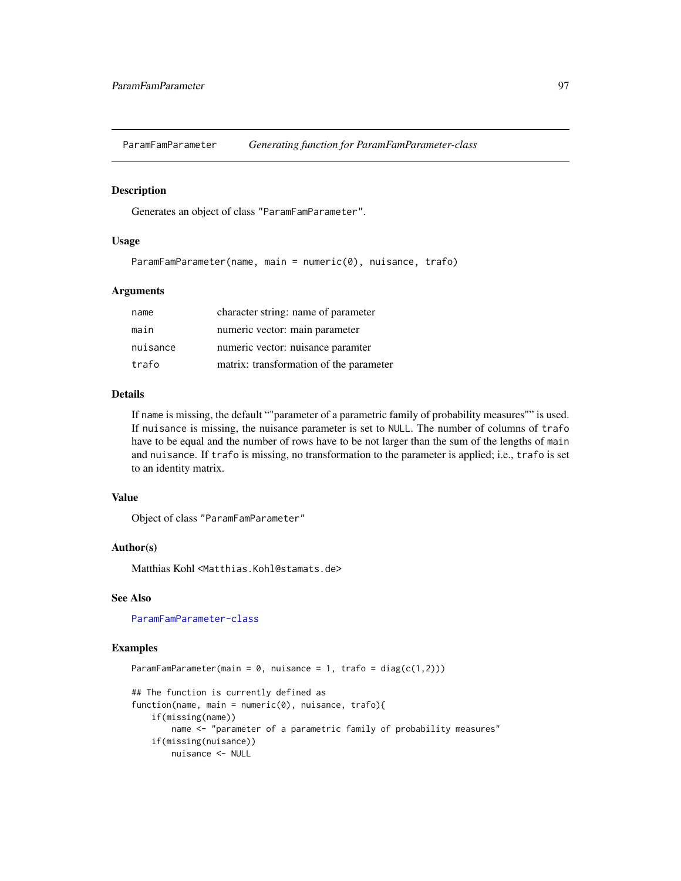ParamFamParameter    *Generating function for ParamFamParameter-class*

## Description

Generates an object of class "ParamFamParameter".

## Usage

```
ParamFamParameter(name, main = numeric(0), nuisance, trafo)
```

## Arguments

| | |
|---|---|
| name | character string: name of parameter |
| main | numeric vector: main parameter |
| nuisance | numeric vector: nuisance paramter |
| trafo | matrix: transformation of the parameter |

## Details

If name is missing, the default “"parameter of a parametric family of probability measures"” is used. If nuisance is missing, the nuisance parameter is set to NULL. The number of columns of trafo have to be equal and the number of rows have to be not larger than the sum of the lengths of main and nuisance. If trafo is missing, no transformation to the parameter is applied; i.e., trafo is set to an identity matrix.

## Value

Object of class "ParamFamParameter"

## Author(s)

Matthias Kohl <Matthias.Kohl@stamats.de>

## See Also

ParamFamParameter-class

## Examples

```
ParamFamParameter(main = 0, nuisance = 1, trafo = diag(c(1,2)))

## The function is currently defined as
function(name, main = numeric(0), nuisance, trafo){
    if(missing(name))
        name <- "parameter of a parametric family of probability measures"
    if(missing(nuisance))
        nuisance <- NULL
```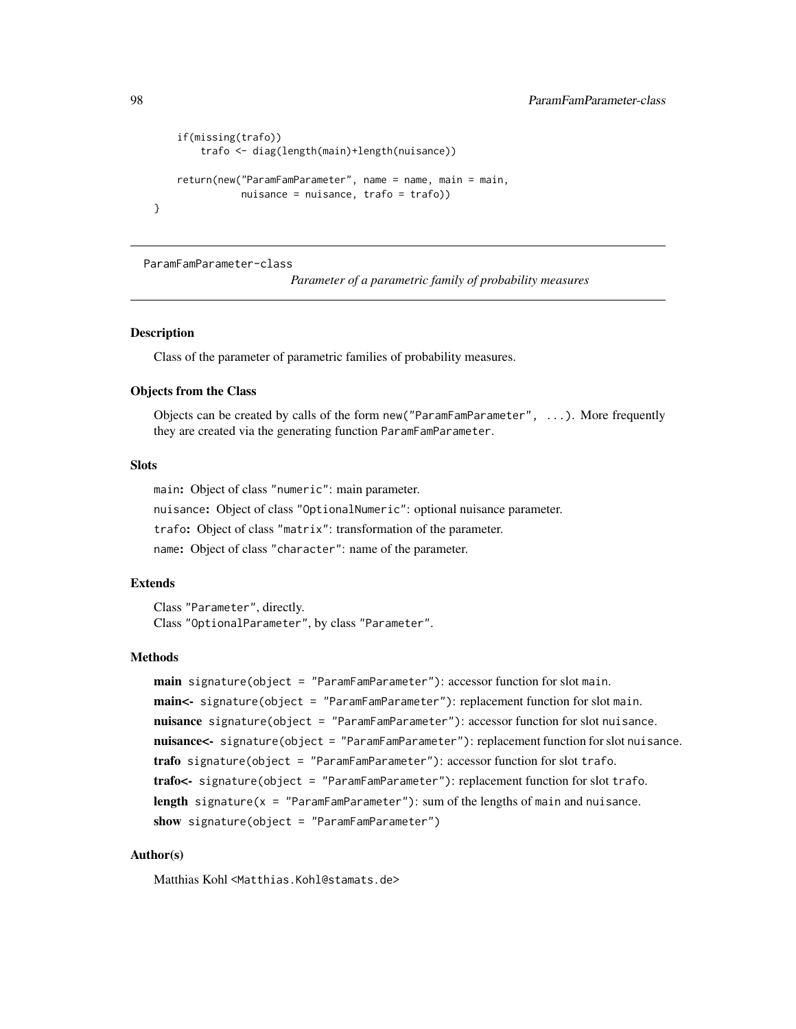```
    if(missing(trafo))
        trafo <- diag(length(main)+length(nuisance))

    return(new("ParamFamParameter", name = name, main = main,
               nuisance = nuisance, trafo = trafo))
}
```

---

ParamFamParameter-class    *Parameter of a parametric family of probability measures*

---

## Description

Class of the parameter of parametric families of probability measures.

## Objects from the Class

Objects can be created by calls of the form `new("ParamFamParameter", ...)`. More frequently they are created via the generating function `ParamFamParameter`.

## Slots

`main`: Object of class `"numeric"`: main parameter.

`nuisance`: Object of class `"OptionalNumeric"`: optional nuisance parameter.

`trafo`: Object of class `"matrix"`: transformation of the parameter.

`name`: Object of class `"character"`: name of the parameter.

## Extends

Class `"Parameter"`, directly.
Class `"OptionalParameter"`, by class `"Parameter"`.

## Methods

**main** `signature(object = "ParamFamParameter")`: accessor function for slot `main`.

**main<-** `signature(object = "ParamFamParameter")`: replacement function for slot `main`.

**nuisance** `signature(object = "ParamFamParameter")`: accessor function for slot `nuisance`.

**nuisance<-** `signature(object = "ParamFamParameter")`: replacement function for slot `nuisance`.

**trafo** `signature(object = "ParamFamParameter")`: accessor function for slot `trafo`.

**trafo<-** `signature(object = "ParamFamParameter")`: replacement function for slot `trafo`.

**length** `signature(x = "ParamFamParameter")`: sum of the lengths of `main` and `nuisance`.

**show** `signature(object = "ParamFamParameter")`

## Author(s)

Matthias Kohl <Matthias.Kohl@stamats.de>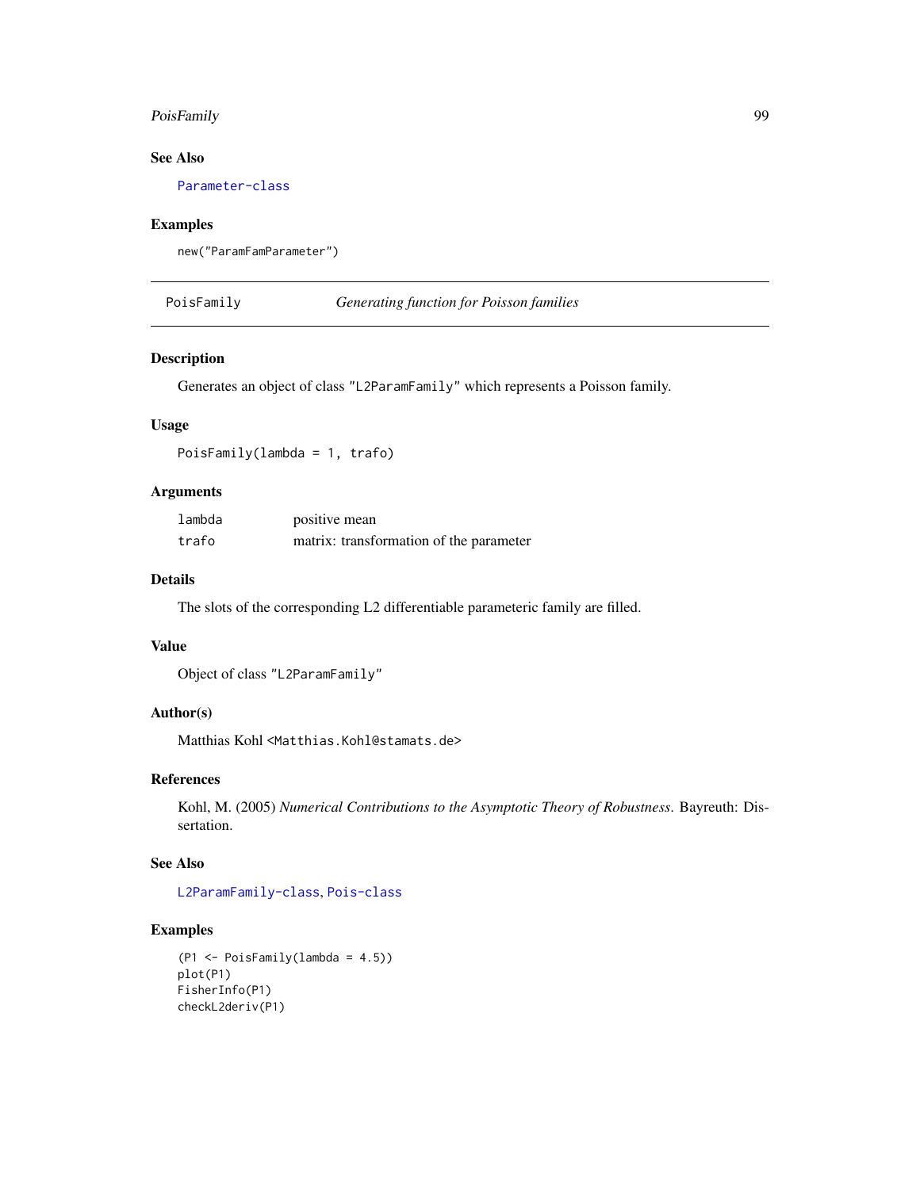## See Also

Parameter-class

## Examples

```
new("ParamFamParameter")
```

---

# PoisFamily *Generating function for Poisson families*

## Description

Generates an object of class "L2ParamFamily" which represents a Poisson family.

## Usage

```
PoisFamily(lambda = 1, trafo)
```

## Arguments

| | |
|---|---|
| lambda | positive mean |
| trafo | matrix: transformation of the parameter |

## Details

The slots of the corresponding L2 differentiable parameteric family are filled.

## Value

Object of class "L2ParamFamily"

## Author(s)

Matthias Kohl <Matthias.Kohl@stamats.de>

## References

Kohl, M. (2005) *Numerical Contributions to the Asymptotic Theory of Robustness*. Bayreuth: Dissertation.

## See Also

L2ParamFamily-class, Pois-class

## Examples

```
(P1 <- PoisFamily(lambda = 4.5))
plot(P1)
FisherInfo(P1)
checkL2deriv(P1)
```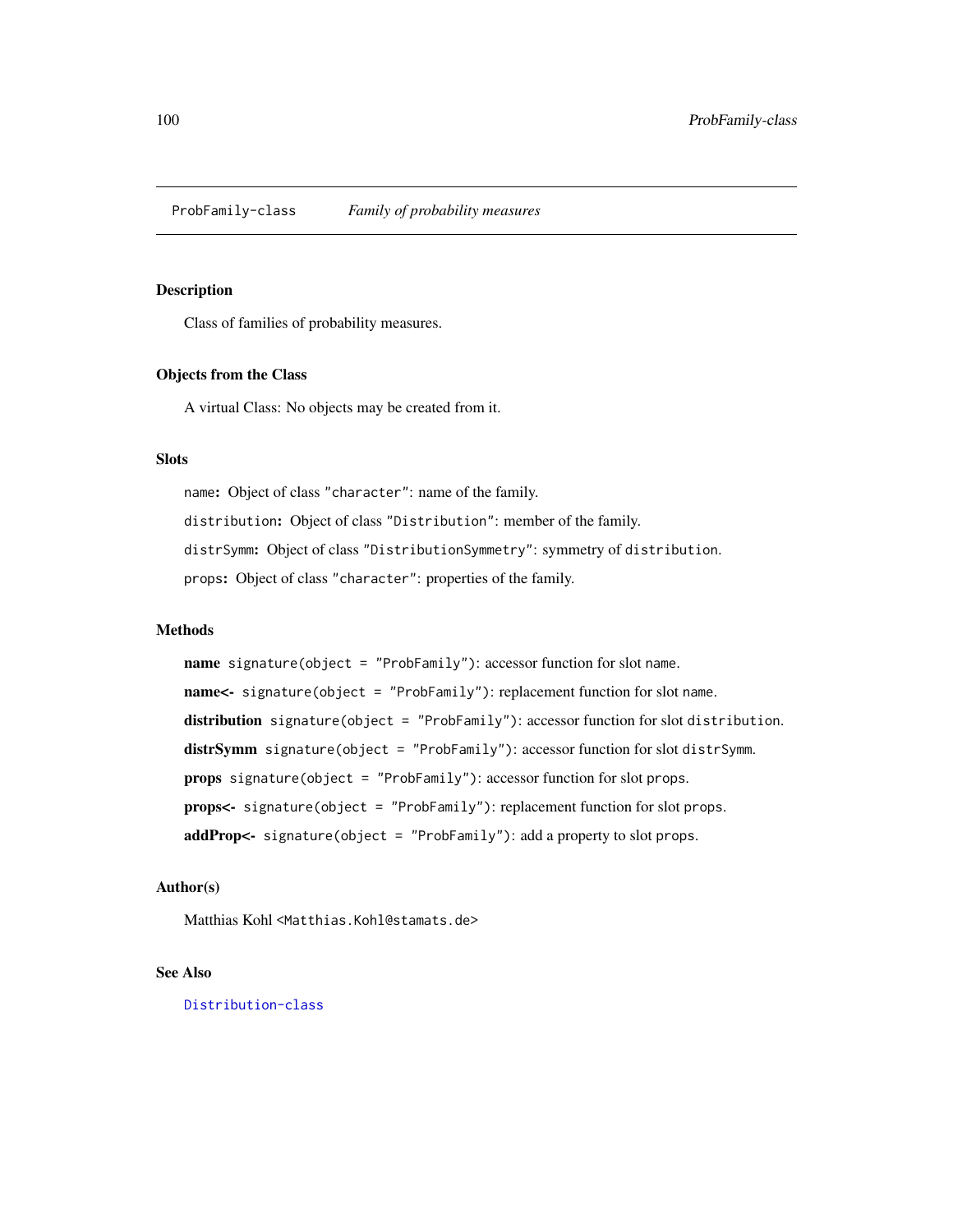ProbFamily-class *Family of probability measures*

## Description

Class of families of probability measures.

## Objects from the Class

A virtual Class: No objects may be created from it.

## Slots

`name`: Object of class `"character"`: name of the family.

`distribution`: Object of class `"Distribution"`: member of the family.

`distrSymm`: Object of class `"DistributionSymmetry"`: symmetry of `distribution`.

`props`: Object of class `"character"`: properties of the family.

## Methods

**name** `signature(object = "ProbFamily")`: accessor function for slot `name`.

**name<-** `signature(object = "ProbFamily")`: replacement function for slot `name`.

**distribution** `signature(object = "ProbFamily")`: accessor function for slot `distribution`.

**distrSymm** `signature(object = "ProbFamily")`: accessor function for slot `distrSymm`.

**props** `signature(object = "ProbFamily")`: accessor function for slot `props`.

**props<-** `signature(object = "ProbFamily")`: replacement function for slot `props`.

**addProp<-** `signature(object = "ProbFamily")`: add a property to slot `props`.

## Author(s)

Matthias Kohl <Matthias.Kohl@stamats.de>

## See Also

Distribution-class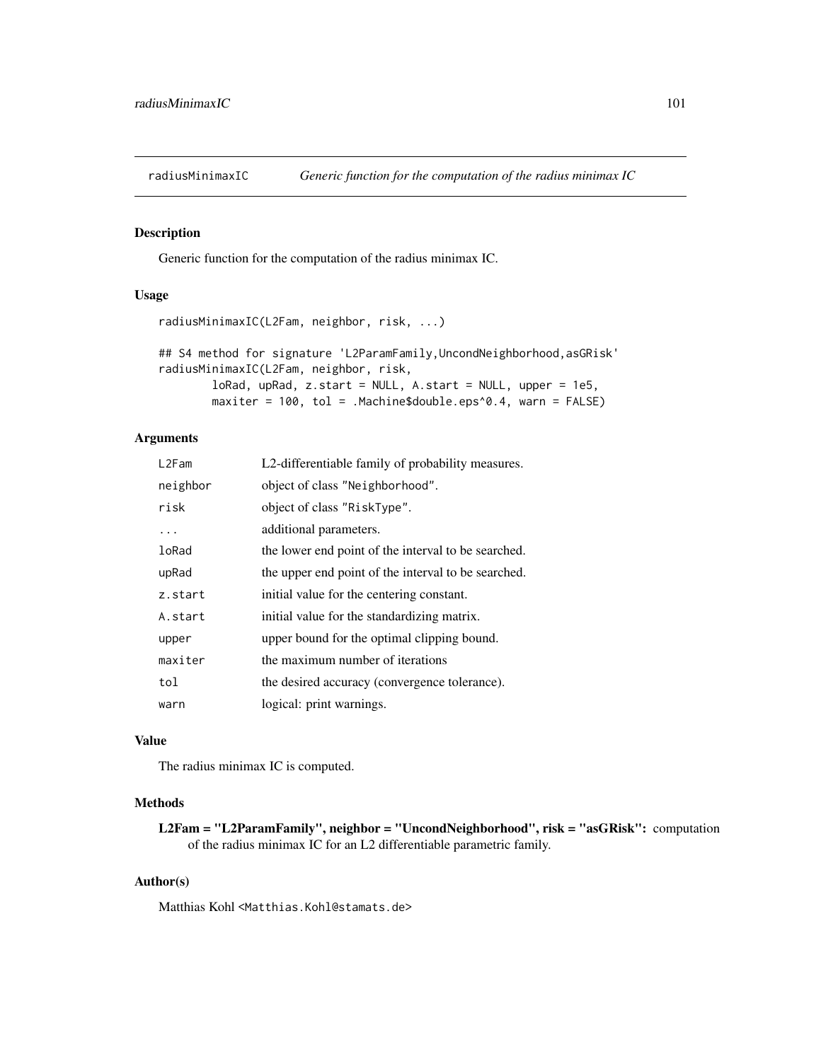radiusMinimaxIC *Generic function for the computation of the radius minimax IC*

## Description

Generic function for the computation of the radius minimax IC.

## Usage

```
radiusMinimaxIC(L2Fam, neighbor, risk, ...)

## S4 method for signature 'L2ParamFamily,UncondNeighborhood,asGRisk'
radiusMinimaxIC(L2Fam, neighbor, risk,
        loRad, upRad, z.start = NULL, A.start = NULL, upper = 1e5,
        maxiter = 100, tol = .Machine$double.eps^0.4, warn = FALSE)
```

## Arguments

| | |
|---|---|
| `L2Fam` | L2-differentiable family of probability measures. |
| `neighbor` | object of class "Neighborhood". |
| `risk` | object of class "RiskType". |
| `...` | additional parameters. |
| `loRad` | the lower end point of the interval to be searched. |
| `upRad` | the upper end point of the interval to be searched. |
| `z.start` | initial value for the centering constant. |
| `A.start` | initial value for the standardizing matrix. |
| `upper` | upper bound for the optimal clipping bound. |
| `maxiter` | the maximum number of iterations |
| `tol` | the desired accuracy (convergence tolerance). |
| `warn` | logical: print warnings. |

## Value

The radius minimax IC is computed.

## Methods

**L2Fam = "L2ParamFamily", neighbor = "UncondNeighborhood", risk = "asGRisk":** computation of the radius minimax IC for an L2 differentiable parametric family.

## Author(s)

Matthias Kohl <Matthias.Kohl@stamats.de>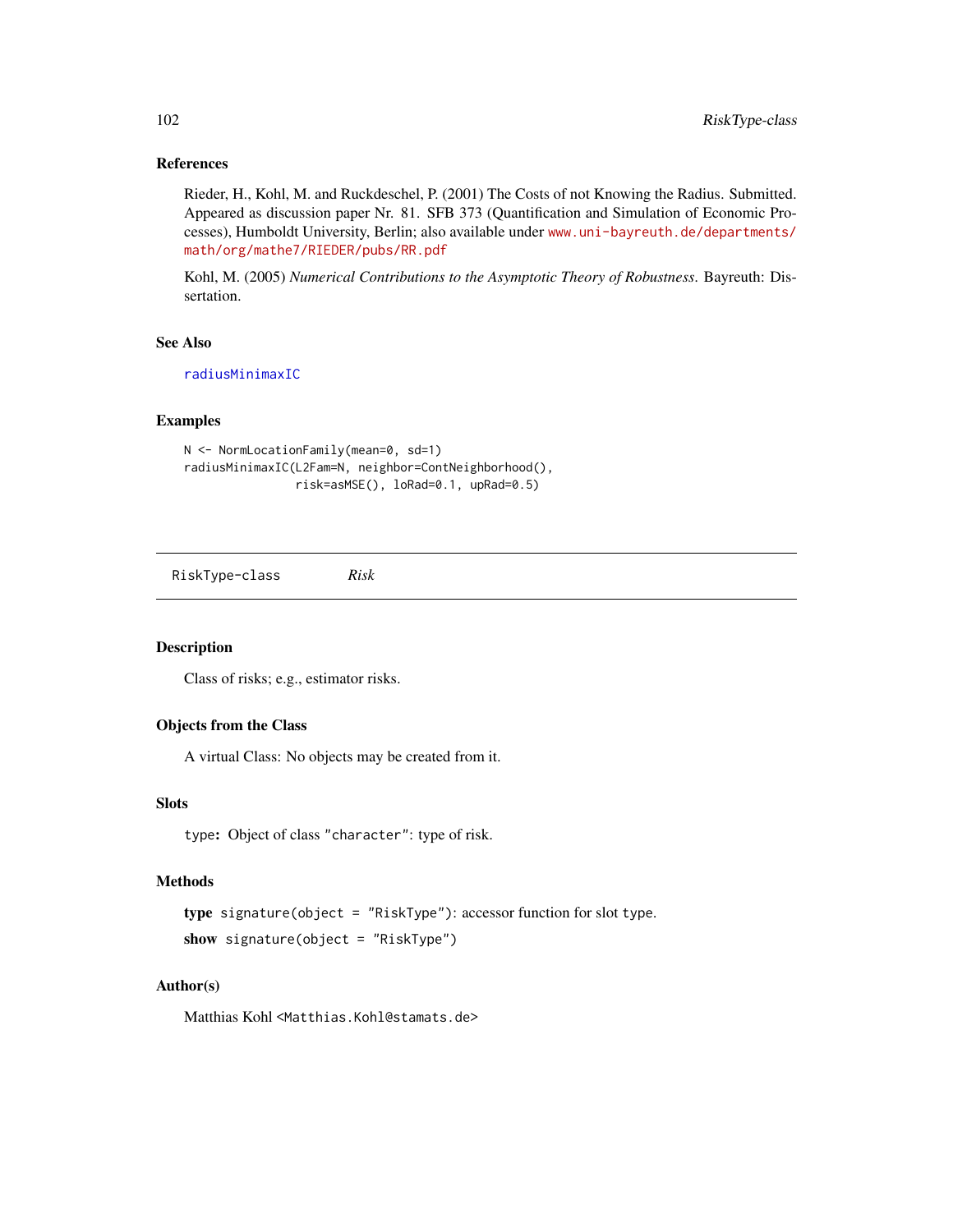### References

Rieder, H., Kohl, M. and Ruckdeschel, P. (2001) The Costs of not Knowing the Radius. Submitted. Appeared as discussion paper Nr. 81. SFB 373 (Quantification and Simulation of Economic Processes), Humboldt University, Berlin; also available under www.uni-bayreuth.de/departments/math/org/mathe7/RIEDER/pubs/RR.pdf

Kohl, M. (2005) *Numerical Contributions to the Asymptotic Theory of Robustness*. Bayreuth: Dissertation.

### See Also

radiusMinimaxIC

### Examples

```
N <- NormLocationFamily(mean=0, sd=1)
radiusMinimaxIC(L2Fam=N, neighbor=ContNeighborhood(),
                risk=asMSE(), loRad=0.1, upRad=0.5)
```

---

## RiskType-class *Risk*

---

### Description

Class of risks; e.g., estimator risks.

### Objects from the Class

A virtual Class: No objects may be created from it.

### Slots

`type`: Object of class "character": type of risk.

### Methods

**type** `signature(object = "RiskType")`: accessor function for slot `type`.

**show** `signature(object = "RiskType")`

### Author(s)

Matthias Kohl <Matthias.Kohl@stamats.de>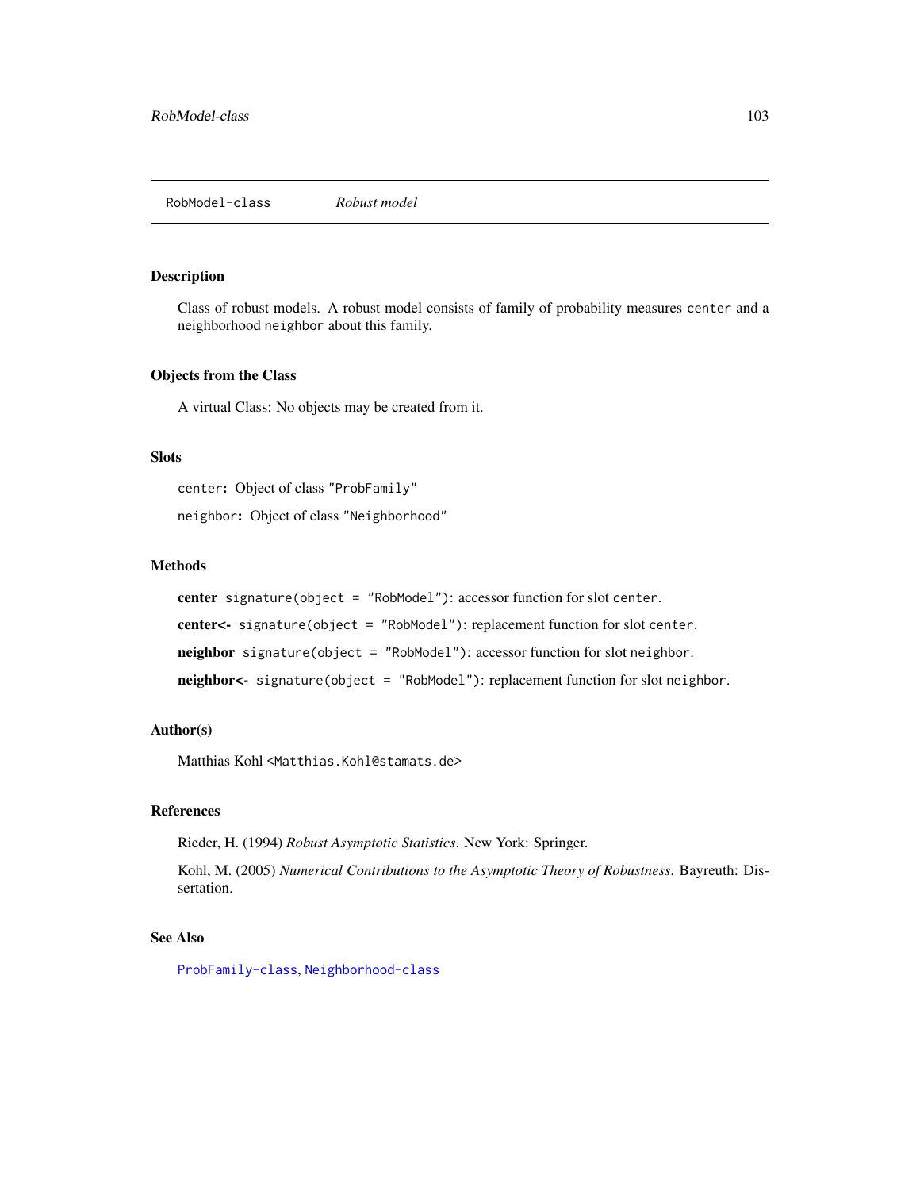## RobModel-class *Robust model*

### Description

Class of robust models. A robust model consists of family of probability measures `center` and a neighborhood `neighbor` about this family.

### Objects from the Class

A virtual Class: No objects may be created from it.

### Slots

`center`: Object of class `"ProbFamily"`

`neighbor`: Object of class `"Neighborhood"`

### Methods

**center** `signature(object = "RobModel")`: accessor function for slot `center`.

**center<-** `signature(object = "RobModel")`: replacement function for slot `center`.

**neighbor** `signature(object = "RobModel")`: accessor function for slot `neighbor`.

**neighbor<-** `signature(object = "RobModel")`: replacement function for slot `neighbor`.

### Author(s)

Matthias Kohl <`Matthias.Kohl@stamats.de`>

### References

Rieder, H. (1994) *Robust Asymptotic Statistics*. New York: Springer.

Kohl, M. (2005) *Numerical Contributions to the Asymptotic Theory of Robustness*. Bayreuth: Dissertation.

### See Also

`ProbFamily-class`, `Neighborhood-class`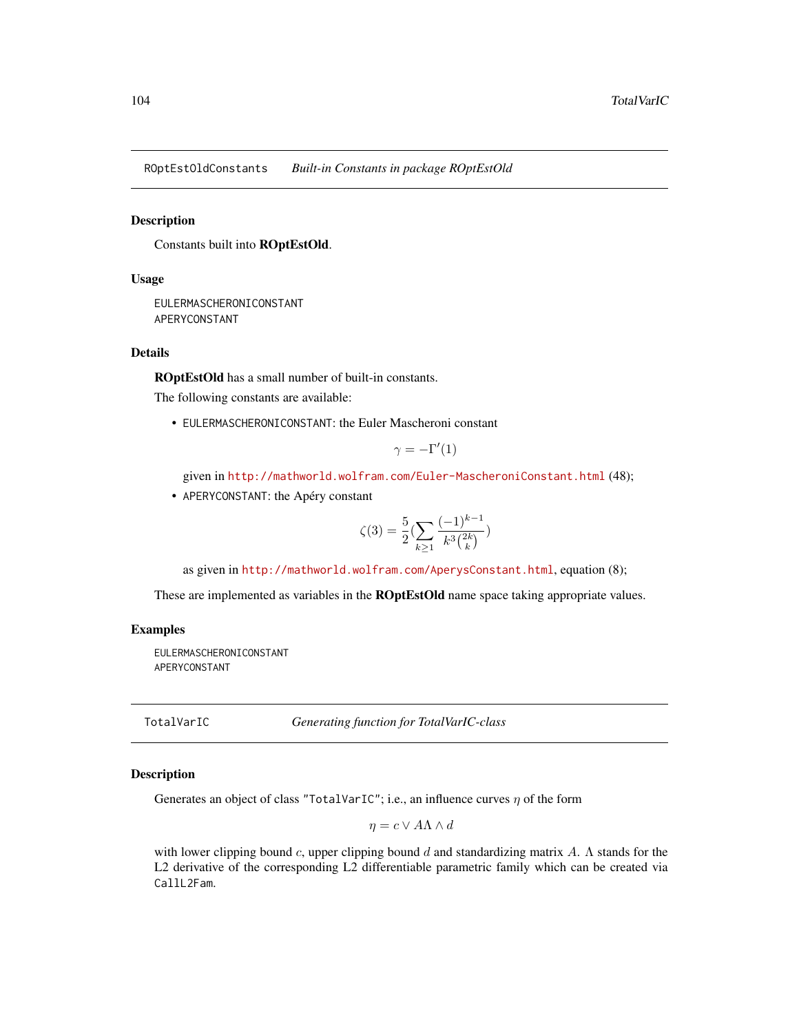## ROptEstOldConstants    *Built-in Constants in package ROptEstOld*

### Description

Constants built into **ROptEstOld**.

### Usage

```
EULERMASCHERONICONSTANT
APERYCONSTANT
```

### Details

**ROptEstOld** has a small number of built-in constants.

The following constants are available:

- `EULERMASCHERONICONSTANT`: the Euler Mascheroni constant

$$\gamma = -\Gamma'(1)$$

  given in http://mathworld.wolfram.com/Euler-MascheroniConstant.html (48);

- `APERYCONSTANT`: the Apéry constant

$$\zeta(3) = \frac{5}{2}\Big(\sum_{k\geq 1} \frac{(-1)^{k-1}}{k^3\binom{2k}{k}}\Big)$$

  as given in http://mathworld.wolfram.com/AperysConstant.html, equation (8);

These are implemented as variables in the **ROptEstOld** name space taking appropriate values.

### Examples

```
EULERMASCHERONICONSTANT
APERYCONSTANT
```

## TotalVarIC    *Generating function for TotalVarIC-class*

### Description

Generates an object of class "TotalVarIC"; i.e., an influence curves $\eta$ of the form

$$\eta = c \vee A\Lambda \wedge d$$

with lower clipping bound $c$, upper clipping bound $d$ and standardizing matrix $A$. $\Lambda$ stands for the L2 derivative of the corresponding L2 differentiable parametric family which can be created via `CallL2Fam`.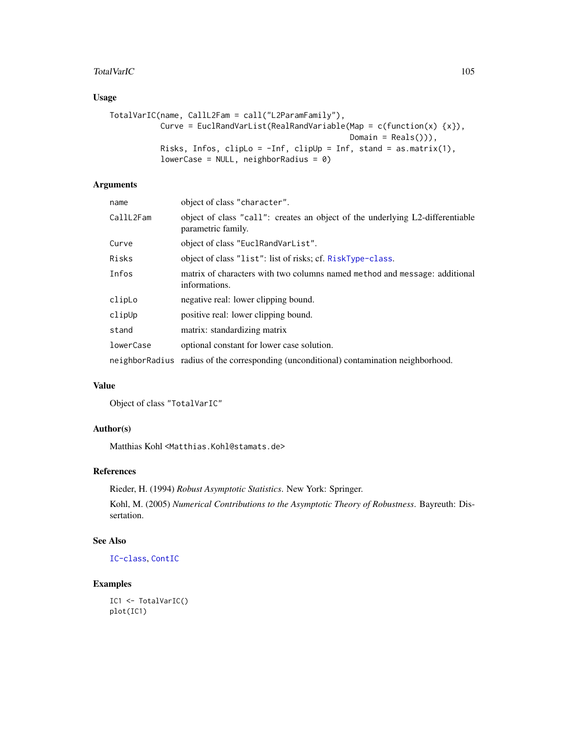## Usage

```
TotalVarIC(name, CallL2Fam = call("L2ParamFamily"),
           Curve = EuclRandVarList(RealRandVariable(Map = c(function(x) {x}),
                                                    Domain = Reals())),
           Risks, Infos, clipLo = -Inf, clipUp = Inf, stand = as.matrix(1),
           lowerCase = NULL, neighborRadius = 0)
```

## Arguments

| | |
|---|---|
| name | object of class "character". |
| CallL2Fam | object of class "call": creates an object of the underlying L2-differentiable parametric family. |
| Curve | object of class "EuclRandVarList". |
| Risks | object of class "list": list of risks; cf. RiskType-class. |
| Infos | matrix of characters with two columns named method and message: additional informations. |
| clipLo | negative real: lower clipping bound. |
| clipUp | positive real: lower clipping bound. |
| stand | matrix: standardizing matrix |
| lowerCase | optional constant for lower case solution. |
| neighborRadius | radius of the corresponding (unconditional) contamination neighborhood. |

## Value

Object of class "TotalVarIC"

## Author(s)

Matthias Kohl <Matthias.Kohl@stamats.de>

## References

Rieder, H. (1994) *Robust Asymptotic Statistics*. New York: Springer.

Kohl, M. (2005) *Numerical Contributions to the Asymptotic Theory of Robustness*. Bayreuth: Dissertation.

## See Also

IC-class, ContIC

## Examples

```
IC1 <- TotalVarIC()
plot(IC1)
```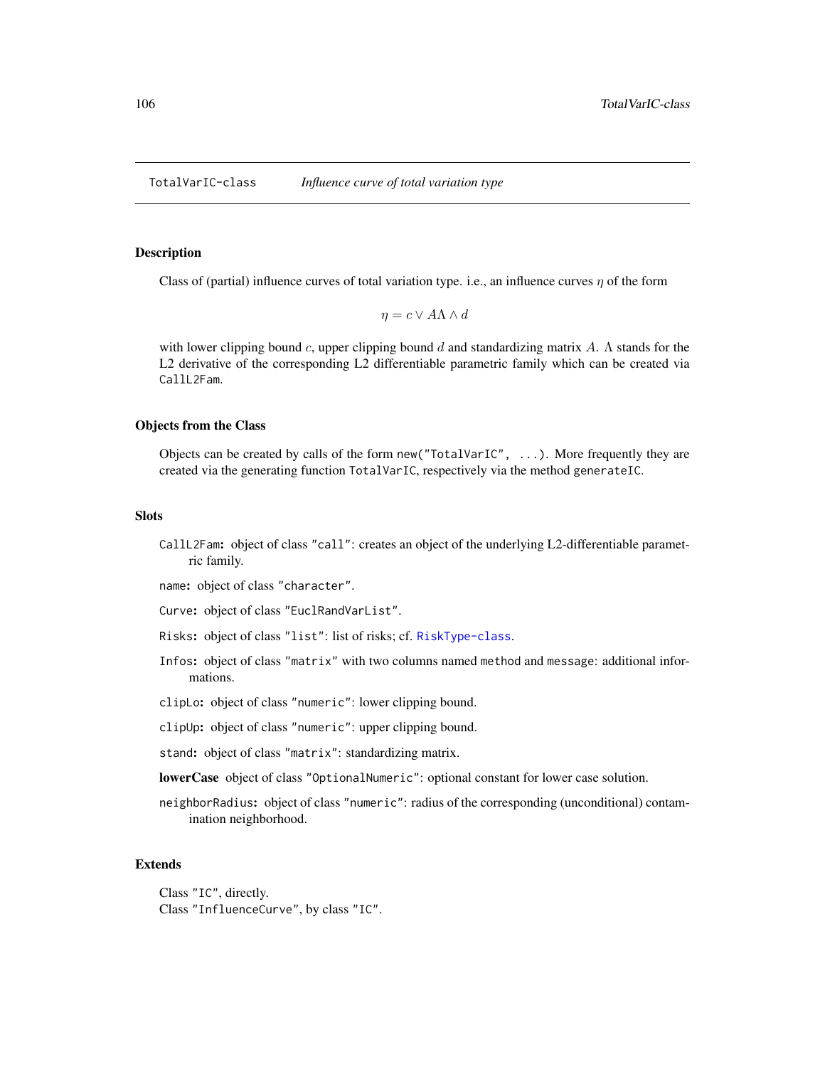TotalVarIC-class *Influence curve of total variation type*

## Description

Class of (partial) influence curves of total variation type. i.e., an influence curves $\eta$ of the form

$$\eta = c \vee A\Lambda \wedge d$$

with lower clipping bound $c$, upper clipping bound $d$ and standardizing matrix $A$. $\Lambda$ stands for the L2 derivative of the corresponding L2 differentiable parametric family which can be created via `CallL2Fam`.

## Objects from the Class

Objects can be created by calls of the form `new("TotalVarIC", ...)`. More frequently they are created via the generating function `TotalVarIC`, respectively via the method `generateIC`.

## Slots

`CallL2Fam`**:** object of class `"call"`: creates an object of the underlying L2-differentiable parametric family.

`name`**:** object of class `"character"`.

`Curve`**:** object of class `"EuclRandVarList"`.

`Risks`**:** object of class `"list"`: list of risks; cf. `RiskType-class`.

`Infos`**:** object of class `"matrix"` with two columns named `method` and `message`: additional informations.

`clipLo`**:** object of class `"numeric"`: lower clipping bound.

`clipUp`**:** object of class `"numeric"`: upper clipping bound.

`stand`**:** object of class `"matrix"`: standardizing matrix.

**lowerCase** object of class `"OptionalNumeric"`: optional constant for lower case solution.

`neighborRadius`**:** object of class `"numeric"`: radius of the corresponding (unconditional) contamination neighborhood.

## Extends

Class `"IC"`, directly.
Class `"InfluenceCurve"`, by class `"IC"`.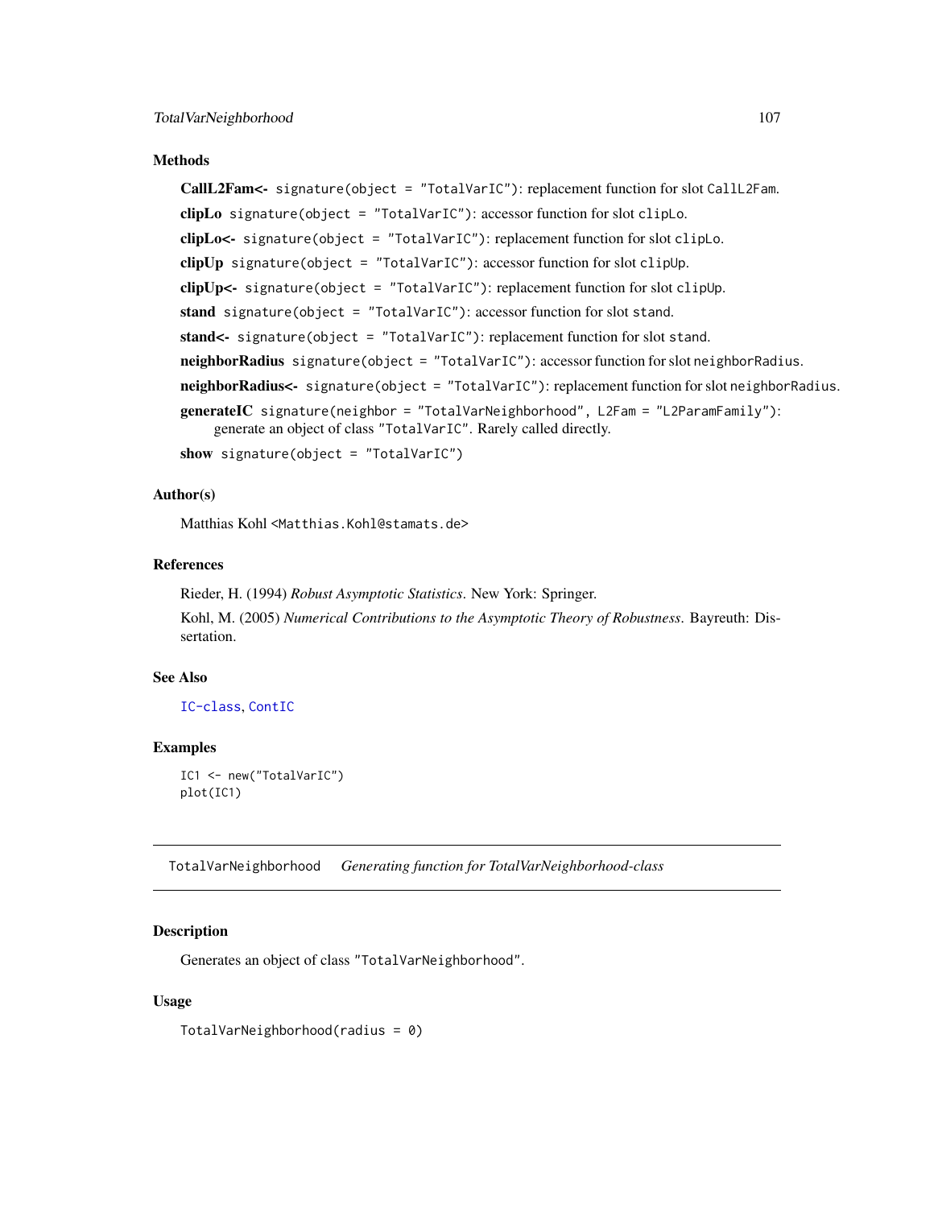### Methods

**CallL2Fam<-** `signature(object = "TotalVarIC")`: replacement function for slot `CallL2Fam`.

**clipLo** `signature(object = "TotalVarIC")`: accessor function for slot `clipLo`.

**clipLo<-** `signature(object = "TotalVarIC")`: replacement function for slot `clipLo`.

**clipUp** `signature(object = "TotalVarIC")`: accessor function for slot `clipUp`.

**clipUp<-** `signature(object = "TotalVarIC")`: replacement function for slot `clipUp`.

**stand** `signature(object = "TotalVarIC")`: accessor function for slot `stand`.

**stand<-** `signature(object = "TotalVarIC")`: replacement function for slot `stand`.

**neighborRadius** `signature(object = "TotalVarIC")`: accessor function for slot `neighborRadius`.

**neighborRadius<-** `signature(object = "TotalVarIC")`: replacement function for slot `neighborRadius`.

**generateIC** `signature(neighbor = "TotalVarNeighborhood", L2Fam = "L2ParamFamily")`: generate an object of class `"TotalVarIC"`. Rarely called directly.

**show** `signature(object = "TotalVarIC")`

### Author(s)

Matthias Kohl <Matthias.Kohl@stamats.de>

### References

Rieder, H. (1994) *Robust Asymptotic Statistics*. New York: Springer.

Kohl, M. (2005) *Numerical Contributions to the Asymptotic Theory of Robustness*. Bayreuth: Dissertation.

### See Also

IC-class, ContIC

### Examples

```
IC1 <- new("TotalVarIC")
plot(IC1)
```

---

## TotalVarNeighborhood    *Generating function for TotalVarNeighborhood-class*

### Description

Generates an object of class `"TotalVarNeighborhood"`.

### Usage

```
TotalVarNeighborhood(radius = 0)
```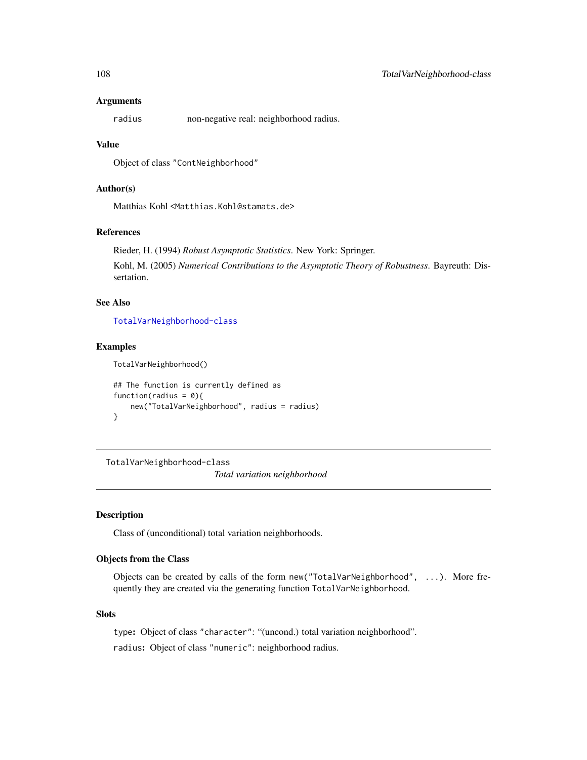### Arguments

`radius` non-negative real: neighborhood radius.

### Value

Object of class "ContNeighborhood"

### Author(s)

Matthias Kohl <Matthias.Kohl@stamats.de>

### References

Rieder, H. (1994) *Robust Asymptotic Statistics*. New York: Springer.

Kohl, M. (2005) *Numerical Contributions to the Asymptotic Theory of Robustness*. Bayreuth: Dissertation.

### See Also

TotalVarNeighborhood-class

### Examples

```
TotalVarNeighborhood()

## The function is currently defined as
function(radius = 0){
    new("TotalVarNeighborhood", radius = radius)
}
```

---

## TotalVarNeighborhood-class *Total variation neighborhood*

---

### Description

Class of (unconditional) total variation neighborhoods.

### Objects from the Class

Objects can be created by calls of the form `new("TotalVarNeighborhood", ...)`. More frequently they are created via the generating function `TotalVarNeighborhood`.

### Slots

**type:** Object of class "character": "(uncond.) total variation neighborhood".

**radius:** Object of class "numeric": neighborhood radius.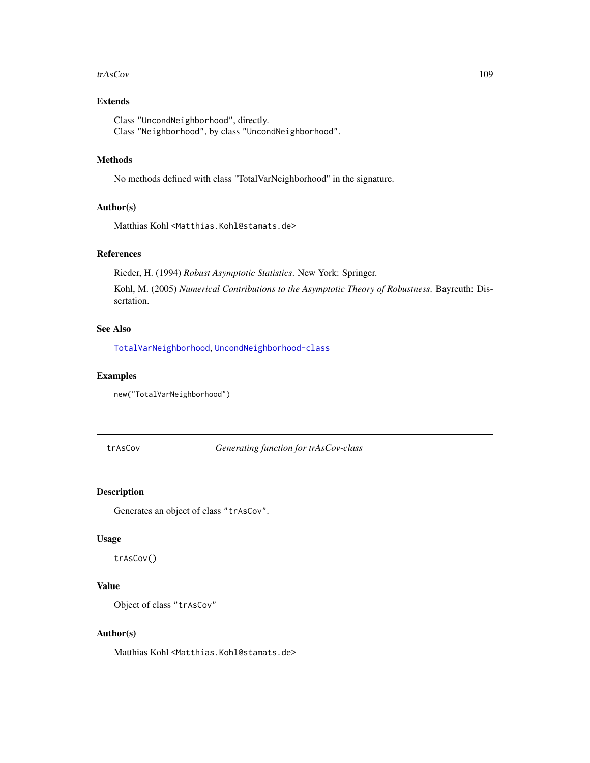### Extends

Class "UncondNeighborhood", directly.
Class "Neighborhood", by class "UncondNeighborhood".

### Methods

No methods defined with class "TotalVarNeighborhood" in the signature.

### Author(s)

Matthias Kohl <Matthias.Kohl@stamats.de>

### References

Rieder, H. (1994) *Robust Asymptotic Statistics*. New York: Springer.

Kohl, M. (2005) *Numerical Contributions to the Asymptotic Theory of Robustness*. Bayreuth: Dissertation.

### See Also

TotalVarNeighborhood, UncondNeighborhood-class

### Examples

```
new("TotalVarNeighborhood")
```

---

## trAsCov — *Generating function for trAsCov-class*

---

### Description

Generates an object of class "trAsCov".

### Usage

```
trAsCov()
```

### Value

Object of class "trAsCov"

### Author(s)

Matthias Kohl <Matthias.Kohl@stamats.de>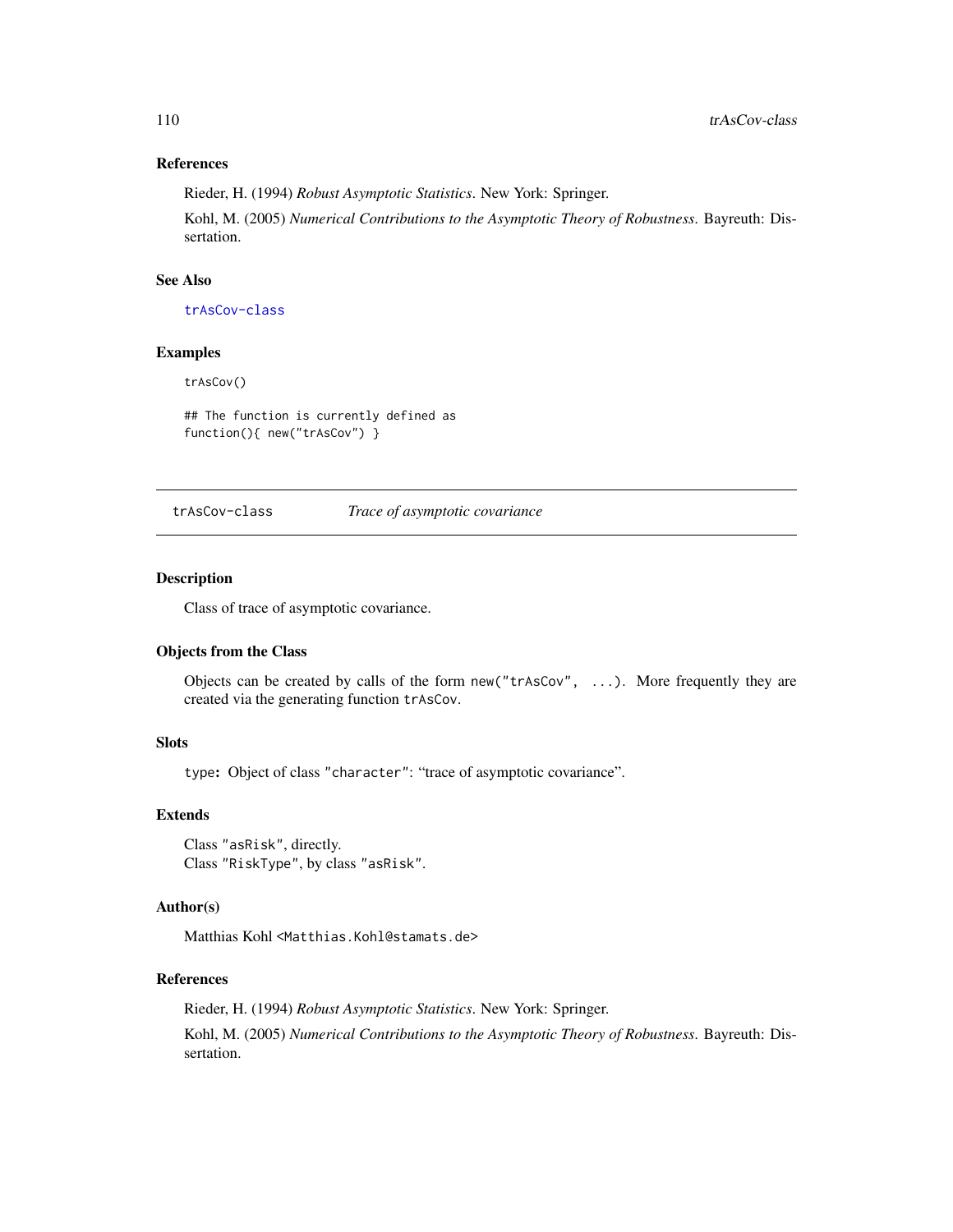### References

Rieder, H. (1994) *Robust Asymptotic Statistics*. New York: Springer.

Kohl, M. (2005) *Numerical Contributions to the Asymptotic Theory of Robustness*. Bayreuth: Dissertation.

### See Also

trAsCov-class

### Examples

```
trAsCov()

## The function is currently defined as
function(){ new("trAsCov") }
```

---

## trAsCov-class *Trace of asymptotic covariance*

### Description

Class of trace of asymptotic covariance.

### Objects from the Class

Objects can be created by calls of the form `new("trAsCov", ...)`. More frequently they are created via the generating function `trAsCov`.

### Slots

`type`: Object of class `"character"`: "trace of asymptotic covariance".

### Extends

Class `"asRisk"`, directly.
Class `"RiskType"`, by class `"asRisk"`.

### Author(s)

Matthias Kohl <Matthias.Kohl@stamats.de>

### References

Rieder, H. (1994) *Robust Asymptotic Statistics*. New York: Springer.

Kohl, M. (2005) *Numerical Contributions to the Asymptotic Theory of Robustness*. Bayreuth: Dissertation.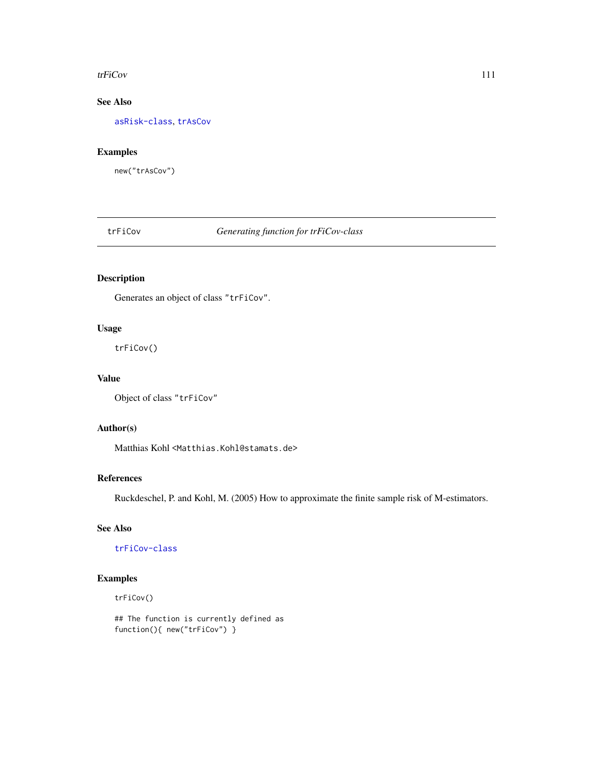## See Also

asRisk-class, trAsCov

## Examples

```
new("trAsCov")
```

---

# trFiCov — *Generating function for trFiCov-class*

---

## Description

Generates an object of class "trFiCov".

## Usage

```
trFiCov()
```

## Value

Object of class "trFiCov"

## Author(s)

Matthias Kohl <Matthias.Kohl@stamats.de>

## References

Ruckdeschel, P. and Kohl, M. (2005) How to approximate the finite sample risk of M-estimators.

## See Also

trFiCov-class

## Examples

```
trFiCov()

## The function is currently defined as
function(){ new("trFiCov") }
```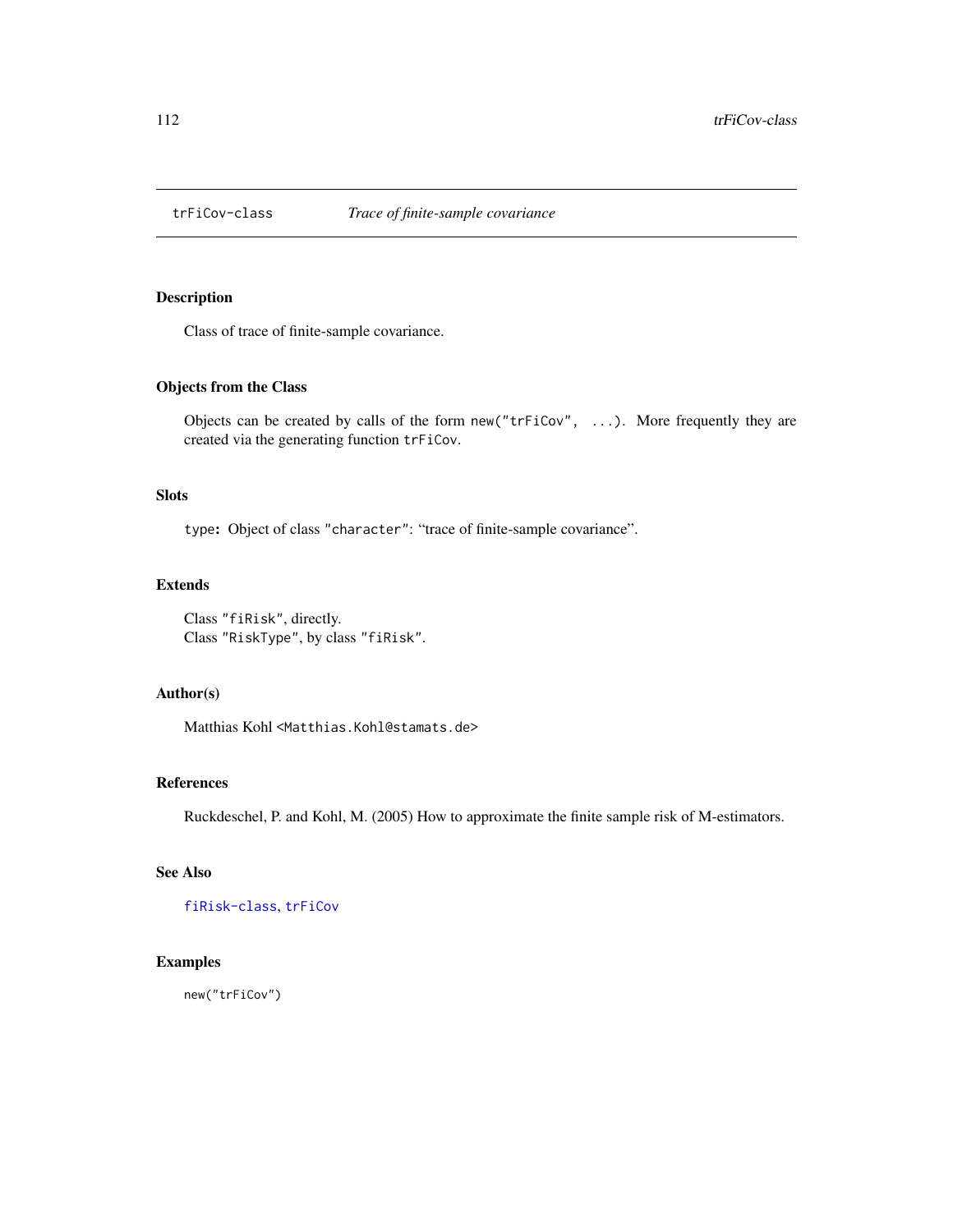# trFiCov-class — *Trace of finite-sample covariance*

## Description

Class of trace of finite-sample covariance.

## Objects from the Class

Objects can be created by calls of the form `new("trFiCov", ...)`. More frequently they are created via the generating function `trFiCov`.

## Slots

`type`: Object of class `"character"`: "trace of finite-sample covariance".

## Extends

Class `"fiRisk"`, directly.
Class `"RiskType"`, by class `"fiRisk"`.

## Author(s)

Matthias Kohl <Matthias.Kohl@stamats.de>

## References

Ruckdeschel, P. and Kohl, M. (2005) How to approximate the finite sample risk of M-estimators.

## See Also

`fiRisk-class`, `trFiCov`

## Examples

```
new("trFiCov")
```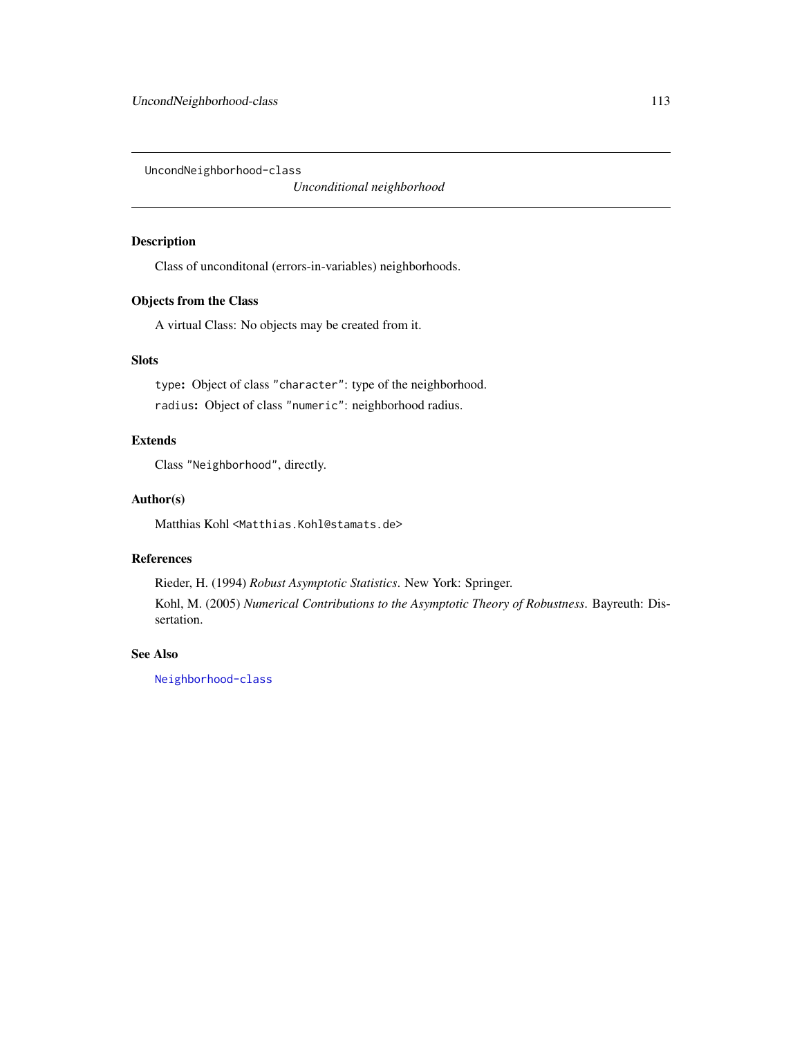UncondNeighborhood-class

*Unconditional neighborhood*

## Description

Class of unconditonal (errors-in-variables) neighborhoods.

## Objects from the Class

A virtual Class: No objects may be created from it.

## Slots

`type`**:** Object of class `"character"`: type of the neighborhood.

`radius`**:** Object of class `"numeric"`: neighborhood radius.

## Extends

Class `"Neighborhood"`, directly.

## Author(s)

Matthias Kohl `<Matthias.Kohl@stamats.de>`

## References

Rieder, H. (1994) *Robust Asymptotic Statistics*. New York: Springer.

Kohl, M. (2005) *Numerical Contributions to the Asymptotic Theory of Robustness*. Bayreuth: Dissertation.

## See Also

`Neighborhood-class`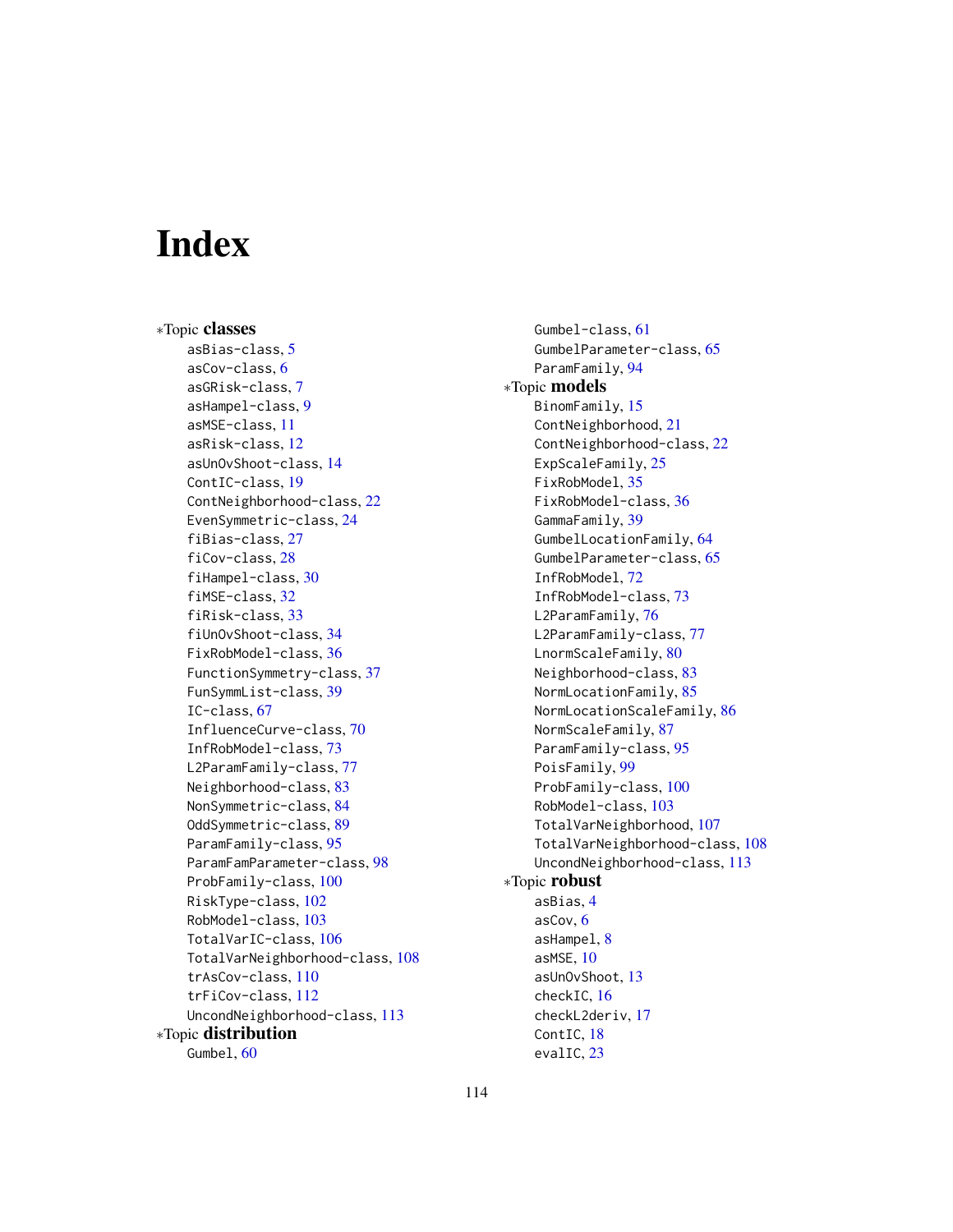# Index

∗Topic **classes**

- asBias-class, 5
- asCov-class, 6
- asGRisk-class, 7
- asHampel-class, 9
- asMSE-class, 11
- asRisk-class, 12
- asUnOvShoot-class, 14
- ContIC-class, 19
- ContNeighborhood-class, 22
- EvenSymmetric-class, 24
- fiBias-class, 27
- fiCov-class, 28
- fiHampel-class, 30
- fiMSE-class, 32
- fiRisk-class, 33
- fiUnOvShoot-class, 34
- FixRobModel-class, 36
- FunctionSymmetry-class, 37
- FunSymmList-class, 39
- IC-class, 67
- InfluenceCurve-class, 70
- InfRobModel-class, 73
- L2ParamFamily-class, 77
- Neighborhood-class, 83
- NonSymmetric-class, 84
- OddSymmetric-class, 89
- ParamFamily-class, 95
- ParamFamParameter-class, 98
- ProbFamily-class, 100
- RiskType-class, 102
- RobModel-class, 103
- TotalVarIC-class, 106
- TotalVarNeighborhood-class, 108
- trAsCov-class, 110
- trFiCov-class, 112
- UncondNeighborhood-class, 113

∗Topic **distribution**

- Gumbel, 60
- Gumbel-class, 61
- GumbelParameter-class, 65
- ParamFamily, 94

∗Topic **models**

- BinomFamily, 15
- ContNeighborhood, 21
- ContNeighborhood-class, 22
- ExpScaleFamily, 25
- FixRobModel, 35
- FixRobModel-class, 36
- GammaFamily, 39
- GumbelLocationFamily, 64
- GumbelParameter-class, 65
- InfRobModel, 72
- InfRobModel-class, 73
- L2ParamFamily, 76
- L2ParamFamily-class, 77
- LnormScaleFamily, 80
- Neighborhood-class, 83
- NormLocationFamily, 85
- NormLocationScaleFamily, 86
- NormScaleFamily, 87
- ParamFamily-class, 95
- PoisFamily, 99
- ProbFamily-class, 100
- RobModel-class, 103
- TotalVarNeighborhood, 107
- TotalVarNeighborhood-class, 108
- UncondNeighborhood-class, 113

∗Topic **robust**

- asBias, 4
- asCov, 6
- asHampel, 8
- asMSE, 10
- asUnOvShoot, 13
- checkIC, 16
- checkL2deriv, 17
- ContIC, 18
- evalIC, 23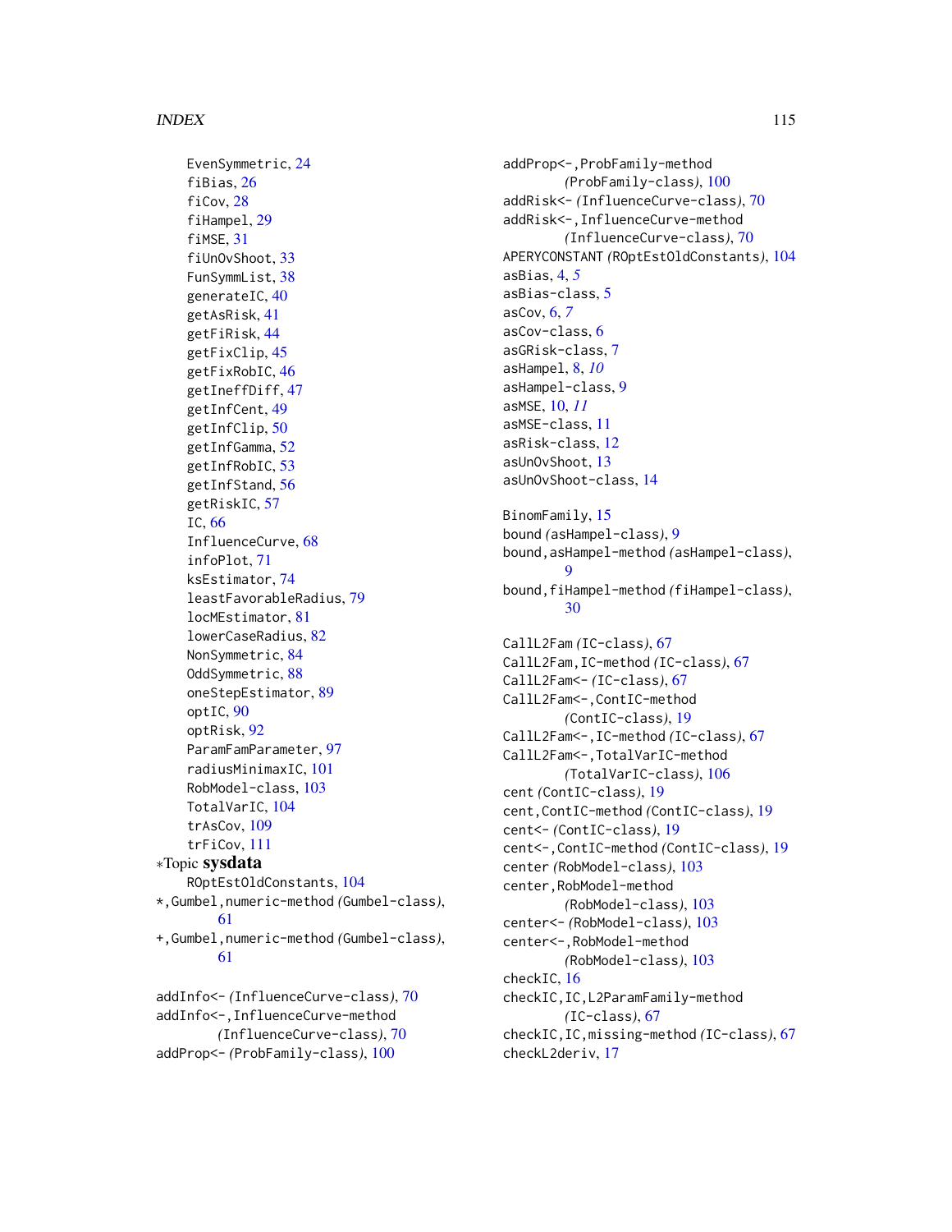EvenSymmetric, 24
fiBias, 26
fiCov, 28
fiHampel, 29
fiMSE, 31
fiUnOvShoot, 33
FunSymmList, 38
generateIC, 40
getAsRisk, 41
getFiRisk, 44
getFixClip, 45
getFixRobIC, 46
getIneffDiff, 47
getInfCent, 49
getInfClip, 50
getInfGamma, 52
getInfRobIC, 53
getInfStand, 56
getRiskIC, 57
IC, 66
InfluenceCurve, 68
infoPlot, 71
ksEstimator, 74
leastFavorableRadius, 79
locMEstimator, 81
lowerCaseRadius, 82
NonSymmetric, 84
OddSymmetric, 88
oneStepEstimator, 89
optIC, 90
optRisk, 92
ParamFamParameter, 97
radiusMinimaxIC, 101
RobModel-class, 103
TotalVarIC, 104
trAsCov, 109
trFiCov, 111

∗Topic **sysdata**

ROptEstOldConstants, 104

*,Gumbel,numeric-method *(Gumbel-class)*, 61
+,Gumbel,numeric-method *(Gumbel-class)*, 61

addInfo<- *(InfluenceCurve-class)*, 70
addInfo<-,InfluenceCurve-method *(InfluenceCurve-class)*, 70
addProp<- *(ProbFamily-class)*, 100
addProp<-,ProbFamily-method *(ProbFamily-class)*, 100
addRisk<- *(InfluenceCurve-class)*, 70
addRisk<-,InfluenceCurve-method *(InfluenceCurve-class)*, 70
APERYCONSTANT *(ROptEstOldConstants)*, 104
asBias, 4, *5*
asBias-class, 5
asCov, 6, *7*
asCov-class, 6
asGRisk-class, 7
asHampel, 8, *10*
asHampel-class, 9
asMSE, 10, *11*
asMSE-class, 11
asRisk-class, 12
asUnOvShoot, 13
asUnOvShoot-class, 14

BinomFamily, 15
bound *(asHampel-class)*, 9
bound,asHampel-method *(asHampel-class)*, 9
bound,fiHampel-method *(fiHampel-class)*, 30

CallL2Fam *(IC-class)*, 67
CallL2Fam,IC-method *(IC-class)*, 67
CallL2Fam<- *(IC-class)*, 67
CallL2Fam<-,ContIC-method *(ContIC-class)*, 19
CallL2Fam<-,IC-method *(IC-class)*, 67
CallL2Fam<-,TotalVarIC-method *(TotalVarIC-class)*, 106
cent *(ContIC-class)*, 19
cent,ContIC-method *(ContIC-class)*, 19
cent<- *(ContIC-class)*, 19
cent<-,ContIC-method *(ContIC-class)*, 19
center *(RobModel-class)*, 103
center,RobModel-method *(RobModel-class)*, 103
center<- *(RobModel-class)*, 103
center<-,RobModel-method *(RobModel-class)*, 103
checkIC, 16
checkIC,IC,L2ParamFamily-method *(IC-class)*, 67
checkIC,IC,missing-method *(IC-class)*, 67
checkL2deriv, 17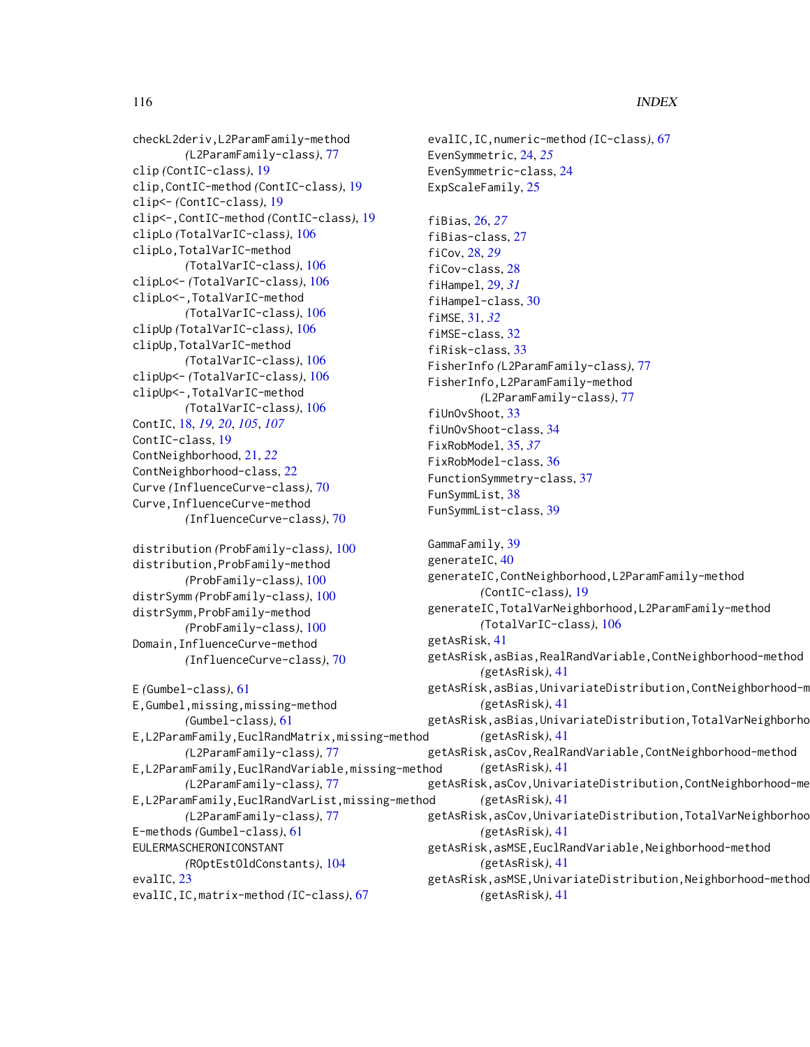checkL2deriv,L2ParamFamily-method
        *(*L2ParamFamily-class*)*, 77
clip *(*ContIC-class*)*, 19
clip,ContIC-method *(*ContIC-class*)*, 19
clip<- *(*ContIC-class*)*, 19
clip<-,ContIC-method *(*ContIC-class*)*, 19
clipLo *(*TotalVarIC-class*)*, 106
clipLo,TotalVarIC-method
        *(*TotalVarIC-class*)*, 106
clipLo<- *(*TotalVarIC-class*)*, 106
clipLo<-,TotalVarIC-method
        *(*TotalVarIC-class*)*, 106
clipUp *(*TotalVarIC-class*)*, 106
clipUp,TotalVarIC-method
        *(*TotalVarIC-class*)*, 106
clipUp<- *(*TotalVarIC-class*)*, 106
clipUp<-,TotalVarIC-method
        *(*TotalVarIC-class*)*, 106
ContIC, 18, *19, 20*, *105*, *107*
ContIC-class, 19
ContNeighborhood, 21, *22*
ContNeighborhood-class, 22
Curve *(*InfluenceCurve-class*)*, 70
Curve,InfluenceCurve-method
        *(*InfluenceCurve-class*)*, 70

distribution *(*ProbFamily-class*)*, 100
distribution,ProbFamily-method
        *(*ProbFamily-class*)*, 100
distrSymm *(*ProbFamily-class*)*, 100
distrSymm,ProbFamily-method
        *(*ProbFamily-class*)*, 100
Domain,InfluenceCurve-method
        *(*InfluenceCurve-class*)*, 70

E *(*Gumbel-class*)*, 61
E,Gumbel,missing,missing-method
        *(*Gumbel-class*)*, 61
E,L2ParamFamily,EuclRandMatrix,missing-method
        *(*L2ParamFamily-class*)*, 77
E,L2ParamFamily,EuclRandVariable,missing-method
        *(*L2ParamFamily-class*)*, 77
E,L2ParamFamily,EuclRandVarList,missing-method
        *(*L2ParamFamily-class*)*, 77
E-methods *(*Gumbel-class*)*, 61
EULERMASCHERONICONSTANT
        *(*ROptEstOldConstants*)*, 104
evalIC, 23
evalIC,IC,matrix-method *(*IC-class*)*, 67
evalIC,IC,numeric-method *(*IC-class*)*, 67
EvenSymmetric, 24, *25*
EvenSymmetric-class, 24
ExpScaleFamily, 25

fiBias, 26, *27*
fiBias-class, 27
fiCov, 28, *29*
fiCov-class, 28
fiHampel, 29, *31*
fiHampel-class, 30
fiMSE, 31, *32*
fiMSE-class, 32
fiRisk-class, 33
FisherInfo *(*L2ParamFamily-class*)*, 77
FisherInfo,L2ParamFamily-method
        *(*L2ParamFamily-class*)*, 77
fiUnOvShoot, 33
fiUnOvShoot-class, 34
FixRobModel, 35, *37*
FixRobModel-class, 36
FunctionSymmetry-class, 37
FunSymmList, 38
FunSymmList-class, 39

GammaFamily, 39
generateIC, 40
generateIC,ContNeighborhood,L2ParamFamily-method
        *(*ContIC-class*)*, 19
generateIC,TotalVarNeighborhood,L2ParamFamily-method
        *(*TotalVarIC-class*)*, 106
getAsRisk, 41
getAsRisk,asBias,RealRandVariable,ContNeighborhood-method
        *(*getAsRisk*)*, 41
getAsRisk,asBias,UnivariateDistribution,ContNeighborhood-m
        *(*getAsRisk*)*, 41
getAsRisk,asBias,UnivariateDistribution,TotalVarNeighborho
        *(*getAsRisk*)*, 41
getAsRisk,asCov,RealRandVariable,ContNeighborhood-method
        *(*getAsRisk*)*, 41
getAsRisk,asCov,UnivariateDistribution,ContNeighborhood-me
        *(*getAsRisk*)*, 41
getAsRisk,asCov,UnivariateDistribution,TotalVarNeighborhoo
        *(*getAsRisk*)*, 41
getAsRisk,asMSE,EuclRandVariable,Neighborhood-method
        *(*getAsRisk*)*, 41
getAsRisk,asMSE,UnivariateDistribution,Neighborhood-method
        *(*getAsRisk*)*, 41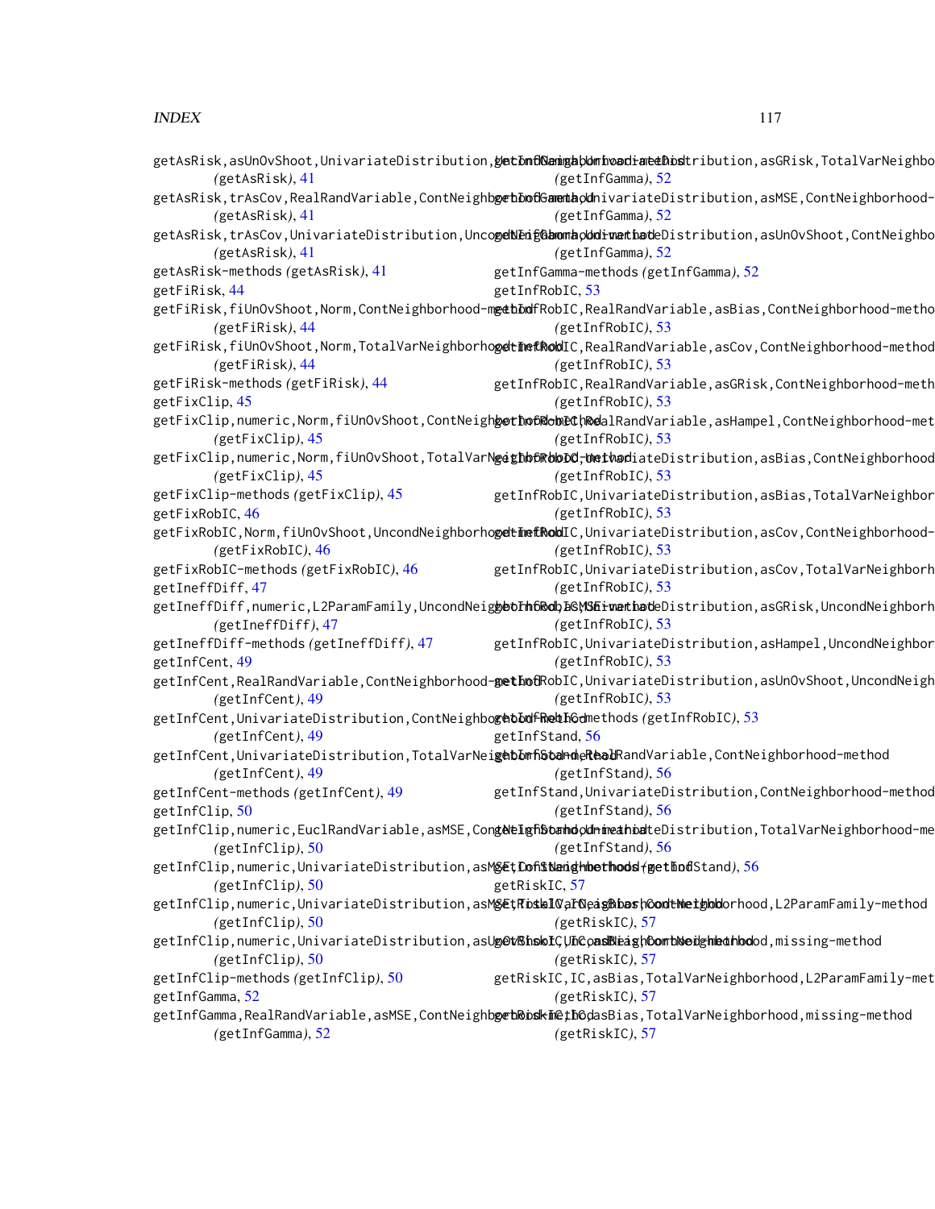getAsRisk,asUnOvShoot,UnivariateDistribution,UncondNeighborhood-method
(getAsRisk), 41
getAsRisk,trAsCov,RealRandVariable,ContNeighborhood-method
(getAsRisk), 41
getAsRisk,trAsCov,UnivariateDistribution,UncondNeighborhood-method
(getAsRisk), 41
getAsRisk-methods (getAsRisk), 41
getFiRisk, 44
getFiRisk,fiUnOvShoot,Norm,ContNeighborhood-method
(getFiRisk), 44
getFiRisk,fiUnOvShoot,Norm,TotalVarNeighborhood-method
(getFiRisk), 44
getFiRisk-methods (getFiRisk), 44
getFixClip, 45
getFixClip,numeric,Norm,fiUnOvShoot,ContNeighborhood-method
(getFixClip), 45
getFixClip,numeric,Norm,fiUnOvShoot,TotalVarNeighborhood-method
(getFixClip), 45
getFixClip-methods (getFixClip), 45
getFixRobIC, 46
getFixRobIC,Norm,fiUnOvShoot,UncondNeighborhood-method
(getFixRobIC), 46
getFixRobIC-methods (getFixRobIC), 46
getIneffDiff, 47
getIneffDiff,numeric,L2ParamFamily,UncondNeighborhood,asMSE-method
(getIneffDiff), 47
getIneffDiff-methods (getIneffDiff), 47
getInfCent, 49
getInfCent,RealRandVariable,ContNeighborhood-method
(getInfCent), 49
getInfCent,UnivariateDistribution,ContNeighborhood-method
(getInfCent), 49
getInfCent,UnivariateDistribution,TotalVarNeighborhood-method
(getInfCent), 49
getInfCent-methods (getInfCent), 49
getInfClip, 50
getInfClip,numeric,EuclRandVariable,asMSE,ContNeighborhood-method
(getInfClip), 50
getInfClip,numeric,UnivariateDistribution,asMSE,ContNeighborhood-method
(getInfClip), 50
getInfClip,numeric,UnivariateDistribution,asMSE,TotalVarNeighborhood-method
(getInfClip), 50
getInfClip,numeric,UnivariateDistribution,asUnOvShoot,UncondNeighborhood-method
(getInfClip), 50
getInfClip-methods (getInfClip), 50
getInfGamma, 52
getInfGamma,RealRandVariable,asMSE,ContNeighborhood-method
(getInfGamma), 52
getInfGamma,UnivariateDistribution,asGRisk,TotalVarNeighbo
(getInfGamma), 52
getInfGamma,UnivariateDistribution,asMSE,ContNeighborhood-
(getInfGamma), 52
getInfGamma,UnivariateDistribution,asUnOvShoot,ContNeighbo
(getInfGamma), 52
getInfGamma-methods (getInfGamma), 52
getInfRobIC, 53
getInfRobIC,RealRandVariable,asBias,ContNeighborhood-metho
(getInfRobIC), 53
getInfRobIC,RealRandVariable,asCov,ContNeighborhood-method
(getInfRobIC), 53
getInfRobIC,RealRandVariable,asGRisk,ContNeighborhood-meth
(getInfRobIC), 53
getInfRobIC,RealRandVariable,asHampel,ContNeighborhood-met
(getInfRobIC), 53
getInfRobIC,UnivariateDistribution,asBias,ContNeighborhood
(getInfRobIC), 53
getInfRobIC,UnivariateDistribution,asBias,TotalVarNeighbor
(getInfRobIC), 53
getInfRobIC,UnivariateDistribution,asCov,ContNeighborhood-
(getInfRobIC), 53
getInfRobIC,UnivariateDistribution,asCov,TotalVarNeighborh
(getInfRobIC), 53
getInfRobIC,UnivariateDistribution,asGRisk,UncondNeighborh
(getInfRobIC), 53
getInfRobIC,UnivariateDistribution,asHampel,UncondNeighbor
(getInfRobIC), 53
getInfRobIC,UnivariateDistribution,asUnOvShoot,UncondNeigh
(getInfRobIC), 53
getInfRobIC-methods (getInfRobIC), 53
getInfStand, 56
getInfStand,RealRandVariable,ContNeighborhood-method
(getInfStand), 56
getInfStand,UnivariateDistribution,ContNeighborhood-method
(getInfStand), 56
getInfStand,UnivariateDistribution,TotalVarNeighborhood-me
(getInfStand), 56
getInfStand-methods (getInfStand), 56
getRiskIC, 57
getRiskIC,IC,asBias,ContNeighborhood,L2ParamFamily-method
(getRiskIC), 57
getRiskIC,IC,asBias,ContNeighborhood,missing-method
(getRiskIC), 57
getRiskIC,IC,asBias,TotalVarNeighborhood,L2ParamFamily-met
(getRiskIC), 57
getRiskIC,IC,asBias,TotalVarNeighborhood,missing-method
(getRiskIC), 57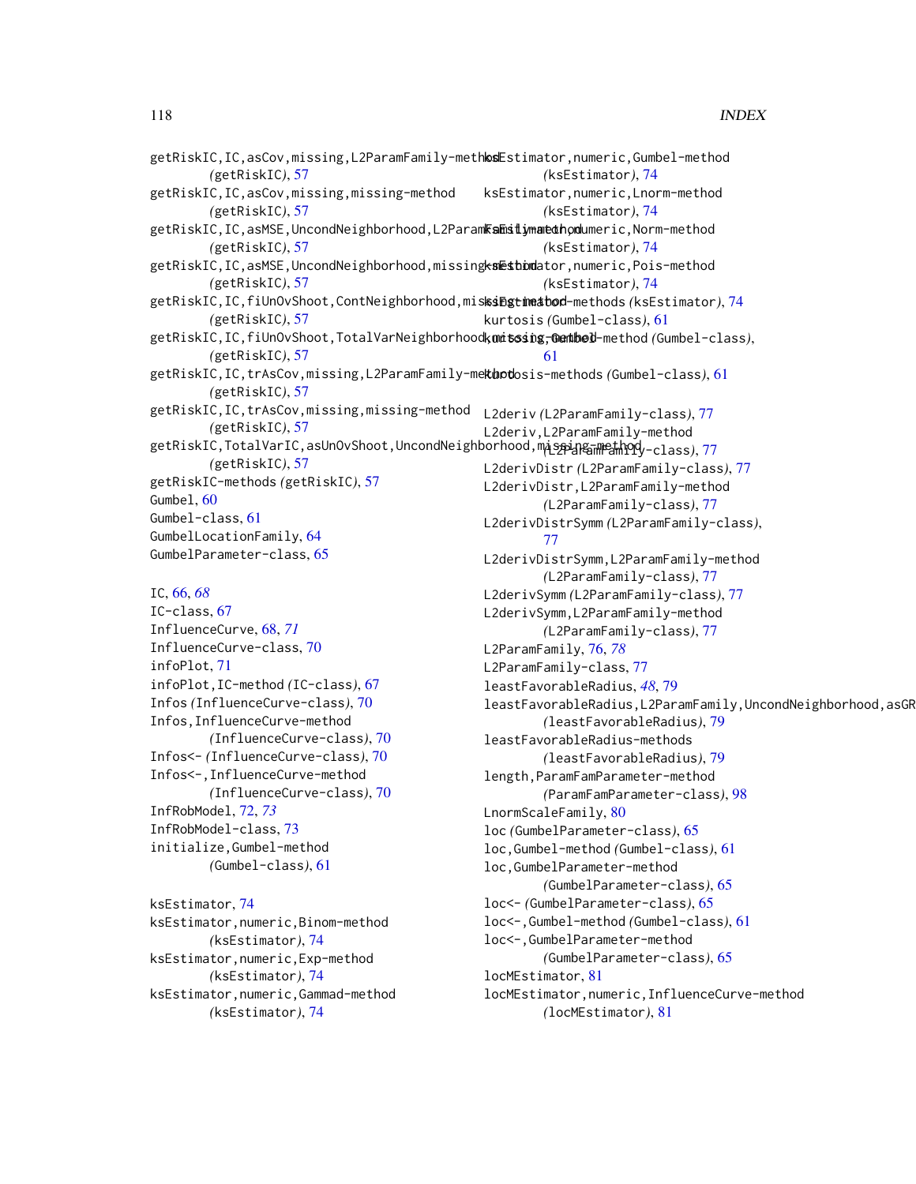getRiskIC,IC,asCov,missing,L2ParamFamily-method
*(getRiskIC)*, 57
getRiskIC,IC,asCov,missing,missing-method
*(getRiskIC)*, 57
getRiskIC,IC,asMSE,UncondNeighborhood,L2ParamFamily-method
*(getRiskIC)*, 57
getRiskIC,IC,asMSE,UncondNeighborhood,missing-method
*(getRiskIC)*, 57
getRiskIC,IC,fiUnOvShoot,ContNeighborhood,missing-method
*(getRiskIC)*, 57
getRiskIC,IC,fiUnOvShoot,TotalVarNeighborhood,missing-method
*(getRiskIC)*, 57
getRiskIC,IC,trAsCov,missing,L2ParamFamily-method
*(getRiskIC)*, 57
getRiskIC,IC,trAsCov,missing,missing-method
*(getRiskIC)*, 57
getRiskIC,TotalVarIC,asUnOvShoot,UncondNeighborhood,missing-method
*(getRiskIC)*, 57
getRiskIC-methods *(getRiskIC)*, 57
Gumbel, 60
Gumbel-class, 61
GumbelLocationFamily, 64
GumbelParameter-class, 65

IC, 66, *68*
IC-class, 67
InfluenceCurve, 68, *71*
InfluenceCurve-class, 70
infoPlot, 71
infoPlot,IC-method *(IC-class)*, 67
Infos *(InfluenceCurve-class)*, 70
Infos,InfluenceCurve-method
*(InfluenceCurve-class)*, 70
Infos<- *(InfluenceCurve-class)*, 70
Infos<-,InfluenceCurve-method
*(InfluenceCurve-class)*, 70
InfRobModel, 72, *73*
InfRobModel-class, 73
initialize,Gumbel-method
*(Gumbel-class)*, 61

ksEstimator, 74
ksEstimator,numeric,Binom-method
*(ksEstimator)*, 74
ksEstimator,numeric,Exp-method
*(ksEstimator)*, 74
ksEstimator,numeric,Gammad-method
*(ksEstimator)*, 74
ksEstimator,numeric,Gumbel-method
*(ksEstimator)*, 74
ksEstimator,numeric,Lnorm-method
*(ksEstimator)*, 74
ksEstimator,numeric,Norm-method
*(ksEstimator)*, 74
ksEstimator,numeric,Pois-method
*(ksEstimator)*, 74
ksEstimator-methods *(ksEstimator)*, 74
kurtosis *(Gumbel-class)*, 61
kurtosis,Gumbel-method *(Gumbel-class)*, 61
kurtosis-methods *(Gumbel-class)*, 61

L2deriv *(L2ParamFamily-class)*, 77
L2deriv,L2ParamFamily-method
*(L2ParamFamily-class)*, 77
L2derivDistr *(L2ParamFamily-class)*, 77
L2derivDistr,L2ParamFamily-method
*(L2ParamFamily-class)*, 77
L2derivDistrSymm *(L2ParamFamily-class)*, 77
L2derivDistrSymm,L2ParamFamily-method
*(L2ParamFamily-class)*, 77
L2derivSymm *(L2ParamFamily-class)*, 77
L2derivSymm,L2ParamFamily-method
*(L2ParamFamily-class)*, 77
L2ParamFamily, 76, *78*
L2ParamFamily-class, 77
leastFavorableRadius, *48*, 79
leastFavorableRadius,L2ParamFamily,UncondNeighborhood,asGR
*(leastFavorableRadius)*, 79
leastFavorableRadius-methods
*(leastFavorableRadius)*, 79
length,ParamFamParameter-method
*(ParamFamParameter-class)*, 98
LnormScaleFamily, 80
loc *(GumbelParameter-class)*, 65
loc,Gumbel-method *(Gumbel-class)*, 61
loc,GumbelParameter-method
*(GumbelParameter-class)*, 65
loc<- *(GumbelParameter-class)*, 65
loc<-,Gumbel-method *(Gumbel-class)*, 61
loc<-,GumbelParameter-method
*(GumbelParameter-class)*, 65
locMEstimator, 81
locMEstimator,numeric,InfluenceCurve-method
*(locMEstimator)*, 81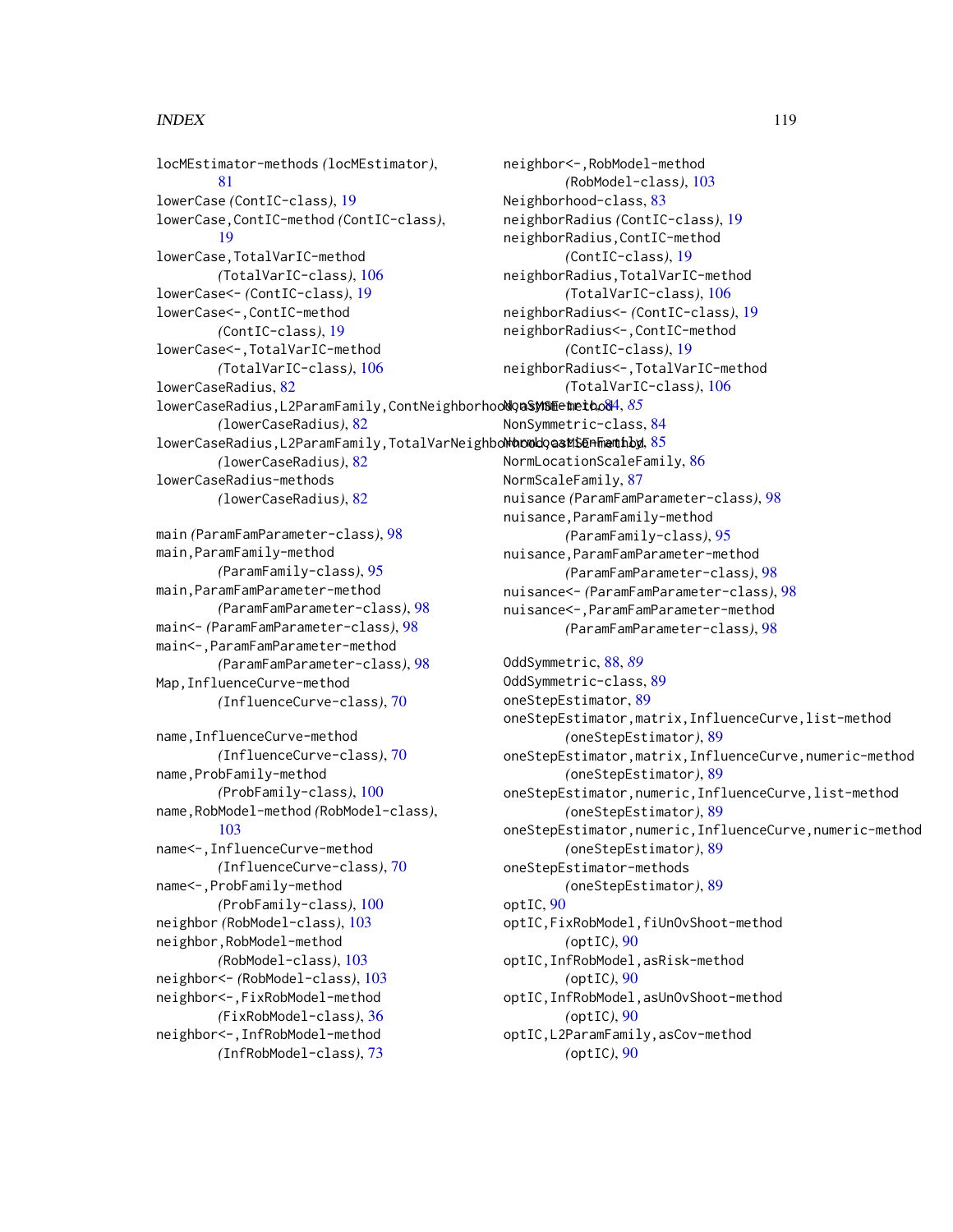locMEstimator-methods *(*locMEstimator*)*, 81
lowerCase *(*ContIC-class*)*, 19
lowerCase,ContIC-method *(*ContIC-class*)*, 19
lowerCase,TotalVarIC-method *(*TotalVarIC-class*)*, 106
lowerCase<- *(*ContIC-class*)*, 19
lowerCase<-,ContIC-method *(*ContIC-class*)*, 19
lowerCase<-,TotalVarIC-method *(*TotalVarIC-class*)*, 106
lowerCaseRadius, 82
lowerCaseRadius,L2ParamFamily,ContNeighborhood,asMSE-method *(*lowerCaseRadius*)*, 82
lowerCaseRadius,L2ParamFamily,TotalVarNeighborhood,asMSE-method *(*lowerCaseRadius*)*, 82
lowerCaseRadius-methods *(*lowerCaseRadius*)*, 82

main *(*ParamFamParameter-class*)*, 98
main,ParamFamily-method *(*ParamFamily-class*)*, 95
main,ParamFamParameter-method *(*ParamFamParameter-class*)*, 98
main<- *(*ParamFamParameter-class*)*, 98
main<-,ParamFamParameter-method *(*ParamFamParameter-class*)*, 98
Map,InfluenceCurve-method *(*InfluenceCurve-class*)*, 70

name,InfluenceCurve-method *(*InfluenceCurve-class*)*, 70
name,ProbFamily-method *(*ProbFamily-class*)*, 100
name,RobModel-method *(*RobModel-class*)*, 103
name<-,InfluenceCurve-method *(*InfluenceCurve-class*)*, 70
name<-,ProbFamily-method *(*ProbFamily-class*)*, 100
neighbor *(*RobModel-class*)*, 103
neighbor,RobModel-method *(*RobModel-class*)*, 103
neighbor<- *(*RobModel-class*)*, 103
neighbor<-,FixRobModel-method *(*FixRobModel-class*)*, 36
neighbor<-,InfRobModel-method *(*InfRobModel-class*)*, 73
neighbor<-,RobModel-method *(*RobModel-class*)*, 103
Neighborhood-class, 83
neighborRadius *(*ContIC-class*)*, 19
neighborRadius,ContIC-method *(*ContIC-class*)*, 19
neighborRadius,TotalVarIC-method *(*TotalVarIC-class*)*, 106
neighborRadius<- *(*ContIC-class*)*, 19
neighborRadius<-,ContIC-method *(*ContIC-class*)*, 19
neighborRadius<-,TotalVarIC-method *(*TotalVarIC-class*)*, 106
NonSymmetric, 84, *85*
NonSymmetric-class, 84
NormLocationFamily, 85
NormLocationScaleFamily, 86
NormScaleFamily, 87
nuisance *(*ParamFamParameter-class*)*, 98
nuisance,ParamFamily-method *(*ParamFamily-class*)*, 95
nuisance,ParamFamParameter-method *(*ParamFamParameter-class*)*, 98
nuisance<- *(*ParamFamParameter-class*)*, 98
nuisance<-,ParamFamParameter-method *(*ParamFamParameter-class*)*, 98

OddSymmetric, 88, *89*
OddSymmetric-class, 89
oneStepEstimator, 89
oneStepEstimator,matrix,InfluenceCurve,list-method *(*oneStepEstimator*)*, 89
oneStepEstimator,matrix,InfluenceCurve,numeric-method *(*oneStepEstimator*)*, 89
oneStepEstimator,numeric,InfluenceCurve,list-method *(*oneStepEstimator*)*, 89
oneStepEstimator,numeric,InfluenceCurve,numeric-method *(*oneStepEstimator*)*, 89
oneStepEstimator-methods *(*oneStepEstimator*)*, 89
optIC, 90
optIC,FixRobModel,fiUnOvShoot-method *(*optIC*)*, 90
optIC,InfRobModel,asRisk-method *(*optIC*)*, 90
optIC,InfRobModel,asUnOvShoot-method *(*optIC*)*, 90
optIC,L2ParamFamily,asCov-method *(*optIC*)*, 90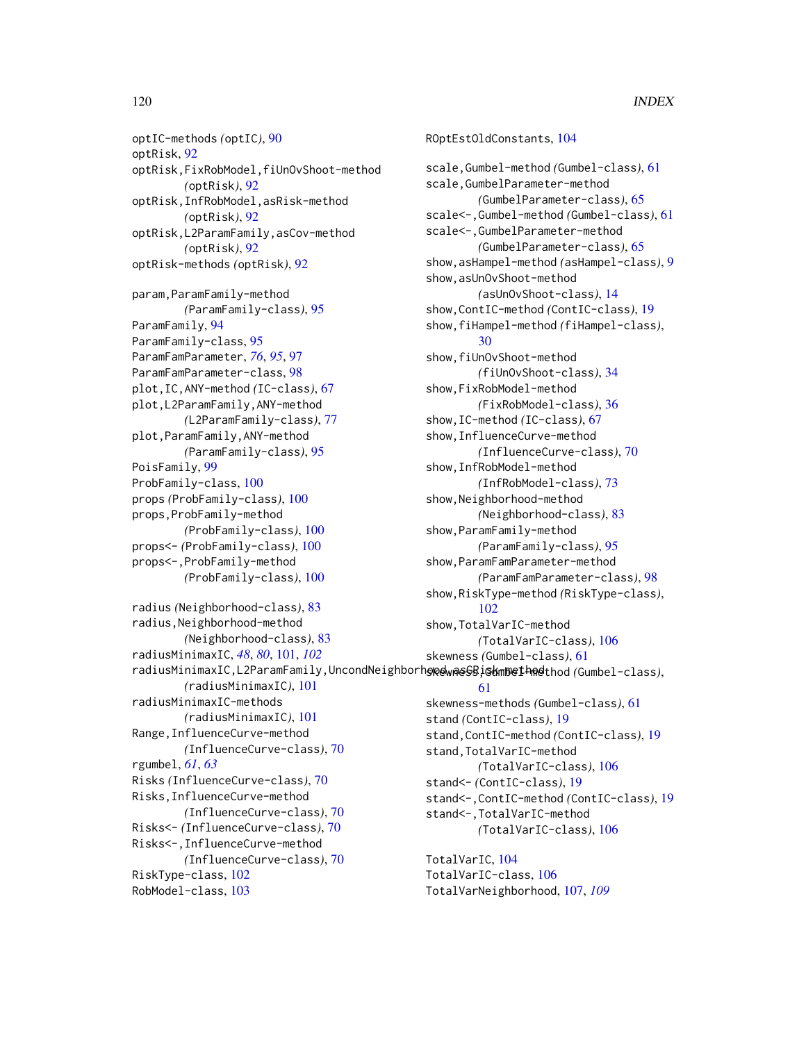optIC-methods *(*optIC*)*, 90
optRisk, 92
optRisk,FixRobModel,fiUnOvShoot-method *(*optRisk*)*, 92
optRisk,InfRobModel,asRisk-method *(*optRisk*)*, 92
optRisk,L2ParamFamily,asCov-method *(*optRisk*)*, 92
optRisk-methods *(*optRisk*)*, 92

param,ParamFamily-method *(*ParamFamily-class*)*, 95
ParamFamily, 94
ParamFamily-class, 95
ParamFamParameter, *76*, *95*, 97
ParamFamParameter-class, 98
plot,IC,ANY-method *(*IC-class*)*, 67
plot,L2ParamFamily,ANY-method *(*L2ParamFamily-class*)*, 77
plot,ParamFamily,ANY-method *(*ParamFamily-class*)*, 95
PoisFamily, 99
ProbFamily-class, 100
props *(*ProbFamily-class*)*, 100
props,ProbFamily-method *(*ProbFamily-class*)*, 100
props<- *(*ProbFamily-class*)*, 100
props<-,ProbFamily-method *(*ProbFamily-class*)*, 100

radius *(*Neighborhood-class*)*, 83
radius,Neighborhood-method *(*Neighborhood-class*)*, 83
radiusMinimaxIC, *48*, *80*, 101, *102*
radiusMinimaxIC,L2ParamFamily,UncondNeighborhood,asGRisk-method *(*radiusMinimaxIC*)*, 101
radiusMinimaxIC-methods *(*radiusMinimaxIC*)*, 101
Range,InfluenceCurve-method *(*InfluenceCurve-class*)*, 70
rgumbel, *61*, *63*
Risks *(*InfluenceCurve-class*)*, 70
Risks,InfluenceCurve-method *(*InfluenceCurve-class*)*, 70
Risks<- *(*InfluenceCurve-class*)*, 70
Risks<-,InfluenceCurve-method *(*InfluenceCurve-class*)*, 70
RiskType-class, 102
RobModel-class, 103
ROptEstOldConstants, 104

scale,Gumbel-method *(*Gumbel-class*)*, 61
scale,GumbelParameter-method *(*GumbelParameter-class*)*, 65
scale<-,Gumbel-method *(*Gumbel-class*)*, 61
scale<-,GumbelParameter-method *(*GumbelParameter-class*)*, 65
show,asHampel-method *(*asHampel-class*)*, 9
show,asUnOvShoot-method *(*asUnOvShoot-class*)*, 14
show,ContIC-method *(*ContIC-class*)*, 19
show,fiHampel-method *(*fiHampel-class*)*, 30
show,fiUnOvShoot-method *(*fiUnOvShoot-class*)*, 34
show,FixRobModel-method *(*FixRobModel-class*)*, 36
show,IC-method *(*IC-class*)*, 67
show,InfluenceCurve-method *(*InfluenceCurve-class*)*, 70
show,InfRobModel-method *(*InfRobModel-class*)*, 73
show,Neighborhood-method *(*Neighborhood-class*)*, 83
show,ParamFamily-method *(*ParamFamily-class*)*, 95
show,ParamFamParameter-method *(*ParamFamParameter-class*)*, 98
show,RiskType-method *(*RiskType-class*)*, 102
show,TotalVarIC-method *(*TotalVarIC-class*)*, 106
skewness *(*Gumbel-class*)*, 61
skewness,Gumbel-method *(*Gumbel-class*)*, 61
skewness-methods *(*Gumbel-class*)*, 61
stand *(*ContIC-class*)*, 19
stand,ContIC-method *(*ContIC-class*)*, 19
stand,TotalVarIC-method *(*TotalVarIC-class*)*, 106
stand<- *(*ContIC-class*)*, 19
stand<-,ContIC-method *(*ContIC-class*)*, 19
stand<-,TotalVarIC-method *(*TotalVarIC-class*)*, 106

TotalVarIC, 104
TotalVarIC-class, 106
TotalVarNeighborhood, 107, *109*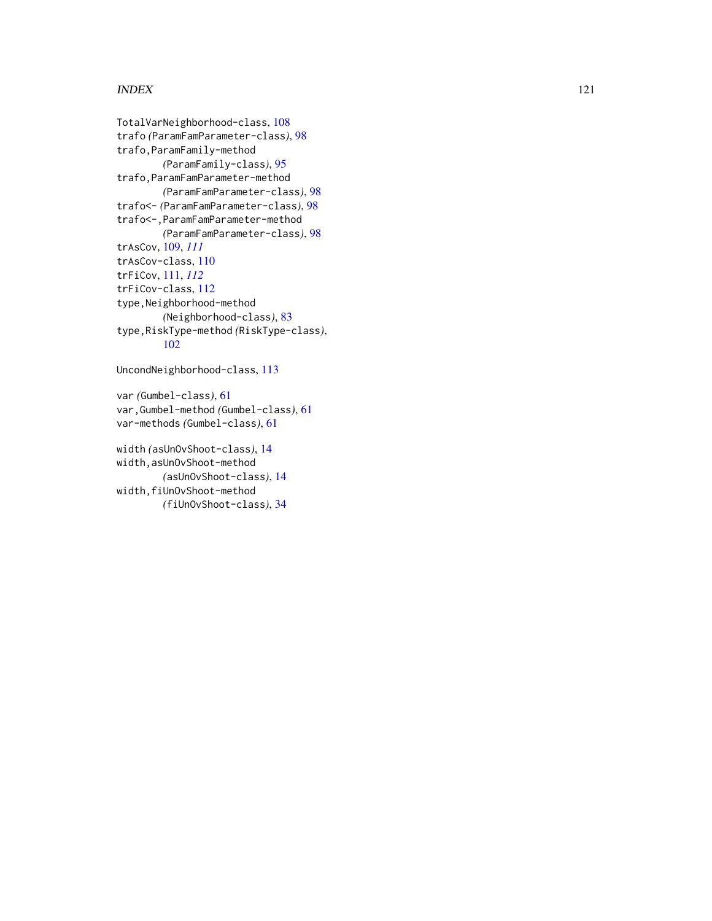TotalVarNeighborhood-class, 108
trafo *(*ParamFamParameter-class*)*, 98
trafo,ParamFamily-method
    *(*ParamFamily-class*)*, 95
trafo,ParamFamParameter-method
    *(*ParamFamParameter-class*)*, 98
trafo<- *(*ParamFamParameter-class*)*, 98
trafo<-,ParamFamParameter-method
    *(*ParamFamParameter-class*)*, 98
trAsCov, 109, *111*
trAsCov-class, 110
trFiCov, 111, *112*
trFiCov-class, 112
type,Neighborhood-method
    *(*Neighborhood-class*)*, 83
type,RiskType-method *(*RiskType-class*)*,
    102

UncondNeighborhood-class, 113

var *(*Gumbel-class*)*, 61
var,Gumbel-method *(*Gumbel-class*)*, 61
var-methods *(*Gumbel-class*)*, 61

width *(*asUnOvShoot-class*)*, 14
width,asUnOvShoot-method
    *(*asUnOvShoot-class*)*, 14
width,fiUnOvShoot-method
    *(*fiUnOvShoot-class*)*, 34